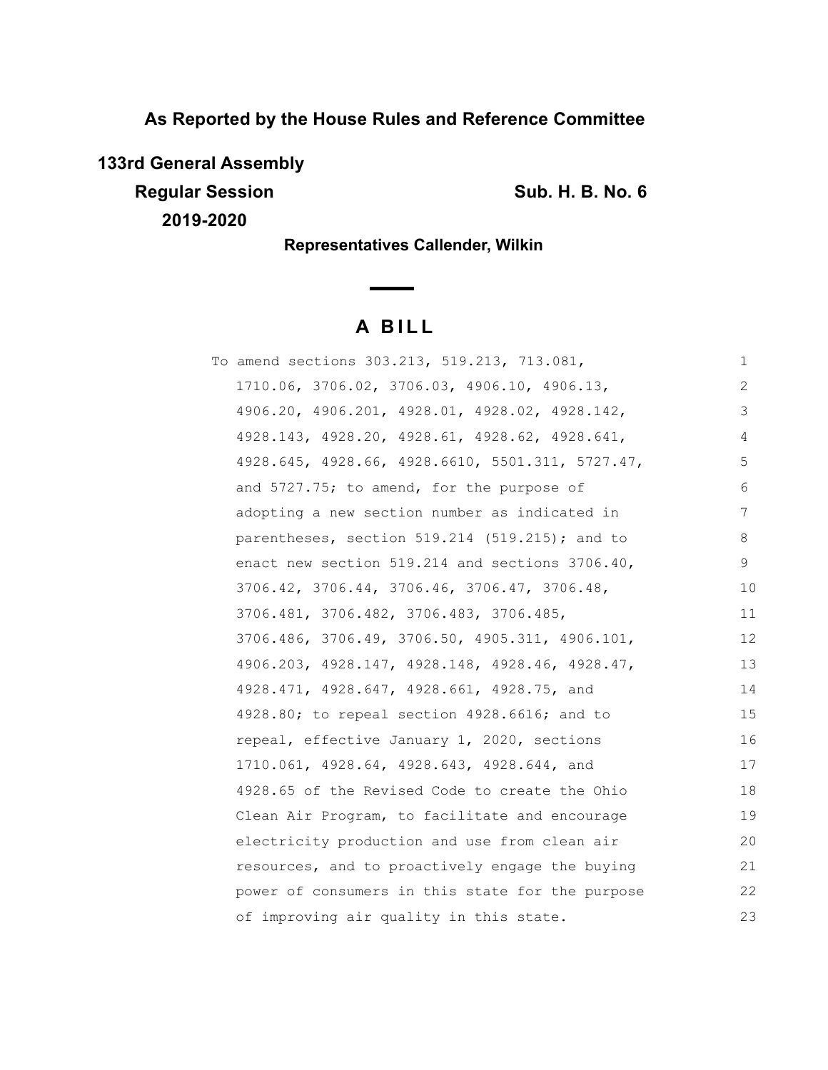**As Reported by the House Rules and Reference Committee**

**133rd General Assembly**

**Regular Session** **Sub. H. B. No. 6**

**2019-2020**

**Representatives Callender, Wilkin**

# A BILL

To amend sections 303.213, 519.213, 713.081, 1710.06, 3706.02, 3706.03, 4906.10, 4906.13, 4906.20, 4906.201, 4928.01, 4928.02, 4928.142, 4928.143, 4928.20, 4928.61, 4928.62, 4928.641, 4928.645, 4928.66, 4928.6610, 5501.311, 5727.47, and 5727.75; to amend, for the purpose of adopting a new section number as indicated in parentheses, section 519.214 (519.215); and to enact new section 519.214 and sections 3706.40, 3706.42, 3706.44, 3706.46, 3706.47, 3706.48, 3706.481, 3706.482, 3706.483, 3706.485, 3706.486, 3706.49, 3706.50, 4905.311, 4906.101, 4906.203, 4928.147, 4928.148, 4928.46, 4928.47, 4928.471, 4928.647, 4928.661, 4928.75, and 4928.80; to repeal section 4928.6616; and to repeal, effective January 1, 2020, sections 1710.061, 4928.64, 4928.643, 4928.644, and 4928.65 of the Revised Code to create the Ohio Clean Air Program, to facilitate and encourage electricity production and use from clean air resources, and to proactively engage the buying power of consumers in this state for the purpose of improving air quality in this state.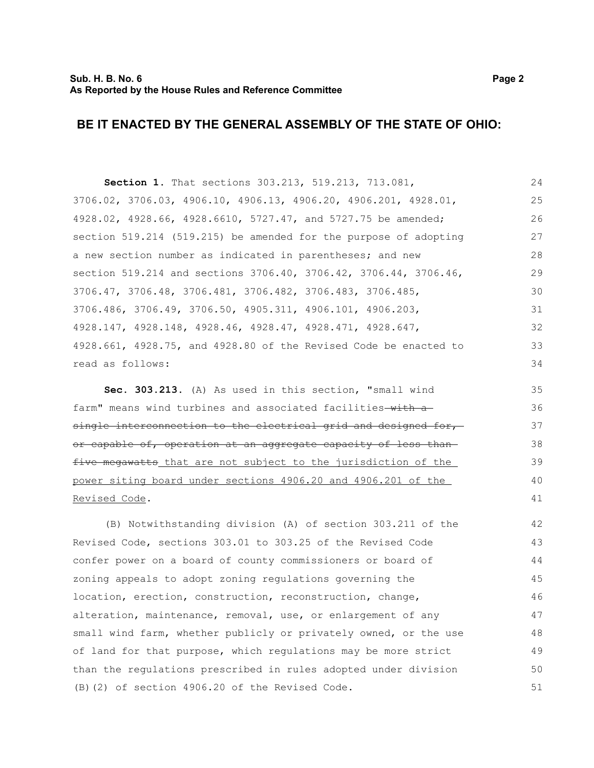## BE IT ENACTED BY THE GENERAL ASSEMBLY OF THE STATE OF OHIO:

**Section 1.** That sections 303.213, 519.213, 713.081, 3706.02, 3706.03, 4906.10, 4906.13, 4906.20, 4906.201, 4928.01, 4928.02, 4928.66, 4928.6610, 5727.47, and 5727.75 be amended; section 519.214 (519.215) be amended for the purpose of adopting a new section number as indicated in parentheses; and new section 519.214 and sections 3706.40, 3706.42, 3706.44, 3706.46, 3706.47, 3706.48, 3706.481, 3706.482, 3706.483, 3706.485, 3706.486, 3706.49, 3706.50, 4905.311, 4906.101, 4906.203, 4928.147, 4928.148, 4928.46, 4928.47, 4928.471, 4928.647, 4928.661, 4928.75, and 4928.80 of the Revised Code be enacted to read as follows:

**Sec. 303.213.** (A) As used in this section, "small wind farm" means wind turbines and associated facilities ~~with a single interconnection to the electrical grid and designed for, or capable of, operation at an aggregate capacity of less than five megawatts~~ that are not subject to the jurisdiction of the power siting board under sections 4906.20 and 4906.201 of the Revised Code.

(B) Notwithstanding division (A) of section 303.211 of the Revised Code, sections 303.01 to 303.25 of the Revised Code confer power on a board of county commissioners or board of zoning appeals to adopt zoning regulations governing the location, erection, construction, reconstruction, change, alteration, maintenance, removal, use, or enlargement of any small wind farm, whether publicly or privately owned, or the use of land for that purpose, which regulations may be more strict than the regulations prescribed in rules adopted under division (B)(2) of section 4906.20 of the Revised Code.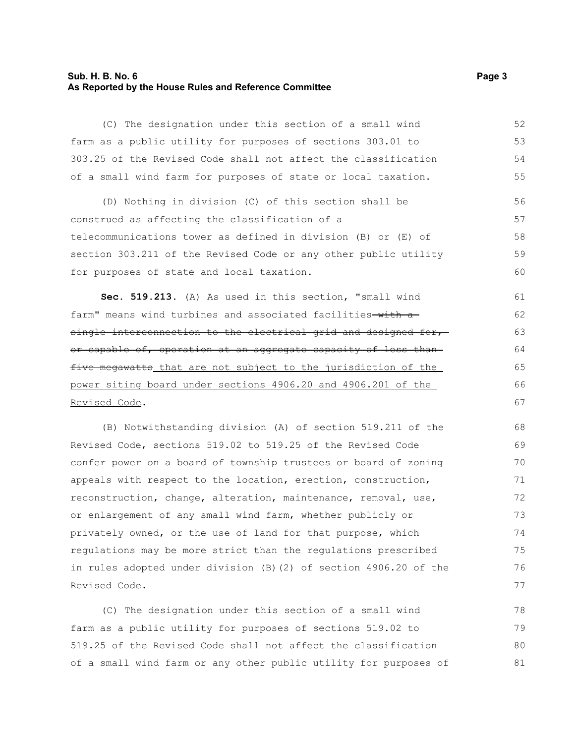(C) The designation under this section of a small wind farm as a public utility for purposes of sections 303.01 to 303.25 of the Revised Code shall not affect the classification of a small wind farm for purposes of state or local taxation.

(D) Nothing in division (C) of this section shall be construed as affecting the classification of a telecommunications tower as defined in division (B) or (E) of section 303.211 of the Revised Code or any other public utility for purposes of state and local taxation.

**Sec. 519.213.** (A) As used in this section, "small wind farm" means wind turbines and associated facilities ~~with a single interconnection to the electrical grid and designed for, or capable of, operation at an aggregate capacity of less than five megawatts~~ <u>that are not subject to the jurisdiction of the power siting board under sections 4906.20 and 4906.201 of the Revised Code</u>.

(B) Notwithstanding division (A) of section 519.211 of the Revised Code, sections 519.02 to 519.25 of the Revised Code confer power on a board of township trustees or board of zoning appeals with respect to the location, erection, construction, reconstruction, change, alteration, maintenance, removal, use, or enlargement of any small wind farm, whether publicly or privately owned, or the use of land for that purpose, which regulations may be more strict than the regulations prescribed in rules adopted under division (B)(2) of section 4906.20 of the Revised Code.

(C) The designation under this section of a small wind farm as a public utility for purposes of sections 519.02 to 519.25 of the Revised Code shall not affect the classification of a small wind farm or any other public utility for purposes of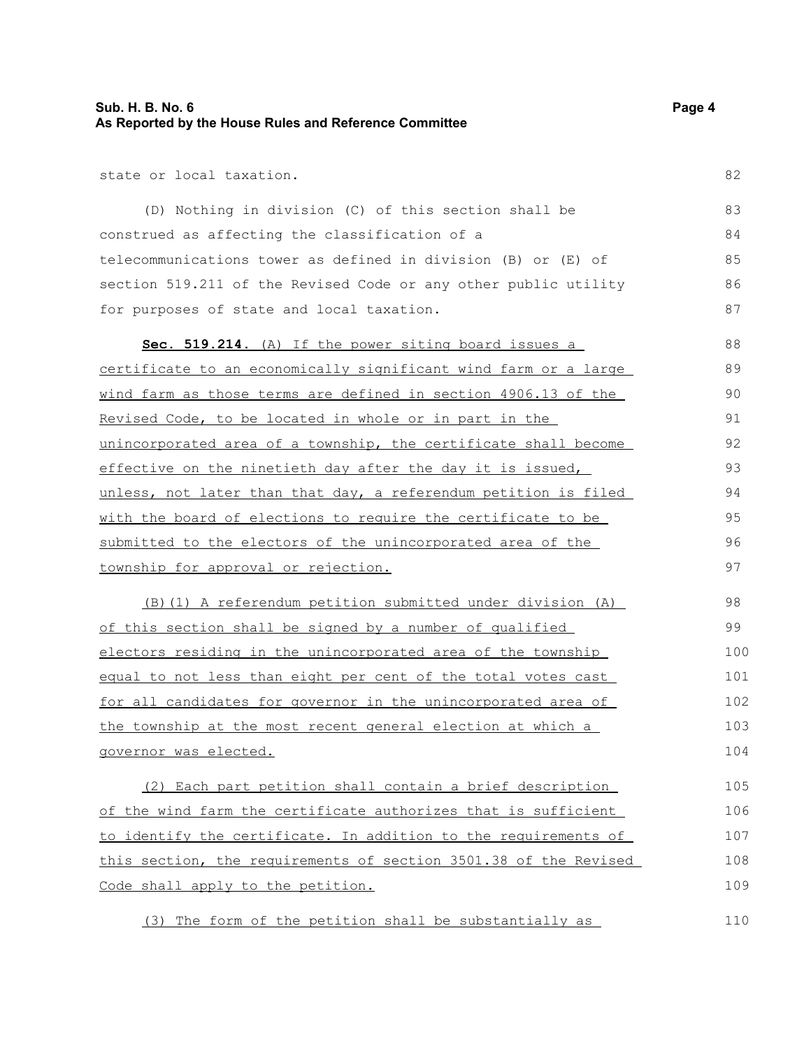state or local taxation.

(D) Nothing in division (C) of this section shall be construed as affecting the classification of a telecommunications tower as defined in division (B) or (E) of section 519.211 of the Revised Code or any other public utility for purposes of state and local taxation.

**Sec. 519.214.** (A) If the power siting board issues a certificate to an economically significant wind farm or a large wind farm as those terms are defined in section 4906.13 of the Revised Code, to be located in whole or in part in the unincorporated area of a township, the certificate shall become effective on the ninetieth day after the day it is issued, unless, not later than that day, a referendum petition is filed with the board of elections to require the certificate to be submitted to the electors of the unincorporated area of the township for approval or rejection.

(B)(1) A referendum petition submitted under division (A) of this section shall be signed by a number of qualified electors residing in the unincorporated area of the township equal to not less than eight per cent of the total votes cast for all candidates for governor in the unincorporated area of the township at the most recent general election at which a governor was elected.

(2) Each part petition shall contain a brief description of the wind farm the certificate authorizes that is sufficient to identify the certificate. In addition to the requirements of this section, the requirements of section 3501.38 of the Revised Code shall apply to the petition.

(3) The form of the petition shall be substantially as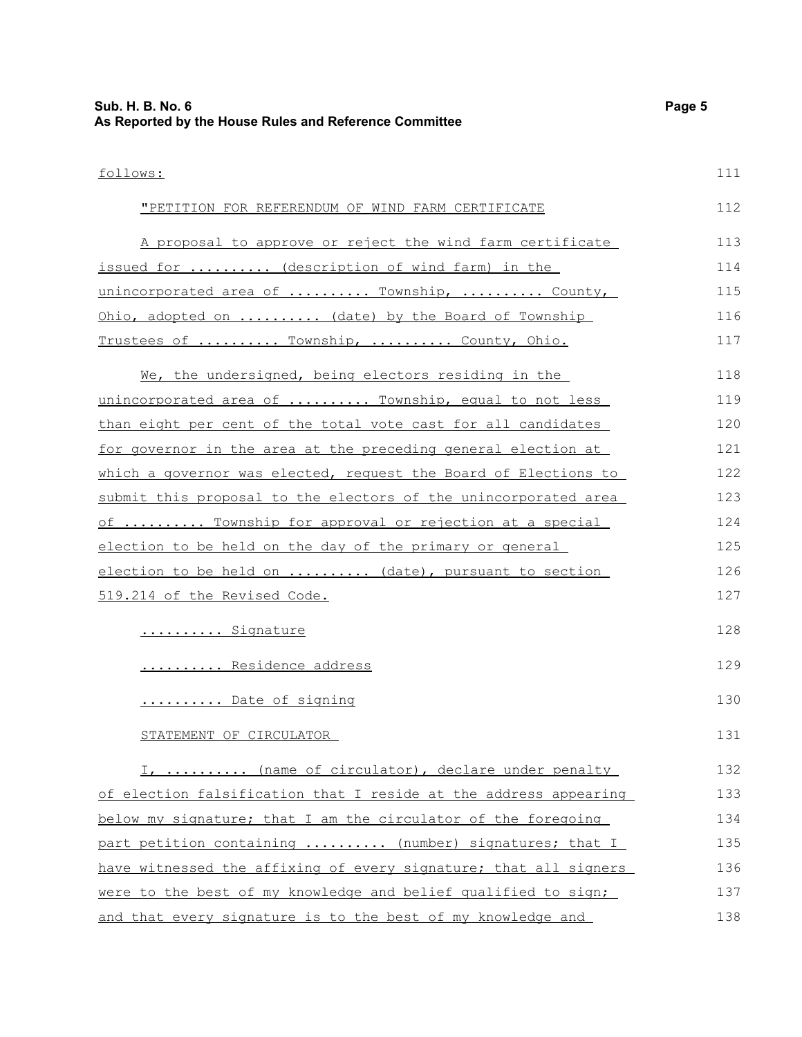follows:

"PETITION FOR REFERENDUM OF WIND FARM CERTIFICATE

A proposal to approve or reject the wind farm certificate issued for .......... (description of wind farm) in the unincorporated area of .......... Township, .......... County, Ohio, adopted on .......... (date) by the Board of Township Trustees of .......... Township, .......... County, Ohio.

We, the undersigned, being electors residing in the unincorporated area of .......... Township, equal to not less than eight per cent of the total vote cast for all candidates for governor in the area at the preceding general election at which a governor was elected, request the Board of Elections to submit this proposal to the electors of the unincorporated area of .......... Township for approval or rejection at a special election to be held on the day of the primary or general election to be held on .......... (date), pursuant to section 519.214 of the Revised Code.

.......... Signature

.......... Residence address

.......... Date of signing

STATEMENT OF CIRCULATOR

I, .......... (name of circulator), declare under penalty of election falsification that I reside at the address appearing below my signature; that I am the circulator of the foregoing part petition containing .......... (number) signatures; that I have witnessed the affixing of every signature; that all signers were to the best of my knowledge and belief qualified to sign; and that every signature is to the best of my knowledge and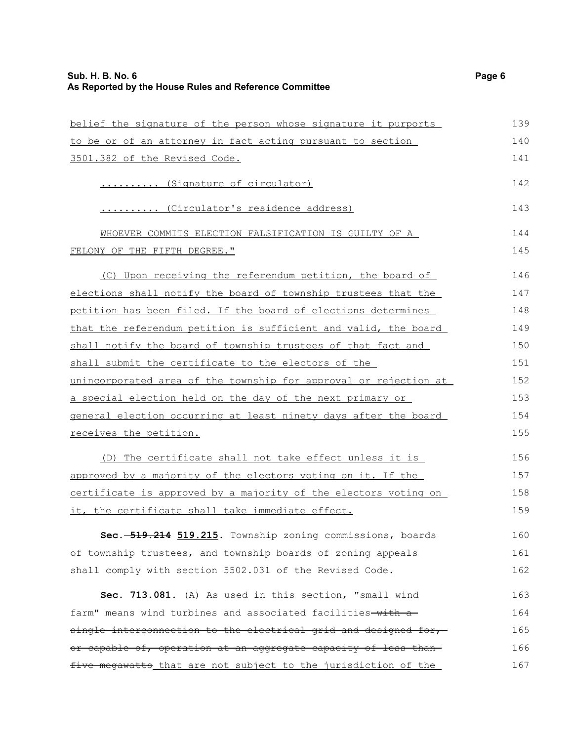belief the signature of the person whose signature it purports to be or of an attorney in fact acting pursuant to section 3501.382 of the Revised Code.

.......... (Signature of circulator)

.......... (Circulator's residence address)

WHOEVER COMMITS ELECTION FALSIFICATION IS GUILTY OF A FELONY OF THE FIFTH DEGREE."

(C) Upon receiving the referendum petition, the board of elections shall notify the board of township trustees that the petition has been filed. If the board of elections determines that the referendum petition is sufficient and valid, the board shall notify the board of township trustees of that fact and shall submit the certificate to the electors of the unincorporated area of the township for approval or rejection at a special election held on the day of the next primary or general election occurring at least ninety days after the board receives the petition.

(D) The certificate shall not take effect unless it is approved by a majority of the electors voting on it. If the certificate is approved by a majority of the electors voting on it, the certificate shall take immediate effect.

**Sec. ~~519.214~~ 519.215.** Township zoning commissions, boards of township trustees, and township boards of zoning appeals shall comply with section 5502.031 of the Revised Code.

**Sec. 713.081.** (A) As used in this section, "small wind farm" means wind turbines and associated facilities ~~with a single interconnection to the electrical grid and designed for, or capable of, operation at an aggregate capacity of less than five megawatts~~ that are not subject to the jurisdiction of the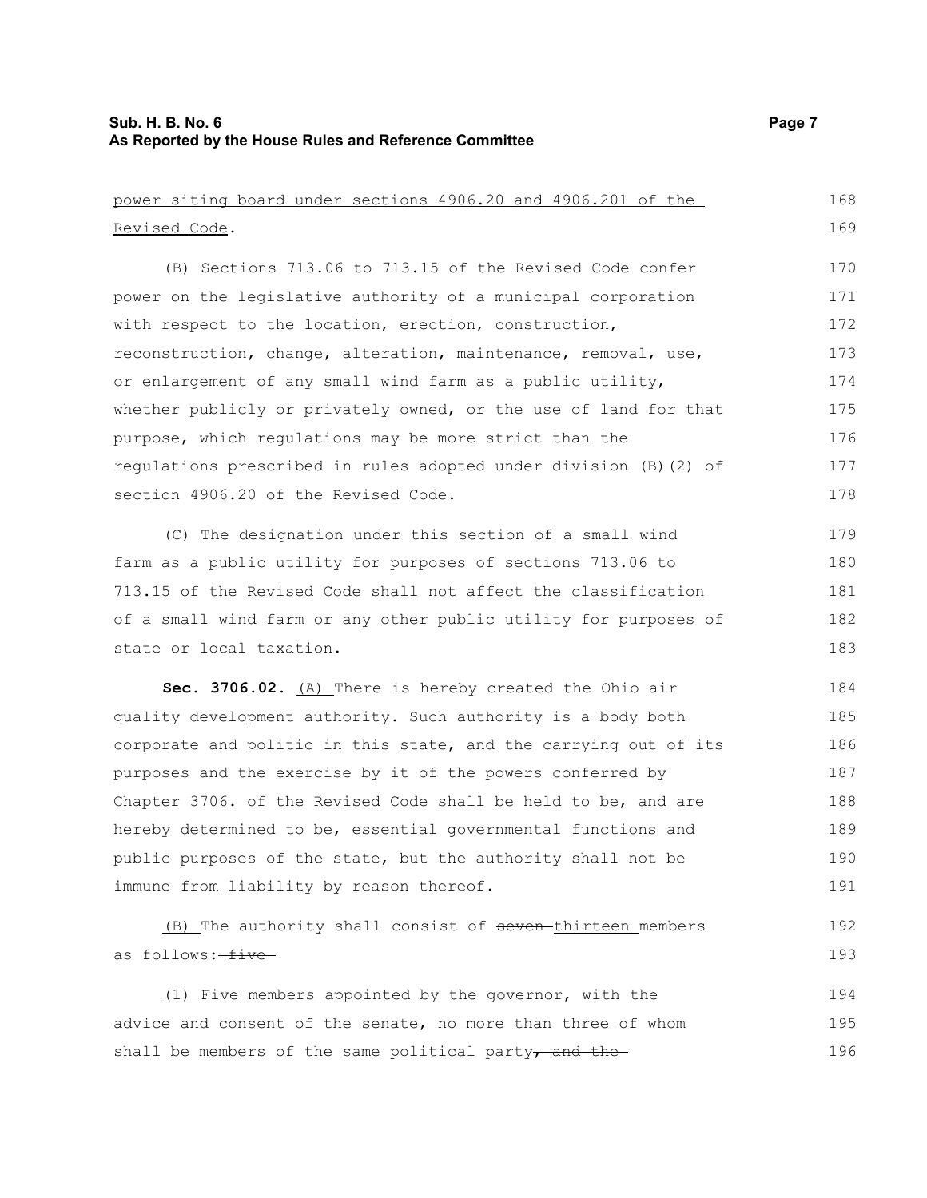power siting board under sections 4906.20 and 4906.201 of the Revised Code.

(B) Sections 713.06 to 713.15 of the Revised Code confer power on the legislative authority of a municipal corporation with respect to the location, erection, construction, reconstruction, change, alteration, maintenance, removal, use, or enlargement of any small wind farm as a public utility, whether publicly or privately owned, or the use of land for that purpose, which regulations may be more strict than the regulations prescribed in rules adopted under division (B)(2) of section 4906.20 of the Revised Code.

(C) The designation under this section of a small wind farm as a public utility for purposes of sections 713.06 to 713.15 of the Revised Code shall not affect the classification of a small wind farm or any other public utility for purposes of state or local taxation.

**Sec. 3706.02.** (A) There is hereby created the Ohio air quality development authority. Such authority is a body both corporate and politic in this state, and the carrying out of its purposes and the exercise by it of the powers conferred by Chapter 3706. of the Revised Code shall be held to be, and are hereby determined to be, essential governmental functions and public purposes of the state, but the authority shall not be immune from liability by reason thereof.

(B) The authority shall consist of ~~seven~~ thirteen members as follows: ~~five~~

(1) Five members appointed by the governor, with the advice and consent of the senate, no more than three of whom shall be members of the same political party~~, and the~~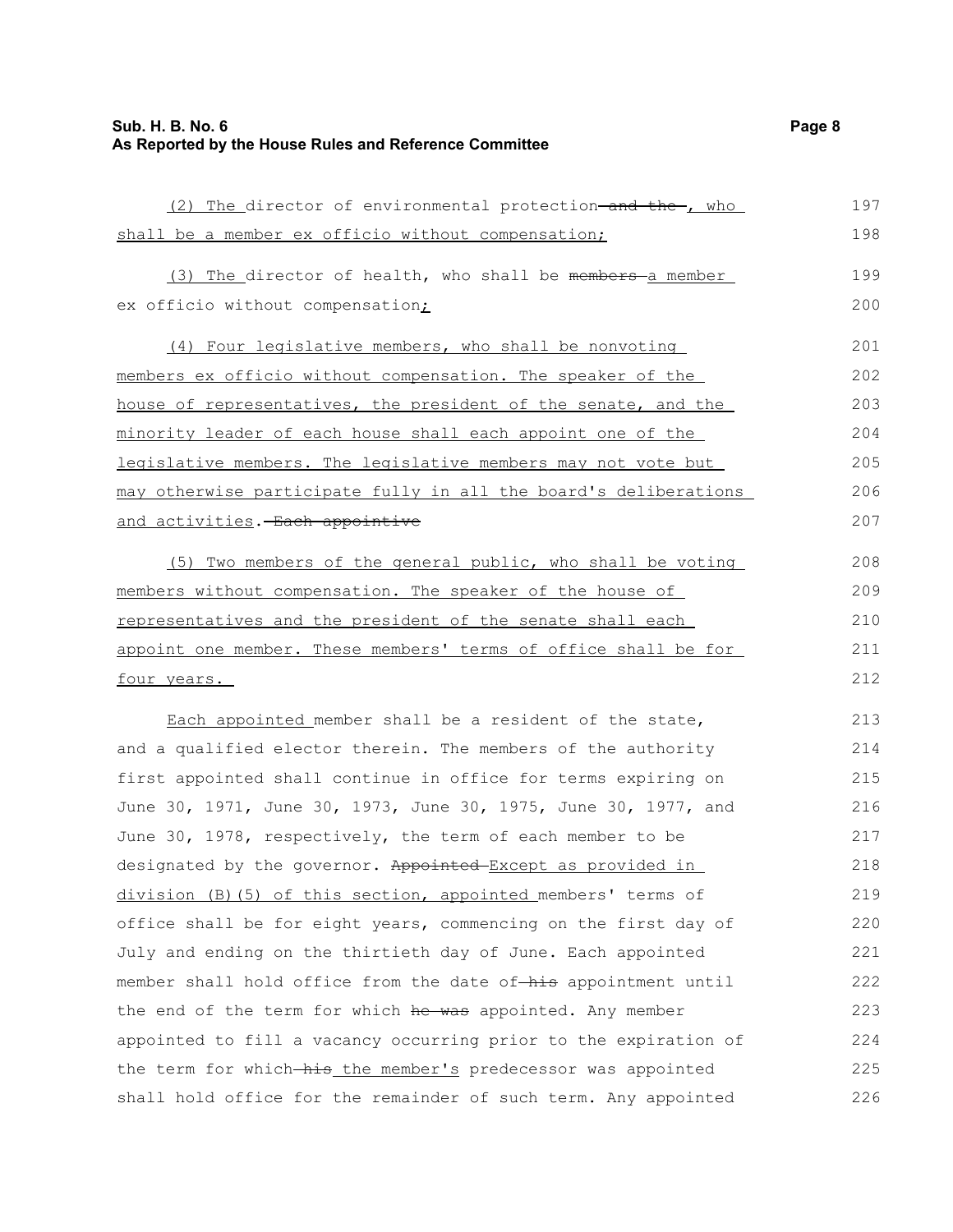(2) The director of environmental protection and the , who shall be a member ex officio without compensation;

(3) The director of health, who shall be members a member ex officio without compensation;

(4) Four legislative members, who shall be nonvoting members ex officio without compensation. The speaker of the house of representatives, the president of the senate, and the minority leader of each house shall each appoint one of the legislative members. The legislative members may not vote but may otherwise participate fully in all the board's deliberations and activities. Each appointive

(5) Two members of the general public, who shall be voting members without compensation. The speaker of the house of representatives and the president of the senate shall each appoint one member. These members' terms of office shall be for four years.

Each appointed member shall be a resident of the state, and a qualified elector therein. The members of the authority first appointed shall continue in office for terms expiring on June 30, 1971, June 30, 1973, June 30, 1975, June 30, 1977, and June 30, 1978, respectively, the term of each member to be designated by the governor. Appointed Except as provided in division (B)(5) of this section, appointed members' terms of office shall be for eight years, commencing on the first day of July and ending on the thirtieth day of June. Each appointed member shall hold office from the date of his appointment until the end of the term for which he was appointed. Any member appointed to fill a vacancy occurring prior to the expiration of the term for which his the member's predecessor was appointed shall hold office for the remainder of such term. Any appointed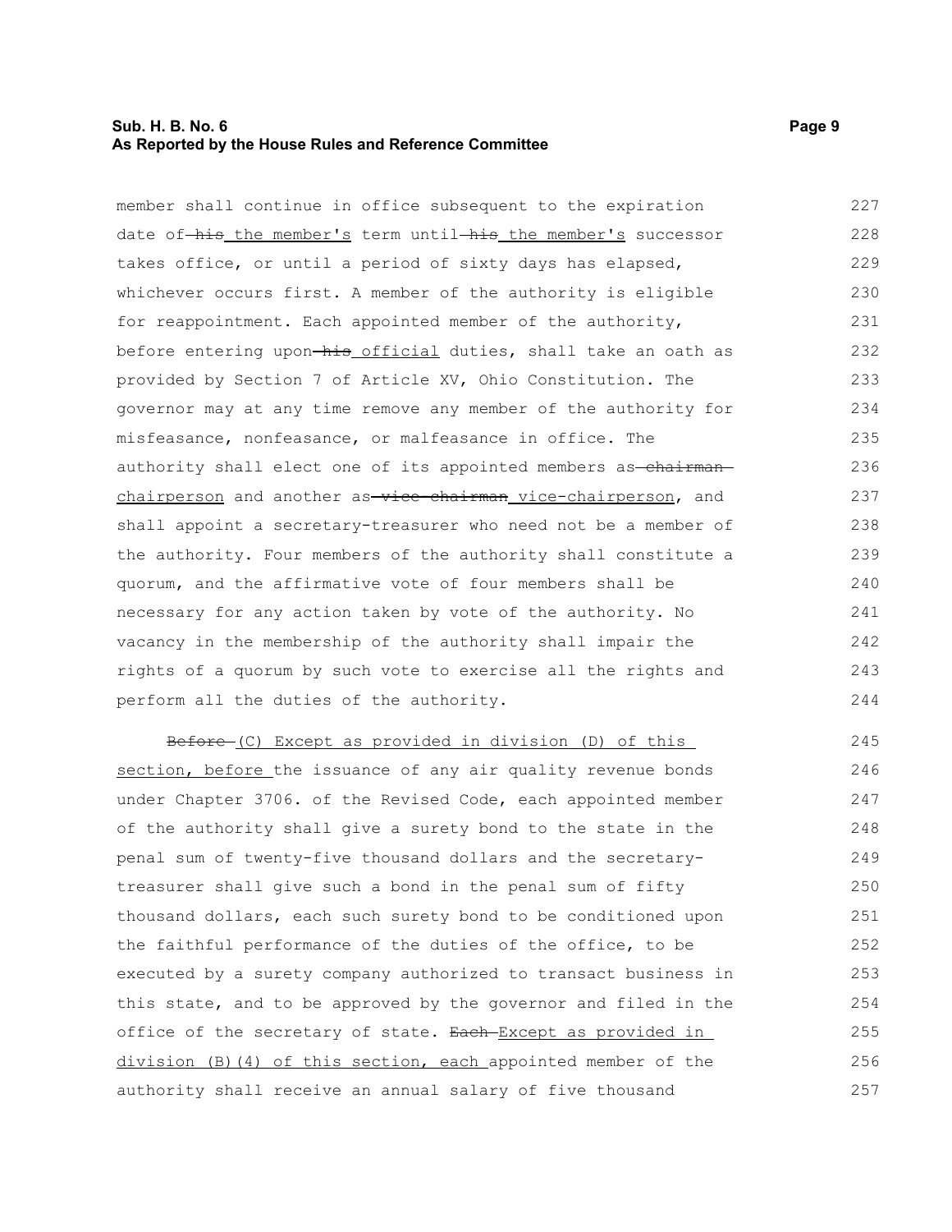member shall continue in office subsequent to the expiration date of ~~his~~ the member's term until ~~his~~ the member's successor takes office, or until a period of sixty days has elapsed, whichever occurs first. A member of the authority is eligible for reappointment. Each appointed member of the authority, before entering upon ~~his~~ official duties, shall take an oath as provided by Section 7 of Article XV, Ohio Constitution. The governor may at any time remove any member of the authority for misfeasance, nonfeasance, or malfeasance in office. The authority shall elect one of its appointed members as ~~chairman~~ chairperson and another as ~~vice-chairman~~ vice-chairperson, and shall appoint a secretary-treasurer who need not be a member of the authority. Four members of the authority shall constitute a quorum, and the affirmative vote of four members shall be necessary for any action taken by vote of the authority. No vacancy in the membership of the authority shall impair the rights of a quorum by such vote to exercise all the rights and perform all the duties of the authority.

~~Before~~ (C) Except as provided in division (D) of this section, before the issuance of any air quality revenue bonds under Chapter 3706. of the Revised Code, each appointed member of the authority shall give a surety bond to the state in the penal sum of twenty-five thousand dollars and the secretary-treasurer shall give such a bond in the penal sum of fifty thousand dollars, each such surety bond to be conditioned upon the faithful performance of the duties of the office, to be executed by a surety company authorized to transact business in this state, and to be approved by the governor and filed in the office of the secretary of state. ~~Each~~ Except as provided in division (B)(4) of this section, each appointed member of the authority shall receive an annual salary of five thousand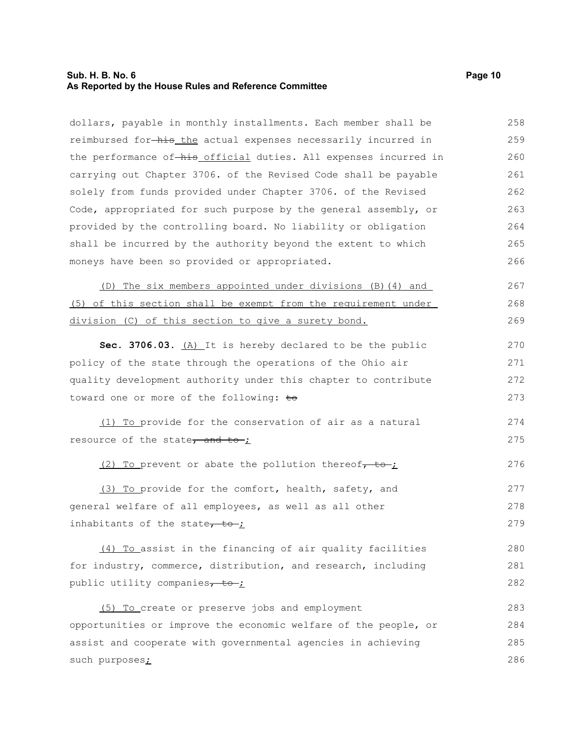dollars, payable in monthly installments. Each member shall be reimbursed for ~~his~~ the actual expenses necessarily incurred in the performance of ~~his~~ official duties. All expenses incurred in carrying out Chapter 3706. of the Revised Code shall be payable solely from funds provided under Chapter 3706. of the Revised Code, appropriated for such purpose by the general assembly, or provided by the controlling board. No liability or obligation shall be incurred by the authority beyond the extent to which moneys have been so provided or appropriated.

<u>(D) The six members appointed under divisions (B)(4) and (5) of this section shall be exempt from the requirement under division (C) of this section to give a surety bond.</u>

**Sec. 3706.03.** <u>(A)</u> It is hereby declared to be the public policy of the state through the operations of the Ohio air quality development authority under this chapter to contribute toward one or more of the following: ~~to~~

<u>(1) To</u> provide for the conservation of air as a natural resource of the state~~, and to~~<u>;</u>

<u>(2) To</u> prevent or abate the pollution thereof~~, to~~<u>;</u>

<u>(3) To</u> provide for the comfort, health, safety, and general welfare of all employees, as well as all other inhabitants of the state~~, to~~<u>;</u>

<u>(4) To</u> assist in the financing of air quality facilities for industry, commerce, distribution, and research, including public utility companies~~, to~~<u>;</u>

<u>(5) To</u> create or preserve jobs and employment opportunities or improve the economic welfare of the people, or assist and cooperate with governmental agencies in achieving such purposes<u>;</u>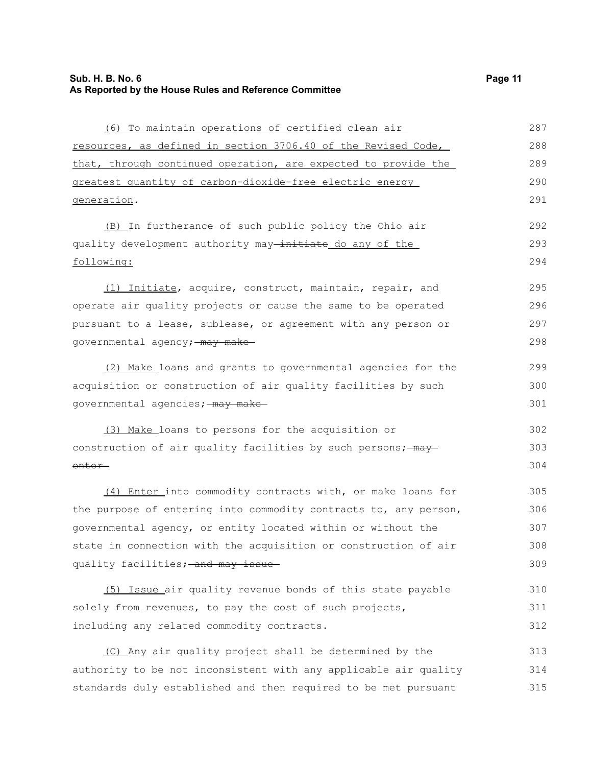(6) To maintain operations of certified clean air resources, as defined in section 3706.40 of the Revised Code, that, through continued operation, are expected to provide the greatest quantity of carbon-dioxide-free electric energy generation.

(B) In furtherance of such public policy the Ohio air quality development authority may ~~initiate~~ do any of the following:

(1) Initiate, acquire, construct, maintain, repair, and operate air quality projects or cause the same to be operated pursuant to a lease, sublease, or agreement with any person or governmental agency; ~~may make~~

(2) Make loans and grants to governmental agencies for the acquisition or construction of air quality facilities by such governmental agencies; ~~may make~~

(3) Make loans to persons for the acquisition or construction of air quality facilities by such persons; ~~may enter~~

(4) Enter into commodity contracts with, or make loans for the purpose of entering into commodity contracts to, any person, governmental agency, or entity located within or without the state in connection with the acquisition or construction of air quality facilities; ~~and may issue~~

(5) Issue air quality revenue bonds of this state payable solely from revenues, to pay the cost of such projects, including any related commodity contracts.

(C) Any air quality project shall be determined by the authority to be not inconsistent with any applicable air quality standards duly established and then required to be met pursuant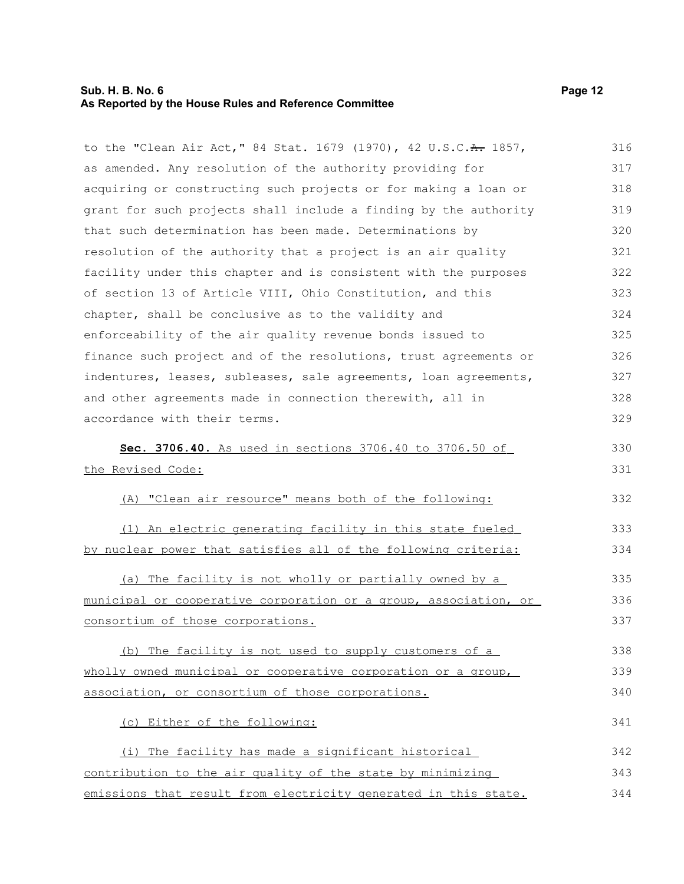to the "Clean Air Act," 84 Stat. 1679 (1970), 42 U.S.C.~~A.~~ 1857, as amended. Any resolution of the authority providing for acquiring or constructing such projects or for making a loan or grant for such projects shall include a finding by the authority that such determination has been made. Determinations by resolution of the authority that a project is an air quality facility under this chapter and is consistent with the purposes of section 13 of Article VIII, Ohio Constitution, and this chapter, shall be conclusive as to the validity and enforceability of the air quality revenue bonds issued to finance such project and of the resolutions, trust agreements or indentures, leases, subleases, sale agreements, loan agreements, and other agreements made in connection therewith, all in accordance with their terms.

**Sec. 3706.40.** <u>As used in sections 3706.40 to 3706.50 of the Revised Code:</u>

<u>(A) "Clean air resource" means both of the following:</u>

<u>(1) An electric generating facility in this state fueled by nuclear power that satisfies all of the following criteria:</u>

<u>(a) The facility is not wholly or partially owned by a municipal or cooperative corporation or a group, association, or consortium of those corporations.</u>

<u>(b) The facility is not used to supply customers of a wholly owned municipal or cooperative corporation or a group, association, or consortium of those corporations.</u>

<u>(c) Either of the following:</u>

<u>(i) The facility has made a significant historical contribution to the air quality of the state by minimizing emissions that result from electricity generated in this state.</u>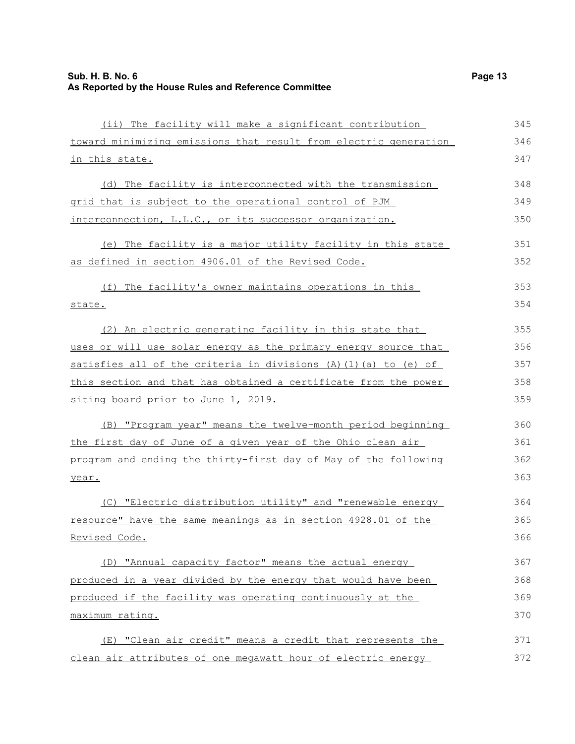(ii) The facility will make a significant contribution toward minimizing emissions that result from electric generation in this state.

(d) The facility is interconnected with the transmission grid that is subject to the operational control of PJM interconnection, L.L.C., or its successor organization.

(e) The facility is a major utility facility in this state as defined in section 4906.01 of the Revised Code.

(f) The facility's owner maintains operations in this state.

(2) An electric generating facility in this state that uses or will use solar energy as the primary energy source that satisfies all of the criteria in divisions (A)(1)(a) to (e) of this section and that has obtained a certificate from the power siting board prior to June 1, 2019.

(B) "Program year" means the twelve-month period beginning the first day of June of a given year of the Ohio clean air program and ending the thirty-first day of May of the following year.

(C) "Electric distribution utility" and "renewable energy resource" have the same meanings as in section 4928.01 of the Revised Code.

(D) "Annual capacity factor" means the actual energy produced in a year divided by the energy that would have been produced if the facility was operating continuously at the maximum rating.

(E) "Clean air credit" means a credit that represents the clean air attributes of one megawatt hour of electric energy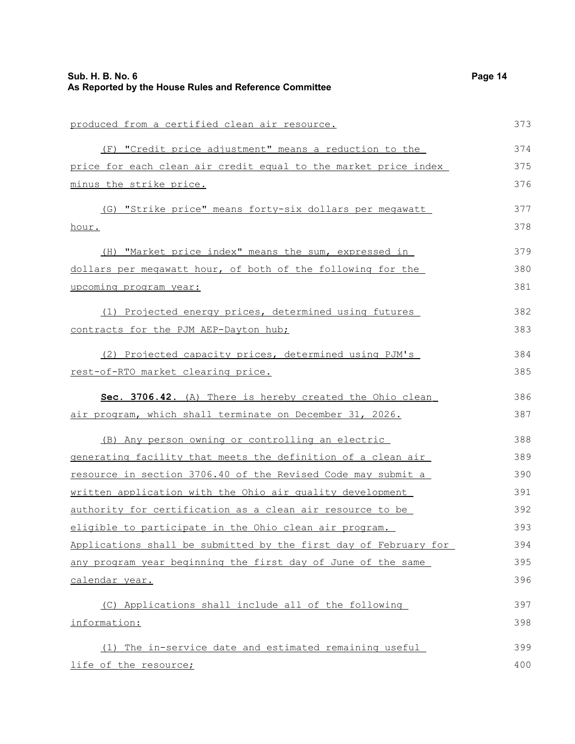produced from a certified clean air resource.

(F) "Credit price adjustment" means a reduction to the price for each clean air credit equal to the market price index minus the strike price.

(G) "Strike price" means forty-six dollars per megawatt hour.

(H) "Market price index" means the sum, expressed in dollars per megawatt hour, of both of the following for the upcoming program year:

(1) Projected energy prices, determined using futures contracts for the PJM AEP-Dayton hub;

(2) Projected capacity prices, determined using PJM's rest-of-RTO market clearing price.

**Sec. 3706.42.** (A) There is hereby created the Ohio clean air program, which shall terminate on December 31, 2026.

(B) Any person owning or controlling an electric generating facility that meets the definition of a clean air resource in section 3706.40 of the Revised Code may submit a written application with the Ohio air quality development authority for certification as a clean air resource to be eligible to participate in the Ohio clean air program. Applications shall be submitted by the first day of February for any program year beginning the first day of June of the same calendar year.

(C) Applications shall include all of the following information:

(1) The in-service date and estimated remaining useful life of the resource;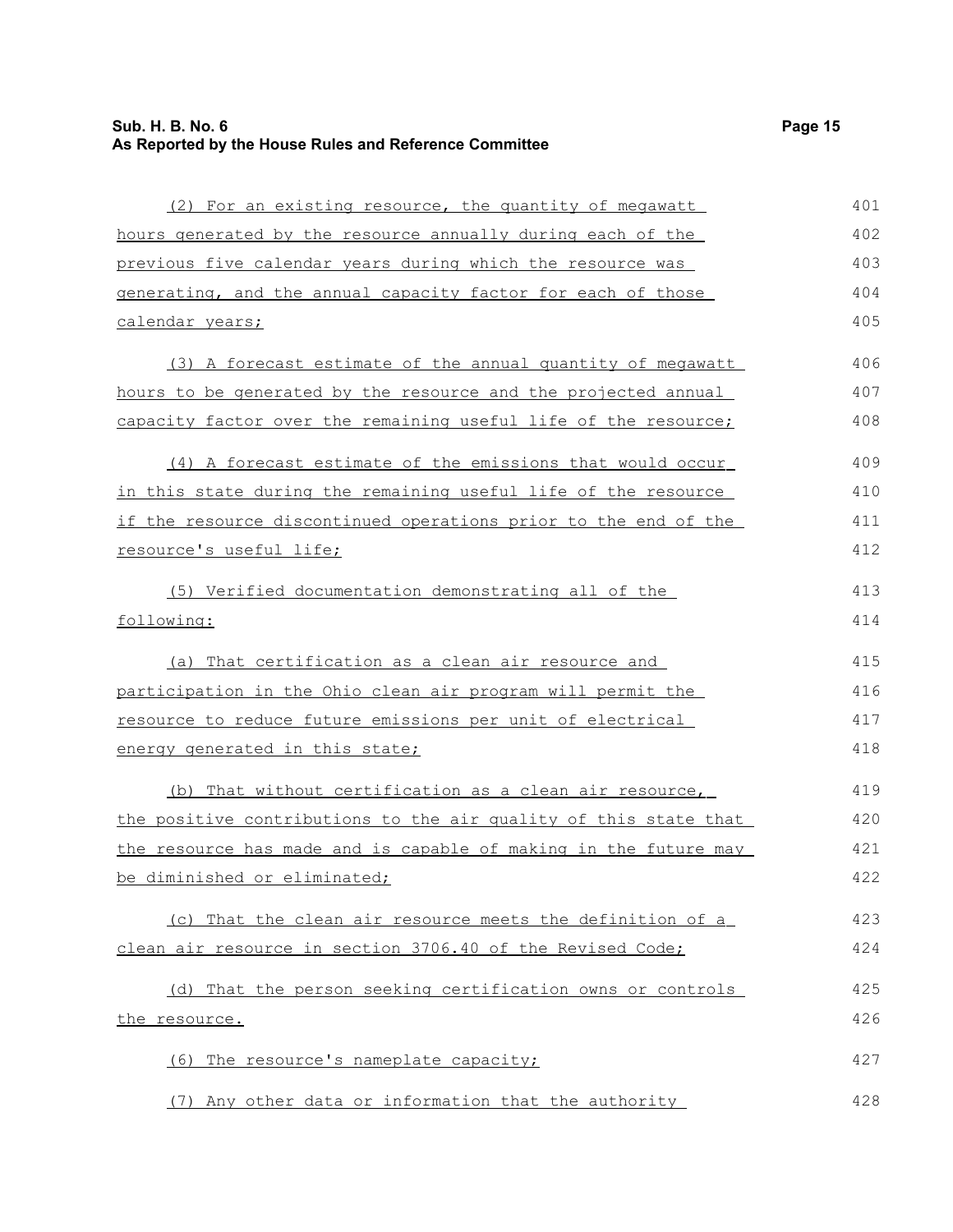(2) For an existing resource, the quantity of megawatt hours generated by the resource annually during each of the previous five calendar years during which the resource was generating, and the annual capacity factor for each of those calendar years;

(3) A forecast estimate of the annual quantity of megawatt hours to be generated by the resource and the projected annual capacity factor over the remaining useful life of the resource;

(4) A forecast estimate of the emissions that would occur in this state during the remaining useful life of the resource if the resource discontinued operations prior to the end of the resource's useful life;

(5) Verified documentation demonstrating all of the following:

(a) That certification as a clean air resource and participation in the Ohio clean air program will permit the resource to reduce future emissions per unit of electrical energy generated in this state;

(b) That without certification as a clean air resource, the positive contributions to the air quality of this state that the resource has made and is capable of making in the future may be diminished or eliminated;

(c) That the clean air resource meets the definition of a clean air resource in section 3706.40 of the Revised Code;

(d) That the person seeking certification owns or controls the resource.

(6) The resource's nameplate capacity;

(7) Any other data or information that the authority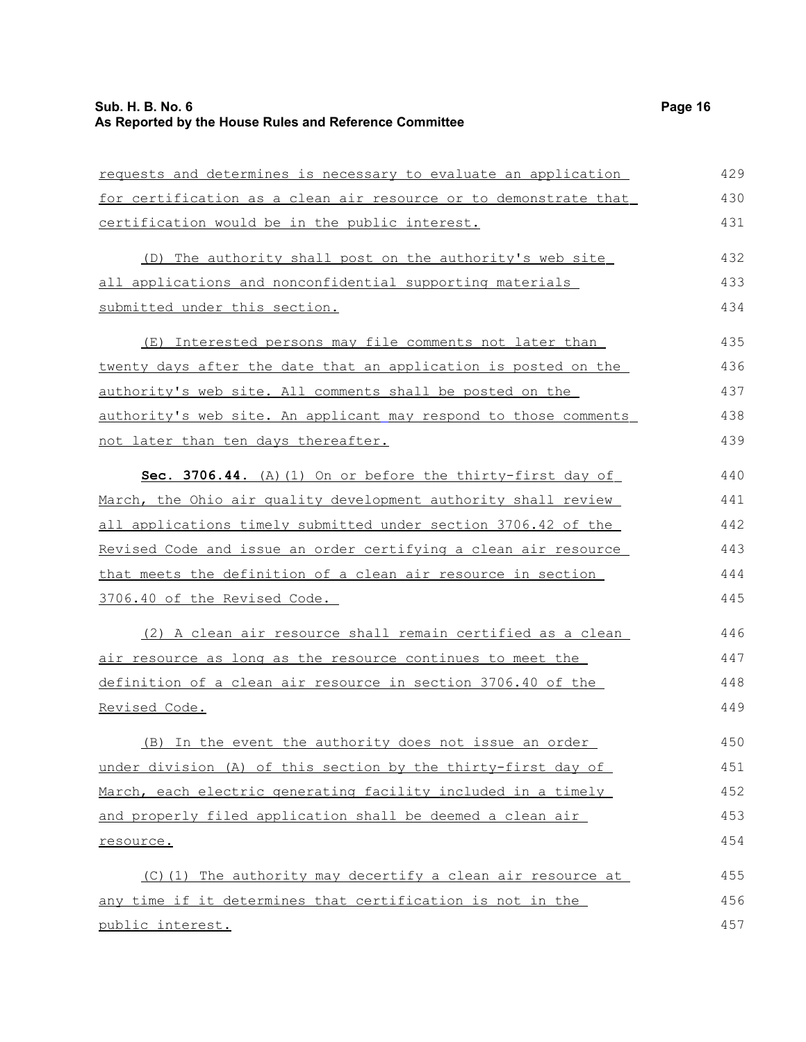requests and determines is necessary to evaluate an application for certification as a clean air resource or to demonstrate that certification would be in the public interest.

(D) The authority shall post on the authority's web site all applications and nonconfidential supporting materials submitted under this section.

(E) Interested persons may file comments not later than twenty days after the date that an application is posted on the authority's web site. All comments shall be posted on the authority's web site. An applicant may respond to those comments not later than ten days thereafter.

**Sec. 3706.44.** (A)(1) On or before the thirty-first day of March, the Ohio air quality development authority shall review all applications timely submitted under section 3706.42 of the Revised Code and issue an order certifying a clean air resource that meets the definition of a clean air resource in section 3706.40 of the Revised Code.

(2) A clean air resource shall remain certified as a clean air resource as long as the resource continues to meet the definition of a clean air resource in section 3706.40 of the Revised Code.

(B) In the event the authority does not issue an order under division (A) of this section by the thirty-first day of March, each electric generating facility included in a timely and properly filed application shall be deemed a clean air resource.

(C)(1) The authority may decertify a clean air resource at any time if it determines that certification is not in the public interest.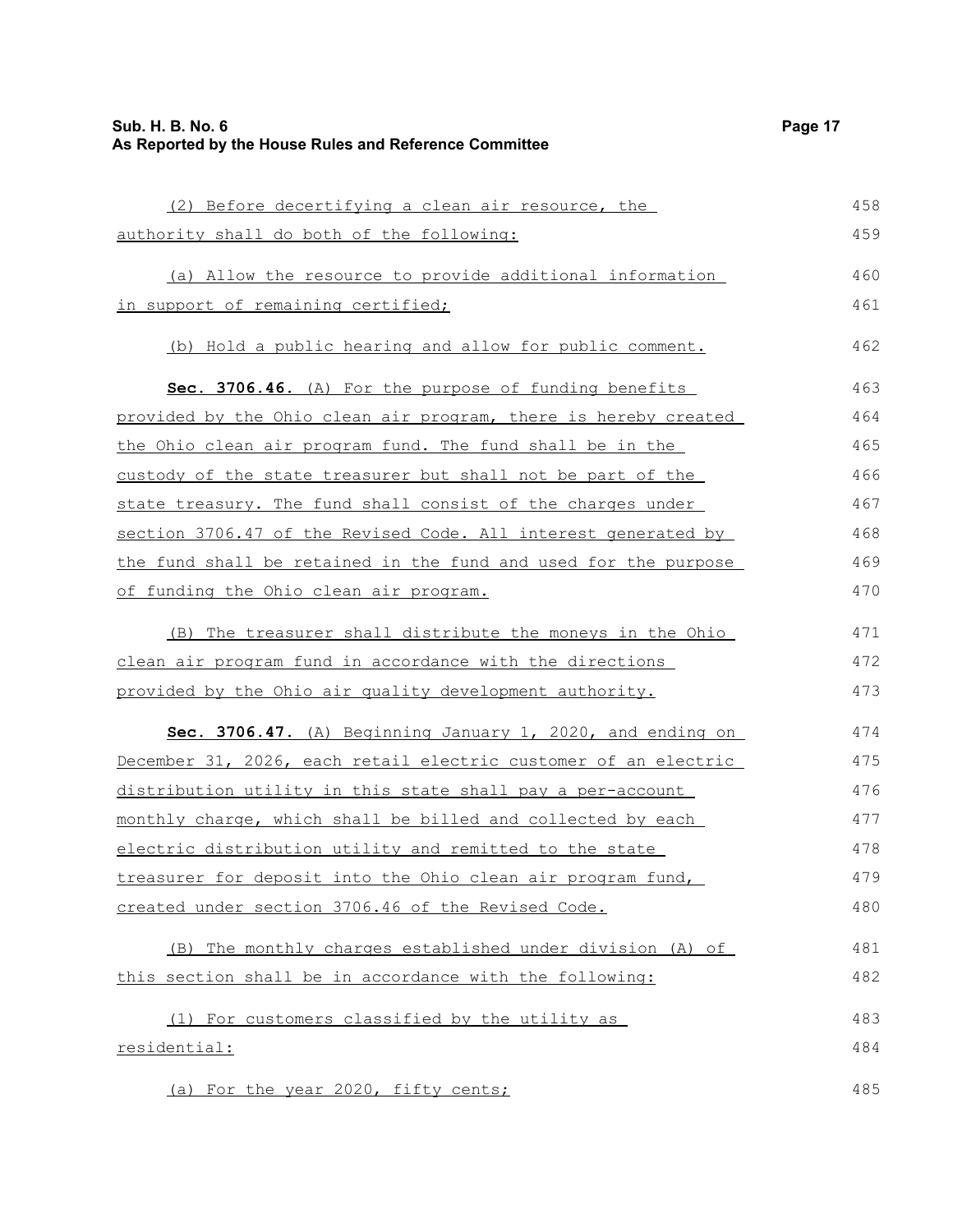(2) Before decertifying a clean air resource, the authority shall do both of the following:

(a) Allow the resource to provide additional information in support of remaining certified;

(b) Hold a public hearing and allow for public comment.

**Sec. 3706.46.** (A) For the purpose of funding benefits provided by the Ohio clean air program, there is hereby created the Ohio clean air program fund. The fund shall be in the custody of the state treasurer but shall not be part of the state treasury. The fund shall consist of the charges under section 3706.47 of the Revised Code. All interest generated by the fund shall be retained in the fund and used for the purpose of funding the Ohio clean air program.

(B) The treasurer shall distribute the moneys in the Ohio clean air program fund in accordance with the directions provided by the Ohio air quality development authority.

**Sec. 3706.47.** (A) Beginning January 1, 2020, and ending on December 31, 2026, each retail electric customer of an electric distribution utility in this state shall pay a per-account monthly charge, which shall be billed and collected by each electric distribution utility and remitted to the state treasurer for deposit into the Ohio clean air program fund, created under section 3706.46 of the Revised Code.

(B) The monthly charges established under division (A) of this section shall be in accordance with the following:

(1) For customers classified by the utility as residential:

(a) For the year 2020, fifty cents;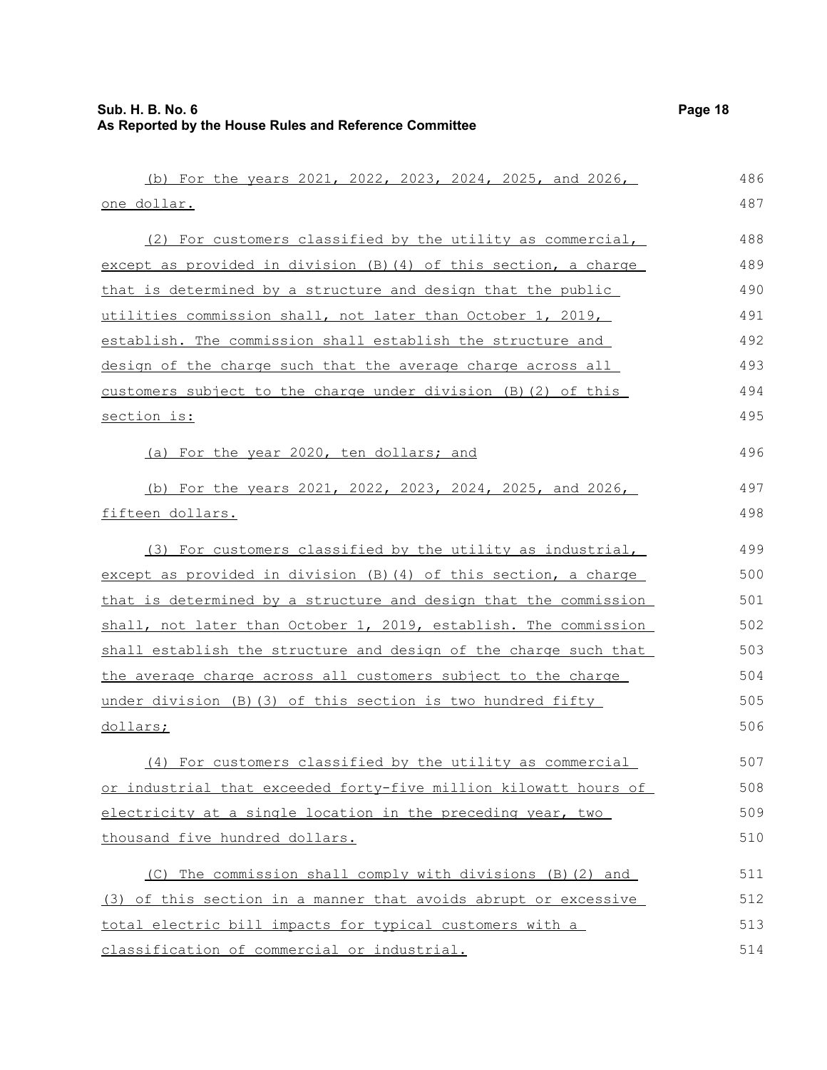(b) For the years 2021, 2022, 2023, 2024, 2025, and 2026, one dollar.

(2) For customers classified by the utility as commercial, except as provided in division (B)(4) of this section, a charge that is determined by a structure and design that the public utilities commission shall, not later than October 1, 2019, establish. The commission shall establish the structure and design of the charge such that the average charge across all customers subject to the charge under division (B)(2) of this section is:

(a) For the year 2020, ten dollars; and

(b) For the years 2021, 2022, 2023, 2024, 2025, and 2026, fifteen dollars.

(3) For customers classified by the utility as industrial, except as provided in division (B)(4) of this section, a charge that is determined by a structure and design that the commission shall, not later than October 1, 2019, establish. The commission shall establish the structure and design of the charge such that the average charge across all customers subject to the charge under division (B)(3) of this section is two hundred fifty dollars;

(4) For customers classified by the utility as commercial or industrial that exceeded forty-five million kilowatt hours of electricity at a single location in the preceding year, two thousand five hundred dollars.

(C) The commission shall comply with divisions (B)(2) and (3) of this section in a manner that avoids abrupt or excessive total electric bill impacts for typical customers with a classification of commercial or industrial.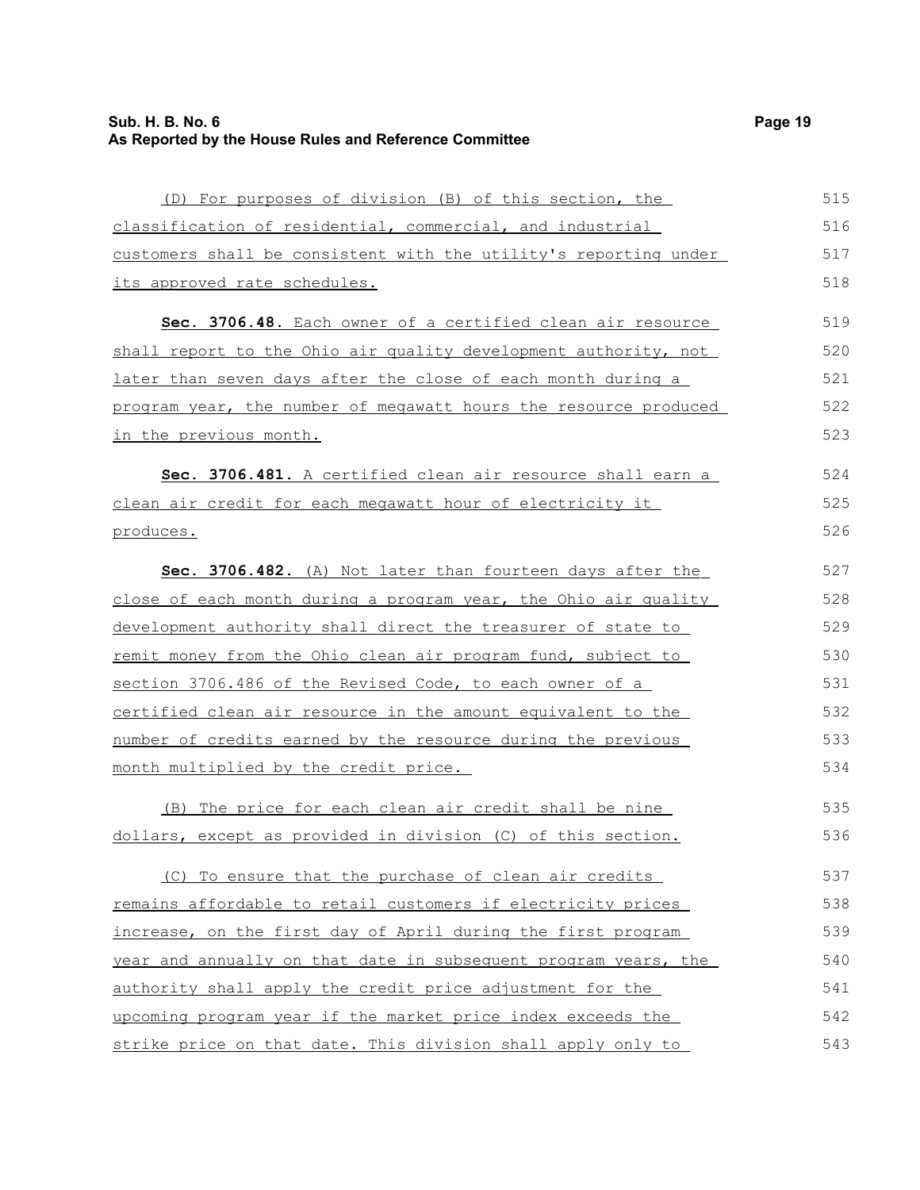(D) For purposes of division (B) of this section, the classification of residential, commercial, and industrial customers shall be consistent with the utility's reporting under its approved rate schedules.

**Sec. 3706.48.** Each owner of a certified clean air resource shall report to the Ohio air quality development authority, not later than seven days after the close of each month during a program year, the number of megawatt hours the resource produced in the previous month.

**Sec. 3706.481.** A certified clean air resource shall earn a clean air credit for each megawatt hour of electricity it produces.

**Sec. 3706.482.** (A) Not later than fourteen days after the close of each month during a program year, the Ohio air quality development authority shall direct the treasurer of state to remit money from the Ohio clean air program fund, subject to section 3706.486 of the Revised Code, to each owner of a certified clean air resource in the amount equivalent to the number of credits earned by the resource during the previous month multiplied by the credit price.

(B) The price for each clean air credit shall be nine dollars, except as provided in division (C) of this section.

(C) To ensure that the purchase of clean air credits remains affordable to retail customers if electricity prices increase, on the first day of April during the first program year and annually on that date in subsequent program years, the authority shall apply the credit price adjustment for the upcoming program year if the market price index exceeds the strike price on that date. This division shall apply only to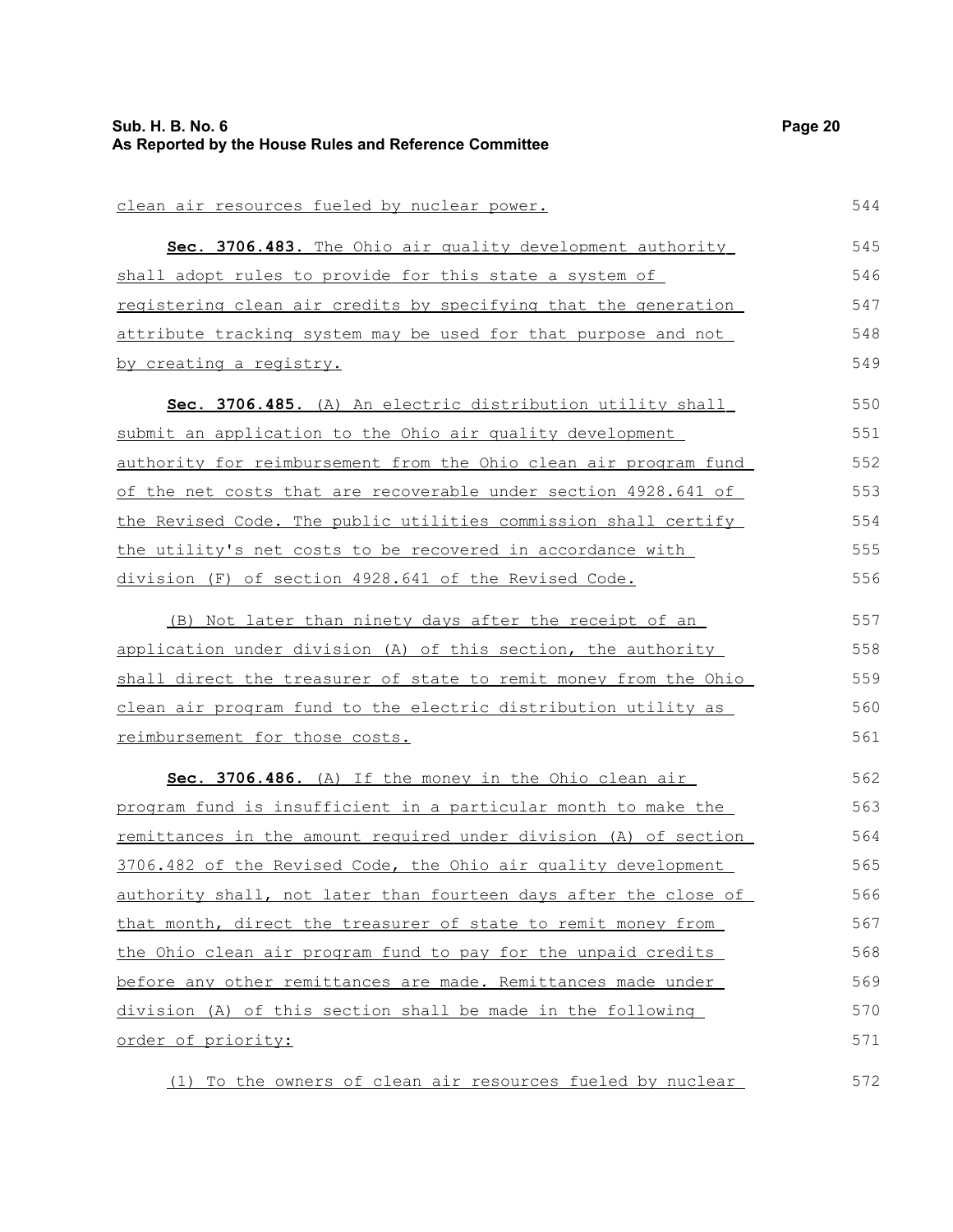clean air resources fueled by nuclear power.

**Sec. 3706.483.** The Ohio air quality development authority shall adopt rules to provide for this state a system of registering clean air credits by specifying that the generation attribute tracking system may be used for that purpose and not by creating a registry.

**Sec. 3706.485.** (A) An electric distribution utility shall submit an application to the Ohio air quality development authority for reimbursement from the Ohio clean air program fund of the net costs that are recoverable under section 4928.641 of the Revised Code. The public utilities commission shall certify the utility's net costs to be recovered in accordance with division (F) of section 4928.641 of the Revised Code.

(B) Not later than ninety days after the receipt of an application under division (A) of this section, the authority shall direct the treasurer of state to remit money from the Ohio clean air program fund to the electric distribution utility as reimbursement for those costs.

**Sec. 3706.486.** (A) If the money in the Ohio clean air program fund is insufficient in a particular month to make the remittances in the amount required under division (A) of section 3706.482 of the Revised Code, the Ohio air quality development authority shall, not later than fourteen days after the close of that month, direct the treasurer of state to remit money from the Ohio clean air program fund to pay for the unpaid credits before any other remittances are made. Remittances made under division (A) of this section shall be made in the following order of priority:

(1) To the owners of clean air resources fueled by nuclear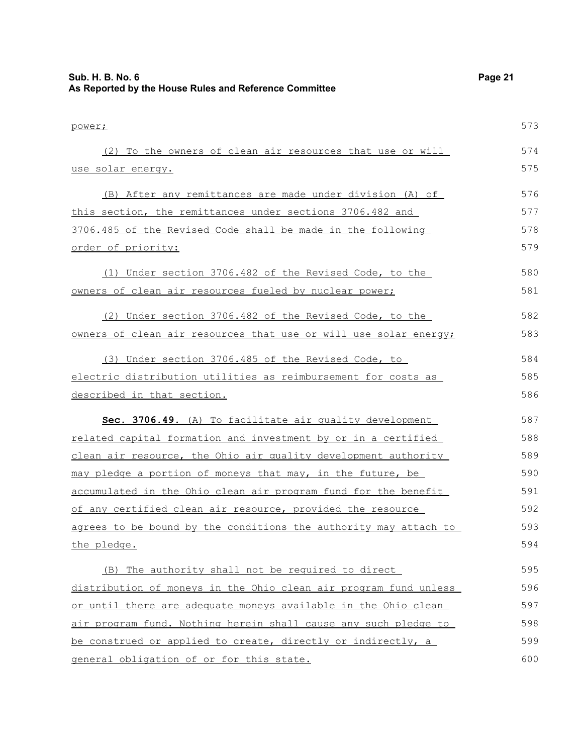power;

(2) To the owners of clean air resources that use or will use solar energy.

(B) After any remittances are made under division (A) of this section, the remittances under sections 3706.482 and 3706.485 of the Revised Code shall be made in the following order of priority:

(1) Under section 3706.482 of the Revised Code, to the owners of clean air resources fueled by nuclear power;

(2) Under section 3706.482 of the Revised Code, to the owners of clean air resources that use or will use solar energy;

(3) Under section 3706.485 of the Revised Code, to electric distribution utilities as reimbursement for costs as described in that section.

**Sec. 3706.49.** (A) To facilitate air quality development related capital formation and investment by or in a certified clean air resource, the Ohio air quality development authority may pledge a portion of moneys that may, in the future, be accumulated in the Ohio clean air program fund for the benefit of any certified clean air resource, provided the resource agrees to be bound by the conditions the authority may attach to the pledge.

(B) The authority shall not be required to direct distribution of moneys in the Ohio clean air program fund unless or until there are adequate moneys available in the Ohio clean air program fund. Nothing herein shall cause any such pledge to be construed or applied to create, directly or indirectly, a general obligation of or for this state.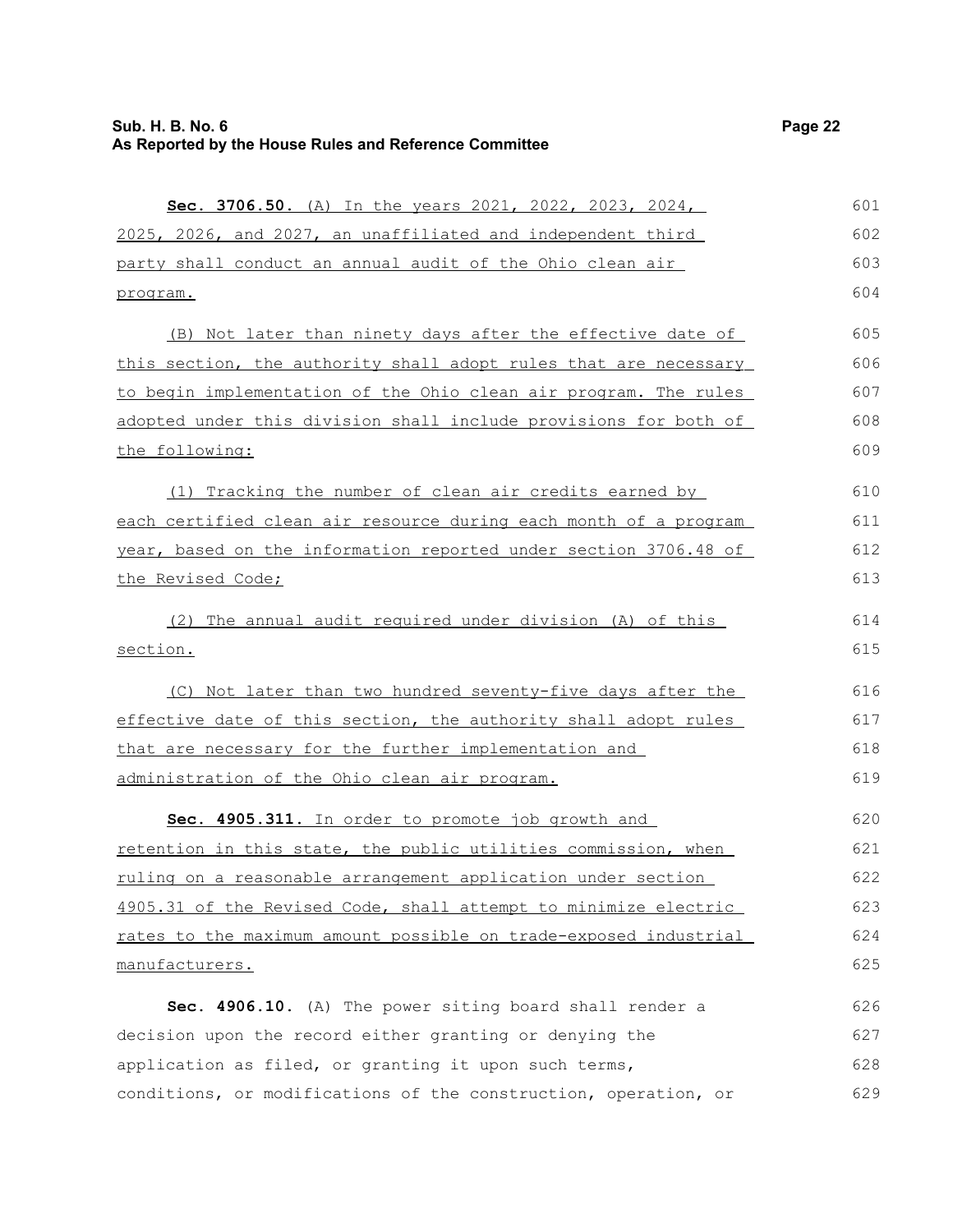**Sec. 3706.50.** (A) In the years 2021, 2022, 2023, 2024, 2025, 2026, and 2027, an unaffiliated and independent third party shall conduct an annual audit of the Ohio clean air program.

(B) Not later than ninety days after the effective date of this section, the authority shall adopt rules that are necessary to begin implementation of the Ohio clean air program. The rules adopted under this division shall include provisions for both of the following:

(1) Tracking the number of clean air credits earned by each certified clean air resource during each month of a program year, based on the information reported under section 3706.48 of the Revised Code;

(2) The annual audit required under division (A) of this section.

(C) Not later than two hundred seventy-five days after the effective date of this section, the authority shall adopt rules that are necessary for the further implementation and administration of the Ohio clean air program.

**Sec. 4905.311.** In order to promote job growth and retention in this state, the public utilities commission, when ruling on a reasonable arrangement application under section 4905.31 of the Revised Code, shall attempt to minimize electric rates to the maximum amount possible on trade-exposed industrial manufacturers.

**Sec. 4906.10.** (A) The power siting board shall render a decision upon the record either granting or denying the application as filed, or granting it upon such terms, conditions, or modifications of the construction, operation, or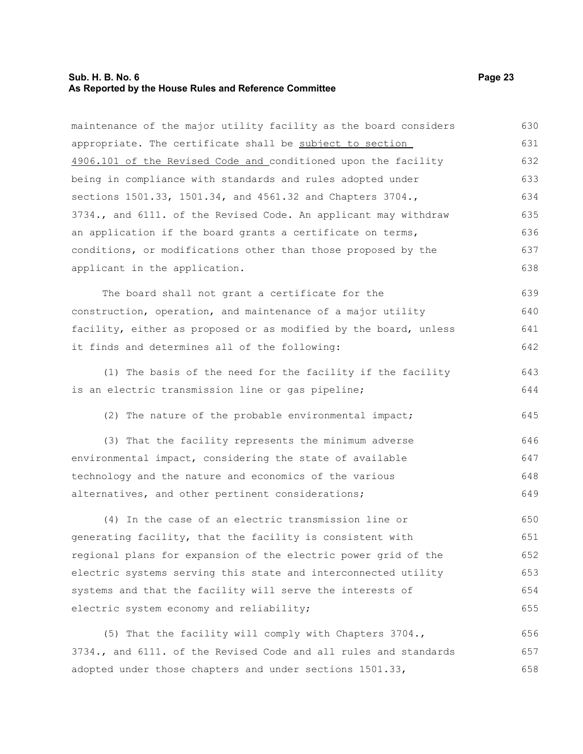maintenance of the major utility facility as the board considers appropriate. The certificate shall be <u>subject to section 4906.101 of the Revised Code and </u>conditioned upon the facility being in compliance with standards and rules adopted under sections 1501.33, 1501.34, and 4561.32 and Chapters 3704., 3734., and 6111. of the Revised Code. An applicant may withdraw an application if the board grants a certificate on terms, conditions, or modifications other than those proposed by the applicant in the application.

The board shall not grant a certificate for the construction, operation, and maintenance of a major utility facility, either as proposed or as modified by the board, unless it finds and determines all of the following:

(1) The basis of the need for the facility if the facility is an electric transmission line or gas pipeline;

(2) The nature of the probable environmental impact;

(3) That the facility represents the minimum adverse environmental impact, considering the state of available technology and the nature and economics of the various alternatives, and other pertinent considerations;

(4) In the case of an electric transmission line or generating facility, that the facility is consistent with regional plans for expansion of the electric power grid of the electric systems serving this state and interconnected utility systems and that the facility will serve the interests of electric system economy and reliability;

(5) That the facility will comply with Chapters 3704., 3734., and 6111. of the Revised Code and all rules and standards adopted under those chapters and under sections 1501.33,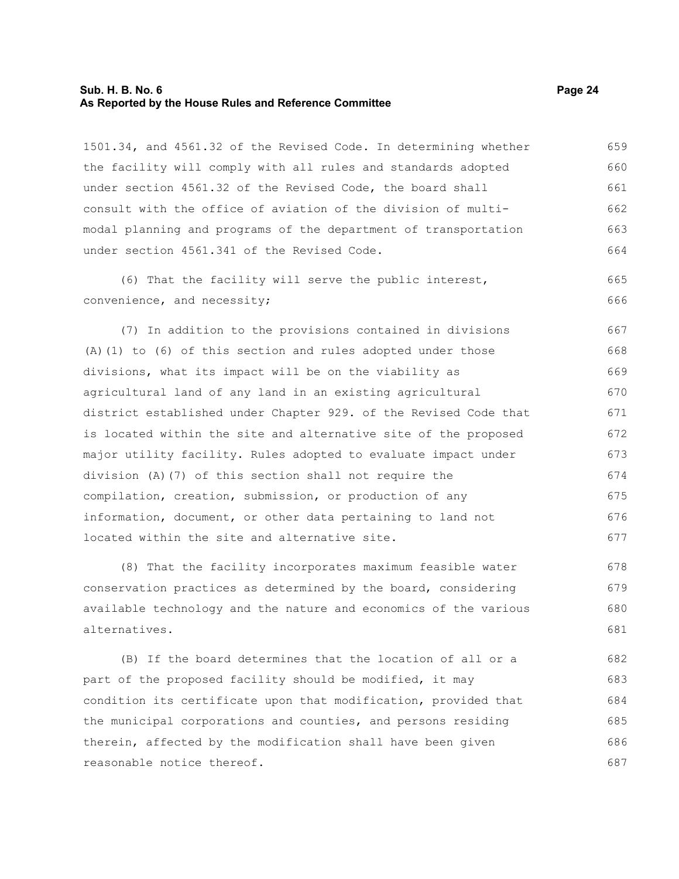1501.34, and 4561.32 of the Revised Code. In determining whether the facility will comply with all rules and standards adopted under section 4561.32 of the Revised Code, the board shall consult with the office of aviation of the division of multi-modal planning and programs of the department of transportation under section 4561.341 of the Revised Code.

(6) That the facility will serve the public interest, convenience, and necessity;

(7) In addition to the provisions contained in divisions (A)(1) to (6) of this section and rules adopted under those divisions, what its impact will be on the viability as agricultural land of any land in an existing agricultural district established under Chapter 929. of the Revised Code that is located within the site and alternative site of the proposed major utility facility. Rules adopted to evaluate impact under division (A)(7) of this section shall not require the compilation, creation, submission, or production of any information, document, or other data pertaining to land not located within the site and alternative site.

(8) That the facility incorporates maximum feasible water conservation practices as determined by the board, considering available technology and the nature and economics of the various alternatives.

(B) If the board determines that the location of all or a part of the proposed facility should be modified, it may condition its certificate upon that modification, provided that the municipal corporations and counties, and persons residing therein, affected by the modification shall have been given reasonable notice thereof.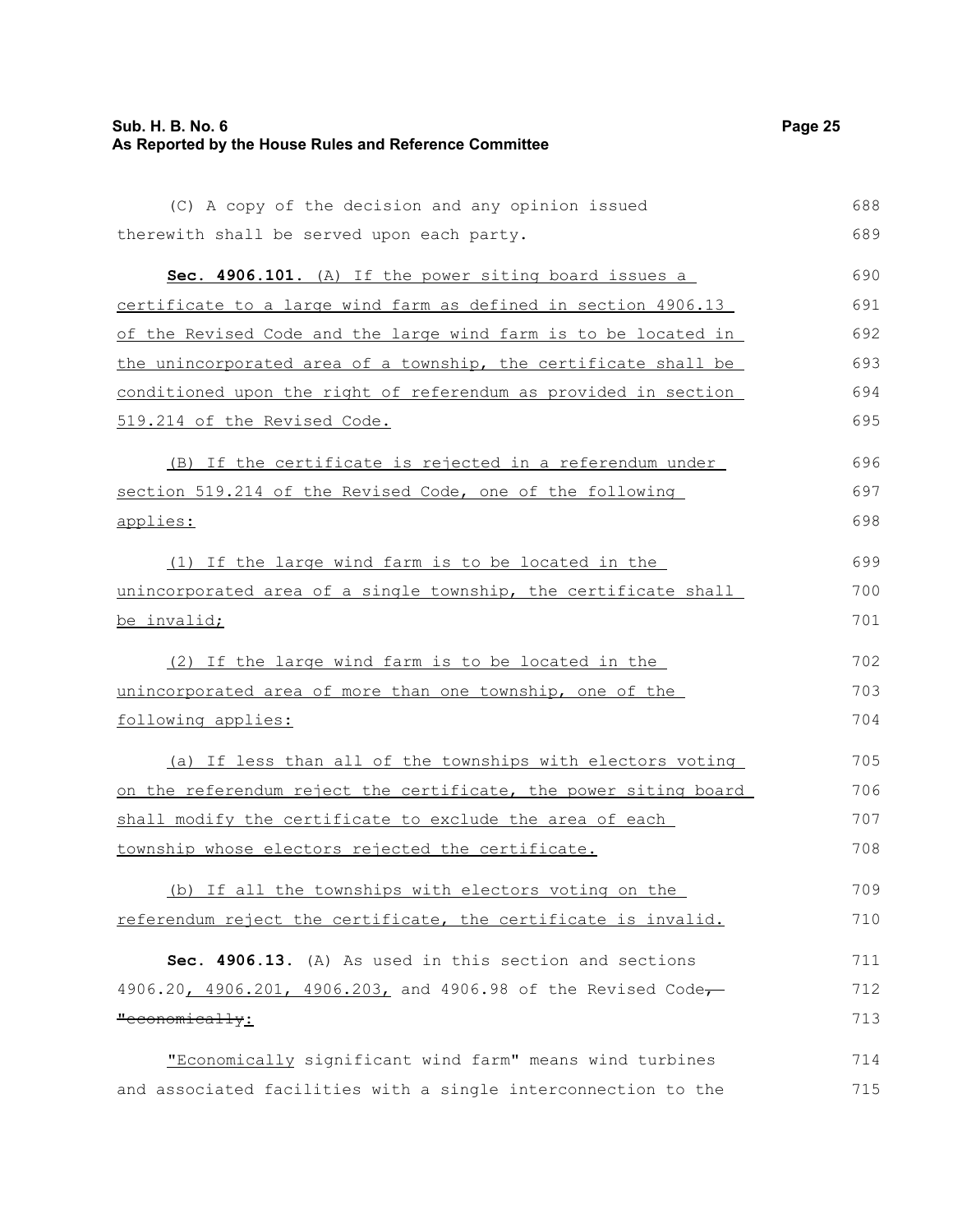(C) A copy of the decision and any opinion issued therewith shall be served upon each party.

**Sec. 4906.101.** (A) If the power siting board issues a certificate to a large wind farm as defined in section 4906.13 of the Revised Code and the large wind farm is to be located in the unincorporated area of a township, the certificate shall be conditioned upon the right of referendum as provided in section 519.214 of the Revised Code.

(B) If the certificate is rejected in a referendum under section 519.214 of the Revised Code, one of the following applies:

(1) If the large wind farm is to be located in the unincorporated area of a single township, the certificate shall be invalid;

(2) If the large wind farm is to be located in the unincorporated area of more than one township, one of the following applies:

(a) If less than all of the townships with electors voting on the referendum reject the certificate, the power siting board shall modify the certificate to exclude the area of each township whose electors rejected the certificate.

(b) If all the townships with electors voting on the referendum reject the certificate, the certificate is invalid.

**Sec. 4906.13.** (A) As used in this section and sections 4906.20, 4906.201, 4906.203, and 4906.98 of the Revised Code, ~~"economically~~:

"Economically significant wind farm" means wind turbines and associated facilities with a single interconnection to the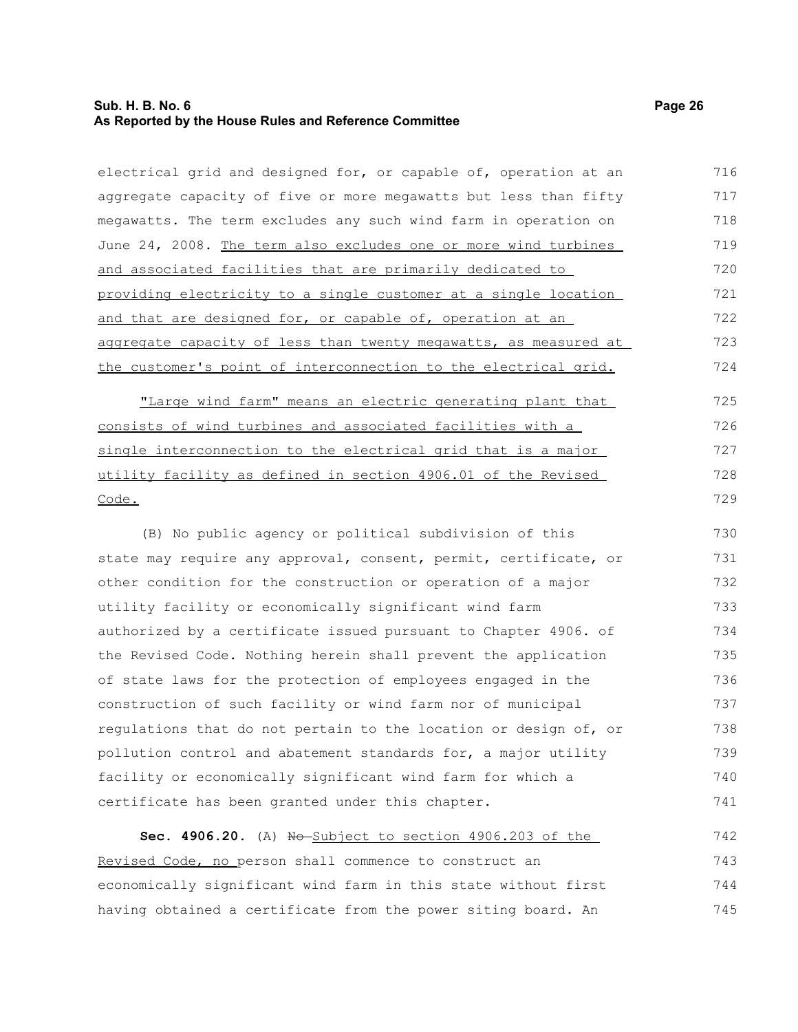electrical grid and designed for, or capable of, operation at an aggregate capacity of five or more megawatts but less than fifty megawatts. The term excludes any such wind farm in operation on June 24, 2008. The term also excludes one or more wind turbines and associated facilities that are primarily dedicated to providing electricity to a single customer at a single location and that are designed for, or capable of, operation at an aggregate capacity of less than twenty megawatts, as measured at the customer's point of interconnection to the electrical grid.

"Large wind farm" means an electric generating plant that consists of wind turbines and associated facilities with a single interconnection to the electrical grid that is a major utility facility as defined in section 4906.01 of the Revised Code.

(B) No public agency or political subdivision of this state may require any approval, consent, permit, certificate, or other condition for the construction or operation of a major utility facility or economically significant wind farm authorized by a certificate issued pursuant to Chapter 4906. of the Revised Code. Nothing herein shall prevent the application of state laws for the protection of employees engaged in the construction of such facility or wind farm nor of municipal regulations that do not pertain to the location or design of, or pollution control and abatement standards for, a major utility facility or economically significant wind farm for which a certificate has been granted under this chapter.

**Sec. 4906.20.** (A) ~~No~~ Subject to section 4906.203 of the Revised Code, no person shall commence to construct an economically significant wind farm in this state without first having obtained a certificate from the power siting board. An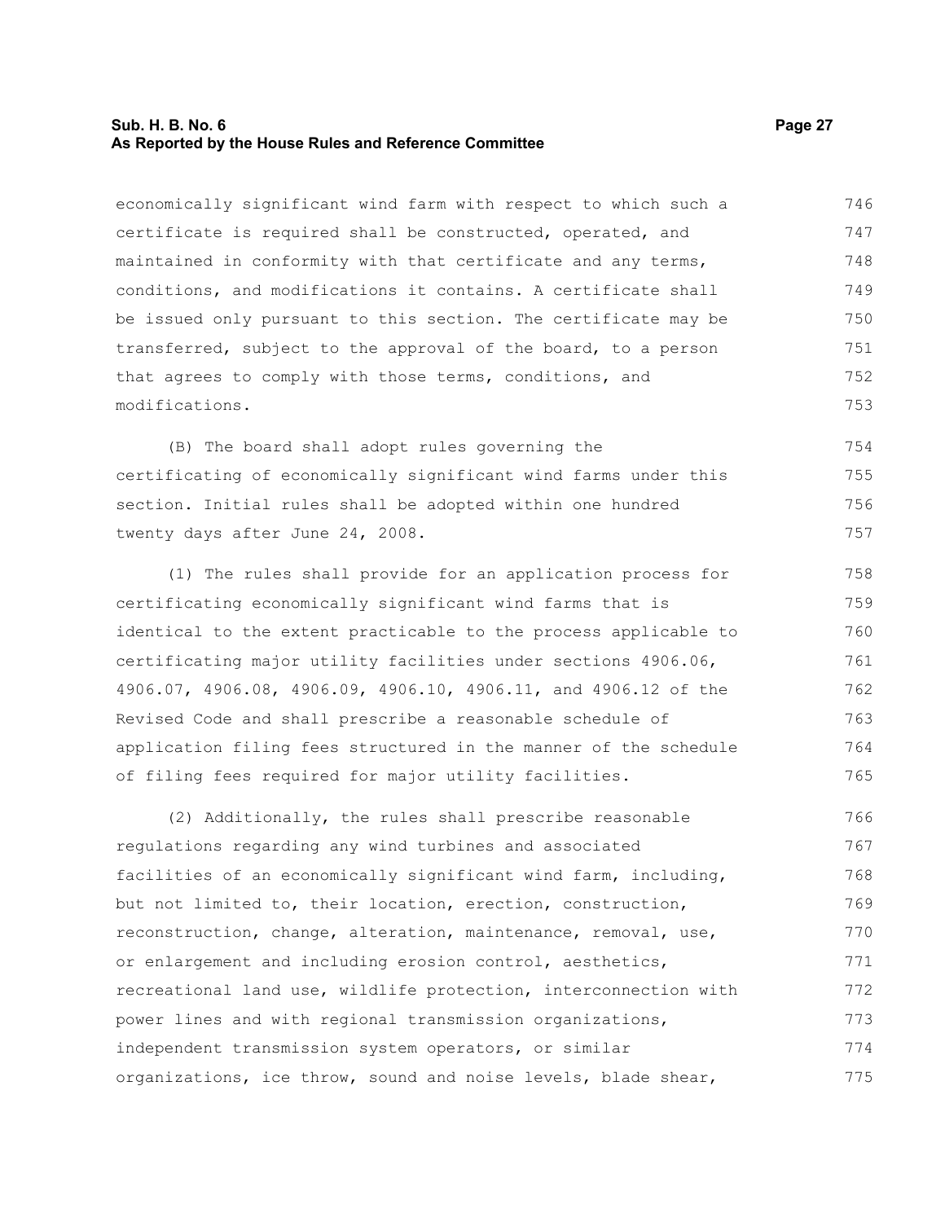economically significant wind farm with respect to which such a certificate is required shall be constructed, operated, and maintained in conformity with that certificate and any terms, conditions, and modifications it contains. A certificate shall be issued only pursuant to this section. The certificate may be transferred, subject to the approval of the board, to a person that agrees to comply with those terms, conditions, and modifications.

(B) The board shall adopt rules governing the certificating of economically significant wind farms under this section. Initial rules shall be adopted within one hundred twenty days after June 24, 2008.

(1) The rules shall provide for an application process for certificating economically significant wind farms that is identical to the extent practicable to the process applicable to certificating major utility facilities under sections 4906.06, 4906.07, 4906.08, 4906.09, 4906.10, 4906.11, and 4906.12 of the Revised Code and shall prescribe a reasonable schedule of application filing fees structured in the manner of the schedule of filing fees required for major utility facilities.

(2) Additionally, the rules shall prescribe reasonable regulations regarding any wind turbines and associated facilities of an economically significant wind farm, including, but not limited to, their location, erection, construction, reconstruction, change, alteration, maintenance, removal, use, or enlargement and including erosion control, aesthetics, recreational land use, wildlife protection, interconnection with power lines and with regional transmission organizations, independent transmission system operators, or similar organizations, ice throw, sound and noise levels, blade shear,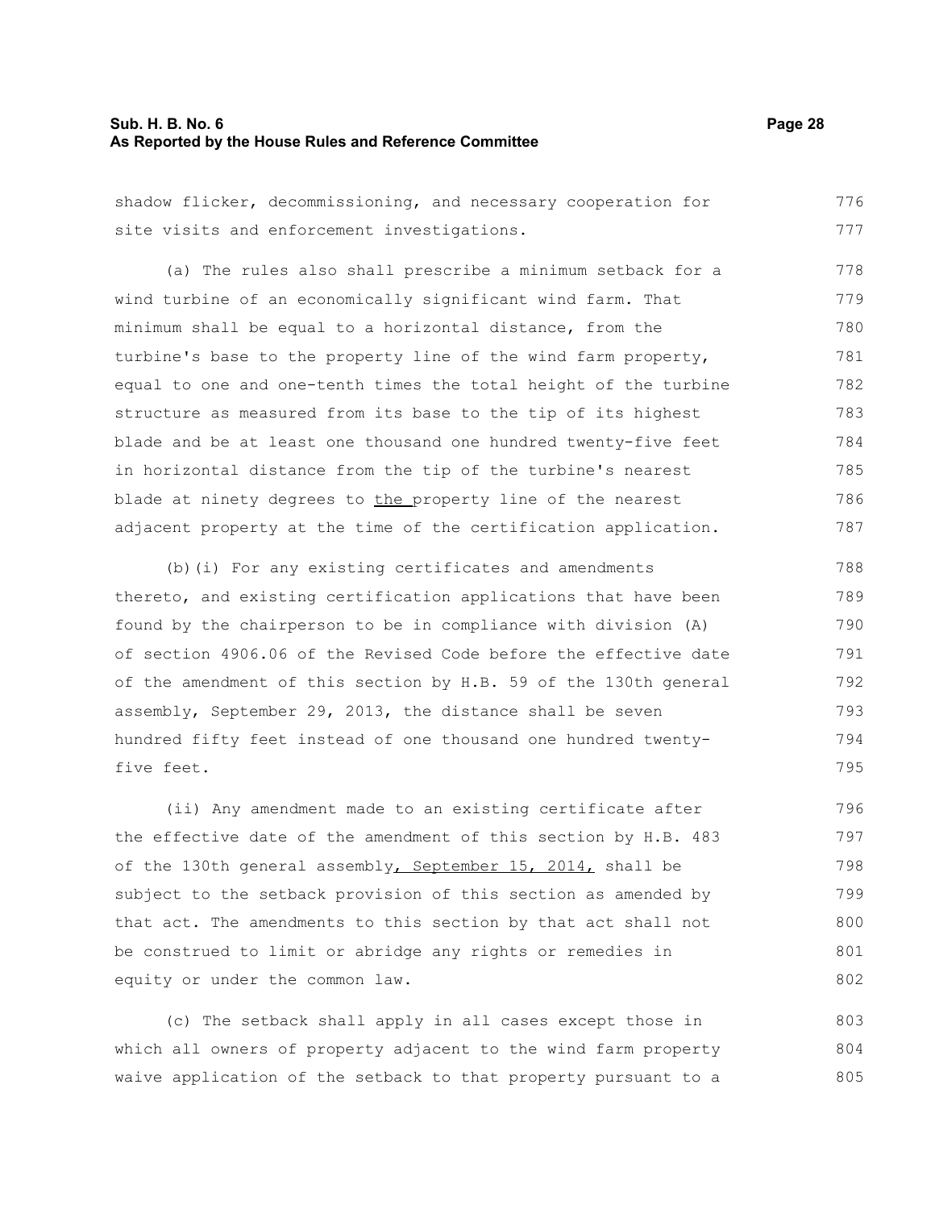shadow flicker, decommissioning, and necessary cooperation for site visits and enforcement investigations.

(a) The rules also shall prescribe a minimum setback for a wind turbine of an economically significant wind farm. That minimum shall be equal to a horizontal distance, from the turbine's base to the property line of the wind farm property, equal to one and one-tenth times the total height of the turbine structure as measured from its base to the tip of its highest blade and be at least one thousand one hundred twenty-five feet in horizontal distance from the tip of the turbine's nearest blade at ninety degrees to the property line of the nearest adjacent property at the time of the certification application.

(b)(i) For any existing certificates and amendments thereto, and existing certification applications that have been found by the chairperson to be in compliance with division (A) of section 4906.06 of the Revised Code before the effective date of the amendment of this section by H.B. 59 of the 130th general assembly, September 29, 2013, the distance shall be seven hundred fifty feet instead of one thousand one hundred twenty-five feet.

(ii) Any amendment made to an existing certificate after the effective date of the amendment of this section by H.B. 483 of the 130th general assembly, September 15, 2014, shall be subject to the setback provision of this section as amended by that act. The amendments to this section by that act shall not be construed to limit or abridge any rights or remedies in equity or under the common law.

(c) The setback shall apply in all cases except those in which all owners of property adjacent to the wind farm property waive application of the setback to that property pursuant to a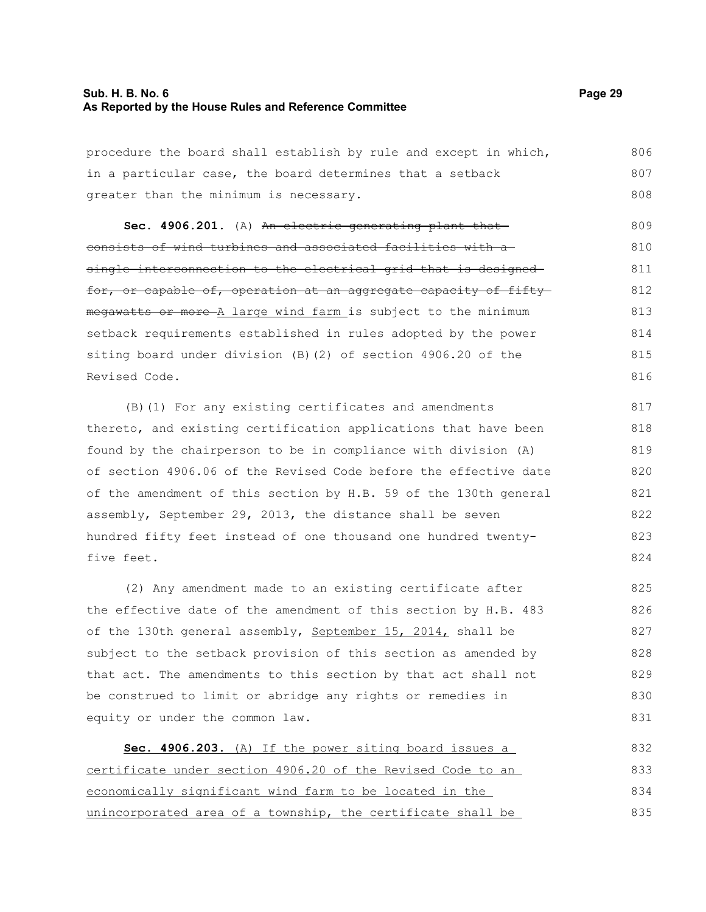procedure the board shall establish by rule and except in which, in a particular case, the board determines that a setback greater than the minimum is necessary.

**Sec. 4906.201.** (A) ~~An electric generating plant that consists of wind turbines and associated facilities with a single interconnection to the electrical grid that is designed for, or capable of, operation at an aggregate capacity of fifty megawatts or more~~ A large wind farm is subject to the minimum setback requirements established in rules adopted by the power siting board under division (B)(2) of section 4906.20 of the Revised Code.

(B)(1) For any existing certificates and amendments thereto, and existing certification applications that have been found by the chairperson to be in compliance with division (A) of section 4906.06 of the Revised Code before the effective date of the amendment of this section by H.B. 59 of the 130th general assembly, September 29, 2013, the distance shall be seven hundred fifty feet instead of one thousand one hundred twenty-five feet.

(2) Any amendment made to an existing certificate after the effective date of the amendment of this section by H.B. 483 of the 130th general assembly, <u>September 15, 2014,</u> shall be subject to the setback provision of this section as amended by that act. The amendments to this section by that act shall not be construed to limit or abridge any rights or remedies in equity or under the common law.

<u>**Sec. 4906.203.** (A) If the power siting board issues a certificate under section 4906.20 of the Revised Code to an economically significant wind farm to be located in the unincorporated area of a township, the certificate shall be</u>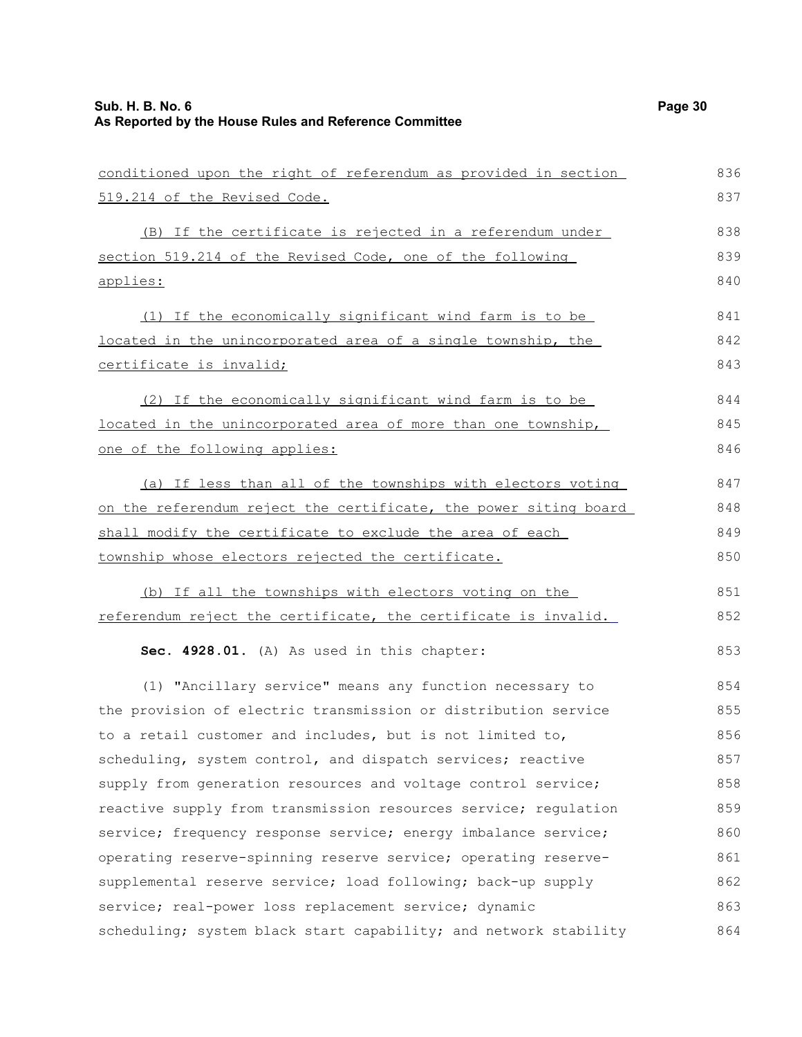conditioned upon the right of referendum as provided in section 519.214 of the Revised Code.

(B) If the certificate is rejected in a referendum under section 519.214 of the Revised Code, one of the following applies:

(1) If the economically significant wind farm is to be located in the unincorporated area of a single township, the certificate is invalid;

(2) If the economically significant wind farm is to be located in the unincorporated area of more than one township, one of the following applies:

(a) If less than all of the townships with electors voting on the referendum reject the certificate, the power siting board shall modify the certificate to exclude the area of each township whose electors rejected the certificate.

(b) If all the townships with electors voting on the referendum reject the certificate, the certificate is invalid.

**Sec. 4928.01.** (A) As used in this chapter:

(1) "Ancillary service" means any function necessary to the provision of electric transmission or distribution service to a retail customer and includes, but is not limited to, scheduling, system control, and dispatch services; reactive supply from generation resources and voltage control service; reactive supply from transmission resources service; regulation service; frequency response service; energy imbalance service; operating reserve-spinning reserve service; operating reserve-supplemental reserve service; load following; back-up supply service; real-power loss replacement service; dynamic scheduling; system black start capability; and network stability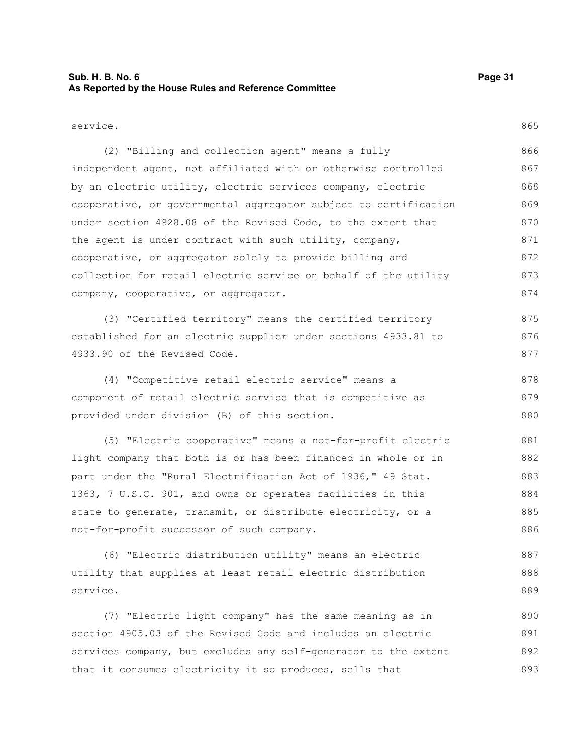service.

(2) "Billing and collection agent" means a fully independent agent, not affiliated with or otherwise controlled by an electric utility, electric services company, electric cooperative, or governmental aggregator subject to certification under section 4928.08 of the Revised Code, to the extent that the agent is under contract with such utility, company, cooperative, or aggregator solely to provide billing and collection for retail electric service on behalf of the utility company, cooperative, or aggregator.

(3) "Certified territory" means the certified territory established for an electric supplier under sections 4933.81 to 4933.90 of the Revised Code.

(4) "Competitive retail electric service" means a component of retail electric service that is competitive as provided under division (B) of this section.

(5) "Electric cooperative" means a not-for-profit electric light company that both is or has been financed in whole or in part under the "Rural Electrification Act of 1936," 49 Stat. 1363, 7 U.S.C. 901, and owns or operates facilities in this state to generate, transmit, or distribute electricity, or a not-for-profit successor of such company.

(6) "Electric distribution utility" means an electric utility that supplies at least retail electric distribution service.

(7) "Electric light company" has the same meaning as in section 4905.03 of the Revised Code and includes an electric services company, but excludes any self-generator to the extent that it consumes electricity it so produces, sells that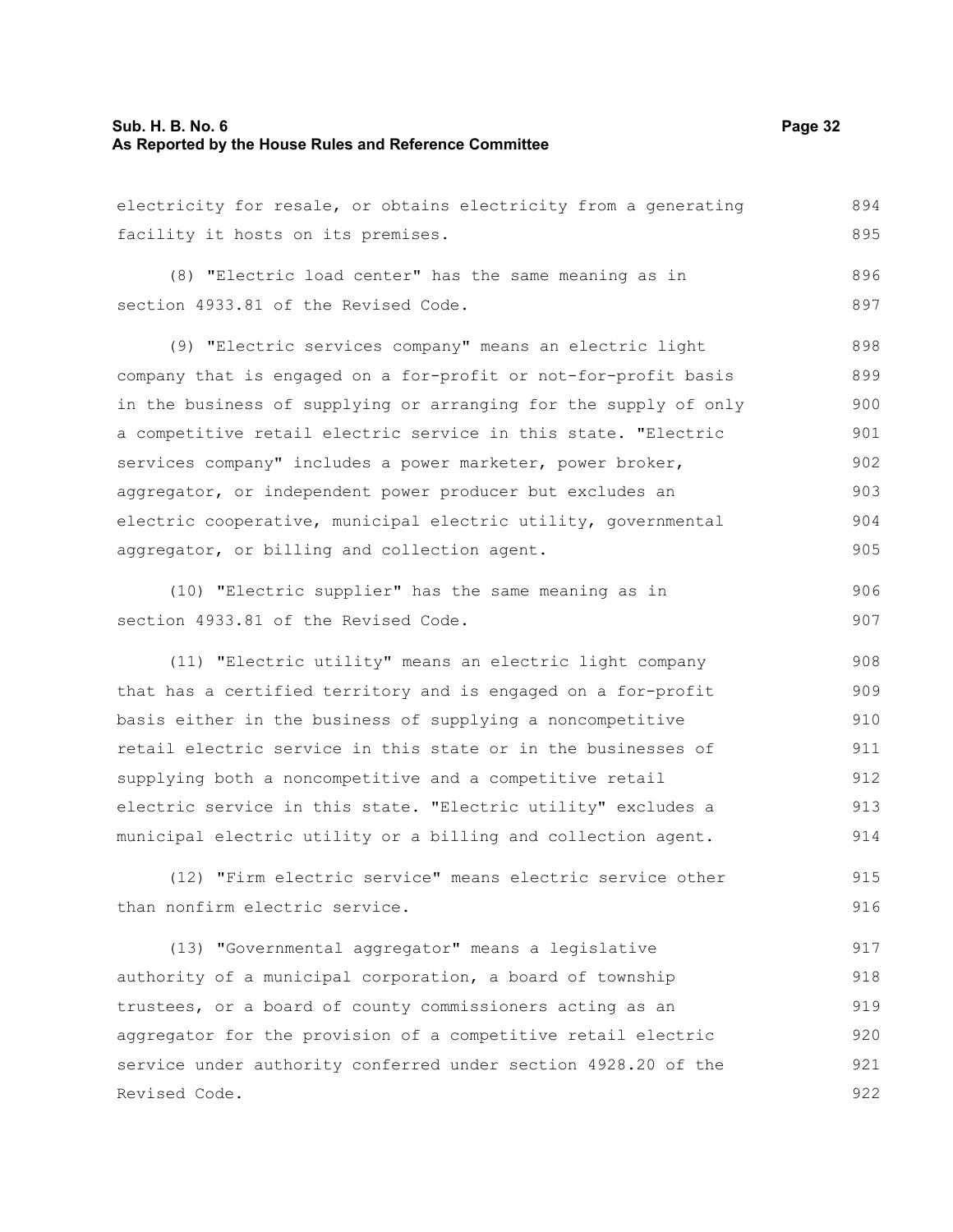electricity for resale, or obtains electricity from a generating facility it hosts on its premises.

(8) "Electric load center" has the same meaning as in section 4933.81 of the Revised Code.

(9) "Electric services company" means an electric light company that is engaged on a for-profit or not-for-profit basis in the business of supplying or arranging for the supply of only a competitive retail electric service in this state. "Electric services company" includes a power marketer, power broker, aggregator, or independent power producer but excludes an electric cooperative, municipal electric utility, governmental aggregator, or billing and collection agent.

(10) "Electric supplier" has the same meaning as in section 4933.81 of the Revised Code.

(11) "Electric utility" means an electric light company that has a certified territory and is engaged on a for-profit basis either in the business of supplying a noncompetitive retail electric service in this state or in the businesses of supplying both a noncompetitive and a competitive retail electric service in this state. "Electric utility" excludes a municipal electric utility or a billing and collection agent.

(12) "Firm electric service" means electric service other than nonfirm electric service.

(13) "Governmental aggregator" means a legislative authority of a municipal corporation, a board of township trustees, or a board of county commissioners acting as an aggregator for the provision of a competitive retail electric service under authority conferred under section 4928.20 of the Revised Code.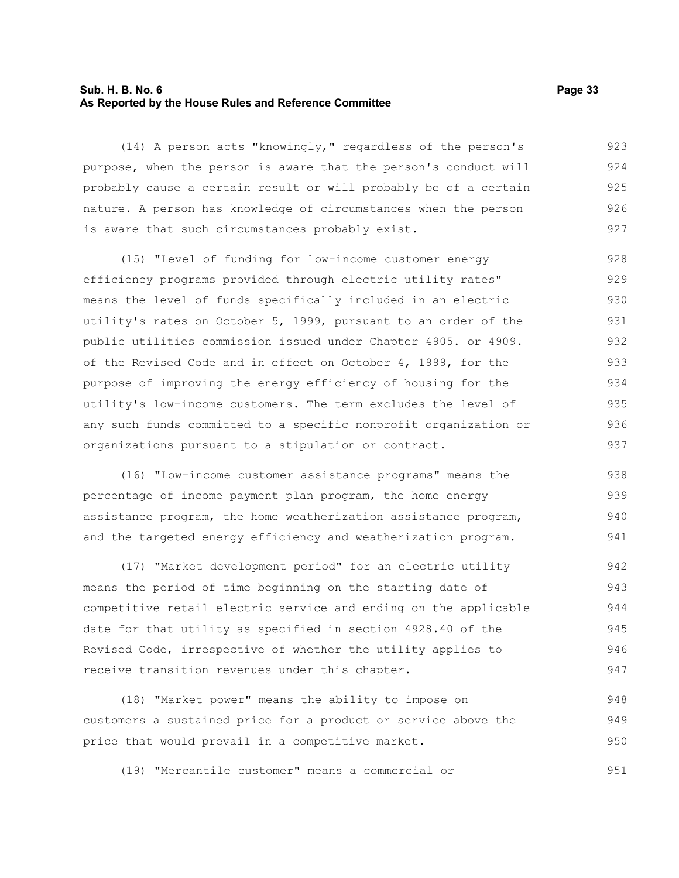(14) A person acts "knowingly," regardless of the person's purpose, when the person is aware that the person's conduct will probably cause a certain result or will probably be of a certain nature. A person has knowledge of circumstances when the person is aware that such circumstances probably exist.

(15) "Level of funding for low-income customer energy efficiency programs provided through electric utility rates" means the level of funds specifically included in an electric utility's rates on October 5, 1999, pursuant to an order of the public utilities commission issued under Chapter 4905. or 4909. of the Revised Code and in effect on October 4, 1999, for the purpose of improving the energy efficiency of housing for the utility's low-income customers. The term excludes the level of any such funds committed to a specific nonprofit organization or organizations pursuant to a stipulation or contract.

(16) "Low-income customer assistance programs" means the percentage of income payment plan program, the home energy assistance program, the home weatherization assistance program, and the targeted energy efficiency and weatherization program.

(17) "Market development period" for an electric utility means the period of time beginning on the starting date of competitive retail electric service and ending on the applicable date for that utility as specified in section 4928.40 of the Revised Code, irrespective of whether the utility applies to receive transition revenues under this chapter.

(18) "Market power" means the ability to impose on customers a sustained price for a product or service above the price that would prevail in a competitive market.

(19) "Mercantile customer" means a commercial or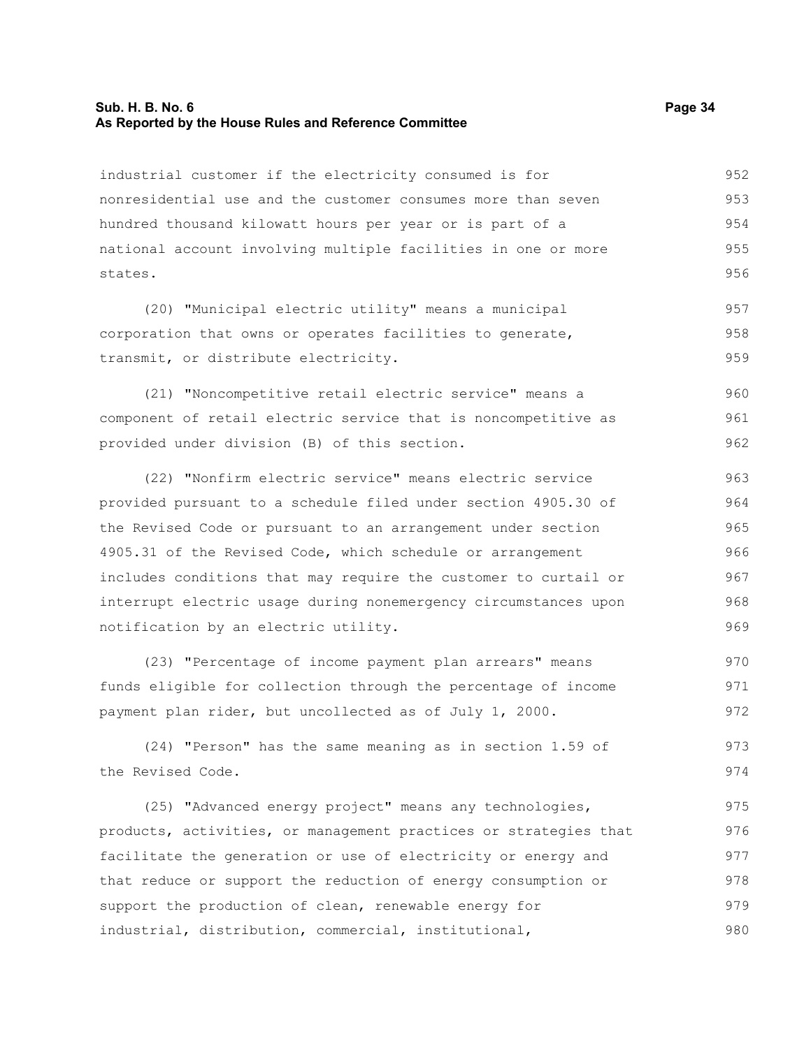industrial customer if the electricity consumed is for nonresidential use and the customer consumes more than seven hundred thousand kilowatt hours per year or is part of a national account involving multiple facilities in one or more states.

(20) "Municipal electric utility" means a municipal corporation that owns or operates facilities to generate, transmit, or distribute electricity.

(21) "Noncompetitive retail electric service" means a component of retail electric service that is noncompetitive as provided under division (B) of this section.

(22) "Nonfirm electric service" means electric service provided pursuant to a schedule filed under section 4905.30 of the Revised Code or pursuant to an arrangement under section 4905.31 of the Revised Code, which schedule or arrangement includes conditions that may require the customer to curtail or interrupt electric usage during nonemergency circumstances upon notification by an electric utility.

(23) "Percentage of income payment plan arrears" means funds eligible for collection through the percentage of income payment plan rider, but uncollected as of July 1, 2000.

(24) "Person" has the same meaning as in section 1.59 of the Revised Code.

(25) "Advanced energy project" means any technologies, products, activities, or management practices or strategies that facilitate the generation or use of electricity or energy and that reduce or support the reduction of energy consumption or support the production of clean, renewable energy for industrial, distribution, commercial, institutional,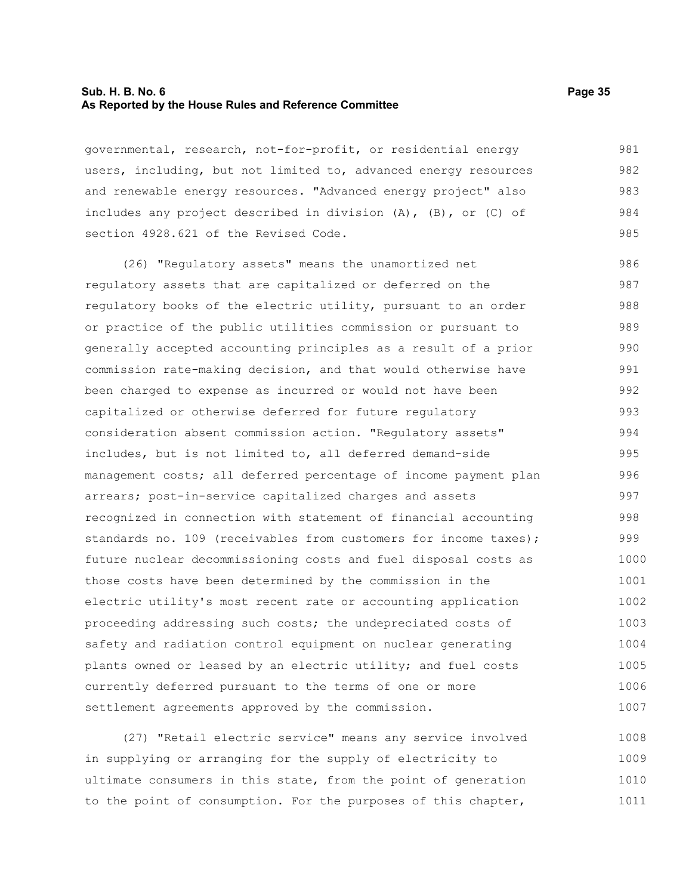governmental, research, not-for-profit, or residential energy users, including, but not limited to, advanced energy resources and renewable energy resources. "Advanced energy project" also includes any project described in division (A), (B), or (C) of section 4928.621 of the Revised Code.

(26) "Regulatory assets" means the unamortized net regulatory assets that are capitalized or deferred on the regulatory books of the electric utility, pursuant to an order or practice of the public utilities commission or pursuant to generally accepted accounting principles as a result of a prior commission rate-making decision, and that would otherwise have been charged to expense as incurred or would not have been capitalized or otherwise deferred for future regulatory consideration absent commission action. "Regulatory assets" includes, but is not limited to, all deferred demand-side management costs; all deferred percentage of income payment plan arrears; post-in-service capitalized charges and assets recognized in connection with statement of financial accounting standards no. 109 (receivables from customers for income taxes); future nuclear decommissioning costs and fuel disposal costs as those costs have been determined by the commission in the electric utility's most recent rate or accounting application proceeding addressing such costs; the undepreciated costs of safety and radiation control equipment on nuclear generating plants owned or leased by an electric utility; and fuel costs currently deferred pursuant to the terms of one or more settlement agreements approved by the commission.

(27) "Retail electric service" means any service involved in supplying or arranging for the supply of electricity to ultimate consumers in this state, from the point of generation to the point of consumption. For the purposes of this chapter,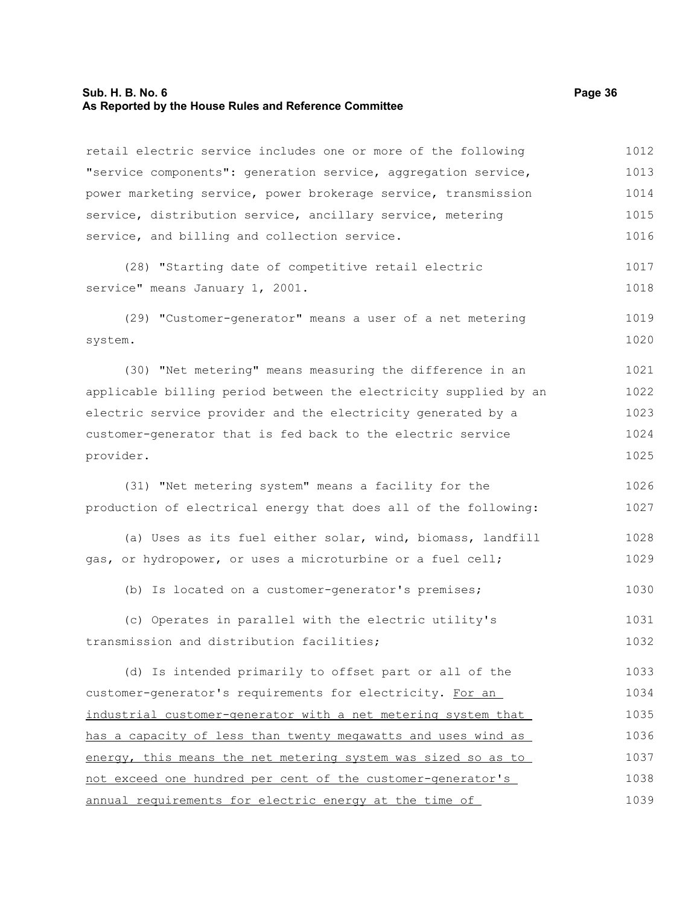retail electric service includes one or more of the following "service components": generation service, aggregation service, power marketing service, power brokerage service, transmission service, distribution service, ancillary service, metering service, and billing and collection service.

(28) "Starting date of competitive retail electric service" means January 1, 2001.

(29) "Customer-generator" means a user of a net metering system.

(30) "Net metering" means measuring the difference in an applicable billing period between the electricity supplied by an electric service provider and the electricity generated by a customer-generator that is fed back to the electric service provider.

(31) "Net metering system" means a facility for the production of electrical energy that does all of the following:

(a) Uses as its fuel either solar, wind, biomass, landfill gas, or hydropower, or uses a microturbine or a fuel cell;

(b) Is located on a customer-generator's premises;

(c) Operates in parallel with the electric utility's transmission and distribution facilities;

(d) Is intended primarily to offset part or all of the customer-generator's requirements for electricity. For an industrial customer-generator with a net metering system that has a capacity of less than twenty megawatts and uses wind as energy, this means the net metering system was sized so as to not exceed one hundred per cent of the customer-generator's annual requirements for electric energy at the time of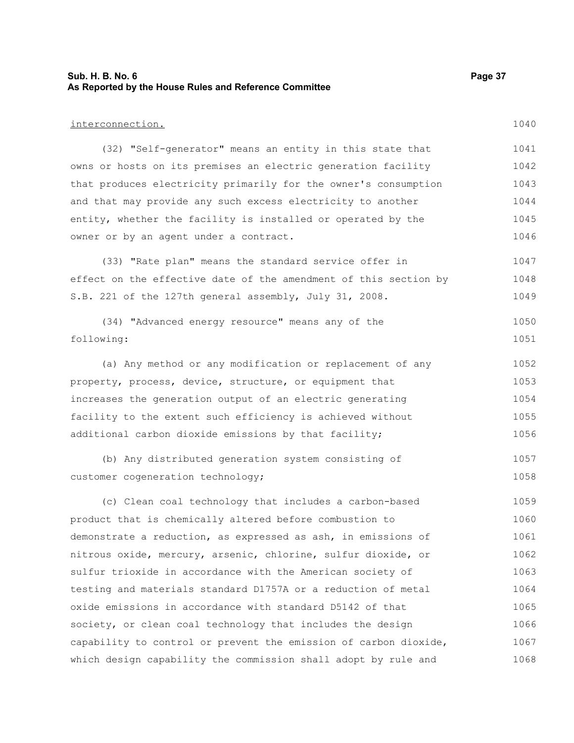interconnection.

(32) "Self-generator" means an entity in this state that owns or hosts on its premises an electric generation facility that produces electricity primarily for the owner's consumption and that may provide any such excess electricity to another entity, whether the facility is installed or operated by the owner or by an agent under a contract.

(33) "Rate plan" means the standard service offer in effect on the effective date of the amendment of this section by S.B. 221 of the 127th general assembly, July 31, 2008.

(34) "Advanced energy resource" means any of the following:

(a) Any method or any modification or replacement of any property, process, device, structure, or equipment that increases the generation output of an electric generating facility to the extent such efficiency is achieved without additional carbon dioxide emissions by that facility;

(b) Any distributed generation system consisting of customer cogeneration technology;

(c) Clean coal technology that includes a carbon-based product that is chemically altered before combustion to demonstrate a reduction, as expressed as ash, in emissions of nitrous oxide, mercury, arsenic, chlorine, sulfur dioxide, or sulfur trioxide in accordance with the American society of testing and materials standard D1757A or a reduction of metal oxide emissions in accordance with standard D5142 of that society, or clean coal technology that includes the design capability to control or prevent the emission of carbon dioxide, which design capability the commission shall adopt by rule and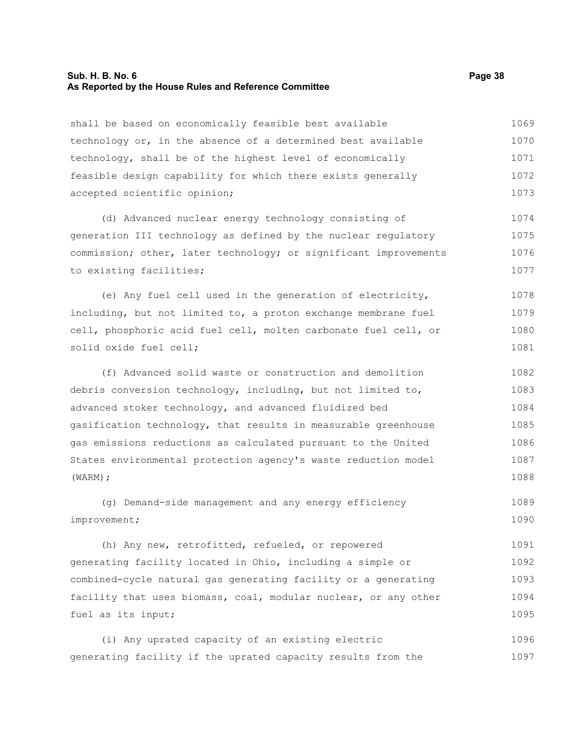shall be based on economically feasible best available technology or, in the absence of a determined best available technology, shall be of the highest level of economically feasible design capability for which there exists generally accepted scientific opinion;

(d) Advanced nuclear energy technology consisting of generation III technology as defined by the nuclear regulatory commission; other, later technology; or significant improvements to existing facilities;

(e) Any fuel cell used in the generation of electricity, including, but not limited to, a proton exchange membrane fuel cell, phosphoric acid fuel cell, molten carbonate fuel cell, or solid oxide fuel cell;

(f) Advanced solid waste or construction and demolition debris conversion technology, including, but not limited to, advanced stoker technology, and advanced fluidized bed gasification technology, that results in measurable greenhouse gas emissions reductions as calculated pursuant to the United States environmental protection agency's waste reduction model (WARM);

(g) Demand-side management and any energy efficiency improvement;

(h) Any new, retrofitted, refueled, or repowered generating facility located in Ohio, including a simple or combined-cycle natural gas generating facility or a generating facility that uses biomass, coal, modular nuclear, or any other fuel as its input;

(i) Any uprated capacity of an existing electric generating facility if the uprated capacity results from the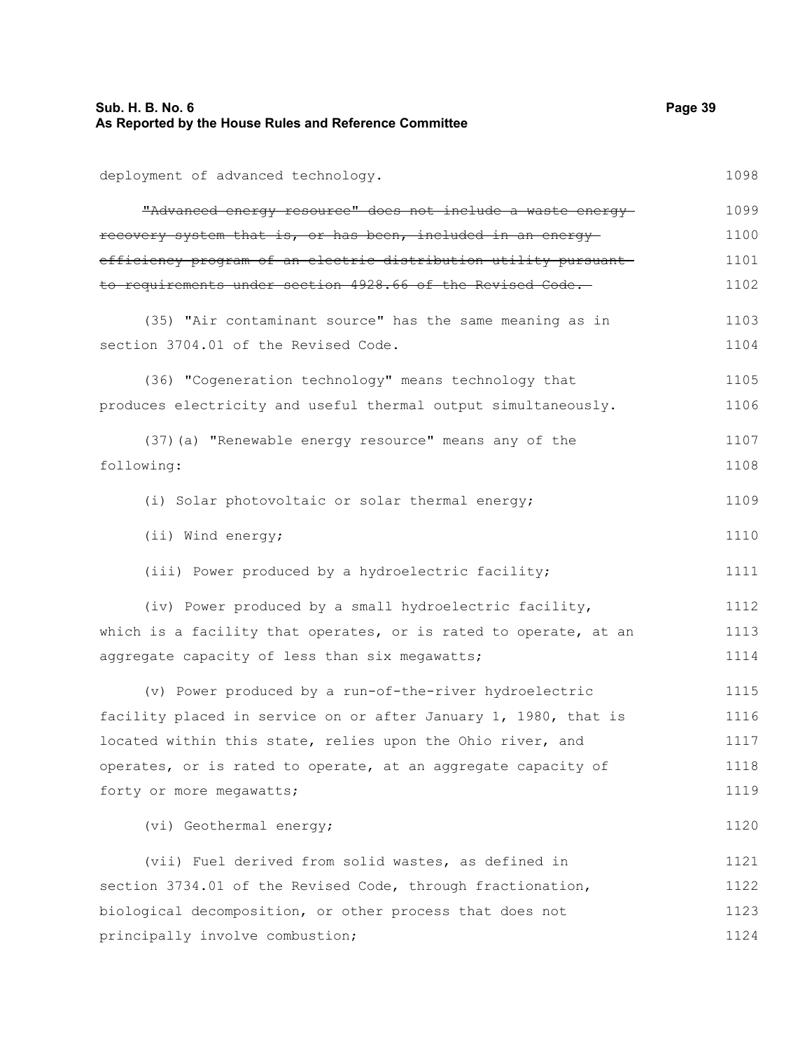deployment of advanced technology.

~~"Advanced energy resource" does not include a waste energy recovery system that is, or has been, included in an energy efficiency program of an electric distribution utility pursuant to requirements under section 4928.66 of the Revised Code.~~

(35) "Air contaminant source" has the same meaning as in section 3704.01 of the Revised Code.

(36) "Cogeneration technology" means technology that produces electricity and useful thermal output simultaneously.

(37)(a) "Renewable energy resource" means any of the following:

(i) Solar photovoltaic or solar thermal energy;

(ii) Wind energy;

(iii) Power produced by a hydroelectric facility;

(iv) Power produced by a small hydroelectric facility, which is a facility that operates, or is rated to operate, at an aggregate capacity of less than six megawatts;

(v) Power produced by a run-of-the-river hydroelectric facility placed in service on or after January 1, 1980, that is located within this state, relies upon the Ohio river, and operates, or is rated to operate, at an aggregate capacity of forty or more megawatts;

(vi) Geothermal energy;

(vii) Fuel derived from solid wastes, as defined in section 3734.01 of the Revised Code, through fractionation, biological decomposition, or other process that does not principally involve combustion;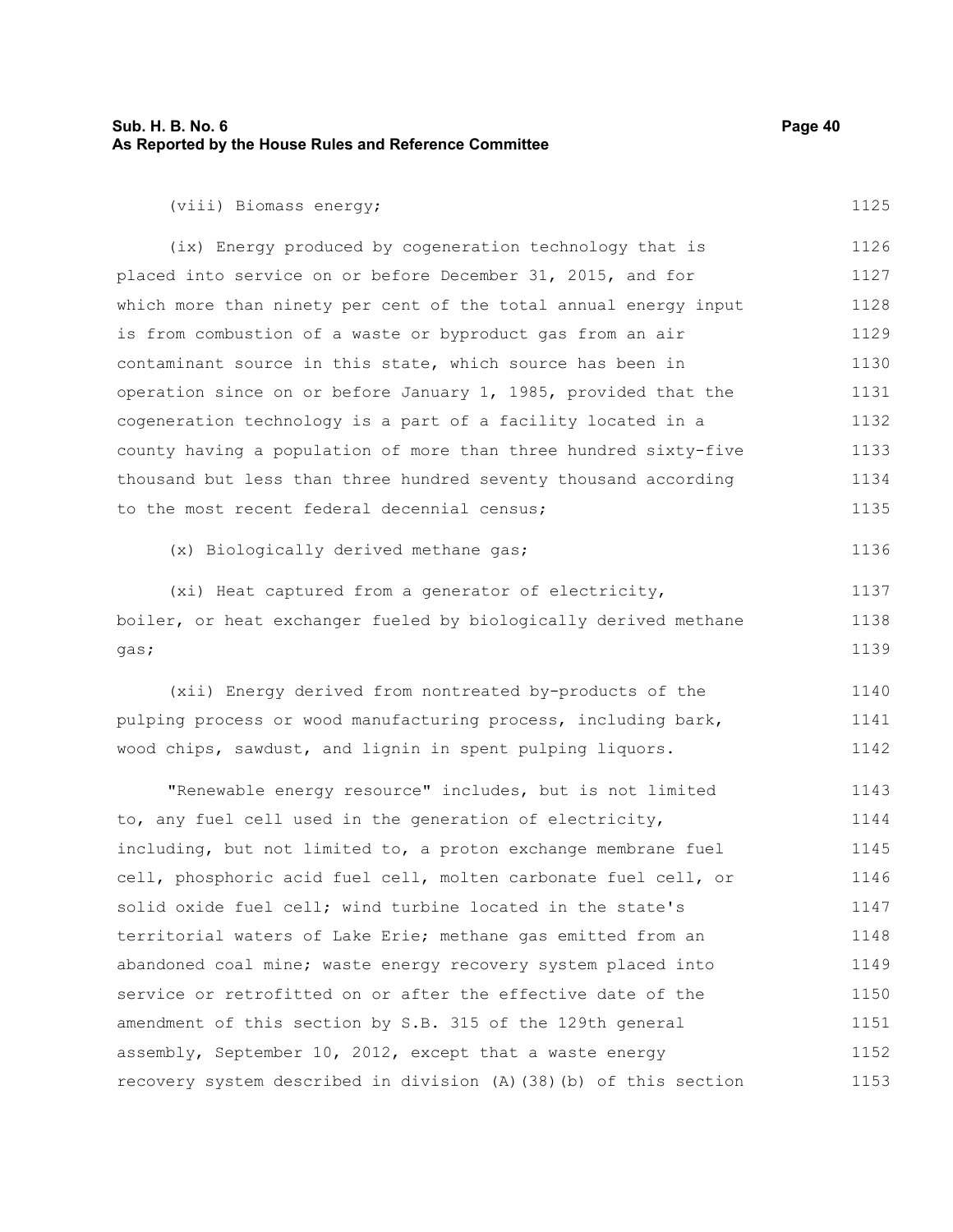(viii) Biomass energy;

(ix) Energy produced by cogeneration technology that is placed into service on or before December 31, 2015, and for which more than ninety per cent of the total annual energy input is from combustion of a waste or byproduct gas from an air contaminant source in this state, which source has been in operation since on or before January 1, 1985, provided that the cogeneration technology is a part of a facility located in a county having a population of more than three hundred sixty-five thousand but less than three hundred seventy thousand according to the most recent federal decennial census;

(x) Biologically derived methane gas;

(xi) Heat captured from a generator of electricity, boiler, or heat exchanger fueled by biologically derived methane gas;

(xii) Energy derived from nontreated by-products of the pulping process or wood manufacturing process, including bark, wood chips, sawdust, and lignin in spent pulping liquors.

"Renewable energy resource" includes, but is not limited to, any fuel cell used in the generation of electricity, including, but not limited to, a proton exchange membrane fuel cell, phosphoric acid fuel cell, molten carbonate fuel cell, or solid oxide fuel cell; wind turbine located in the state's territorial waters of Lake Erie; methane gas emitted from an abandoned coal mine; waste energy recovery system placed into service or retrofitted on or after the effective date of the amendment of this section by S.B. 315 of the 129th general assembly, September 10, 2012, except that a waste energy recovery system described in division (A)(38)(b) of this section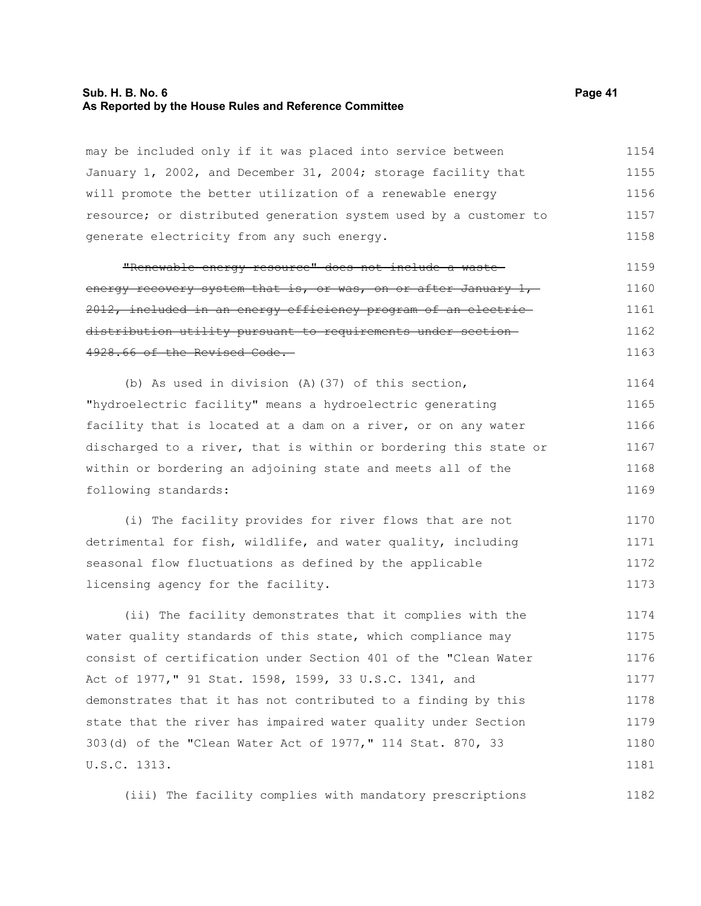may be included only if it was placed into service between January 1, 2002, and December 31, 2004; storage facility that will promote the better utilization of a renewable energy resource; or distributed generation system used by a customer to generate electricity from any such energy.

~~"Renewable energy resource" does not include a waste energy recovery system that is, or was, on or after January 1, 2012, included in an energy efficiency program of an electric distribution utility pursuant to requirements under section 4928.66 of the Revised Code.~~

(b) As used in division (A)(37) of this section, "hydroelectric facility" means a hydroelectric generating facility that is located at a dam on a river, or on any water discharged to a river, that is within or bordering this state or within or bordering an adjoining state and meets all of the following standards:

(i) The facility provides for river flows that are not detrimental for fish, wildlife, and water quality, including seasonal flow fluctuations as defined by the applicable licensing agency for the facility.

(ii) The facility demonstrates that it complies with the water quality standards of this state, which compliance may consist of certification under Section 401 of the "Clean Water Act of 1977," 91 Stat. 1598, 1599, 33 U.S.C. 1341, and demonstrates that it has not contributed to a finding by this state that the river has impaired water quality under Section 303(d) of the "Clean Water Act of 1977," 114 Stat. 870, 33 U.S.C. 1313.

(iii) The facility complies with mandatory prescriptions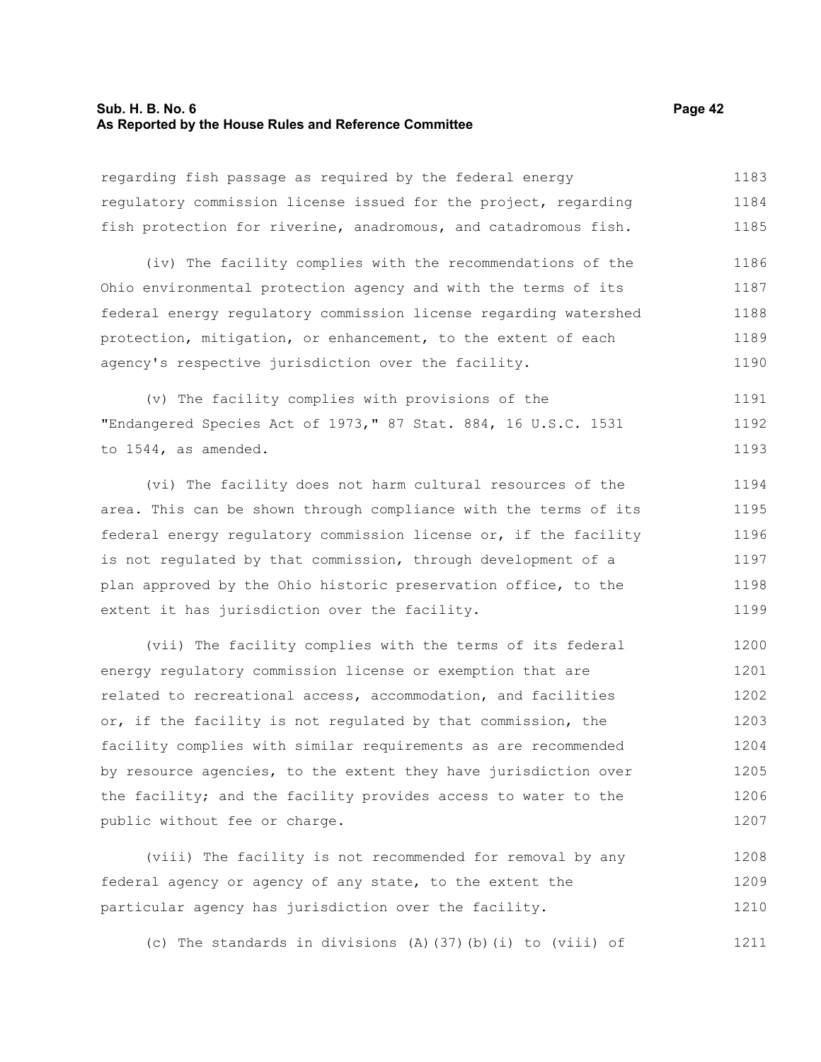regarding fish passage as required by the federal energy regulatory commission license issued for the project, regarding fish protection for riverine, anadromous, and catadromous fish.

(iv) The facility complies with the recommendations of the Ohio environmental protection agency and with the terms of its federal energy regulatory commission license regarding watershed protection, mitigation, or enhancement, to the extent of each agency's respective jurisdiction over the facility.

(v) The facility complies with provisions of the "Endangered Species Act of 1973," 87 Stat. 884, 16 U.S.C. 1531 to 1544, as amended.

(vi) The facility does not harm cultural resources of the area. This can be shown through compliance with the terms of its federal energy regulatory commission license or, if the facility is not regulated by that commission, through development of a plan approved by the Ohio historic preservation office, to the extent it has jurisdiction over the facility.

(vii) The facility complies with the terms of its federal energy regulatory commission license or exemption that are related to recreational access, accommodation, and facilities or, if the facility is not regulated by that commission, the facility complies with similar requirements as are recommended by resource agencies, to the extent they have jurisdiction over the facility; and the facility provides access to water to the public without fee or charge.

(viii) The facility is not recommended for removal by any federal agency or agency of any state, to the extent the particular agency has jurisdiction over the facility.

(c) The standards in divisions (A)(37)(b)(i) to (viii) of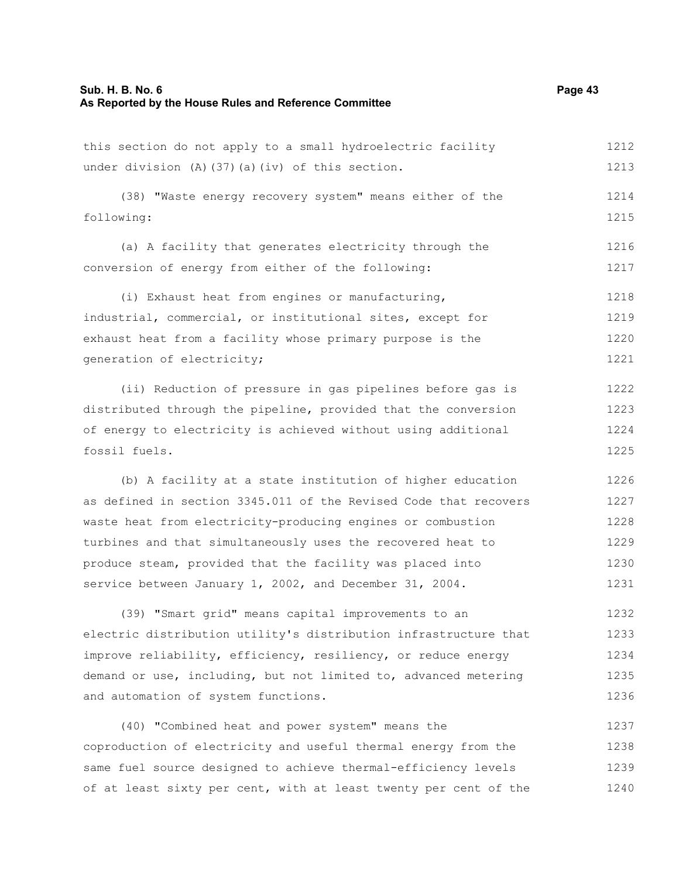this section do not apply to a small hydroelectric facility under division (A)(37)(a)(iv) of this section.

(38) "Waste energy recovery system" means either of the following:

(a) A facility that generates electricity through the conversion of energy from either of the following:

(i) Exhaust heat from engines or manufacturing, industrial, commercial, or institutional sites, except for exhaust heat from a facility whose primary purpose is the generation of electricity;

(ii) Reduction of pressure in gas pipelines before gas is distributed through the pipeline, provided that the conversion of energy to electricity is achieved without using additional fossil fuels.

(b) A facility at a state institution of higher education as defined in section 3345.011 of the Revised Code that recovers waste heat from electricity-producing engines or combustion turbines and that simultaneously uses the recovered heat to produce steam, provided that the facility was placed into service between January 1, 2002, and December 31, 2004.

(39) "Smart grid" means capital improvements to an electric distribution utility's distribution infrastructure that improve reliability, efficiency, resiliency, or reduce energy demand or use, including, but not limited to, advanced metering and automation of system functions.

(40) "Combined heat and power system" means the coproduction of electricity and useful thermal energy from the same fuel source designed to achieve thermal-efficiency levels of at least sixty per cent, with at least twenty per cent of the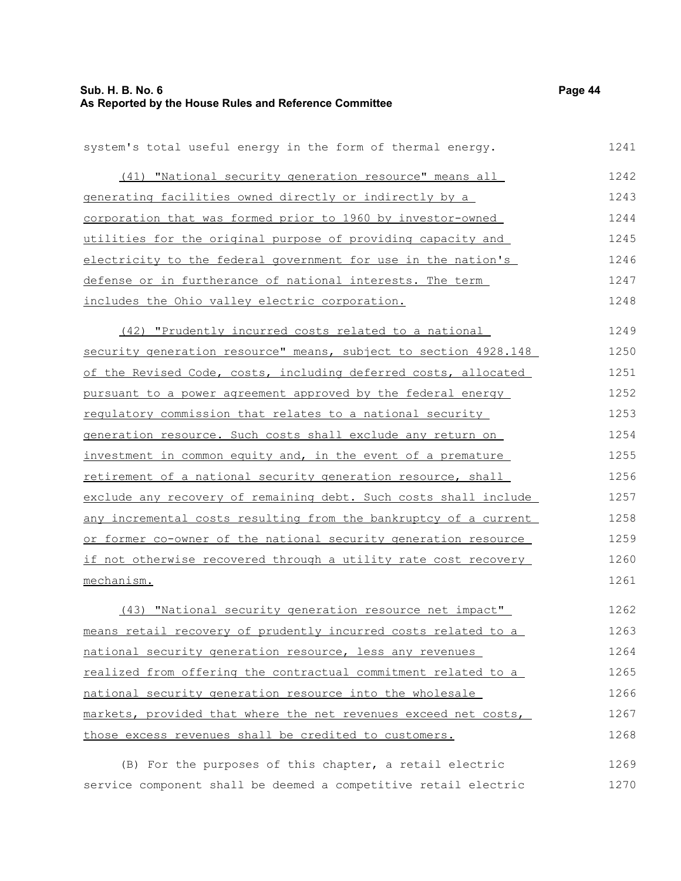system's total useful energy in the form of thermal energy.

(41) "National security generation resource" means all generating facilities owned directly or indirectly by a corporation that was formed prior to 1960 by investor-owned utilities for the original purpose of providing capacity and electricity to the federal government for use in the nation's defense or in furtherance of national interests. The term includes the Ohio valley electric corporation.

(42) "Prudently incurred costs related to a national security generation resource" means, subject to section 4928.148 of the Revised Code, costs, including deferred costs, allocated pursuant to a power agreement approved by the federal energy regulatory commission that relates to a national security generation resource. Such costs shall exclude any return on investment in common equity and, in the event of a premature retirement of a national security generation resource, shall exclude any recovery of remaining debt. Such costs shall include any incremental costs resulting from the bankruptcy of a current or former co-owner of the national security generation resource if not otherwise recovered through a utility rate cost recovery mechanism.

(43) "National security generation resource net impact" means retail recovery of prudently incurred costs related to a national security generation resource, less any revenues realized from offering the contractual commitment related to a national security generation resource into the wholesale markets, provided that where the net revenues exceed net costs, those excess revenues shall be credited to customers.

(B) For the purposes of this chapter, a retail electric service component shall be deemed a competitive retail electric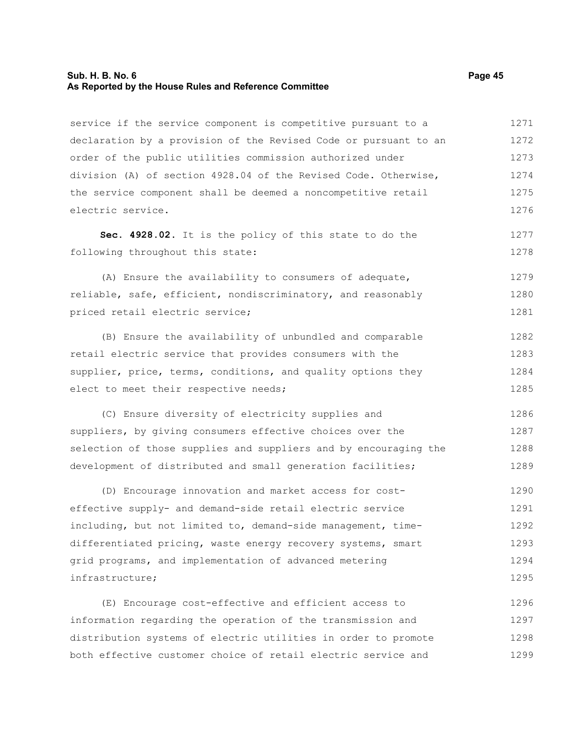service if the service component is competitive pursuant to a declaration by a provision of the Revised Code or pursuant to an order of the public utilities commission authorized under division (A) of section 4928.04 of the Revised Code. Otherwise, the service component shall be deemed a noncompetitive retail electric service.

**Sec. 4928.02.** It is the policy of this state to do the following throughout this state:

(A) Ensure the availability to consumers of adequate, reliable, safe, efficient, nondiscriminatory, and reasonably priced retail electric service;

(B) Ensure the availability of unbundled and comparable retail electric service that provides consumers with the supplier, price, terms, conditions, and quality options they elect to meet their respective needs;

(C) Ensure diversity of electricity supplies and suppliers, by giving consumers effective choices over the selection of those supplies and suppliers and by encouraging the development of distributed and small generation facilities;

(D) Encourage innovation and market access for cost-effective supply- and demand-side retail electric service including, but not limited to, demand-side management, time-differentiated pricing, waste energy recovery systems, smart grid programs, and implementation of advanced metering infrastructure;

(E) Encourage cost-effective and efficient access to information regarding the operation of the transmission and distribution systems of electric utilities in order to promote both effective customer choice of retail electric service and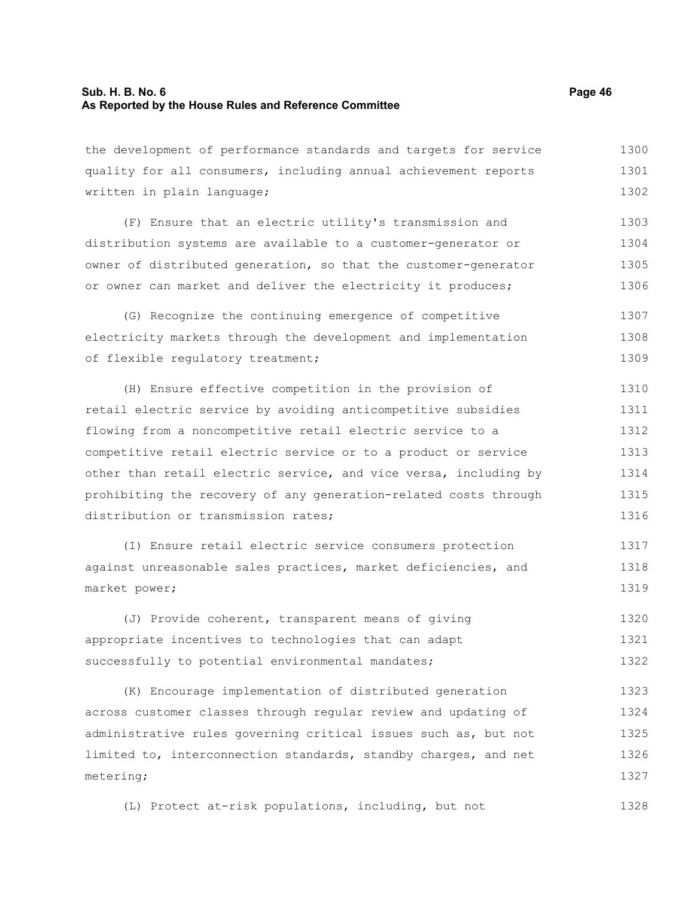the development of performance standards and targets for service quality for all consumers, including annual achievement reports written in plain language;

(F) Ensure that an electric utility's transmission and distribution systems are available to a customer-generator or owner of distributed generation, so that the customer-generator or owner can market and deliver the electricity it produces;

(G) Recognize the continuing emergence of competitive electricity markets through the development and implementation of flexible regulatory treatment;

(H) Ensure effective competition in the provision of retail electric service by avoiding anticompetitive subsidies flowing from a noncompetitive retail electric service to a competitive retail electric service or to a product or service other than retail electric service, and vice versa, including by prohibiting the recovery of any generation-related costs through distribution or transmission rates;

(I) Ensure retail electric service consumers protection against unreasonable sales practices, market deficiencies, and market power;

(J) Provide coherent, transparent means of giving appropriate incentives to technologies that can adapt successfully to potential environmental mandates;

(K) Encourage implementation of distributed generation across customer classes through regular review and updating of administrative rules governing critical issues such as, but not limited to, interconnection standards, standby charges, and net metering;

(L) Protect at-risk populations, including, but not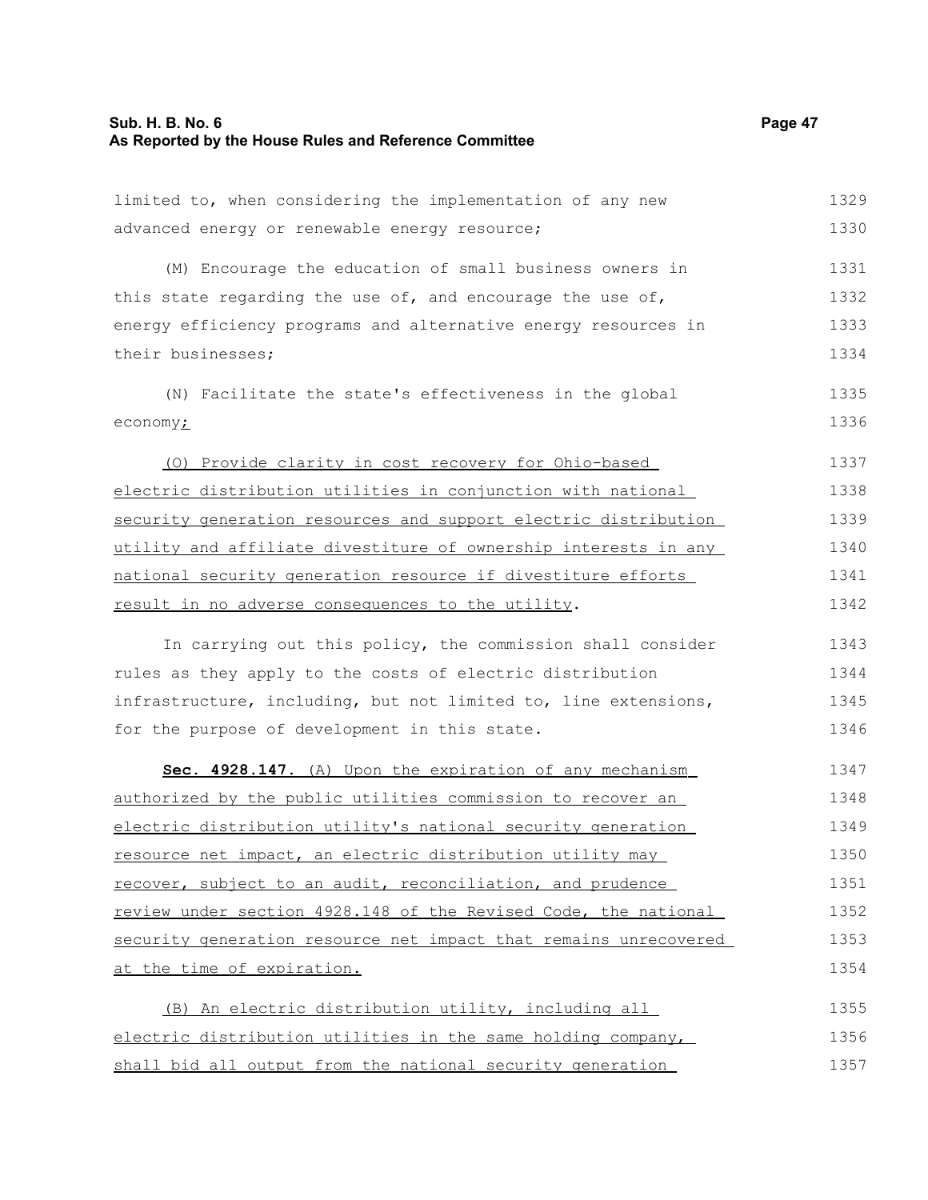limited to, when considering the implementation of any new advanced energy or renewable energy resource;

(M) Encourage the education of small business owners in this state regarding the use of, and encourage the use of, energy efficiency programs and alternative energy resources in their businesses;

(N) Facilitate the state's effectiveness in the global economy;

(O) Provide clarity in cost recovery for Ohio-based electric distribution utilities in conjunction with national security generation resources and support electric distribution utility and affiliate divestiture of ownership interests in any national security generation resource if divestiture efforts result in no adverse consequences to the utility.

In carrying out this policy, the commission shall consider rules as they apply to the costs of electric distribution infrastructure, including, but not limited to, line extensions, for the purpose of development in this state.

**Sec. 4928.147.** (A) Upon the expiration of any mechanism authorized by the public utilities commission to recover an electric distribution utility's national security generation resource net impact, an electric distribution utility may recover, subject to an audit, reconciliation, and prudence review under section 4928.148 of the Revised Code, the national security generation resource net impact that remains unrecovered at the time of expiration.

(B) An electric distribution utility, including all electric distribution utilities in the same holding company, shall bid all output from the national security generation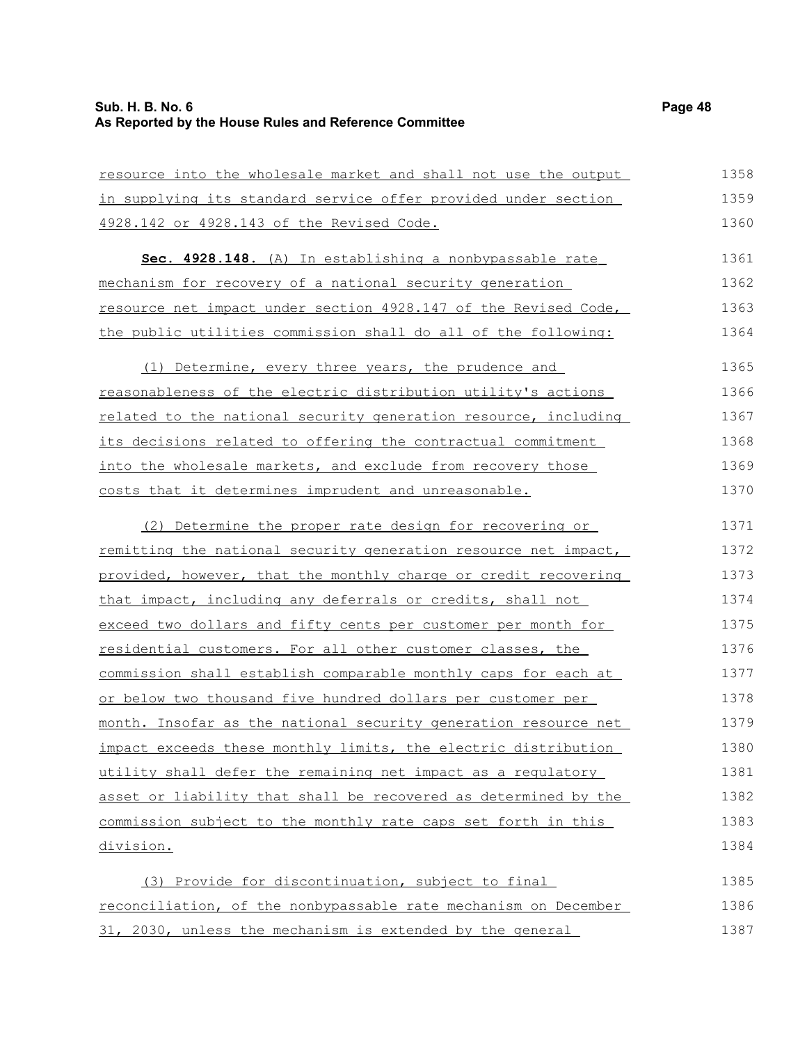resource into the wholesale market and shall not use the output in supplying its standard service offer provided under section 4928.142 or 4928.143 of the Revised Code.

**Sec. 4928.148.** (A) In establishing a nonbypassable rate mechanism for recovery of a national security generation resource net impact under section 4928.147 of the Revised Code, the public utilities commission shall do all of the following:

(1) Determine, every three years, the prudence and reasonableness of the electric distribution utility's actions related to the national security generation resource, including its decisions related to offering the contractual commitment into the wholesale markets, and exclude from recovery those costs that it determines imprudent and unreasonable.

(2) Determine the proper rate design for recovering or remitting the national security generation resource net impact, provided, however, that the monthly charge or credit recovering that impact, including any deferrals or credits, shall not exceed two dollars and fifty cents per customer per month for residential customers. For all other customer classes, the commission shall establish comparable monthly caps for each at or below two thousand five hundred dollars per customer per month. Insofar as the national security generation resource net impact exceeds these monthly limits, the electric distribution utility shall defer the remaining net impact as a regulatory asset or liability that shall be recovered as determined by the commission subject to the monthly rate caps set forth in this division.

(3) Provide for discontinuation, subject to final reconciliation, of the nonbypassable rate mechanism on December 31, 2030, unless the mechanism is extended by the general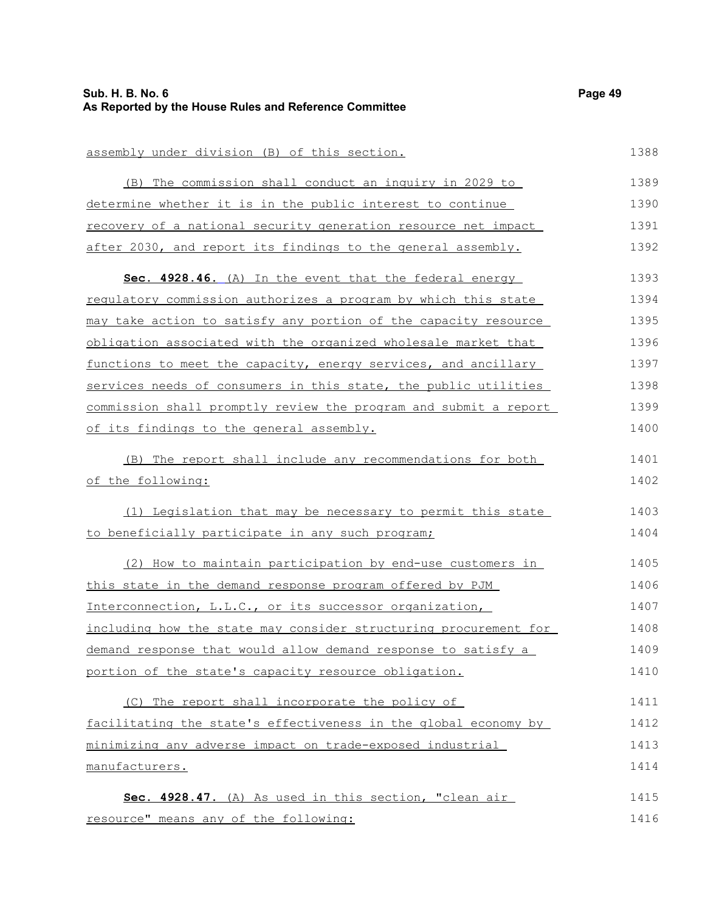assembly under division (B) of this section.

(B) The commission shall conduct an inquiry in 2029 to determine whether it is in the public interest to continue recovery of a national security generation resource net impact after 2030, and report its findings to the general assembly.

**Sec. 4928.46.** (A) In the event that the federal energy regulatory commission authorizes a program by which this state may take action to satisfy any portion of the capacity resource obligation associated with the organized wholesale market that functions to meet the capacity, energy services, and ancillary services needs of consumers in this state, the public utilities commission shall promptly review the program and submit a report of its findings to the general assembly.

(B) The report shall include any recommendations for both of the following:

(1) Legislation that may be necessary to permit this state to beneficially participate in any such program;

(2) How to maintain participation by end-use customers in this state in the demand response program offered by PJM Interconnection, L.L.C., or its successor organization, including how the state may consider structuring procurement for demand response that would allow demand response to satisfy a portion of the state's capacity resource obligation.

(C) The report shall incorporate the policy of facilitating the state's effectiveness in the global economy by minimizing any adverse impact on trade-exposed industrial manufacturers.

**Sec. 4928.47.** (A) As used in this section, "clean air resource" means any of the following: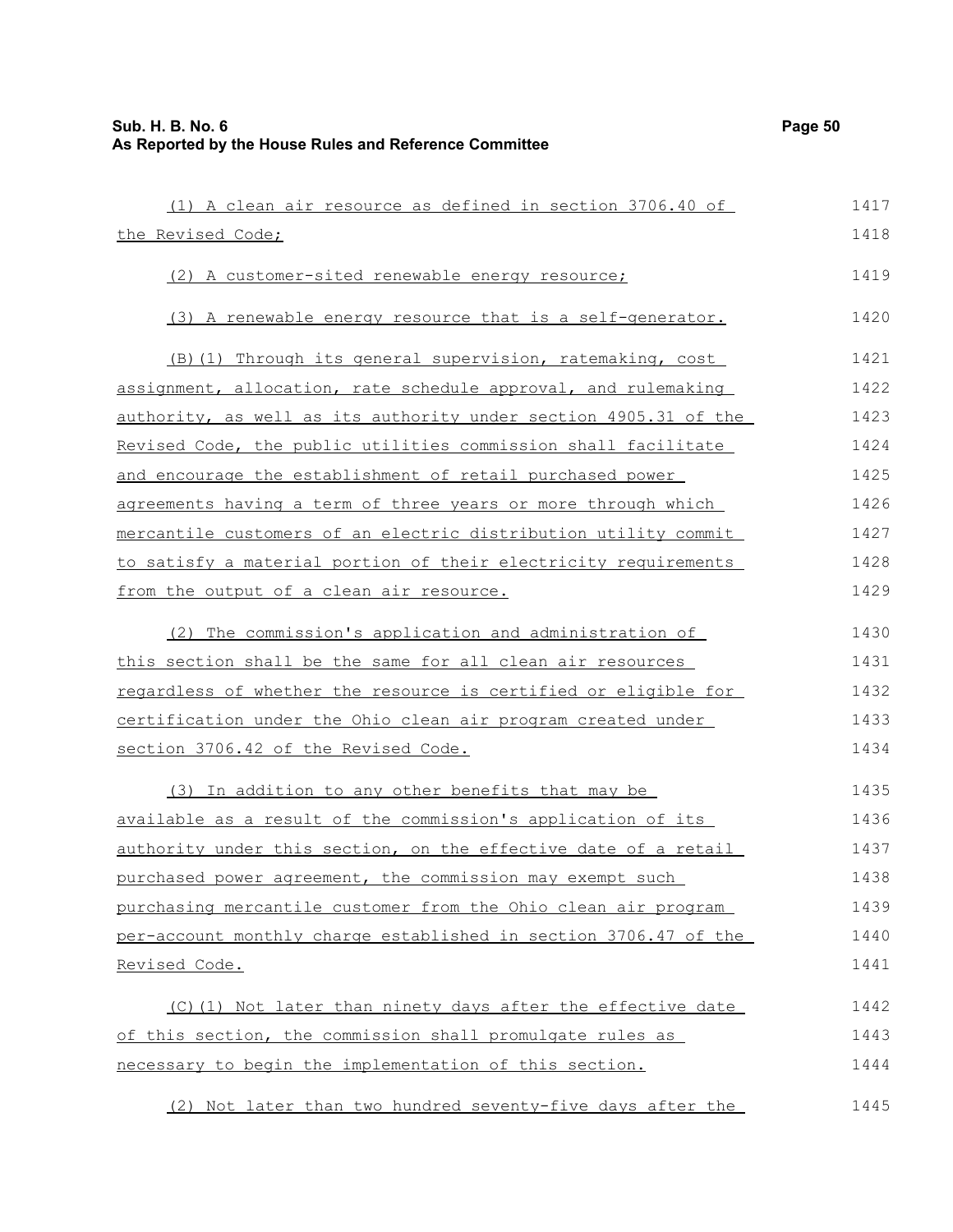(1) A clean air resource as defined in section 3706.40 of the Revised Code;

(2) A customer-sited renewable energy resource;

(3) A renewable energy resource that is a self-generator.

(B)(1) Through its general supervision, ratemaking, cost assignment, allocation, rate schedule approval, and rulemaking authority, as well as its authority under section 4905.31 of the Revised Code, the public utilities commission shall facilitate and encourage the establishment of retail purchased power agreements having a term of three years or more through which mercantile customers of an electric distribution utility commit to satisfy a material portion of their electricity requirements from the output of a clean air resource.

(2) The commission's application and administration of this section shall be the same for all clean air resources regardless of whether the resource is certified or eligible for certification under the Ohio clean air program created under section 3706.42 of the Revised Code.

(3) In addition to any other benefits that may be available as a result of the commission's application of its authority under this section, on the effective date of a retail purchased power agreement, the commission may exempt such purchasing mercantile customer from the Ohio clean air program per-account monthly charge established in section 3706.47 of the Revised Code.

(C)(1) Not later than ninety days after the effective date of this section, the commission shall promulgate rules as necessary to begin the implementation of this section.

(2) Not later than two hundred seventy-five days after the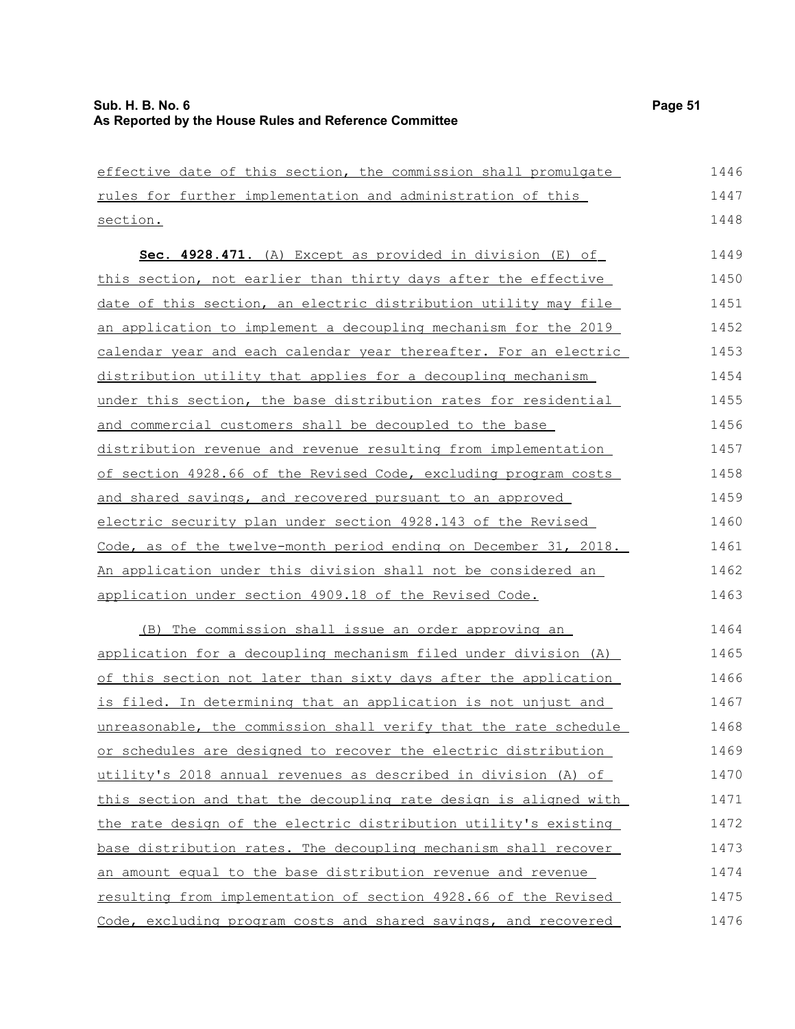effective date of this section, the commission shall promulgate rules for further implementation and administration of this section.

**Sec. 4928.471.** (A) Except as provided in division (E) of this section, not earlier than thirty days after the effective date of this section, an electric distribution utility may file an application to implement a decoupling mechanism for the 2019 calendar year and each calendar year thereafter. For an electric distribution utility that applies for a decoupling mechanism under this section, the base distribution rates for residential and commercial customers shall be decoupled to the base distribution revenue and revenue resulting from implementation of section 4928.66 of the Revised Code, excluding program costs and shared savings, and recovered pursuant to an approved electric security plan under section 4928.143 of the Revised Code, as of the twelve-month period ending on December 31, 2018. An application under this division shall not be considered an application under section 4909.18 of the Revised Code.

(B) The commission shall issue an order approving an application for a decoupling mechanism filed under division (A) of this section not later than sixty days after the application is filed. In determining that an application is not unjust and unreasonable, the commission shall verify that the rate schedule or schedules are designed to recover the electric distribution utility's 2018 annual revenues as described in division (A) of this section and that the decoupling rate design is aligned with the rate design of the electric distribution utility's existing base distribution rates. The decoupling mechanism shall recover an amount equal to the base distribution revenue and revenue resulting from implementation of section 4928.66 of the Revised Code, excluding program costs and shared savings, and recovered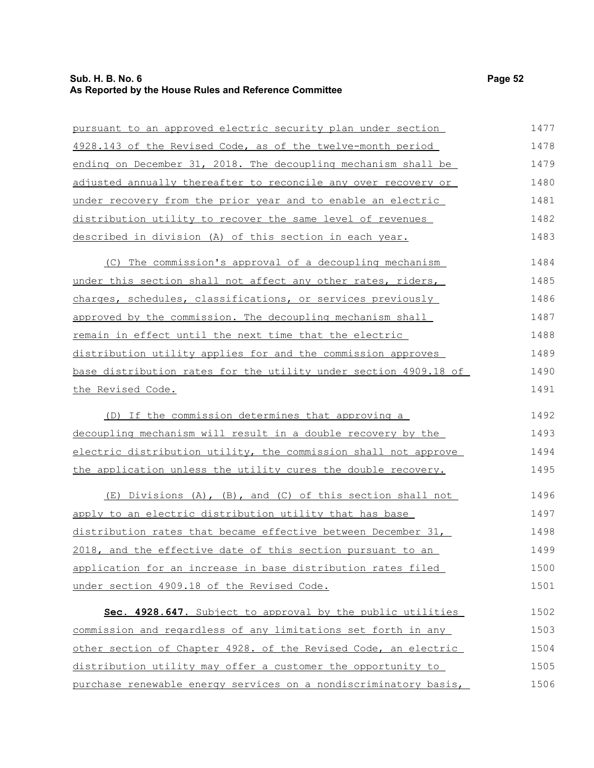pursuant to an approved electric security plan under section 4928.143 of the Revised Code, as of the twelve-month period ending on December 31, 2018. The decoupling mechanism shall be adjusted annually thereafter to reconcile any over recovery or under recovery from the prior year and to enable an electric distribution utility to recover the same level of revenues described in division (A) of this section in each year.

(C) The commission's approval of a decoupling mechanism under this section shall not affect any other rates, riders, charges, schedules, classifications, or services previously approved by the commission. The decoupling mechanism shall remain in effect until the next time that the electric distribution utility applies for and the commission approves base distribution rates for the utility under section 4909.18 of the Revised Code.

(D) If the commission determines that approving a decoupling mechanism will result in a double recovery by the electric distribution utility, the commission shall not approve the application unless the utility cures the double recovery.

(E) Divisions (A), (B), and (C) of this section shall not apply to an electric distribution utility that has base distribution rates that became effective between December 31, 2018, and the effective date of this section pursuant to an application for an increase in base distribution rates filed under section 4909.18 of the Revised Code.

**Sec. 4928.647.** Subject to approval by the public utilities commission and regardless of any limitations set forth in any other section of Chapter 4928. of the Revised Code, an electric distribution utility may offer a customer the opportunity to purchase renewable energy services on a nondiscriminatory basis,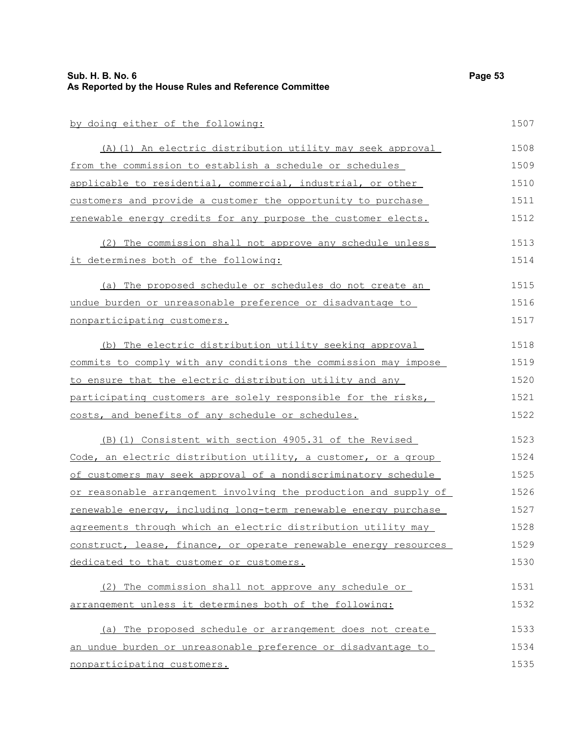by doing either of the following:

(A)(1) An electric distribution utility may seek approval from the commission to establish a schedule or schedules applicable to residential, commercial, industrial, or other customers and provide a customer the opportunity to purchase renewable energy credits for any purpose the customer elects.

(2) The commission shall not approve any schedule unless it determines both of the following:

(a) The proposed schedule or schedules do not create an undue burden or unreasonable preference or disadvantage to nonparticipating customers.

(b) The electric distribution utility seeking approval commits to comply with any conditions the commission may impose to ensure that the electric distribution utility and any participating customers are solely responsible for the risks, costs, and benefits of any schedule or schedules.

(B)(1) Consistent with section 4905.31 of the Revised Code, an electric distribution utility, a customer, or a group of customers may seek approval of a nondiscriminatory schedule or reasonable arrangement involving the production and supply of renewable energy, including long-term renewable energy purchase agreements through which an electric distribution utility may construct, lease, finance, or operate renewable energy resources dedicated to that customer or customers.

(2) The commission shall not approve any schedule or arrangement unless it determines both of the following:

(a) The proposed schedule or arrangement does not create an undue burden or unreasonable preference or disadvantage to nonparticipating customers.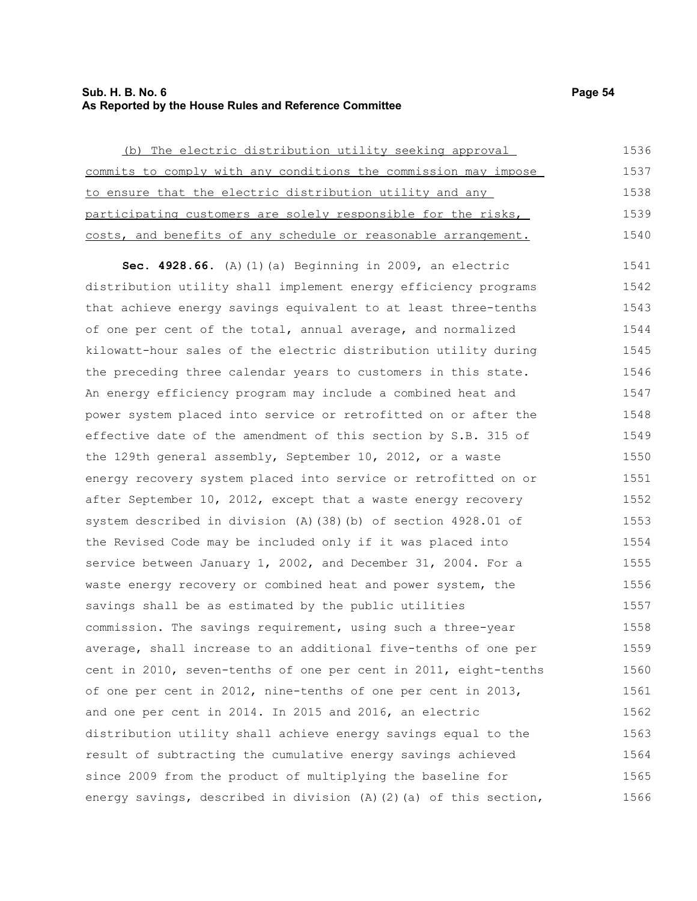(b) The electric distribution utility seeking approval commits to comply with any conditions the commission may impose to ensure that the electric distribution utility and any participating customers are solely responsible for the risks, costs, and benefits of any schedule or reasonable arrangement.

**Sec. 4928.66.** (A)(1)(a) Beginning in 2009, an electric distribution utility shall implement energy efficiency programs that achieve energy savings equivalent to at least three-tenths of one per cent of the total, annual average, and normalized kilowatt-hour sales of the electric distribution utility during the preceding three calendar years to customers in this state. An energy efficiency program may include a combined heat and power system placed into service or retrofitted on or after the effective date of the amendment of this section by S.B. 315 of the 129th general assembly, September 10, 2012, or a waste energy recovery system placed into service or retrofitted on or after September 10, 2012, except that a waste energy recovery system described in division (A)(38)(b) of section 4928.01 of the Revised Code may be included only if it was placed into service between January 1, 2002, and December 31, 2004. For a waste energy recovery or combined heat and power system, the savings shall be as estimated by the public utilities commission. The savings requirement, using such a three-year average, shall increase to an additional five-tenths of one per cent in 2010, seven-tenths of one per cent in 2011, eight-tenths of one per cent in 2012, nine-tenths of one per cent in 2013, and one per cent in 2014. In 2015 and 2016, an electric distribution utility shall achieve energy savings equal to the result of subtracting the cumulative energy savings achieved since 2009 from the product of multiplying the baseline for energy savings, described in division (A)(2)(a) of this section,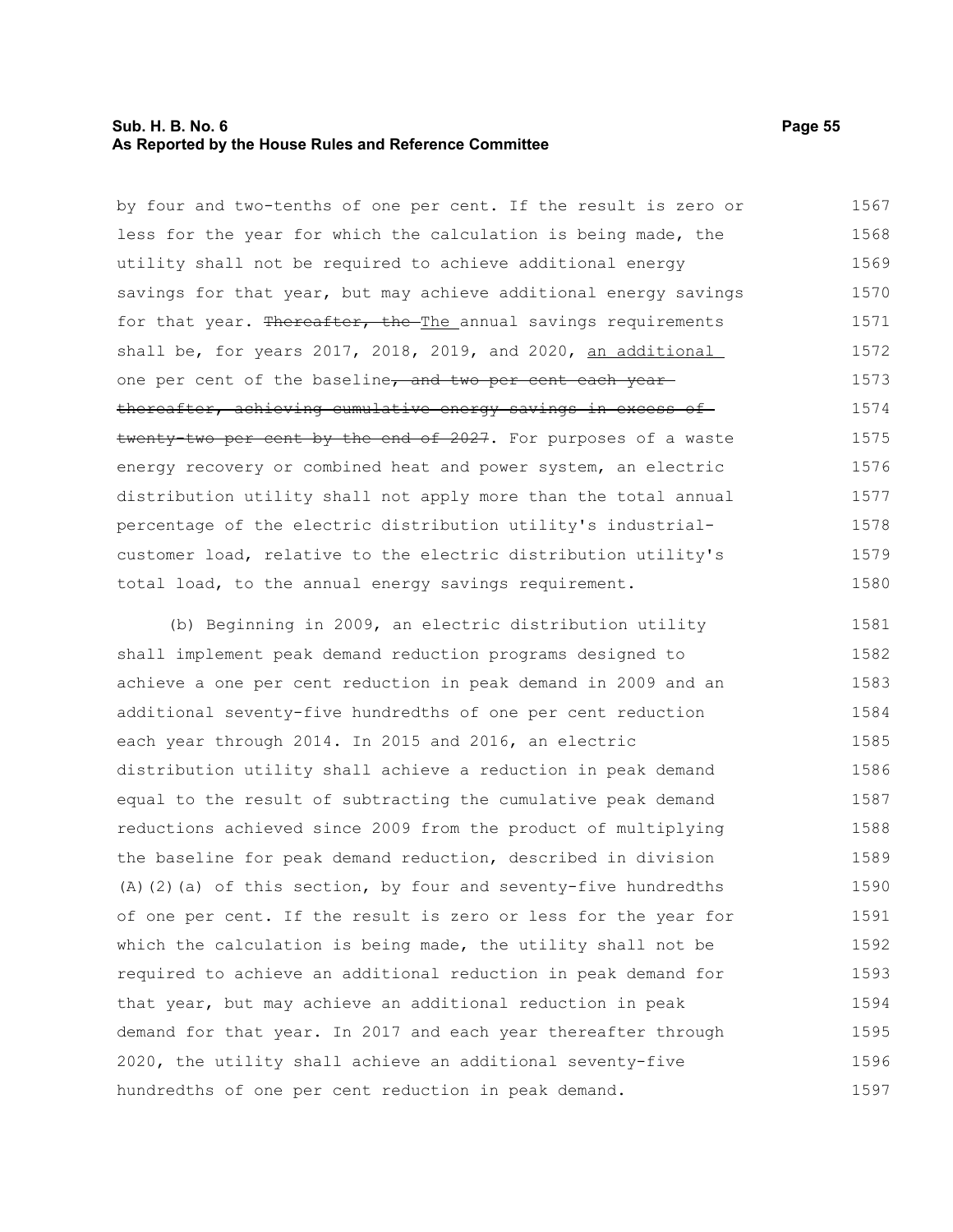by four and two-tenths of one per cent. If the result is zero or less for the year for which the calculation is being made, the utility shall not be required to achieve additional energy savings for that year, but may achieve additional energy savings for that year. ~~Thereafter, the~~ The annual savings requirements shall be, for years 2017, 2018, 2019, and 2020, an additional one per cent of the baseline~~, and two per cent each year thereafter, achieving cumulative energy savings in excess of twenty-two per cent by the end of 2027~~. For purposes of a waste energy recovery or combined heat and power system, an electric distribution utility shall not apply more than the total annual percentage of the electric distribution utility's industrial-customer load, relative to the electric distribution utility's total load, to the annual energy savings requirement.

(b) Beginning in 2009, an electric distribution utility shall implement peak demand reduction programs designed to achieve a one per cent reduction in peak demand in 2009 and an additional seventy-five hundredths of one per cent reduction each year through 2014. In 2015 and 2016, an electric distribution utility shall achieve a reduction in peak demand equal to the result of subtracting the cumulative peak demand reductions achieved since 2009 from the product of multiplying the baseline for peak demand reduction, described in division (A)(2)(a) of this section, by four and seventy-five hundredths of one per cent. If the result is zero or less for the year for which the calculation is being made, the utility shall not be required to achieve an additional reduction in peak demand for that year, but may achieve an additional reduction in peak demand for that year. In 2017 and each year thereafter through 2020, the utility shall achieve an additional seventy-five hundredths of one per cent reduction in peak demand.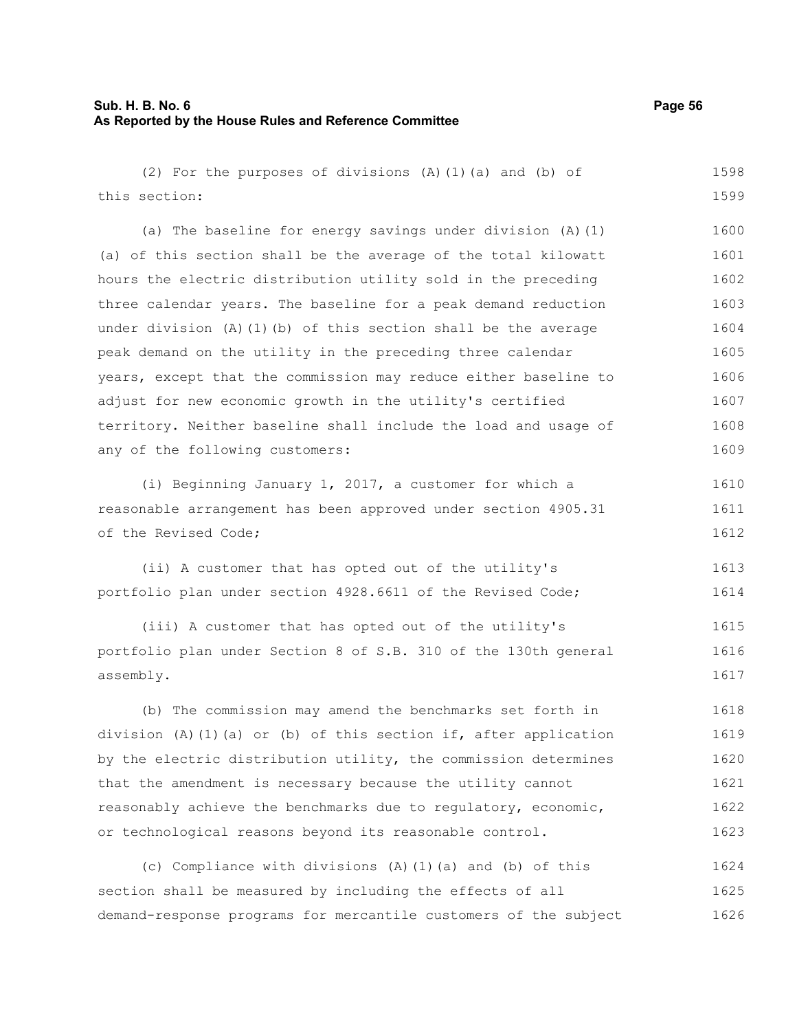(2) For the purposes of divisions (A)(1)(a) and (b) of this section:

(a) The baseline for energy savings under division (A)(1)(a) of this section shall be the average of the total kilowatt hours the electric distribution utility sold in the preceding three calendar years. The baseline for a peak demand reduction under division (A)(1)(b) of this section shall be the average peak demand on the utility in the preceding three calendar years, except that the commission may reduce either baseline to adjust for new economic growth in the utility's certified territory. Neither baseline shall include the load and usage of any of the following customers:

(i) Beginning January 1, 2017, a customer for which a reasonable arrangement has been approved under section 4905.31 of the Revised Code;

(ii) A customer that has opted out of the utility's portfolio plan under section 4928.6611 of the Revised Code;

(iii) A customer that has opted out of the utility's portfolio plan under Section 8 of S.B. 310 of the 130th general assembly.

(b) The commission may amend the benchmarks set forth in division (A)(1)(a) or (b) of this section if, after application by the electric distribution utility, the commission determines that the amendment is necessary because the utility cannot reasonably achieve the benchmarks due to regulatory, economic, or technological reasons beyond its reasonable control.

(c) Compliance with divisions (A)(1)(a) and (b) of this section shall be measured by including the effects of all demand-response programs for mercantile customers of the subject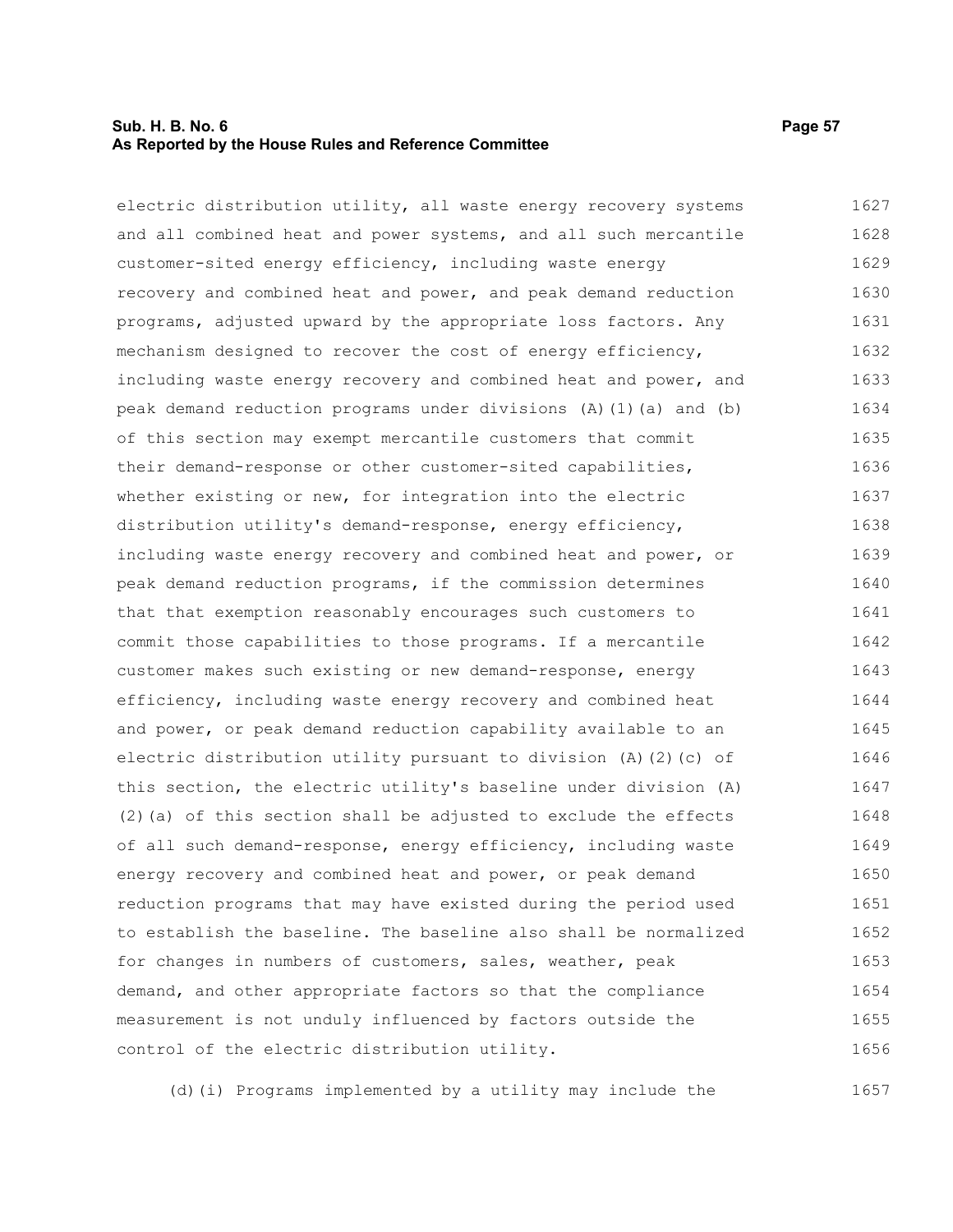electric distribution utility, all waste energy recovery systems and all combined heat and power systems, and all such mercantile customer-sited energy efficiency, including waste energy recovery and combined heat and power, and peak demand reduction programs, adjusted upward by the appropriate loss factors. Any mechanism designed to recover the cost of energy efficiency, including waste energy recovery and combined heat and power, and peak demand reduction programs under divisions (A)(1)(a) and (b) of this section may exempt mercantile customers that commit their demand-response or other customer-sited capabilities, whether existing or new, for integration into the electric distribution utility's demand-response, energy efficiency, including waste energy recovery and combined heat and power, or peak demand reduction programs, if the commission determines that that exemption reasonably encourages such customers to commit those capabilities to those programs. If a mercantile customer makes such existing or new demand-response, energy efficiency, including waste energy recovery and combined heat and power, or peak demand reduction capability available to an electric distribution utility pursuant to division (A)(2)(c) of this section, the electric utility's baseline under division (A)(2)(a) of this section shall be adjusted to exclude the effects of all such demand-response, energy efficiency, including waste energy recovery and combined heat and power, or peak demand reduction programs that may have existed during the period used to establish the baseline. The baseline also shall be normalized for changes in numbers of customers, sales, weather, peak demand, and other appropriate factors so that the compliance measurement is not unduly influenced by factors outside the control of the electric distribution utility.

(d)(i) Programs implemented by a utility may include the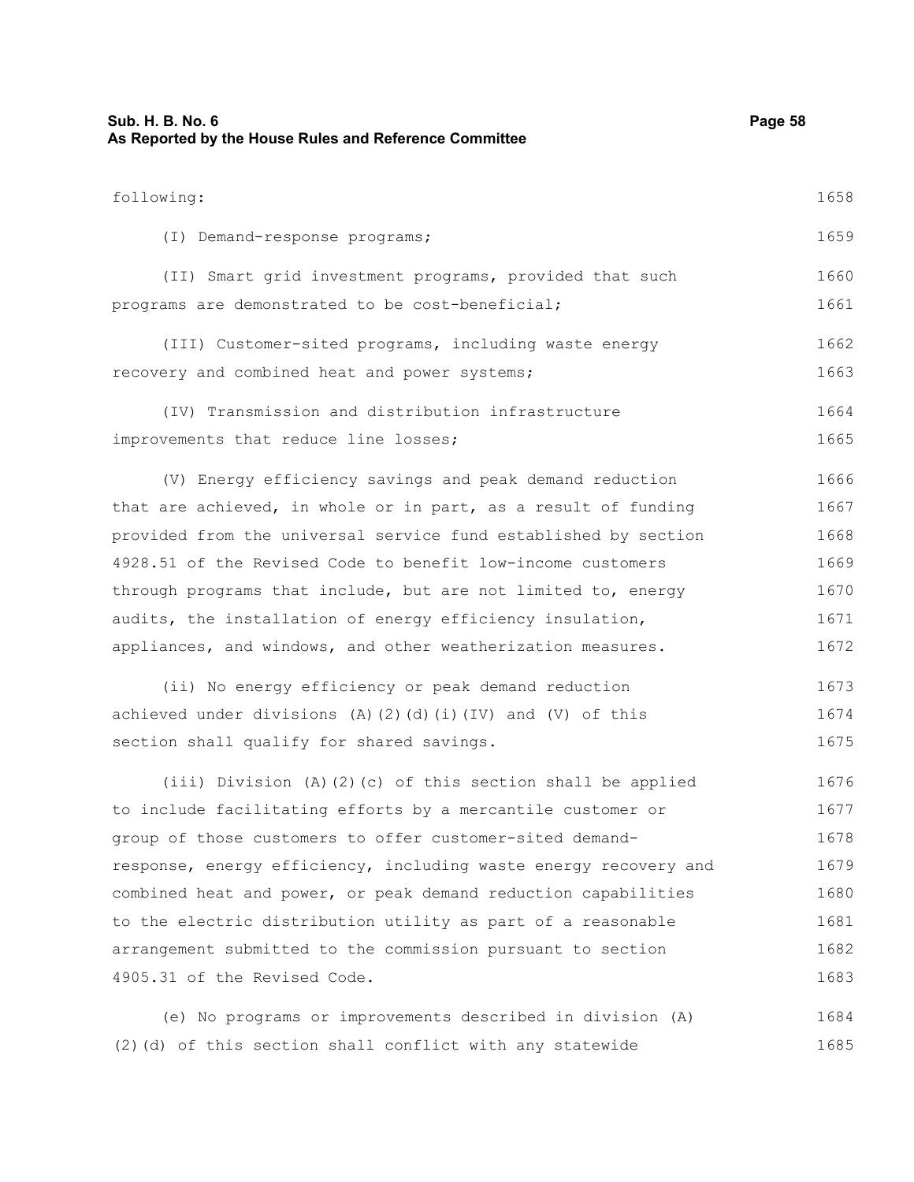following:

(I) Demand-response programs;

(II) Smart grid investment programs, provided that such programs are demonstrated to be cost-beneficial;

(III) Customer-sited programs, including waste energy recovery and combined heat and power systems;

(IV) Transmission and distribution infrastructure improvements that reduce line losses;

(V) Energy efficiency savings and peak demand reduction that are achieved, in whole or in part, as a result of funding provided from the universal service fund established by section 4928.51 of the Revised Code to benefit low-income customers through programs that include, but are not limited to, energy audits, the installation of energy efficiency insulation, appliances, and windows, and other weatherization measures.

(ii) No energy efficiency or peak demand reduction achieved under divisions (A)(2)(d)(i)(IV) and (V) of this section shall qualify for shared savings.

(iii) Division (A)(2)(c) of this section shall be applied to include facilitating efforts by a mercantile customer or group of those customers to offer customer-sited demand-response, energy efficiency, including waste energy recovery and combined heat and power, or peak demand reduction capabilities to the electric distribution utility as part of a reasonable arrangement submitted to the commission pursuant to section 4905.31 of the Revised Code.

(e) No programs or improvements described in division (A)(2)(d) of this section shall conflict with any statewide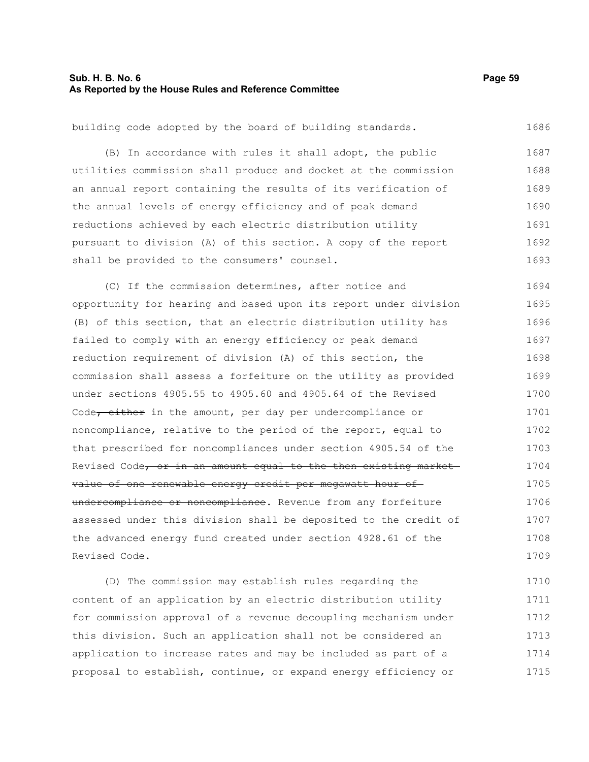building code adopted by the board of building standards.

(B) In accordance with rules it shall adopt, the public utilities commission shall produce and docket at the commission an annual report containing the results of its verification of the annual levels of energy efficiency and of peak demand reductions achieved by each electric distribution utility pursuant to division (A) of this section. A copy of the report shall be provided to the consumers' counsel.

(C) If the commission determines, after notice and opportunity for hearing and based upon its report under division (B) of this section, that an electric distribution utility has failed to comply with an energy efficiency or peak demand reduction requirement of division (A) of this section, the commission shall assess a forfeiture on the utility as provided under sections 4905.55 to 4905.60 and 4905.64 of the Revised Code~~, either~~ in the amount, per day per undercompliance or noncompliance, relative to the period of the report, equal to that prescribed for noncompliances under section 4905.54 of the Revised Code~~, or in an amount equal to the then existing market value of one renewable energy credit per megawatt hour of undercompliance or noncompliance~~. Revenue from any forfeiture assessed under this division shall be deposited to the credit of the advanced energy fund created under section 4928.61 of the Revised Code.

(D) The commission may establish rules regarding the content of an application by an electric distribution utility for commission approval of a revenue decoupling mechanism under this division. Such an application shall not be considered an application to increase rates and may be included as part of a proposal to establish, continue, or expand energy efficiency or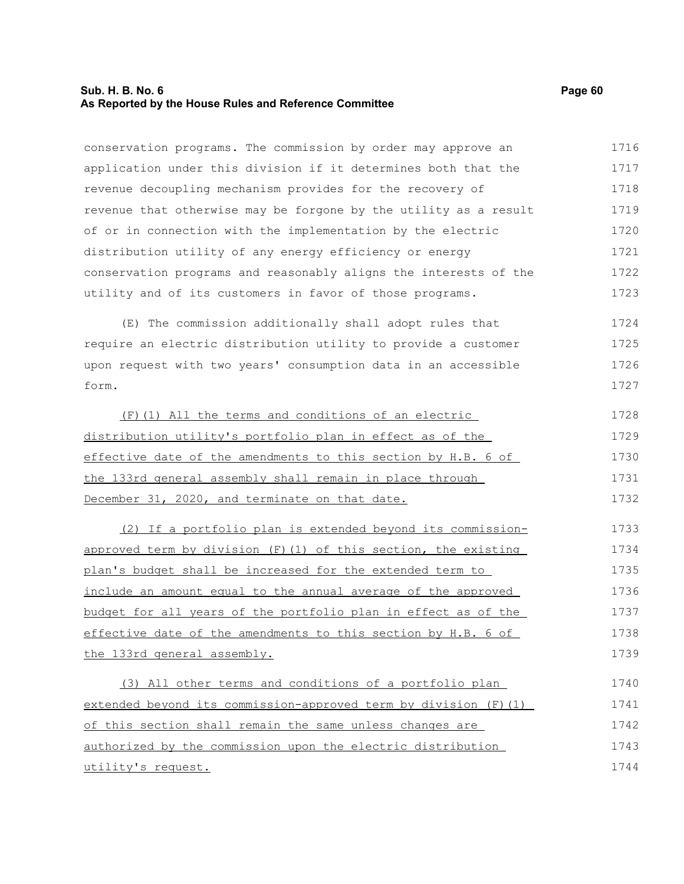conservation programs. The commission by order may approve an application under this division if it determines both that the revenue decoupling mechanism provides for the recovery of revenue that otherwise may be forgone by the utility as a result of or in connection with the implementation by the electric distribution utility of any energy efficiency or energy conservation programs and reasonably aligns the interests of the utility and of its customers in favor of those programs.

(E) The commission additionally shall adopt rules that require an electric distribution utility to provide a customer upon request with two years' consumption data in an accessible form.

(F)(1) All the terms and conditions of an electric distribution utility's portfolio plan in effect as of the effective date of the amendments to this section by H.B. 6 of the 133rd general assembly shall remain in place through December 31, 2020, and terminate on that date.

(2) If a portfolio plan is extended beyond its commission-approved term by division (F)(1) of this section, the existing plan's budget shall be increased for the extended term to include an amount equal to the annual average of the approved budget for all years of the portfolio plan in effect as of the effective date of the amendments to this section by H.B. 6 of the 133rd general assembly.

(3) All other terms and conditions of a portfolio plan extended beyond its commission-approved term by division (F)(1) of this section shall remain the same unless changes are authorized by the commission upon the electric distribution utility's request.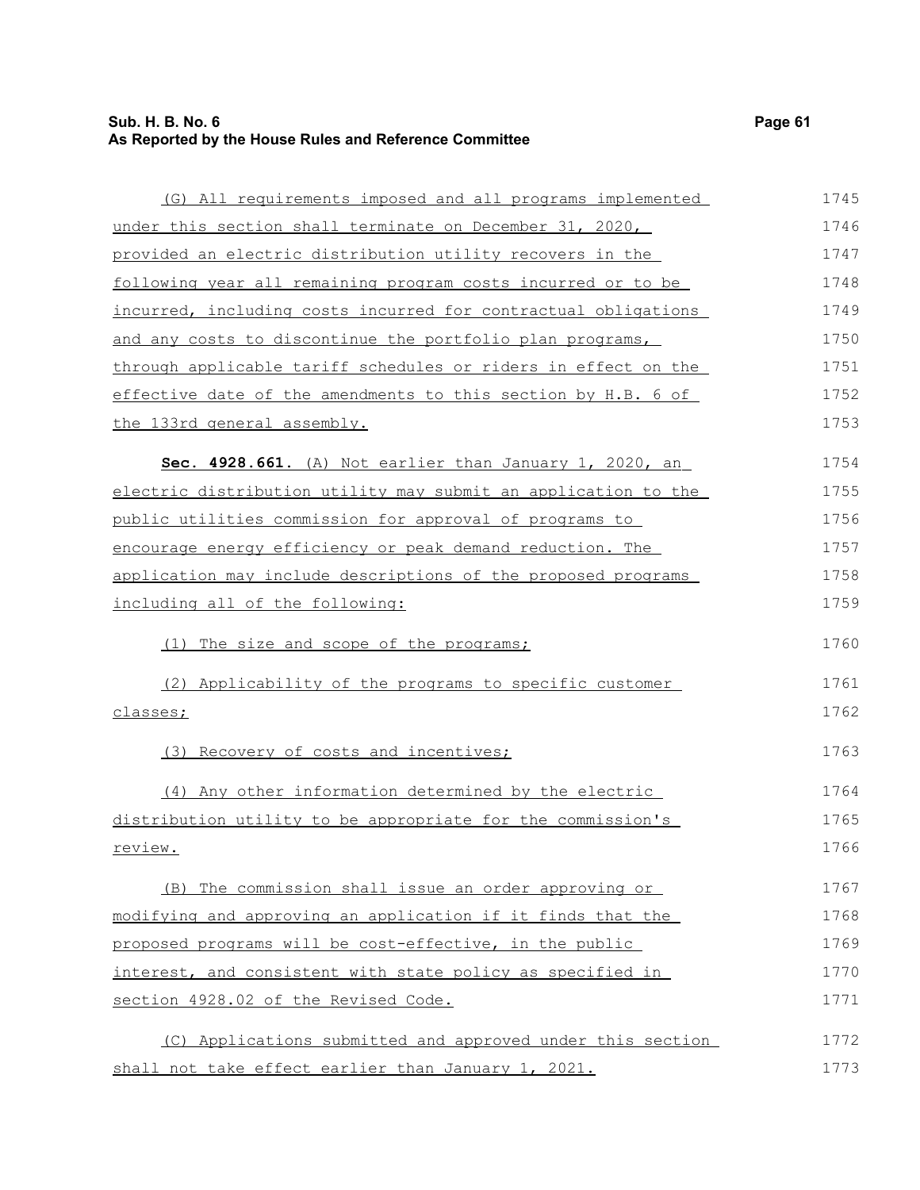(G) All requirements imposed and all programs implemented under this section shall terminate on December 31, 2020, provided an electric distribution utility recovers in the following year all remaining program costs incurred or to be incurred, including costs incurred for contractual obligations and any costs to discontinue the portfolio plan programs, through applicable tariff schedules or riders in effect on the effective date of the amendments to this section by H.B. 6 of the 133rd general assembly.

**Sec. 4928.661.** (A) Not earlier than January 1, 2020, an electric distribution utility may submit an application to the public utilities commission for approval of programs to encourage energy efficiency or peak demand reduction. The application may include descriptions of the proposed programs including all of the following:

(1) The size and scope of the programs;

(2) Applicability of the programs to specific customer classes;

(3) Recovery of costs and incentives;

(4) Any other information determined by the electric distribution utility to be appropriate for the commission's review.

(B) The commission shall issue an order approving or modifying and approving an application if it finds that the proposed programs will be cost-effective, in the public interest, and consistent with state policy as specified in section 4928.02 of the Revised Code.

(C) Applications submitted and approved under this section shall not take effect earlier than January 1, 2021.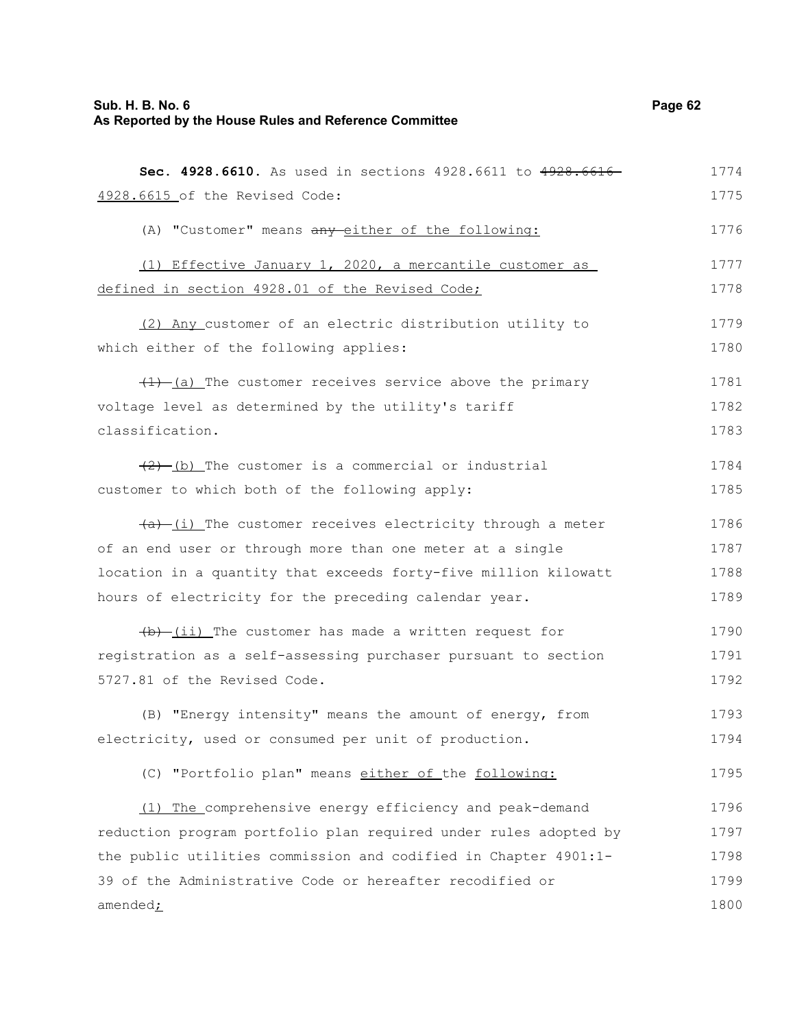**Sec. 4928.6610.** As used in sections 4928.6611 to ~~4928.6616~~ 4928.6615 of the Revised Code:

(A) "Customer" means ~~any~~ either of the following:

(1) Effective January 1, 2020, a mercantile customer as defined in section 4928.01 of the Revised Code;

(2) Any customer of an electric distribution utility to which either of the following applies:

~~(1)~~ (a) The customer receives service above the primary voltage level as determined by the utility's tariff classification.

~~(2)~~ (b) The customer is a commercial or industrial customer to which both of the following apply:

~~(a)~~ (i) The customer receives electricity through a meter of an end user or through more than one meter at a single location in a quantity that exceeds forty-five million kilowatt hours of electricity for the preceding calendar year.

~~(b)~~ (ii) The customer has made a written request for registration as a self-assessing purchaser pursuant to section 5727.81 of the Revised Code.

(B) "Energy intensity" means the amount of energy, from electricity, used or consumed per unit of production.

(C) "Portfolio plan" means either of the following:

(1) The comprehensive energy efficiency and peak-demand reduction program portfolio plan required under rules adopted by the public utilities commission and codified in Chapter 4901:1-39 of the Administrative Code or hereafter recodified or amended;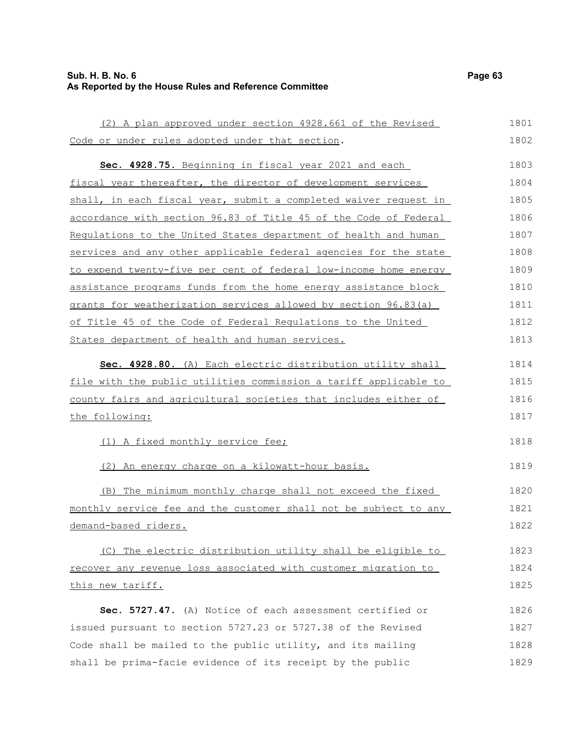(2) A plan approved under section 4928.661 of the Revised Code or under rules adopted under that section.

**Sec. 4928.75.** Beginning in fiscal year 2021 and each fiscal year thereafter, the director of development services shall, in each fiscal year, submit a completed waiver request in accordance with section 96.83 of Title 45 of the Code of Federal Regulations to the United States department of health and human services and any other applicable federal agencies for the state to expend twenty-five per cent of federal low-income home energy assistance programs funds from the home energy assistance block grants for weatherization services allowed by section 96.83(a) of Title 45 of the Code of Federal Regulations to the United States department of health and human services.

**Sec. 4928.80.** (A) Each electric distribution utility shall file with the public utilities commission a tariff applicable to county fairs and agricultural societies that includes either of the following:

(1) A fixed monthly service fee;

(2) An energy charge on a kilowatt-hour basis.

(B) The minimum monthly charge shall not exceed the fixed monthly service fee and the customer shall not be subject to any demand-based riders.

(C) The electric distribution utility shall be eligible to recover any revenue loss associated with customer migration to this new tariff.

**Sec. 5727.47.** (A) Notice of each assessment certified or issued pursuant to section 5727.23 or 5727.38 of the Revised Code shall be mailed to the public utility, and its mailing shall be prima-facie evidence of its receipt by the public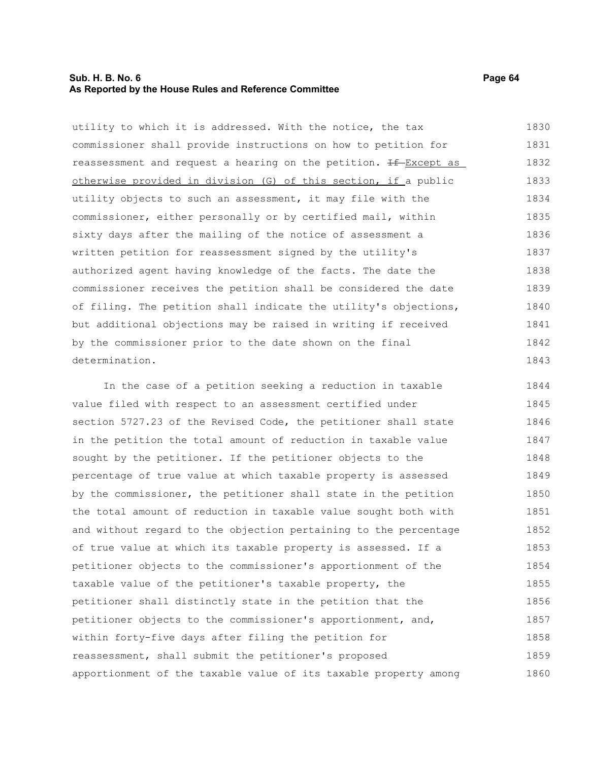utility to which it is addressed. With the notice, the tax commissioner shall provide instructions on how to petition for reassessment and request a hearing on the petition. ~~If~~ Except as otherwise provided in division (G) of this section, if a public utility objects to such an assessment, it may file with the commissioner, either personally or by certified mail, within sixty days after the mailing of the notice of assessment a written petition for reassessment signed by the utility's authorized agent having knowledge of the facts. The date the commissioner receives the petition shall be considered the date of filing. The petition shall indicate the utility's objections, but additional objections may be raised in writing if received by the commissioner prior to the date shown on the final determination.

In the case of a petition seeking a reduction in taxable value filed with respect to an assessment certified under section 5727.23 of the Revised Code, the petitioner shall state in the petition the total amount of reduction in taxable value sought by the petitioner. If the petitioner objects to the percentage of true value at which taxable property is assessed by the commissioner, the petitioner shall state in the petition the total amount of reduction in taxable value sought both with and without regard to the objection pertaining to the percentage of true value at which its taxable property is assessed. If a petitioner objects to the commissioner's apportionment of the taxable value of the petitioner's taxable property, the petitioner shall distinctly state in the petition that the petitioner objects to the commissioner's apportionment, and, within forty-five days after filing the petition for reassessment, shall submit the petitioner's proposed apportionment of the taxable value of its taxable property among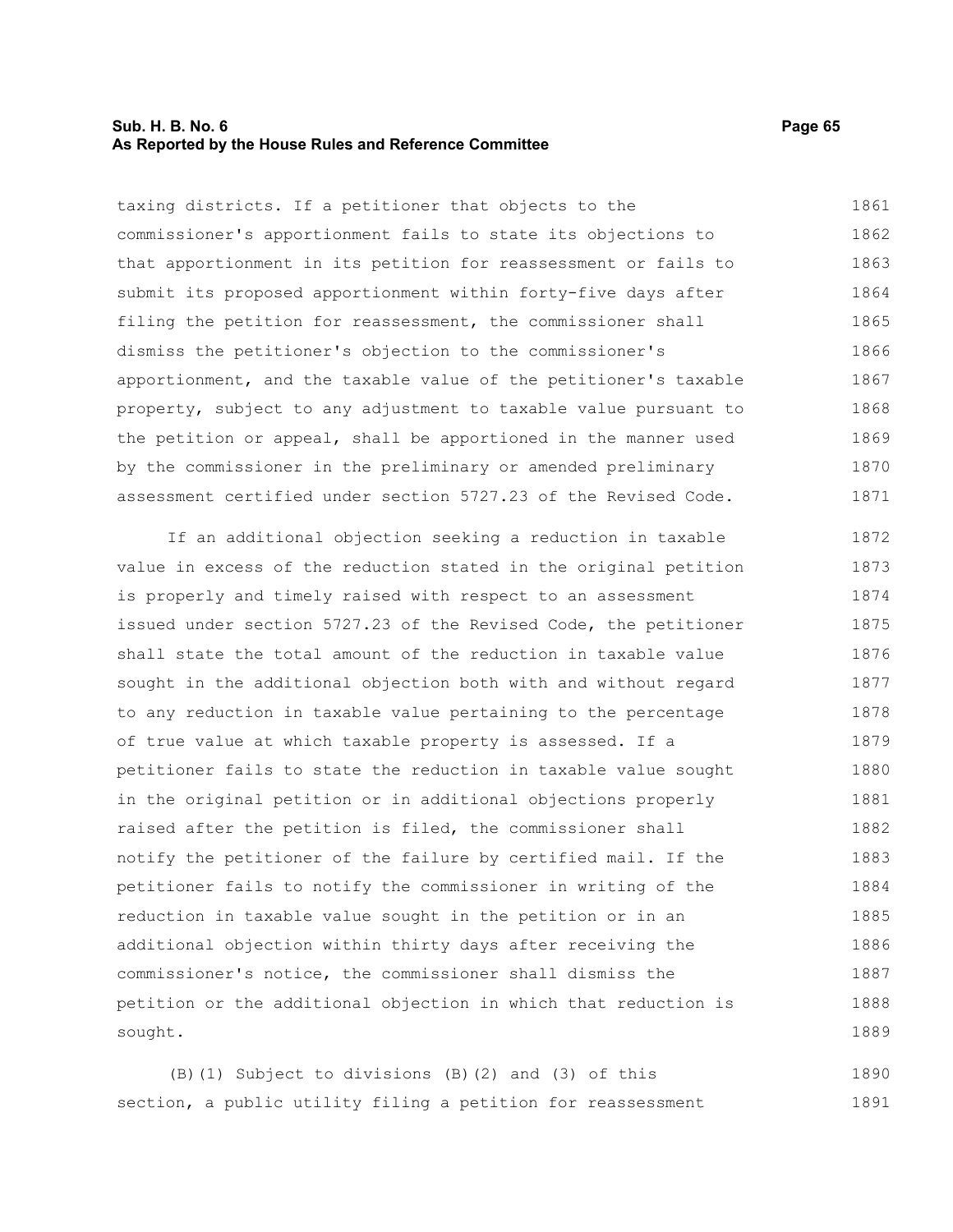taxing districts. If a petitioner that objects to the commissioner's apportionment fails to state its objections to that apportionment in its petition for reassessment or fails to submit its proposed apportionment within forty-five days after filing the petition for reassessment, the commissioner shall dismiss the petitioner's objection to the commissioner's apportionment, and the taxable value of the petitioner's taxable property, subject to any adjustment to taxable value pursuant to the petition or appeal, shall be apportioned in the manner used by the commissioner in the preliminary or amended preliminary assessment certified under section 5727.23 of the Revised Code.

If an additional objection seeking a reduction in taxable value in excess of the reduction stated in the original petition is properly and timely raised with respect to an assessment issued under section 5727.23 of the Revised Code, the petitioner shall state the total amount of the reduction in taxable value sought in the additional objection both with and without regard to any reduction in taxable value pertaining to the percentage of true value at which taxable property is assessed. If a petitioner fails to state the reduction in taxable value sought in the original petition or in additional objections properly raised after the petition is filed, the commissioner shall notify the petitioner of the failure by certified mail. If the petitioner fails to notify the commissioner in writing of the reduction in taxable value sought in the petition or in an additional objection within thirty days after receiving the commissioner's notice, the commissioner shall dismiss the petition or the additional objection in which that reduction is sought.

(B)(1) Subject to divisions (B)(2) and (3) of this section, a public utility filing a petition for reassessment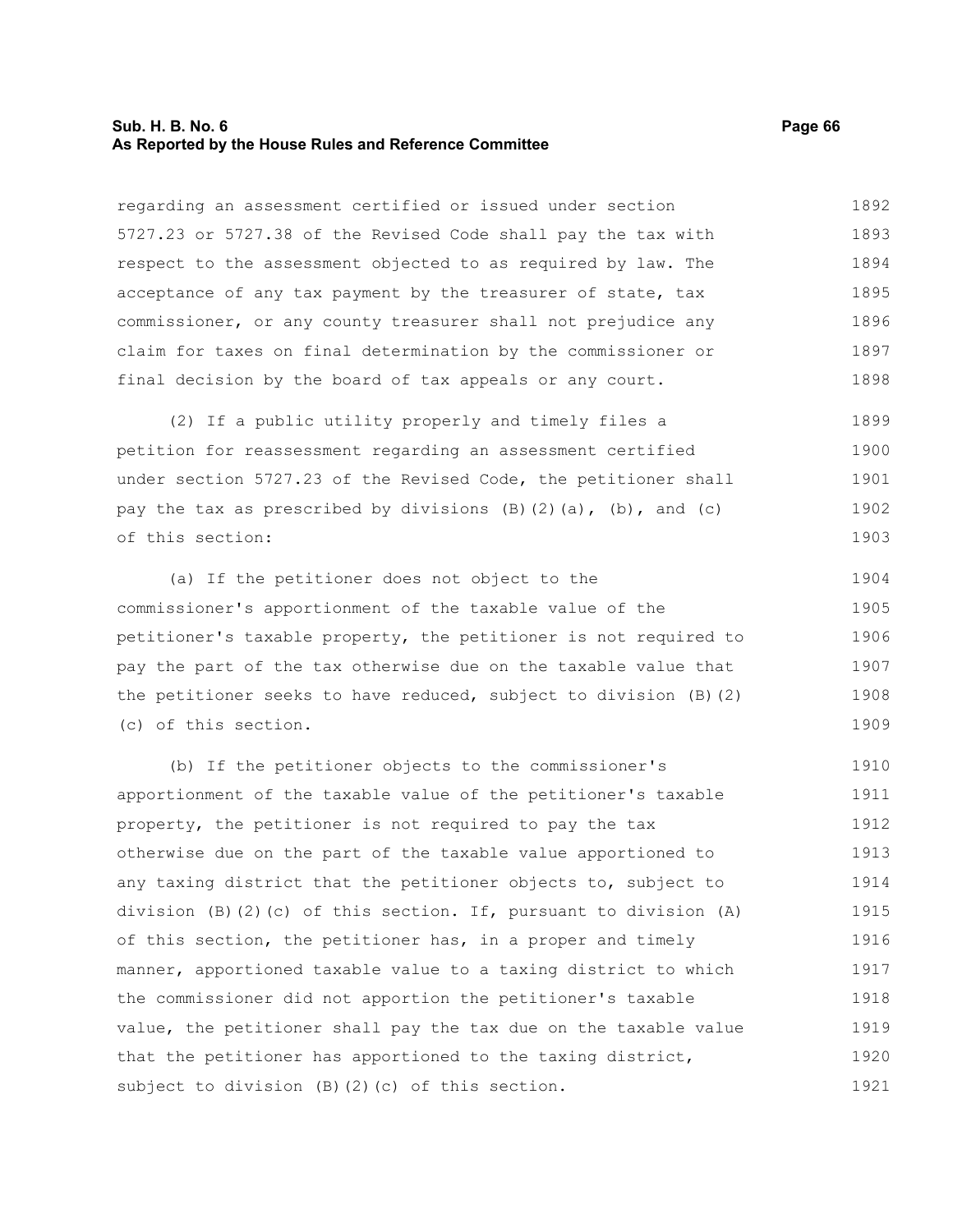regarding an assessment certified or issued under section 5727.23 or 5727.38 of the Revised Code shall pay the tax with respect to the assessment objected to as required by law. The acceptance of any tax payment by the treasurer of state, tax commissioner, or any county treasurer shall not prejudice any claim for taxes on final determination by the commissioner or final decision by the board of tax appeals or any court.

(2) If a public utility properly and timely files a petition for reassessment regarding an assessment certified under section 5727.23 of the Revised Code, the petitioner shall pay the tax as prescribed by divisions (B)(2)(a), (b), and (c) of this section:

(a) If the petitioner does not object to the commissioner's apportionment of the taxable value of the petitioner's taxable property, the petitioner is not required to pay the part of the tax otherwise due on the taxable value that the petitioner seeks to have reduced, subject to division (B)(2)(c) of this section.

(b) If the petitioner objects to the commissioner's apportionment of the taxable value of the petitioner's taxable property, the petitioner is not required to pay the tax otherwise due on the part of the taxable value apportioned to any taxing district that the petitioner objects to, subject to division (B)(2)(c) of this section. If, pursuant to division (A) of this section, the petitioner has, in a proper and timely manner, apportioned taxable value to a taxing district to which the commissioner did not apportion the petitioner's taxable value, the petitioner shall pay the tax due on the taxable value that the petitioner has apportioned to the taxing district, subject to division (B)(2)(c) of this section.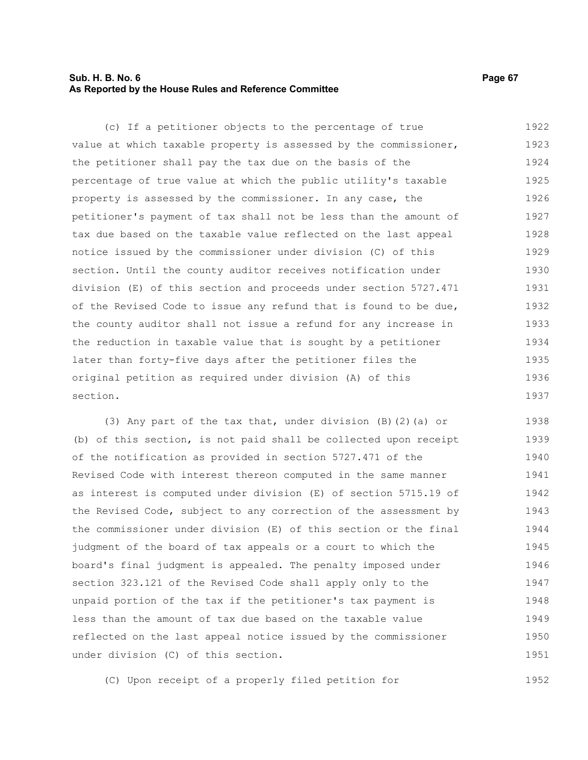(c) If a petitioner objects to the percentage of true value at which taxable property is assessed by the commissioner, the petitioner shall pay the tax due on the basis of the percentage of true value at which the public utility's taxable property is assessed by the commissioner. In any case, the petitioner's payment of tax shall not be less than the amount of tax due based on the taxable value reflected on the last appeal notice issued by the commissioner under division (C) of this section. Until the county auditor receives notification under division (E) of this section and proceeds under section 5727.471 of the Revised Code to issue any refund that is found to be due, the county auditor shall not issue a refund for any increase in the reduction in taxable value that is sought by a petitioner later than forty-five days after the petitioner files the original petition as required under division (A) of this section.

(3) Any part of the tax that, under division (B)(2)(a) or (b) of this section, is not paid shall be collected upon receipt of the notification as provided in section 5727.471 of the Revised Code with interest thereon computed in the same manner as interest is computed under division (E) of section 5715.19 of the Revised Code, subject to any correction of the assessment by the commissioner under division (E) of this section or the final judgment of the board of tax appeals or a court to which the board's final judgment is appealed. The penalty imposed under section 323.121 of the Revised Code shall apply only to the unpaid portion of the tax if the petitioner's tax payment is less than the amount of tax due based on the taxable value reflected on the last appeal notice issued by the commissioner under division (C) of this section.

(C) Upon receipt of a properly filed petition for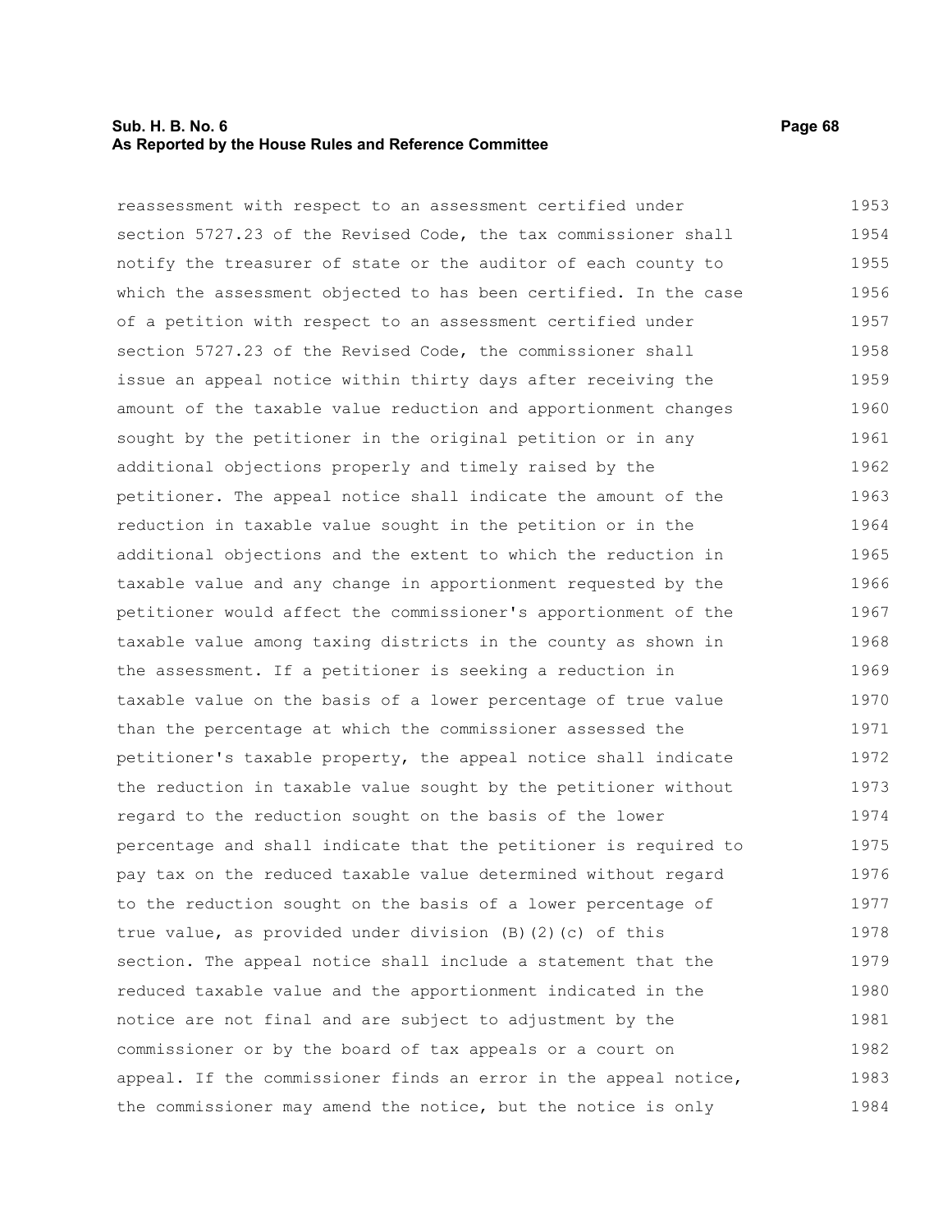reassessment with respect to an assessment certified under section 5727.23 of the Revised Code, the tax commissioner shall notify the treasurer of state or the auditor of each county to which the assessment objected to has been certified. In the case of a petition with respect to an assessment certified under section 5727.23 of the Revised Code, the commissioner shall issue an appeal notice within thirty days after receiving the amount of the taxable value reduction and apportionment changes sought by the petitioner in the original petition or in any additional objections properly and timely raised by the petitioner. The appeal notice shall indicate the amount of the reduction in taxable value sought in the petition or in the additional objections and the extent to which the reduction in taxable value and any change in apportionment requested by the petitioner would affect the commissioner's apportionment of the taxable value among taxing districts in the county as shown in the assessment. If a petitioner is seeking a reduction in taxable value on the basis of a lower percentage of true value than the percentage at which the commissioner assessed the petitioner's taxable property, the appeal notice shall indicate the reduction in taxable value sought by the petitioner without regard to the reduction sought on the basis of the lower percentage and shall indicate that the petitioner is required to pay tax on the reduced taxable value determined without regard to the reduction sought on the basis of a lower percentage of true value, as provided under division (B)(2)(c) of this section. The appeal notice shall include a statement that the reduced taxable value and the apportionment indicated in the notice are not final and are subject to adjustment by the commissioner or by the board of tax appeals or a court on appeal. If the commissioner finds an error in the appeal notice, the commissioner may amend the notice, but the notice is only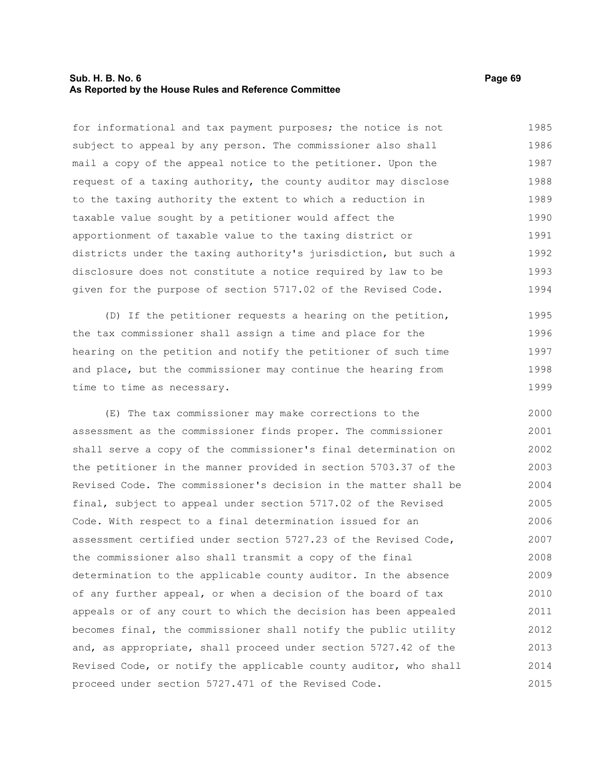for informational and tax payment purposes; the notice is not subject to appeal by any person. The commissioner also shall mail a copy of the appeal notice to the petitioner. Upon the request of a taxing authority, the county auditor may disclose to the taxing authority the extent to which a reduction in taxable value sought by a petitioner would affect the apportionment of taxable value to the taxing district or districts under the taxing authority's jurisdiction, but such a disclosure does not constitute a notice required by law to be given for the purpose of section 5717.02 of the Revised Code.

(D) If the petitioner requests a hearing on the petition, the tax commissioner shall assign a time and place for the hearing on the petition and notify the petitioner of such time and place, but the commissioner may continue the hearing from time to time as necessary.

(E) The tax commissioner may make corrections to the assessment as the commissioner finds proper. The commissioner shall serve a copy of the commissioner's final determination on the petitioner in the manner provided in section 5703.37 of the Revised Code. The commissioner's decision in the matter shall be final, subject to appeal under section 5717.02 of the Revised Code. With respect to a final determination issued for an assessment certified under section 5727.23 of the Revised Code, the commissioner also shall transmit a copy of the final determination to the applicable county auditor. In the absence of any further appeal, or when a decision of the board of tax appeals or of any court to which the decision has been appealed becomes final, the commissioner shall notify the public utility and, as appropriate, shall proceed under section 5727.42 of the Revised Code, or notify the applicable county auditor, who shall proceed under section 5727.471 of the Revised Code.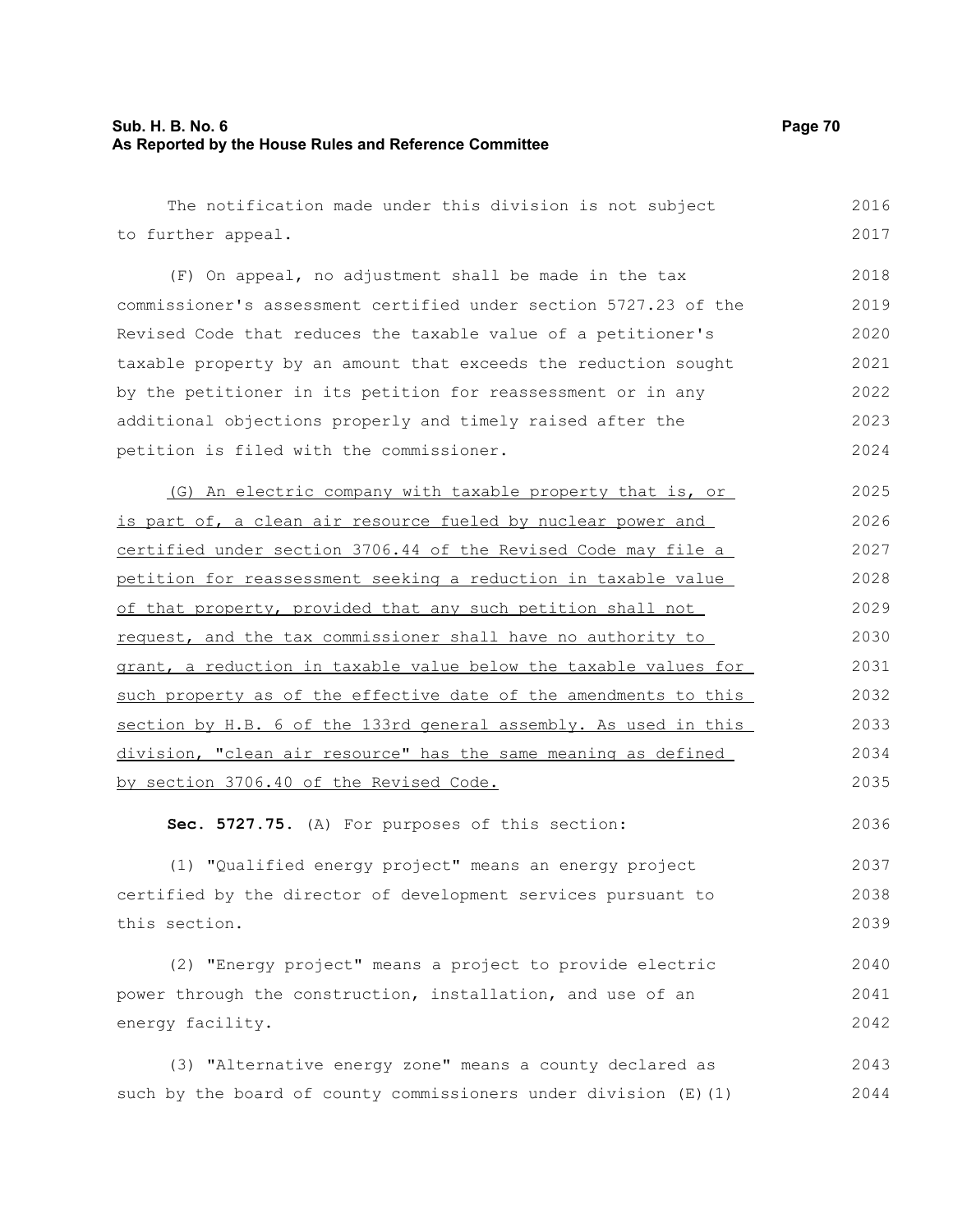The notification made under this division is not subject to further appeal.

(F) On appeal, no adjustment shall be made in the tax commissioner's assessment certified under section 5727.23 of the Revised Code that reduces the taxable value of a petitioner's taxable property by an amount that exceeds the reduction sought by the petitioner in its petition for reassessment or in any additional objections properly and timely raised after the petition is filed with the commissioner.

<u>(G) An electric company with taxable property that is, or is part of, a clean air resource fueled by nuclear power and certified under section 3706.44 of the Revised Code may file a petition for reassessment seeking a reduction in taxable value of that property, provided that any such petition shall not request, and the tax commissioner shall have no authority to grant, a reduction in taxable value below the taxable values for such property as of the effective date of the amendments to this section by H.B. 6 of the 133rd general assembly. As used in this division, "clean air resource" has the same meaning as defined by section 3706.40 of the Revised Code.</u>

**Sec. 5727.75.** (A) For purposes of this section:

(1) "Qualified energy project" means an energy project certified by the director of development services pursuant to this section.

(2) "Energy project" means a project to provide electric power through the construction, installation, and use of an energy facility.

(3) "Alternative energy zone" means a county declared as such by the board of county commissioners under division (E)(1)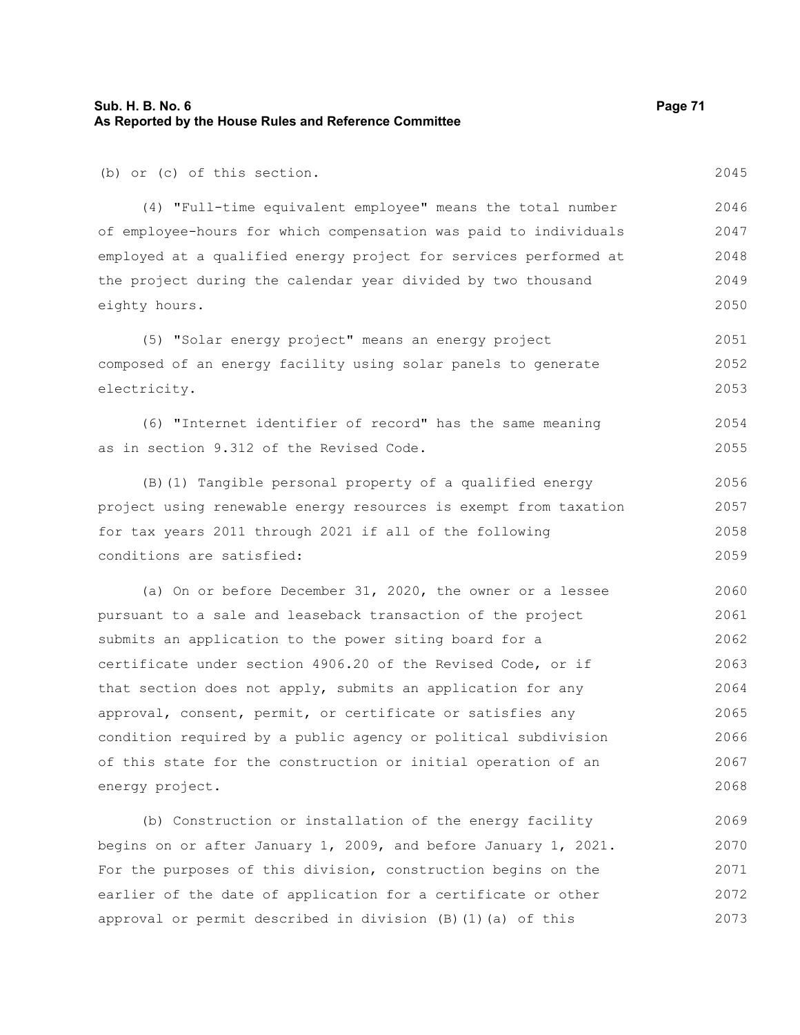(b) or (c) of this section.

(4) "Full-time equivalent employee" means the total number of employee-hours for which compensation was paid to individuals employed at a qualified energy project for services performed at the project during the calendar year divided by two thousand eighty hours.

(5) "Solar energy project" means an energy project composed of an energy facility using solar panels to generate electricity.

(6) "Internet identifier of record" has the same meaning as in section 9.312 of the Revised Code.

(B)(1) Tangible personal property of a qualified energy project using renewable energy resources is exempt from taxation for tax years 2011 through 2021 if all of the following conditions are satisfied:

(a) On or before December 31, 2020, the owner or a lessee pursuant to a sale and leaseback transaction of the project submits an application to the power siting board for a certificate under section 4906.20 of the Revised Code, or if that section does not apply, submits an application for any approval, consent, permit, or certificate or satisfies any condition required by a public agency or political subdivision of this state for the construction or initial operation of an energy project.

(b) Construction or installation of the energy facility begins on or after January 1, 2009, and before January 1, 2021. For the purposes of this division, construction begins on the earlier of the date of application for a certificate or other approval or permit described in division (B)(1)(a) of this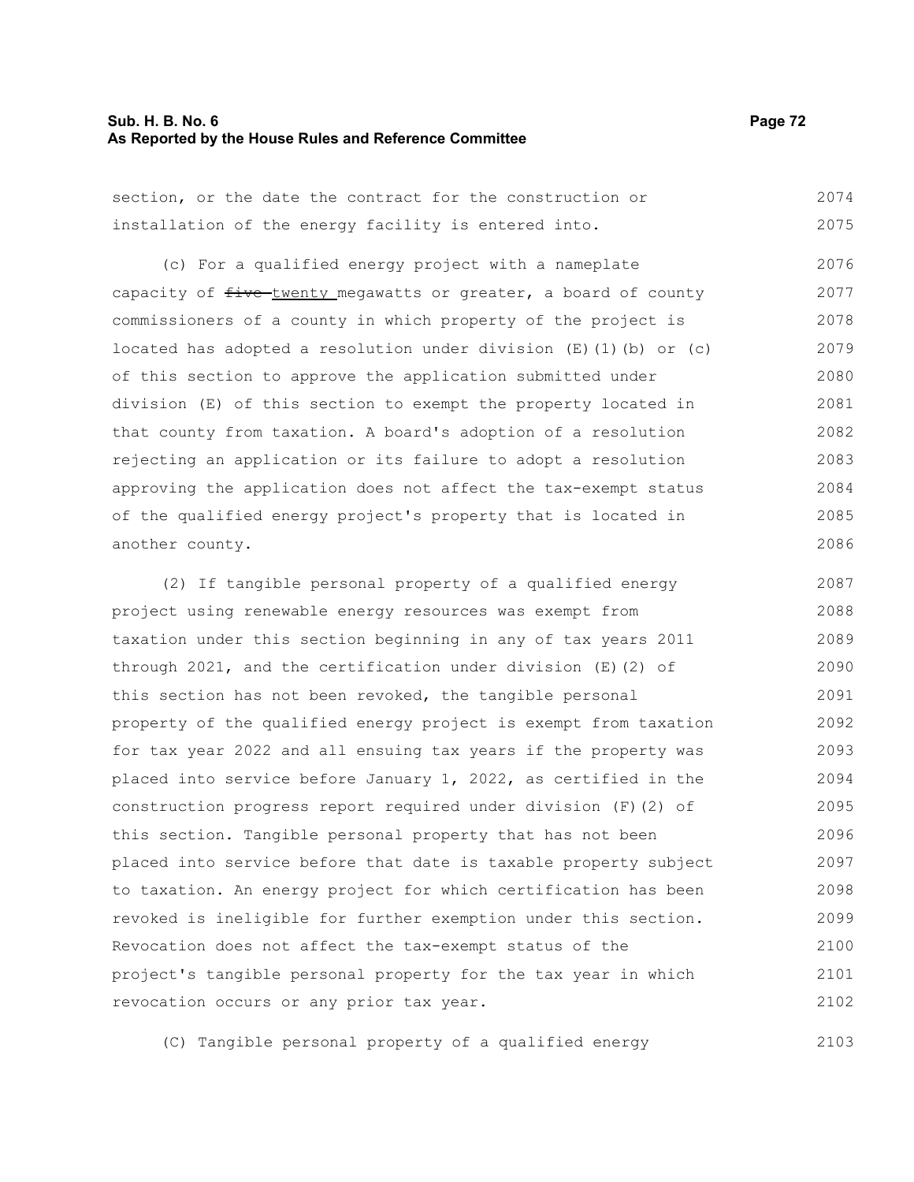section, or the date the contract for the construction or installation of the energy facility is entered into.

(c) For a qualified energy project with a nameplate capacity of ~~five~~ twenty megawatts or greater, a board of county commissioners of a county in which property of the project is located has adopted a resolution under division (E)(1)(b) or (c) of this section to approve the application submitted under division (E) of this section to exempt the property located in that county from taxation. A board's adoption of a resolution rejecting an application or its failure to adopt a resolution approving the application does not affect the tax-exempt status of the qualified energy project's property that is located in another county.

(2) If tangible personal property of a qualified energy project using renewable energy resources was exempt from taxation under this section beginning in any of tax years 2011 through 2021, and the certification under division (E)(2) of this section has not been revoked, the tangible personal property of the qualified energy project is exempt from taxation for tax year 2022 and all ensuing tax years if the property was placed into service before January 1, 2022, as certified in the construction progress report required under division (F)(2) of this section. Tangible personal property that has not been placed into service before that date is taxable property subject to taxation. An energy project for which certification has been revoked is ineligible for further exemption under this section. Revocation does not affect the tax-exempt status of the project's tangible personal property for the tax year in which revocation occurs or any prior tax year.

(C) Tangible personal property of a qualified energy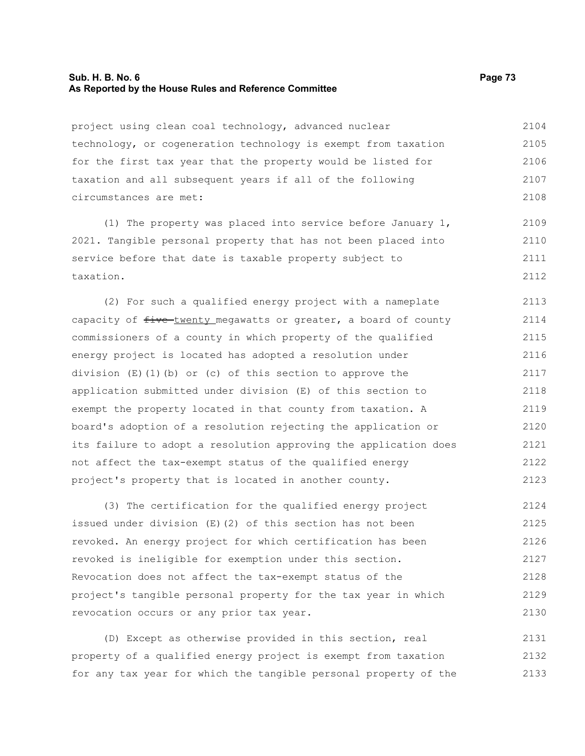project using clean coal technology, advanced nuclear technology, or cogeneration technology is exempt from taxation for the first tax year that the property would be listed for taxation and all subsequent years if all of the following circumstances are met:

(1) The property was placed into service before January 1, 2021. Tangible personal property that has not been placed into service before that date is taxable property subject to taxation.

(2) For such a qualified energy project with a nameplate capacity of ~~five~~ twenty megawatts or greater, a board of county commissioners of a county in which property of the qualified energy project is located has adopted a resolution under division (E)(1)(b) or (c) of this section to approve the application submitted under division (E) of this section to exempt the property located in that county from taxation. A board's adoption of a resolution rejecting the application or its failure to adopt a resolution approving the application does not affect the tax-exempt status of the qualified energy project's property that is located in another county.

(3) The certification for the qualified energy project issued under division (E)(2) of this section has not been revoked. An energy project for which certification has been revoked is ineligible for exemption under this section. Revocation does not affect the tax-exempt status of the project's tangible personal property for the tax year in which revocation occurs or any prior tax year.

(D) Except as otherwise provided in this section, real property of a qualified energy project is exempt from taxation for any tax year for which the tangible personal property of the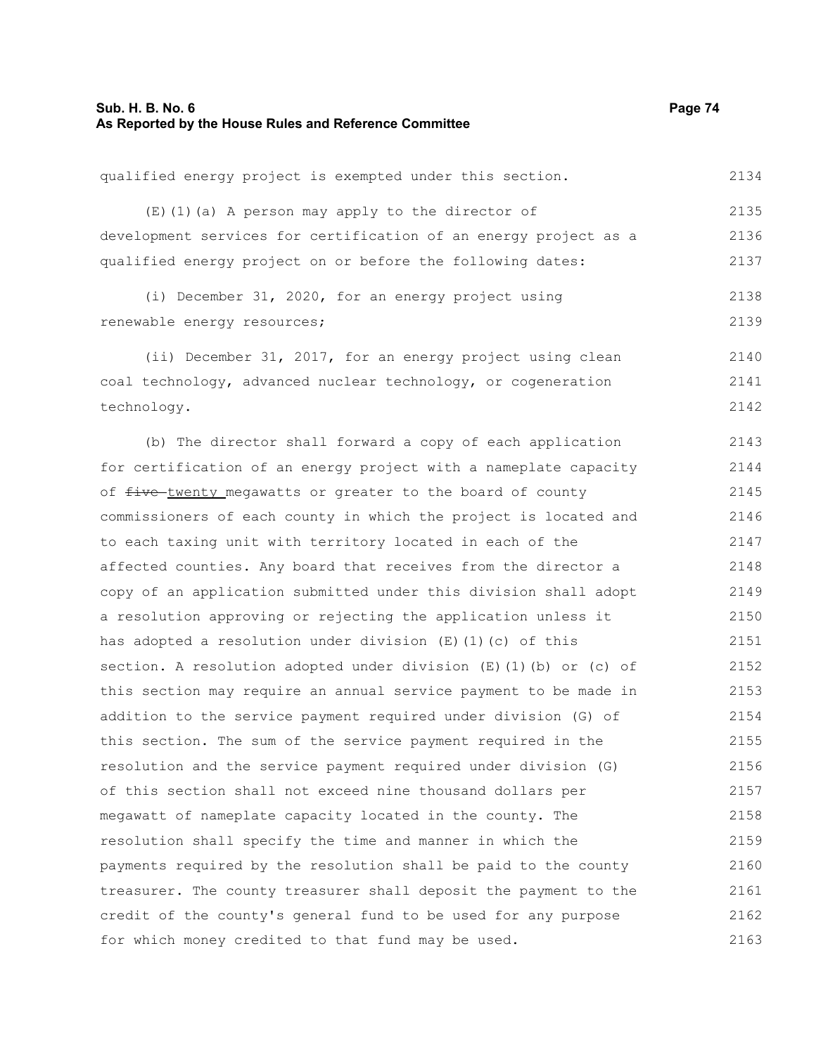qualified energy project is exempted under this section.

(E)(1)(a) A person may apply to the director of development services for certification of an energy project as a qualified energy project on or before the following dates:

(i) December 31, 2020, for an energy project using renewable energy resources;

(ii) December 31, 2017, for an energy project using clean coal technology, advanced nuclear technology, or cogeneration technology.

(b) The director shall forward a copy of each application for certification of an energy project with a nameplate capacity of ~~five~~ twenty megawatts or greater to the board of county commissioners of each county in which the project is located and to each taxing unit with territory located in each of the affected counties. Any board that receives from the director a copy of an application submitted under this division shall adopt a resolution approving or rejecting the application unless it has adopted a resolution under division (E)(1)(c) of this section. A resolution adopted under division (E)(1)(b) or (c) of this section may require an annual service payment to be made in addition to the service payment required under division (G) of this section. The sum of the service payment required in the resolution and the service payment required under division (G) of this section shall not exceed nine thousand dollars per megawatt of nameplate capacity located in the county. The resolution shall specify the time and manner in which the payments required by the resolution shall be paid to the county treasurer. The county treasurer shall deposit the payment to the credit of the county's general fund to be used for any purpose for which money credited to that fund may be used.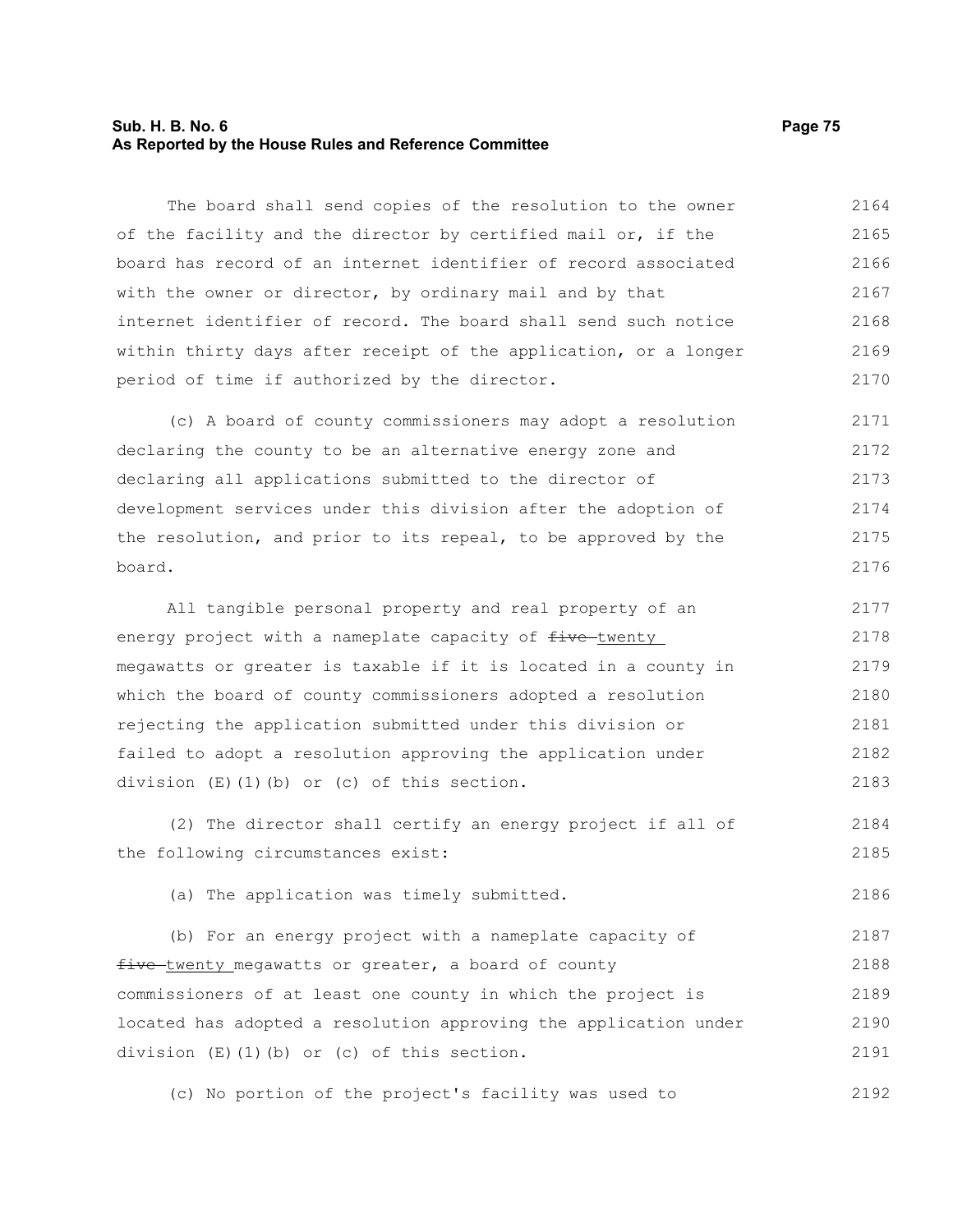The board shall send copies of the resolution to the owner of the facility and the director by certified mail or, if the board has record of an internet identifier of record associated with the owner or director, by ordinary mail and by that internet identifier of record. The board shall send such notice within thirty days after receipt of the application, or a longer period of time if authorized by the director.

(c) A board of county commissioners may adopt a resolution declaring the county to be an alternative energy zone and declaring all applications submitted to the director of development services under this division after the adoption of the resolution, and prior to its repeal, to be approved by the board.

All tangible personal property and real property of an energy project with a nameplate capacity of ~~five~~ twenty megawatts or greater is taxable if it is located in a county in which the board of county commissioners adopted a resolution rejecting the application submitted under this division or failed to adopt a resolution approving the application under division (E)(1)(b) or (c) of this section.

(2) The director shall certify an energy project if all of the following circumstances exist:

(a) The application was timely submitted.

(b) For an energy project with a nameplate capacity of ~~five~~ twenty megawatts or greater, a board of county commissioners of at least one county in which the project is located has adopted a resolution approving the application under division (E)(1)(b) or (c) of this section.

(c) No portion of the project's facility was used to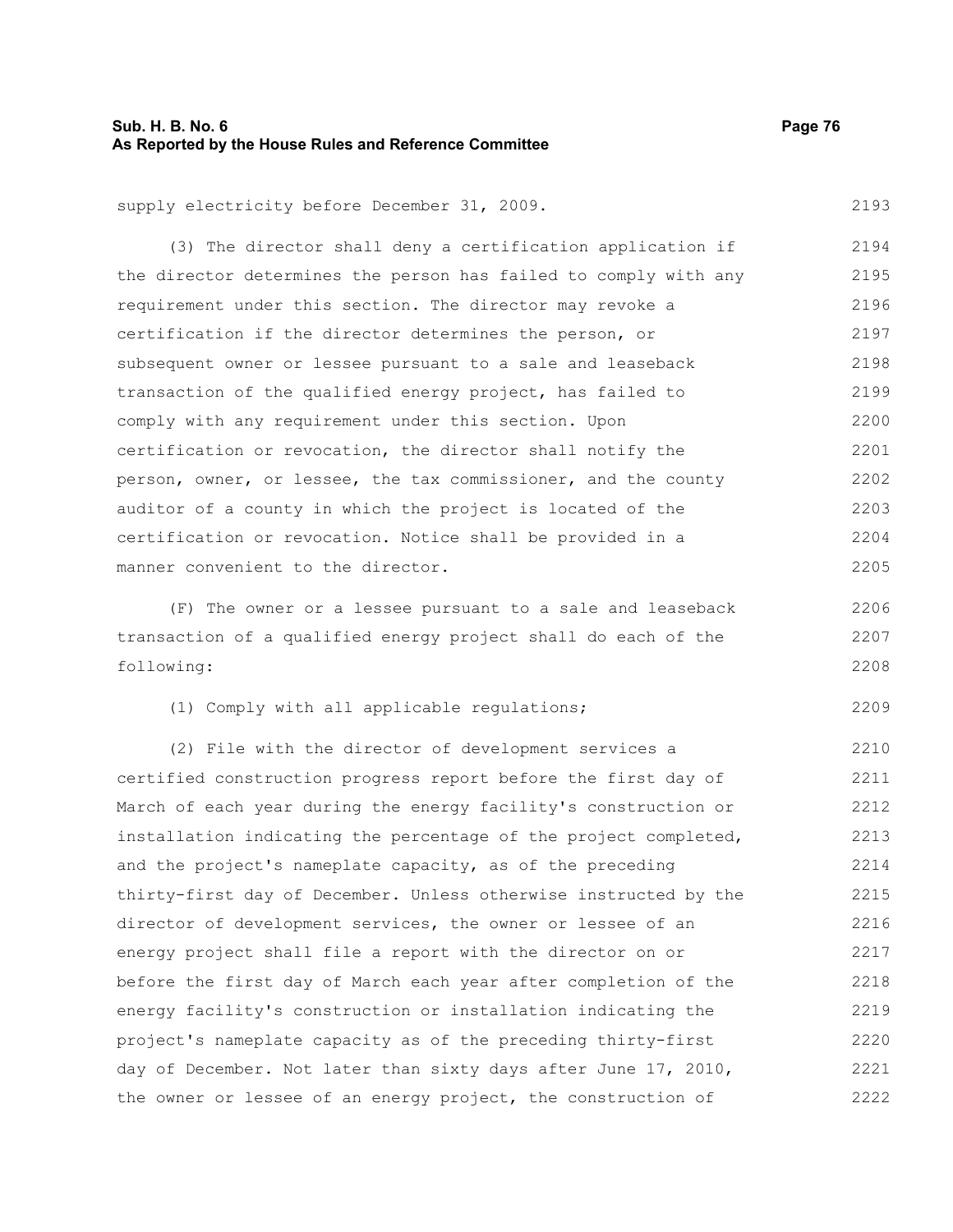supply electricity before December 31, 2009.

(3) The director shall deny a certification application if the director determines the person has failed to comply with any requirement under this section. The director may revoke a certification if the director determines the person, or subsequent owner or lessee pursuant to a sale and leaseback transaction of the qualified energy project, has failed to comply with any requirement under this section. Upon certification or revocation, the director shall notify the person, owner, or lessee, the tax commissioner, and the county auditor of a county in which the project is located of the certification or revocation. Notice shall be provided in a manner convenient to the director.

(F) The owner or a lessee pursuant to a sale and leaseback transaction of a qualified energy project shall do each of the following:

(1) Comply with all applicable regulations;

(2) File with the director of development services a certified construction progress report before the first day of March of each year during the energy facility's construction or installation indicating the percentage of the project completed, and the project's nameplate capacity, as of the preceding thirty-first day of December. Unless otherwise instructed by the director of development services, the owner or lessee of an energy project shall file a report with the director on or before the first day of March each year after completion of the energy facility's construction or installation indicating the project's nameplate capacity as of the preceding thirty-first day of December. Not later than sixty days after June 17, 2010, the owner or lessee of an energy project, the construction of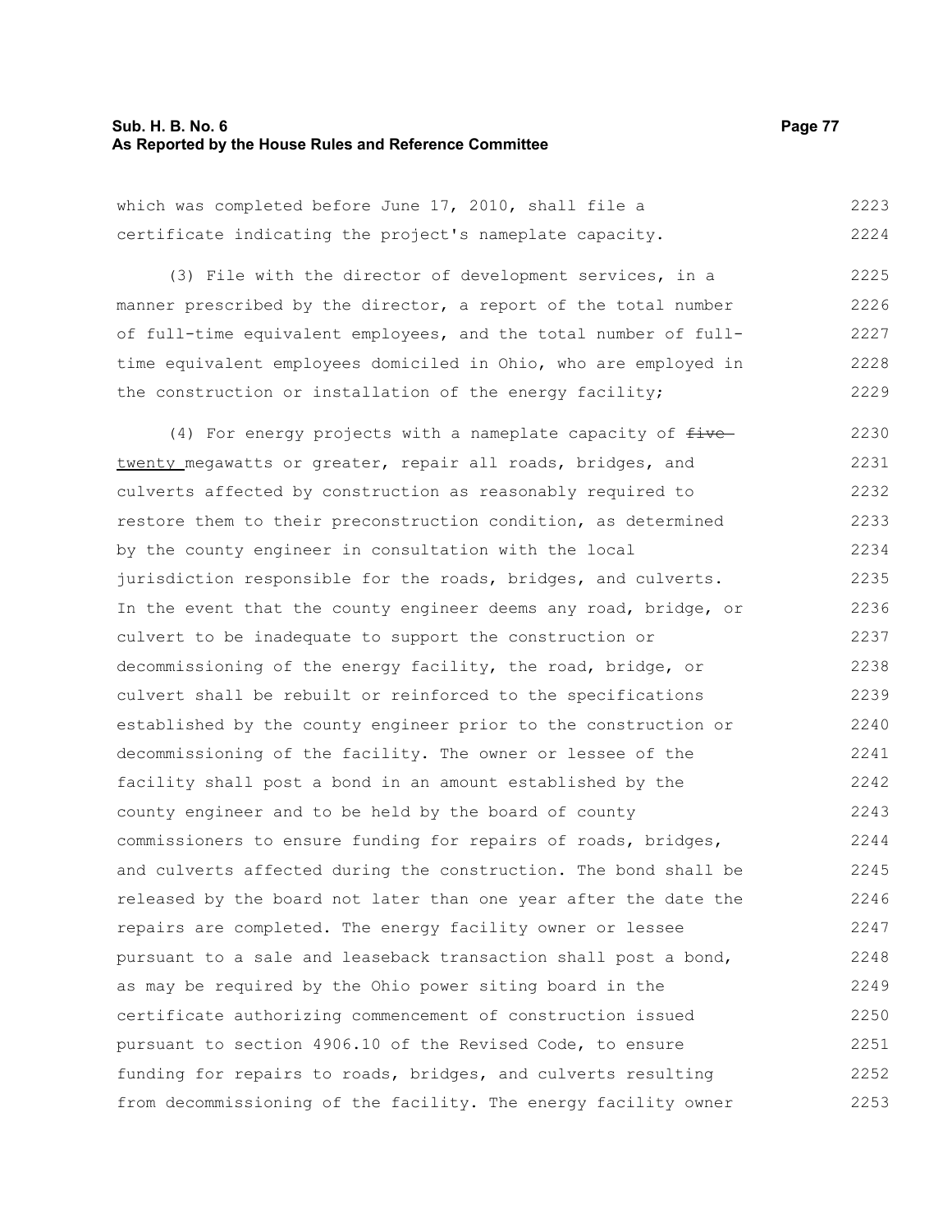which was completed before June 17, 2010, shall file a certificate indicating the project's nameplate capacity.

(3) File with the director of development services, in a manner prescribed by the director, a report of the total number of full-time equivalent employees, and the total number of full-time equivalent employees domiciled in Ohio, who are employed in the construction or installation of the energy facility;

(4) For energy projects with a nameplate capacity of ~~five~~ twenty megawatts or greater, repair all roads, bridges, and culverts affected by construction as reasonably required to restore them to their preconstruction condition, as determined by the county engineer in consultation with the local jurisdiction responsible for the roads, bridges, and culverts. In the event that the county engineer deems any road, bridge, or culvert to be inadequate to support the construction or decommissioning of the energy facility, the road, bridge, or culvert shall be rebuilt or reinforced to the specifications established by the county engineer prior to the construction or decommissioning of the facility. The owner or lessee of the facility shall post a bond in an amount established by the county engineer and to be held by the board of county commissioners to ensure funding for repairs of roads, bridges, and culverts affected during the construction. The bond shall be released by the board not later than one year after the date the repairs are completed. The energy facility owner or lessee pursuant to a sale and leaseback transaction shall post a bond, as may be required by the Ohio power siting board in the certificate authorizing commencement of construction issued pursuant to section 4906.10 of the Revised Code, to ensure funding for repairs to roads, bridges, and culverts resulting from decommissioning of the facility. The energy facility owner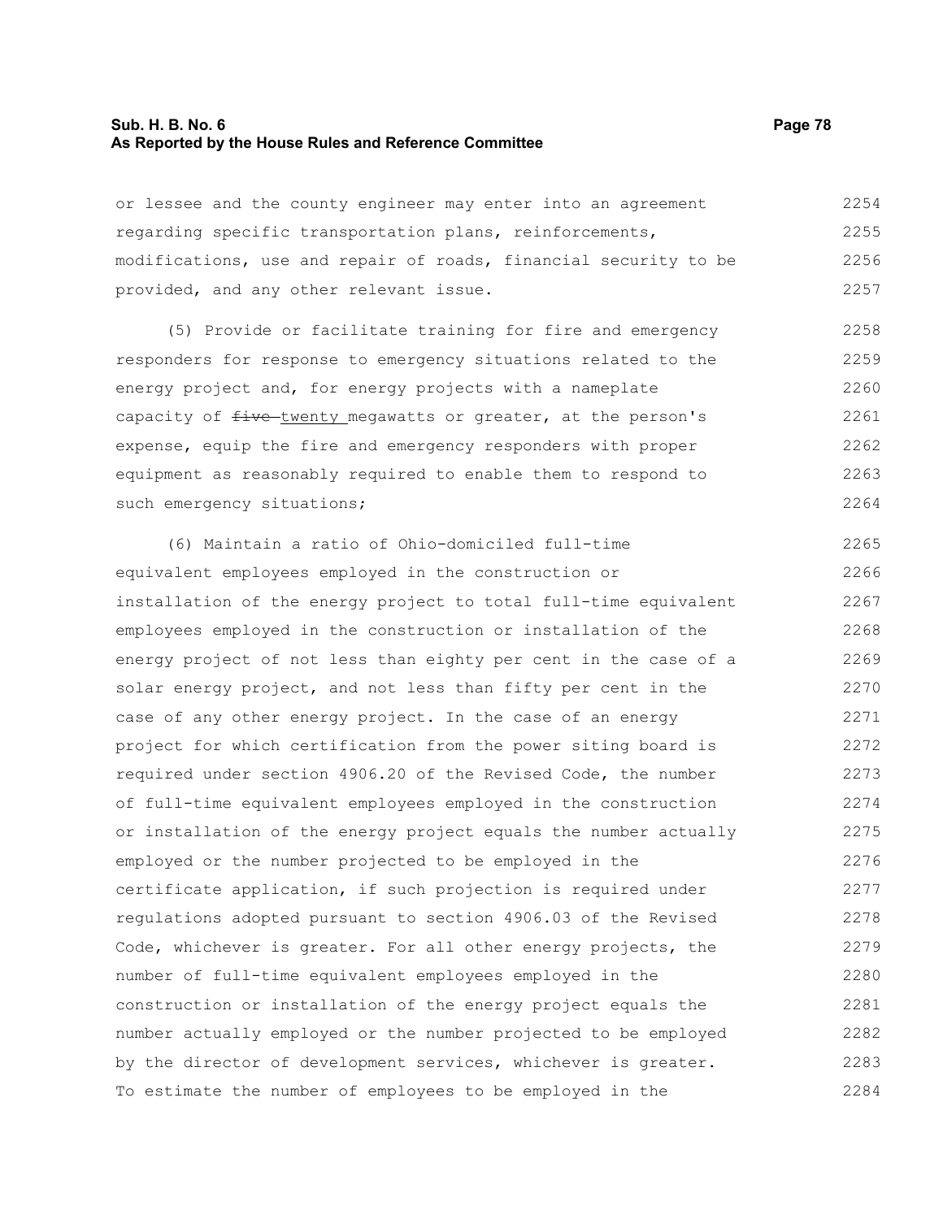or lessee and the county engineer may enter into an agreement regarding specific transportation plans, reinforcements, modifications, use and repair of roads, financial security to be provided, and any other relevant issue.

(5) Provide or facilitate training for fire and emergency responders for response to emergency situations related to the energy project and, for energy projects with a nameplate capacity of ~~five~~ twenty megawatts or greater, at the person's expense, equip the fire and emergency responders with proper equipment as reasonably required to enable them to respond to such emergency situations;

(6) Maintain a ratio of Ohio-domiciled full-time equivalent employees employed in the construction or installation of the energy project to total full-time equivalent employees employed in the construction or installation of the energy project of not less than eighty per cent in the case of a solar energy project, and not less than fifty per cent in the case of any other energy project. In the case of an energy project for which certification from the power siting board is required under section 4906.20 of the Revised Code, the number of full-time equivalent employees employed in the construction or installation of the energy project equals the number actually employed or the number projected to be employed in the certificate application, if such projection is required under regulations adopted pursuant to section 4906.03 of the Revised Code, whichever is greater. For all other energy projects, the number of full-time equivalent employees employed in the construction or installation of the energy project equals the number actually employed or the number projected to be employed by the director of development services, whichever is greater. To estimate the number of employees to be employed in the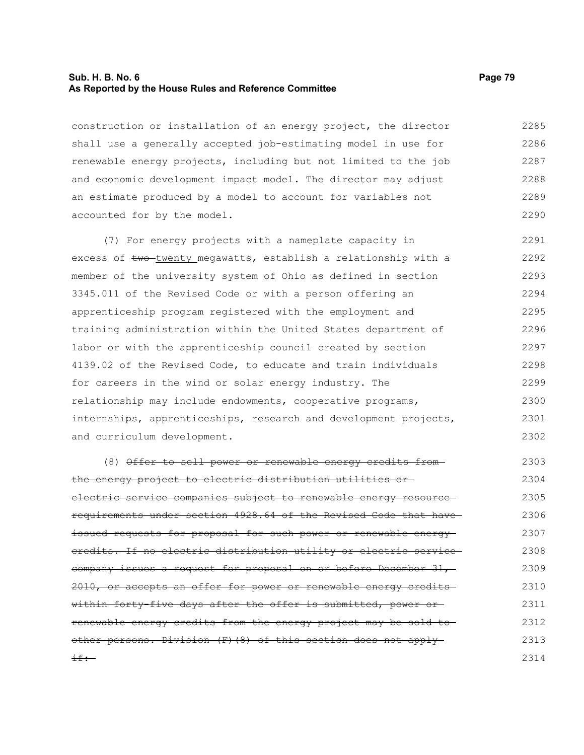construction or installation of an energy project, the director shall use a generally accepted job-estimating model in use for renewable energy projects, including but not limited to the job and economic development impact model. The director may adjust an estimate produced by a model to account for variables not accounted for by the model.

(7) For energy projects with a nameplate capacity in excess of ~~two~~ <u>twenty</u> megawatts, establish a relationship with a member of the university system of Ohio as defined in section 3345.011 of the Revised Code or with a person offering an apprenticeship program registered with the employment and training administration within the United States department of labor or with the apprenticeship council created by section 4139.02 of the Revised Code, to educate and train individuals for careers in the wind or solar energy industry. The relationship may include endowments, cooperative programs, internships, apprenticeships, research and development projects, and curriculum development.

(8) ~~Offer to sell power or renewable energy credits from the energy project to electric distribution utilities or electric service companies subject to renewable energy resource requirements under section 4928.64 of the Revised Code that have issued requests for proposal for such power or renewable energy credits. If no electric distribution utility or electric service company issues a request for proposal on or before December 31, 2010, or accepts an offer for power or renewable energy credits within forty-five days after the offer is submitted, power or renewable energy credits from the energy project may be sold to other persons. Division (F)(8) of this section does not apply if:~~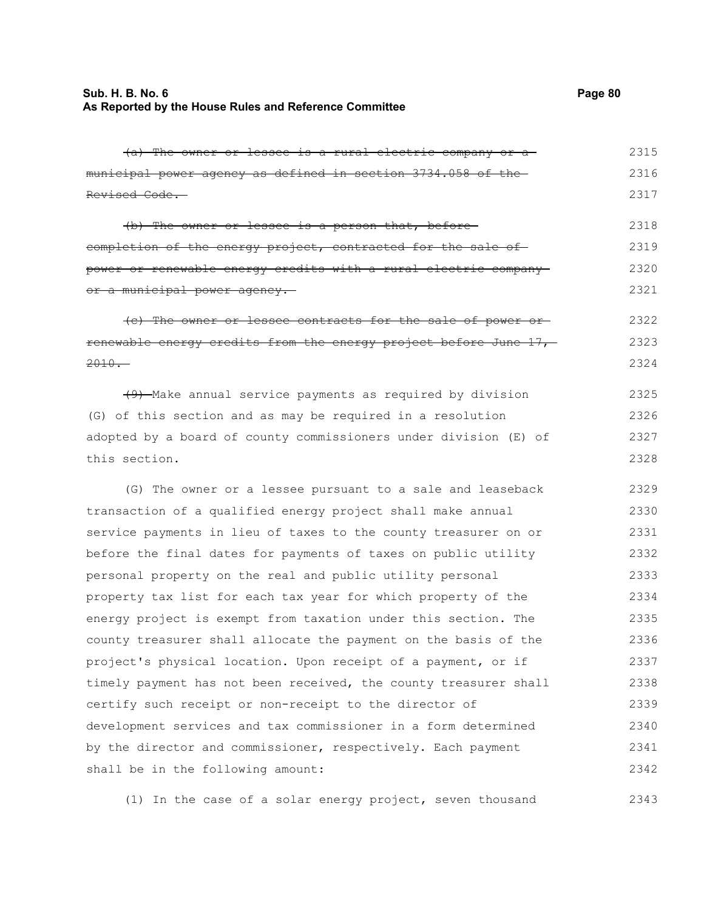~~(a) The owner or lessee is a rural electric company or a municipal power agency as defined in section 3734.058 of the Revised Code.~~

~~(b) The owner or lessee is a person that, before completion of the energy project, contracted for the sale of power or renewable energy credits with a rural electric company or a municipal power agency.~~

~~(c) The owner or lessee contracts for the sale of power or renewable energy credits from the energy project before June 17, 2010.~~

~~(9)~~ Make annual service payments as required by division (G) of this section and as may be required in a resolution adopted by a board of county commissioners under division (E) of this section.

(G) The owner or a lessee pursuant to a sale and leaseback transaction of a qualified energy project shall make annual service payments in lieu of taxes to the county treasurer on or before the final dates for payments of taxes on public utility personal property on the real and public utility personal property tax list for each tax year for which property of the energy project is exempt from taxation under this section. The county treasurer shall allocate the payment on the basis of the project's physical location. Upon receipt of a payment, or if timely payment has not been received, the county treasurer shall certify such receipt or non-receipt to the director of development services and tax commissioner in a form determined by the director and commissioner, respectively. Each payment shall be in the following amount:

(1) In the case of a solar energy project, seven thousand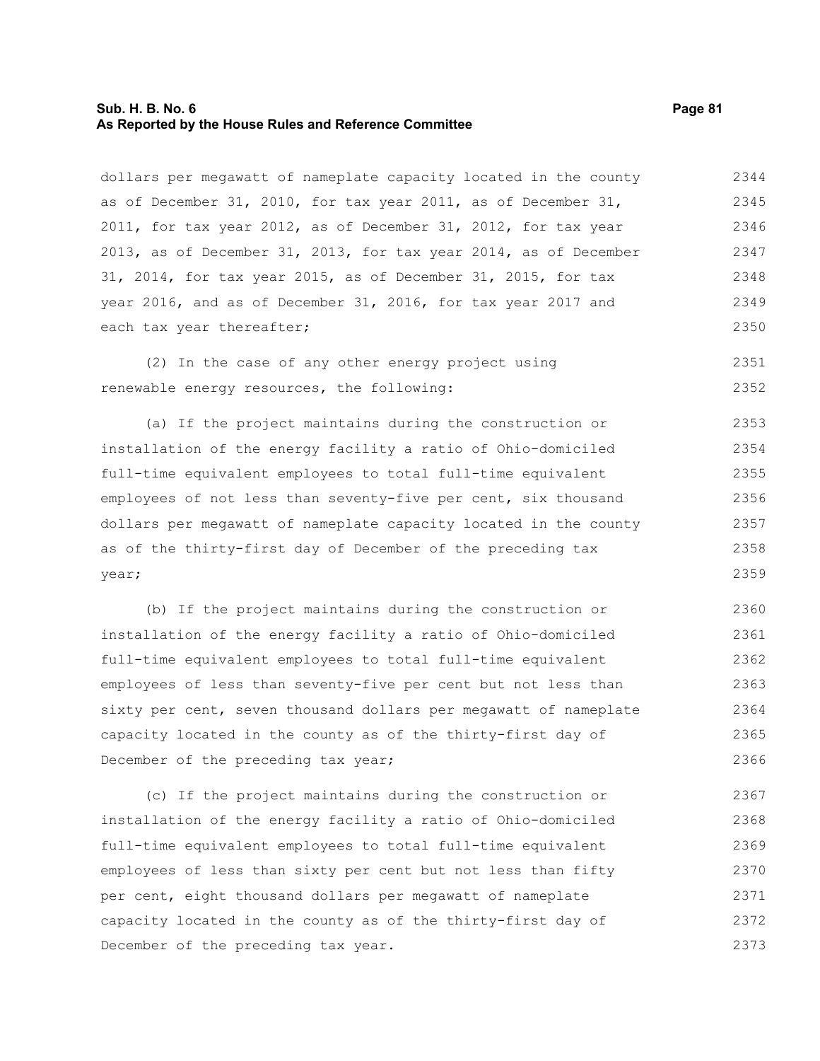dollars per megawatt of nameplate capacity located in the county as of December 31, 2010, for tax year 2011, as of December 31, 2011, for tax year 2012, as of December 31, 2012, for tax year 2013, as of December 31, 2013, for tax year 2014, as of December 31, 2014, for tax year 2015, as of December 31, 2015, for tax year 2016, and as of December 31, 2016, for tax year 2017 and each tax year thereafter;

(2) In the case of any other energy project using renewable energy resources, the following:

(a) If the project maintains during the construction or installation of the energy facility a ratio of Ohio-domiciled full-time equivalent employees to total full-time equivalent employees of not less than seventy-five per cent, six thousand dollars per megawatt of nameplate capacity located in the county as of the thirty-first day of December of the preceding tax year;

(b) If the project maintains during the construction or installation of the energy facility a ratio of Ohio-domiciled full-time equivalent employees to total full-time equivalent employees of less than seventy-five per cent but not less than sixty per cent, seven thousand dollars per megawatt of nameplate capacity located in the county as of the thirty-first day of December of the preceding tax year;

(c) If the project maintains during the construction or installation of the energy facility a ratio of Ohio-domiciled full-time equivalent employees to total full-time equivalent employees of less than sixty per cent but not less than fifty per cent, eight thousand dollars per megawatt of nameplate capacity located in the county as of the thirty-first day of December of the preceding tax year.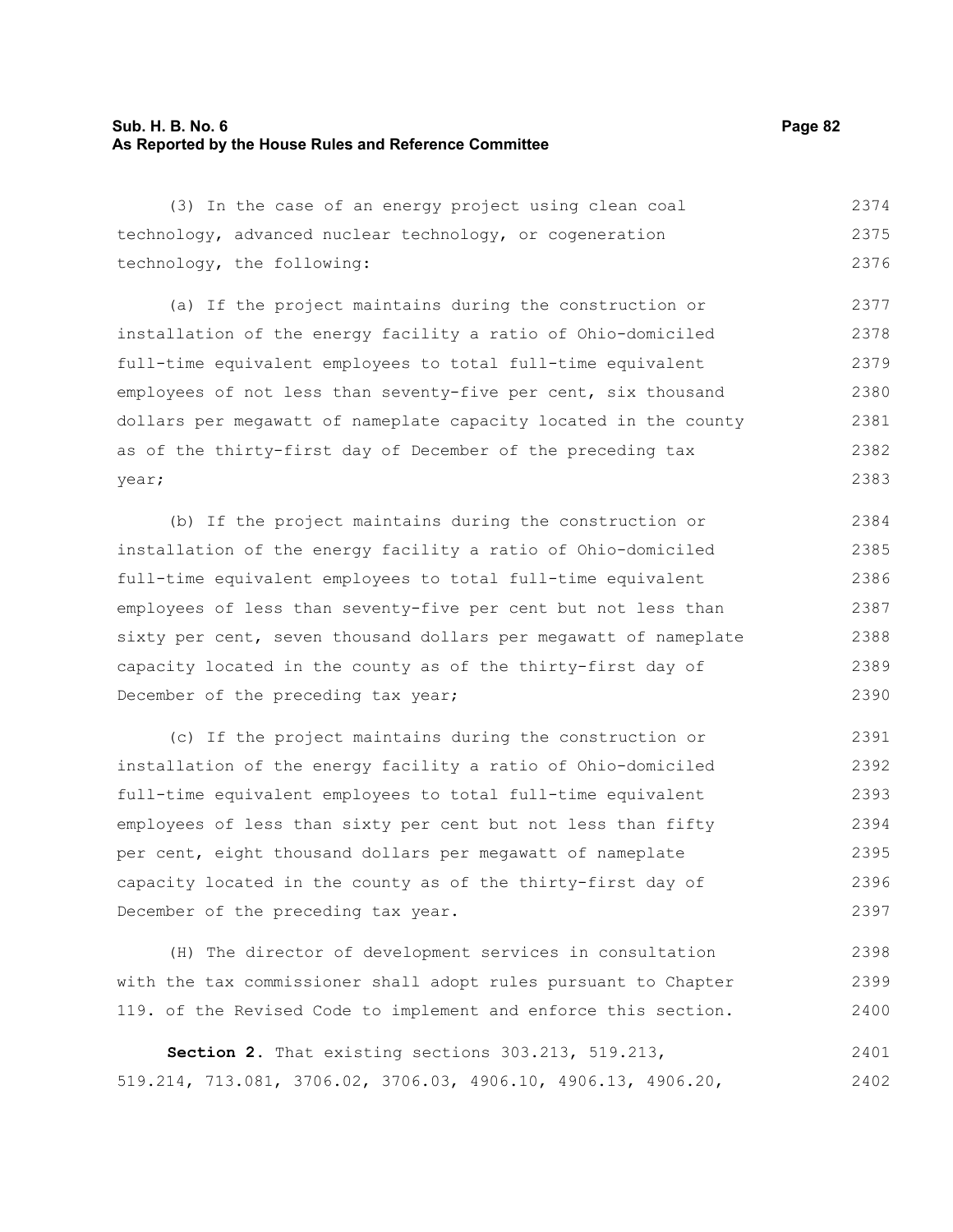(3) In the case of an energy project using clean coal technology, advanced nuclear technology, or cogeneration technology, the following:

(a) If the project maintains during the construction or installation of the energy facility a ratio of Ohio-domiciled full-time equivalent employees to total full-time equivalent employees of not less than seventy-five per cent, six thousand dollars per megawatt of nameplate capacity located in the county as of the thirty-first day of December of the preceding tax year;

(b) If the project maintains during the construction or installation of the energy facility a ratio of Ohio-domiciled full-time equivalent employees to total full-time equivalent employees of less than seventy-five per cent but not less than sixty per cent, seven thousand dollars per megawatt of nameplate capacity located in the county as of the thirty-first day of December of the preceding tax year;

(c) If the project maintains during the construction or installation of the energy facility a ratio of Ohio-domiciled full-time equivalent employees to total full-time equivalent employees of less than sixty per cent but not less than fifty per cent, eight thousand dollars per megawatt of nameplate capacity located in the county as of the thirty-first day of December of the preceding tax year.

(H) The director of development services in consultation with the tax commissioner shall adopt rules pursuant to Chapter 119. of the Revised Code to implement and enforce this section.

**Section 2.** That existing sections 303.213, 519.213, 519.214, 713.081, 3706.02, 3706.03, 4906.10, 4906.13, 4906.20,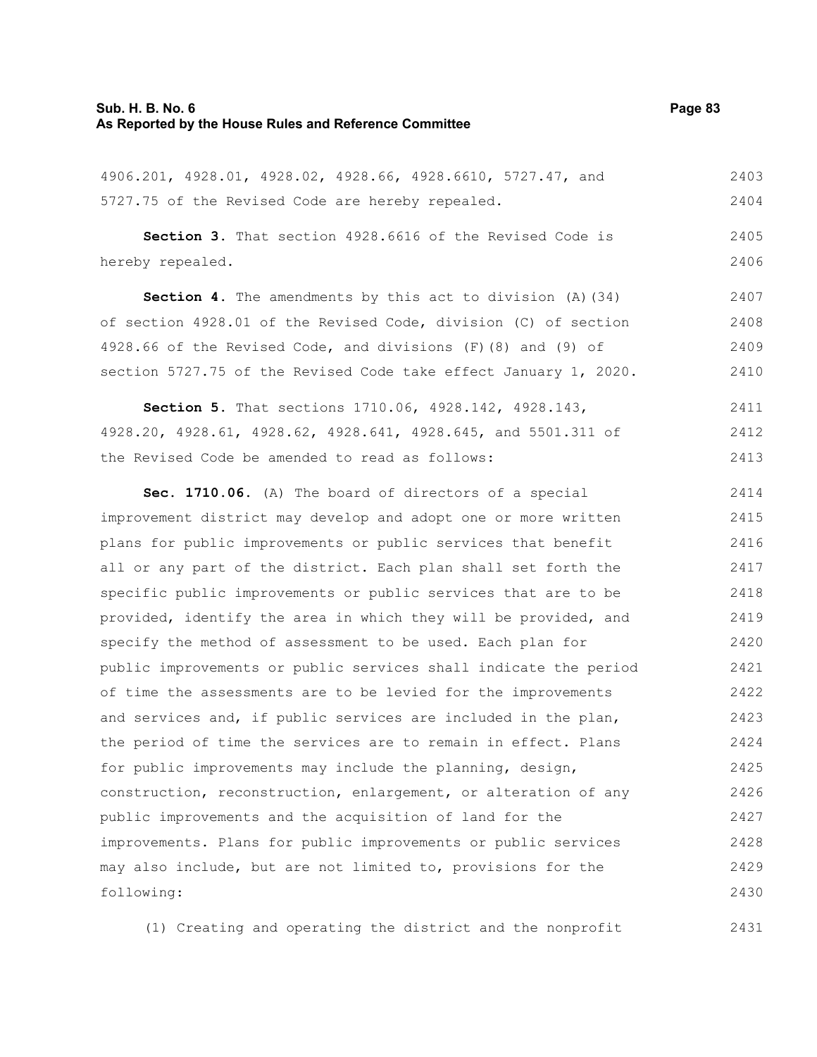4906.201, 4928.01, 4928.02, 4928.66, 4928.6610, 5727.47, and 5727.75 of the Revised Code are hereby repealed.

**Section 3.** That section 4928.6616 of the Revised Code is hereby repealed.

**Section 4.** The amendments by this act to division (A)(34) of section 4928.01 of the Revised Code, division (C) of section 4928.66 of the Revised Code, and divisions (F)(8) and (9) of section 5727.75 of the Revised Code take effect January 1, 2020.

**Section 5.** That sections 1710.06, 4928.142, 4928.143, 4928.20, 4928.61, 4928.62, 4928.641, 4928.645, and 5501.311 of the Revised Code be amended to read as follows:

**Sec. 1710.06.** (A) The board of directors of a special improvement district may develop and adopt one or more written plans for public improvements or public services that benefit all or any part of the district. Each plan shall set forth the specific public improvements or public services that are to be provided, identify the area in which they will be provided, and specify the method of assessment to be used. Each plan for public improvements or public services shall indicate the period of time the assessments are to be levied for the improvements and services and, if public services are included in the plan, the period of time the services are to remain in effect. Plans for public improvements may include the planning, design, construction, reconstruction, enlargement, or alteration of any public improvements and the acquisition of land for the improvements. Plans for public improvements or public services may also include, but are not limited to, provisions for the following:

(1) Creating and operating the district and the nonprofit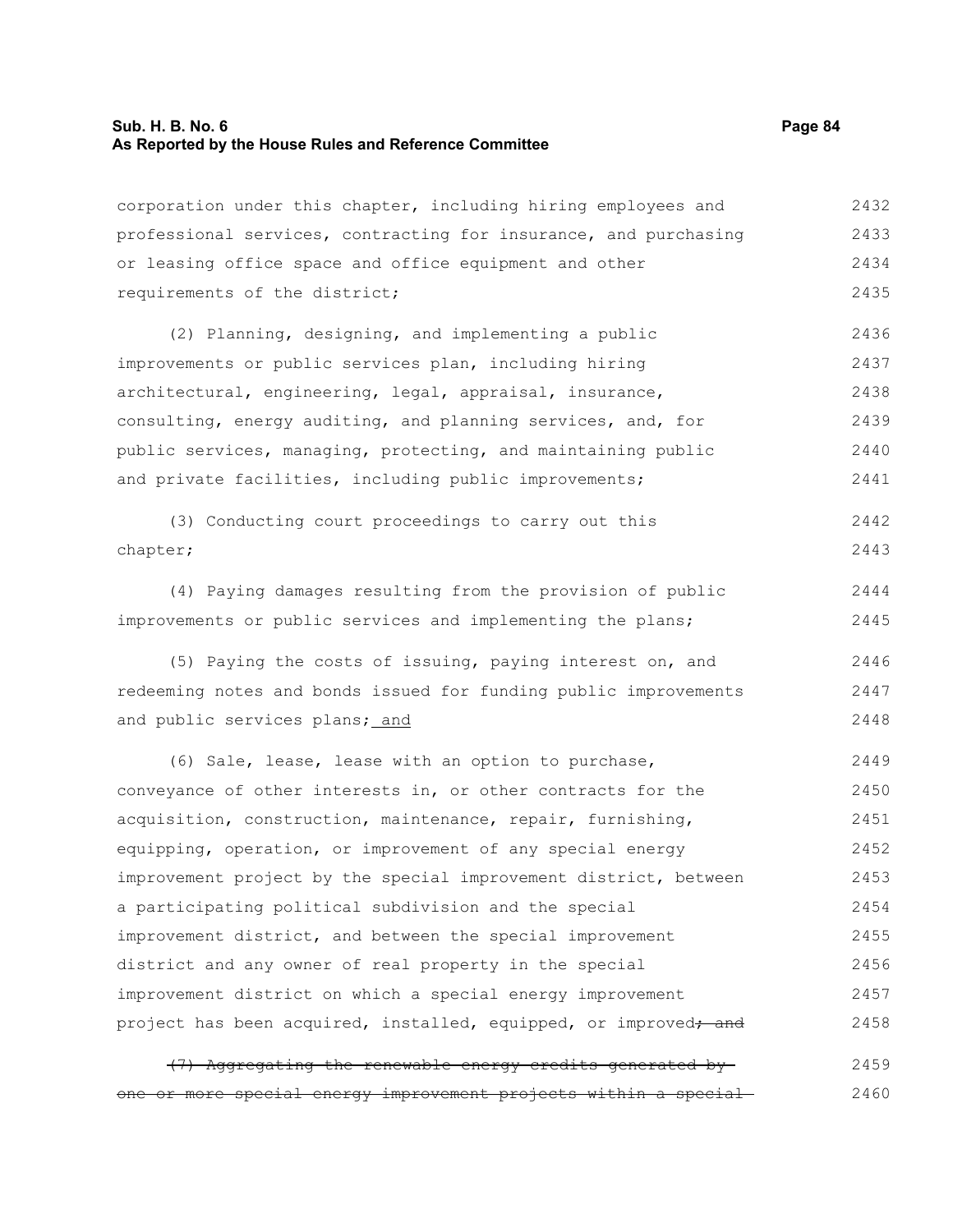corporation under this chapter, including hiring employees and professional services, contracting for insurance, and purchasing or leasing office space and office equipment and other requirements of the district;

(2) Planning, designing, and implementing a public improvements or public services plan, including hiring architectural, engineering, legal, appraisal, insurance, consulting, energy auditing, and planning services, and, for public services, managing, protecting, and maintaining public and private facilities, including public improvements;

(3) Conducting court proceedings to carry out this chapter;

(4) Paying damages resulting from the provision of public improvements or public services and implementing the plans;

(5) Paying the costs of issuing, paying interest on, and redeeming notes and bonds issued for funding public improvements and public services plans; <u>and</u>

(6) Sale, lease, lease with an option to purchase, conveyance of other interests in, or other contracts for the acquisition, construction, maintenance, repair, furnishing, equipping, operation, or improvement of any special energy improvement project by the special improvement district, between a participating political subdivision and the special improvement district, and between the special improvement district and any owner of real property in the special improvement district on which a special energy improvement project has been acquired, installed, equipped, or improved~~; and~~

~~(7) Aggregating the renewable energy credits generated by one or more special energy improvement projects within a special~~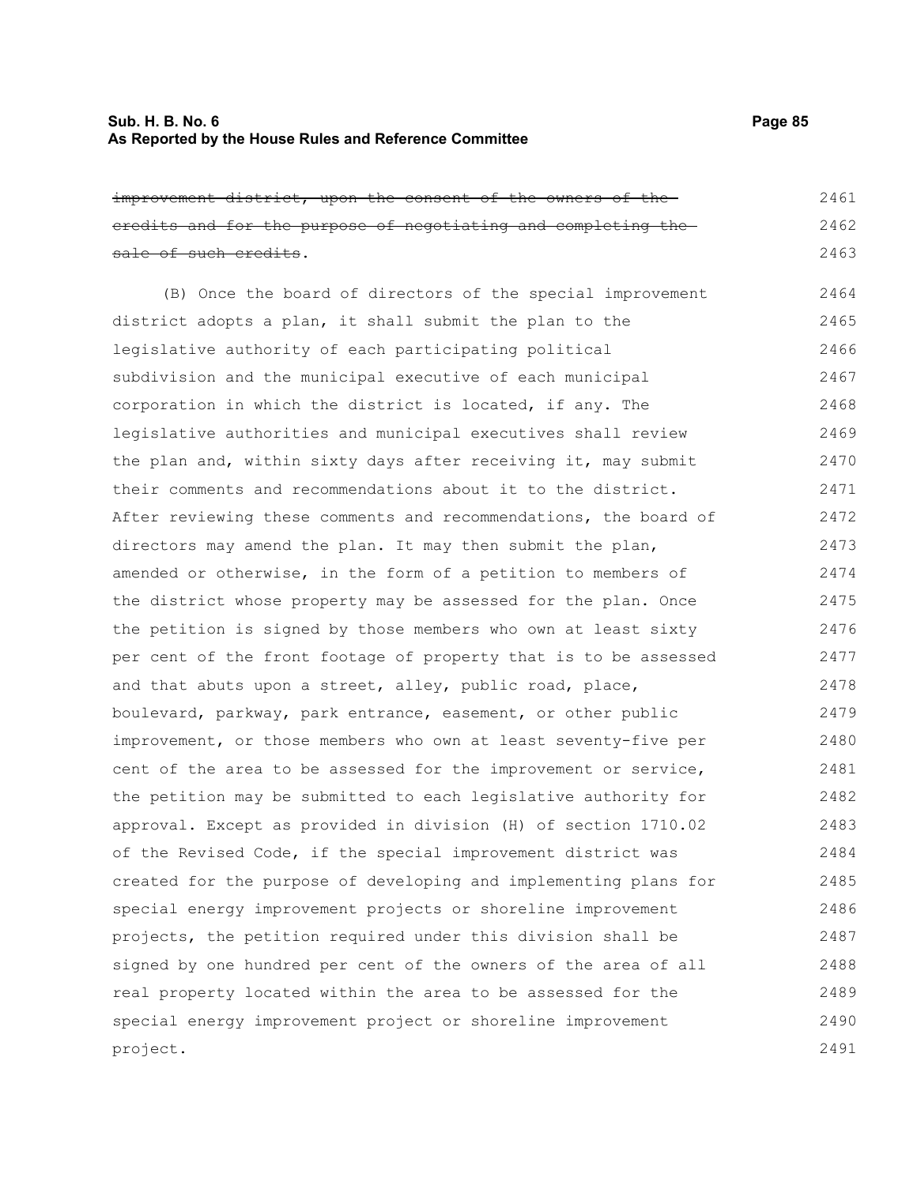~~improvement district, upon the consent of the owners of the credits and for the purpose of negotiating and completing the sale of such credits~~.

(B) Once the board of directors of the special improvement district adopts a plan, it shall submit the plan to the legislative authority of each participating political subdivision and the municipal executive of each municipal corporation in which the district is located, if any. The legislative authorities and municipal executives shall review the plan and, within sixty days after receiving it, may submit their comments and recommendations about it to the district. After reviewing these comments and recommendations, the board of directors may amend the plan. It may then submit the plan, amended or otherwise, in the form of a petition to members of the district whose property may be assessed for the plan. Once the petition is signed by those members who own at least sixty per cent of the front footage of property that is to be assessed and that abuts upon a street, alley, public road, place, boulevard, parkway, park entrance, easement, or other public improvement, or those members who own at least seventy-five per cent of the area to be assessed for the improvement or service, the petition may be submitted to each legislative authority for approval. Except as provided in division (H) of section 1710.02 of the Revised Code, if the special improvement district was created for the purpose of developing and implementing plans for special energy improvement projects or shoreline improvement projects, the petition required under this division shall be signed by one hundred per cent of the owners of the area of all real property located within the area to be assessed for the special energy improvement project or shoreline improvement project.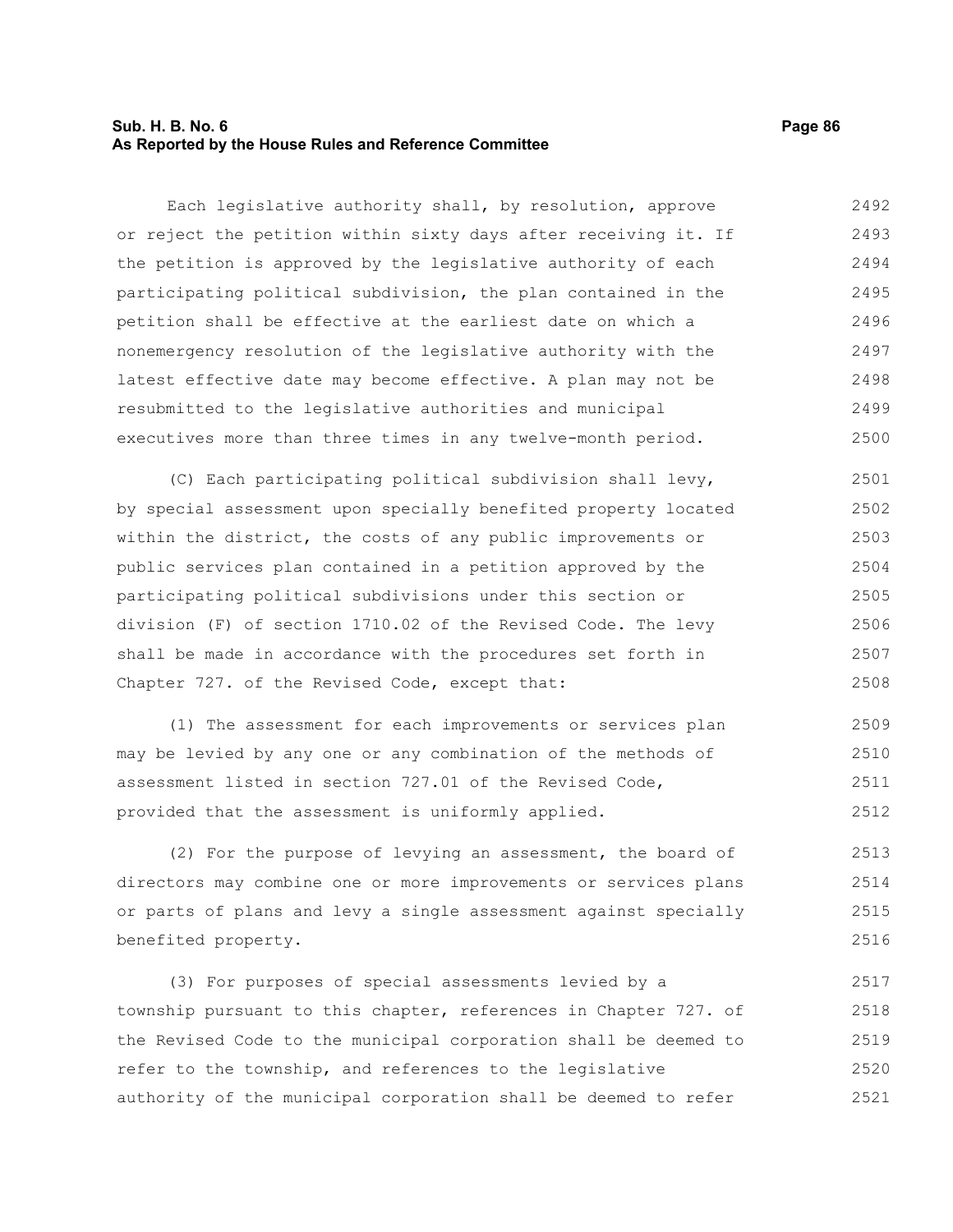Each legislative authority shall, by resolution, approve or reject the petition within sixty days after receiving it. If the petition is approved by the legislative authority of each participating political subdivision, the plan contained in the petition shall be effective at the earliest date on which a nonemergency resolution of the legislative authority with the latest effective date may become effective. A plan may not be resubmitted to the legislative authorities and municipal executives more than three times in any twelve-month period.

(C) Each participating political subdivision shall levy, by special assessment upon specially benefited property located within the district, the costs of any public improvements or public services plan contained in a petition approved by the participating political subdivisions under this section or division (F) of section 1710.02 of the Revised Code. The levy shall be made in accordance with the procedures set forth in Chapter 727. of the Revised Code, except that:

(1) The assessment for each improvements or services plan may be levied by any one or any combination of the methods of assessment listed in section 727.01 of the Revised Code, provided that the assessment is uniformly applied.

(2) For the purpose of levying an assessment, the board of directors may combine one or more improvements or services plans or parts of plans and levy a single assessment against specially benefited property.

(3) For purposes of special assessments levied by a township pursuant to this chapter, references in Chapter 727. of the Revised Code to the municipal corporation shall be deemed to refer to the township, and references to the legislative authority of the municipal corporation shall be deemed to refer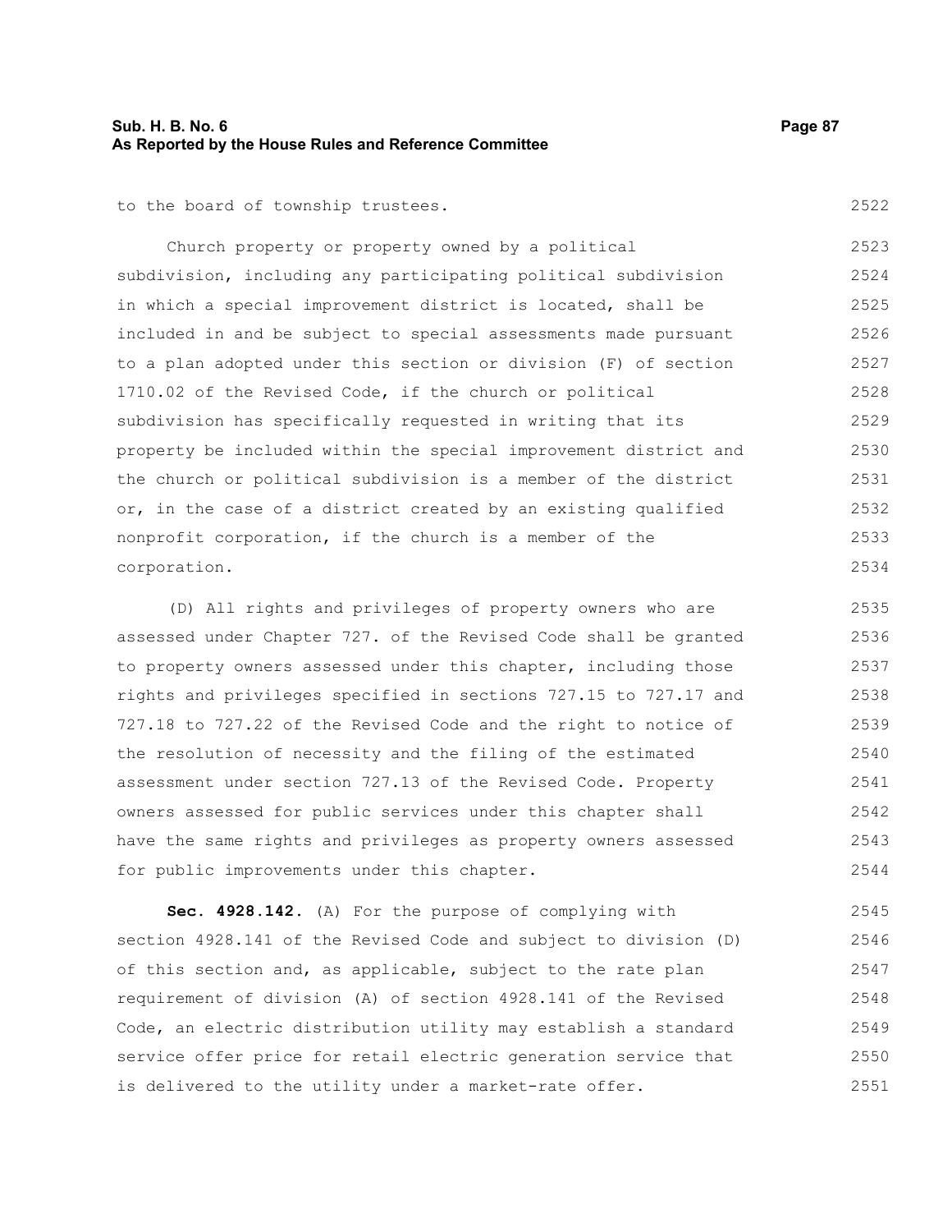to the board of township trustees.

Church property or property owned by a political subdivision, including any participating political subdivision in which a special improvement district is located, shall be included in and be subject to special assessments made pursuant to a plan adopted under this section or division (F) of section 1710.02 of the Revised Code, if the church or political subdivision has specifically requested in writing that its property be included within the special improvement district and the church or political subdivision is a member of the district or, in the case of a district created by an existing qualified nonprofit corporation, if the church is a member of the corporation.

(D) All rights and privileges of property owners who are assessed under Chapter 727. of the Revised Code shall be granted to property owners assessed under this chapter, including those rights and privileges specified in sections 727.15 to 727.17 and 727.18 to 727.22 of the Revised Code and the right to notice of the resolution of necessity and the filing of the estimated assessment under section 727.13 of the Revised Code. Property owners assessed for public services under this chapter shall have the same rights and privileges as property owners assessed for public improvements under this chapter.

**Sec. 4928.142.** (A) For the purpose of complying with section 4928.141 of the Revised Code and subject to division (D) of this section and, as applicable, subject to the rate plan requirement of division (A) of section 4928.141 of the Revised Code, an electric distribution utility may establish a standard service offer price for retail electric generation service that is delivered to the utility under a market-rate offer.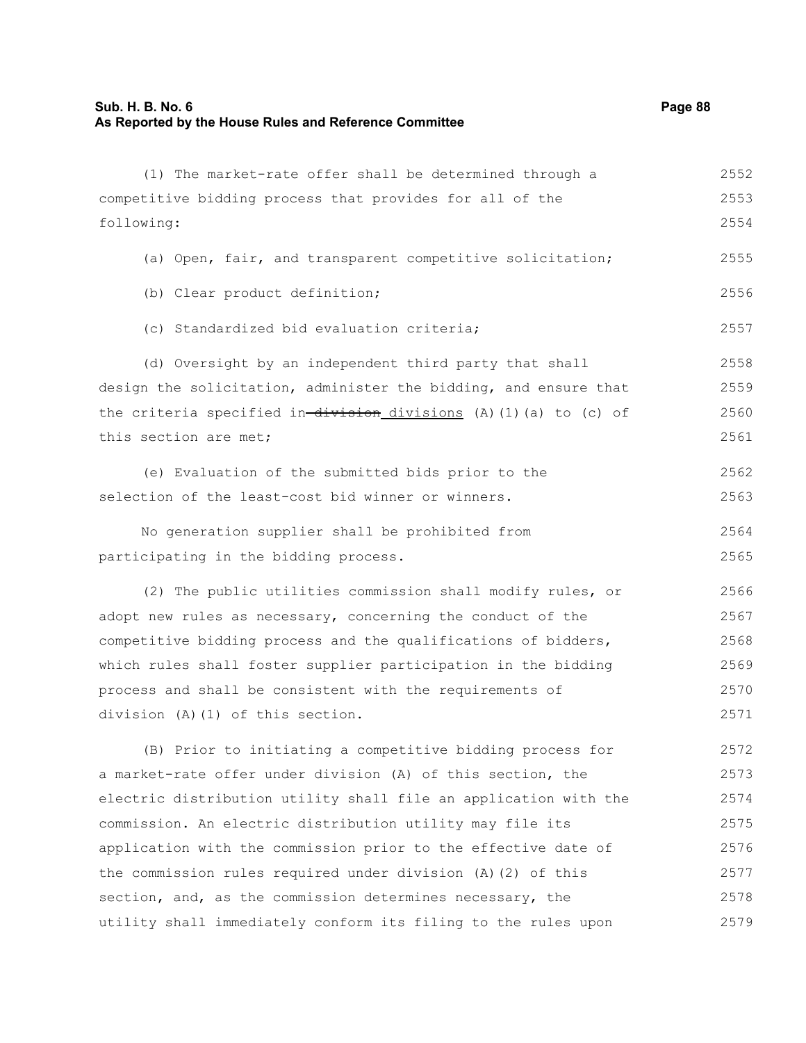(1) The market-rate offer shall be determined through a competitive bidding process that provides for all of the following:

(a) Open, fair, and transparent competitive solicitation;

(b) Clear product definition;

(c) Standardized bid evaluation criteria;

(d) Oversight by an independent third party that shall design the solicitation, administer the bidding, and ensure that the criteria specified in ~~division~~ <u>divisions</u> (A)(1)(a) to (c) of this section are met;

(e) Evaluation of the submitted bids prior to the selection of the least-cost bid winner or winners.

No generation supplier shall be prohibited from participating in the bidding process.

(2) The public utilities commission shall modify rules, or adopt new rules as necessary, concerning the conduct of the competitive bidding process and the qualifications of bidders, which rules shall foster supplier participation in the bidding process and shall be consistent with the requirements of division (A)(1) of this section.

(B) Prior to initiating a competitive bidding process for a market-rate offer under division (A) of this section, the electric distribution utility shall file an application with the commission. An electric distribution utility may file its application with the commission prior to the effective date of the commission rules required under division (A)(2) of this section, and, as the commission determines necessary, the utility shall immediately conform its filing to the rules upon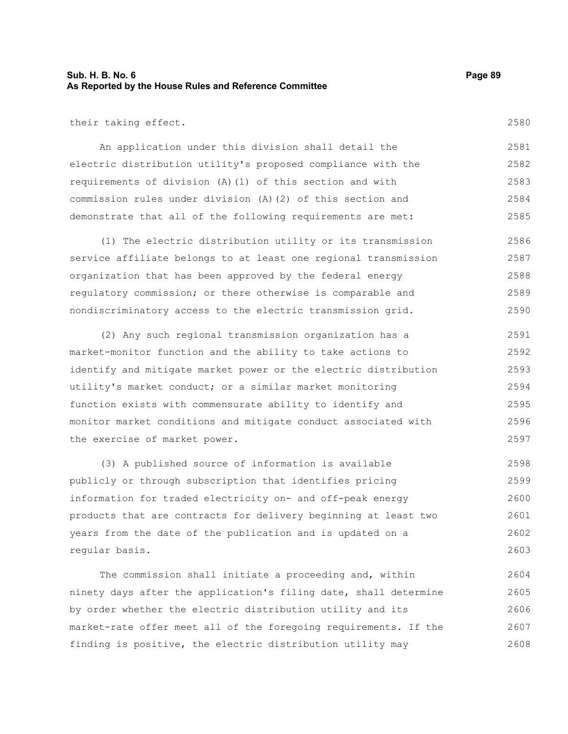their taking effect.

An application under this division shall detail the electric distribution utility's proposed compliance with the requirements of division (A)(1) of this section and with commission rules under division (A)(2) of this section and demonstrate that all of the following requirements are met:

(1) The electric distribution utility or its transmission service affiliate belongs to at least one regional transmission organization that has been approved by the federal energy regulatory commission; or there otherwise is comparable and nondiscriminatory access to the electric transmission grid.

(2) Any such regional transmission organization has a market-monitor function and the ability to take actions to identify and mitigate market power or the electric distribution utility's market conduct; or a similar market monitoring function exists with commensurate ability to identify and monitor market conditions and mitigate conduct associated with the exercise of market power.

(3) A published source of information is available publicly or through subscription that identifies pricing information for traded electricity on- and off-peak energy products that are contracts for delivery beginning at least two years from the date of the publication and is updated on a regular basis.

The commission shall initiate a proceeding and, within ninety days after the application's filing date, shall determine by order whether the electric distribution utility and its market-rate offer meet all of the foregoing requirements. If the finding is positive, the electric distribution utility may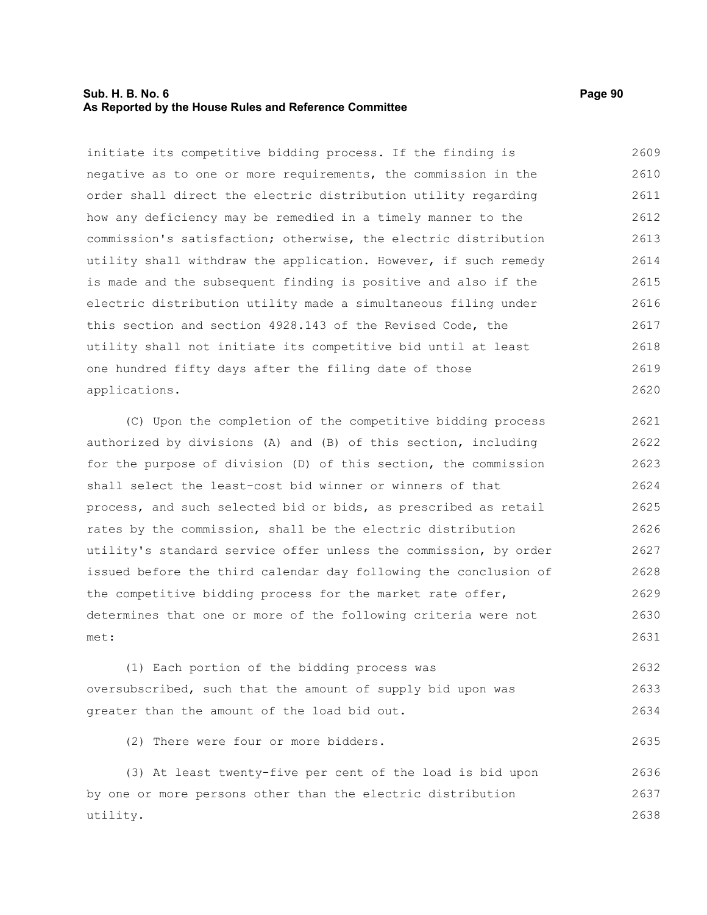initiate its competitive bidding process. If the finding is negative as to one or more requirements, the commission in the order shall direct the electric distribution utility regarding how any deficiency may be remedied in a timely manner to the commission's satisfaction; otherwise, the electric distribution utility shall withdraw the application. However, if such remedy is made and the subsequent finding is positive and also if the electric distribution utility made a simultaneous filing under this section and section 4928.143 of the Revised Code, the utility shall not initiate its competitive bid until at least one hundred fifty days after the filing date of those applications.

(C) Upon the completion of the competitive bidding process authorized by divisions (A) and (B) of this section, including for the purpose of division (D) of this section, the commission shall select the least-cost bid winner or winners of that process, and such selected bid or bids, as prescribed as retail rates by the commission, shall be the electric distribution utility's standard service offer unless the commission, by order issued before the third calendar day following the conclusion of the competitive bidding process for the market rate offer, determines that one or more of the following criteria were not met:

(1) Each portion of the bidding process was oversubscribed, such that the amount of supply bid upon was greater than the amount of the load bid out.

(2) There were four or more bidders.

(3) At least twenty-five per cent of the load is bid upon by one or more persons other than the electric distribution utility.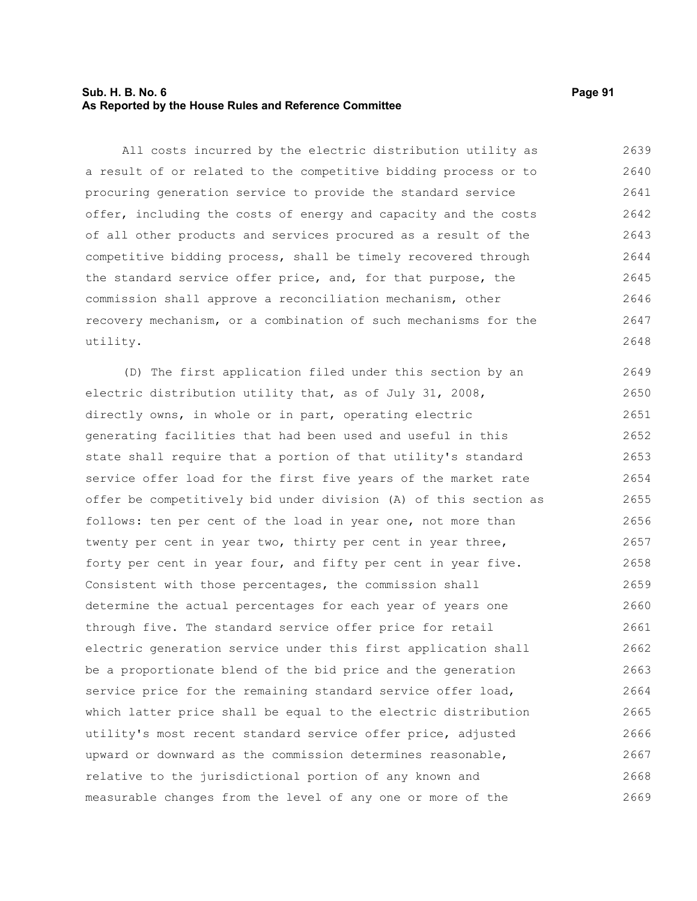All costs incurred by the electric distribution utility as a result of or related to the competitive bidding process or to procuring generation service to provide the standard service offer, including the costs of energy and capacity and the costs of all other products and services procured as a result of the competitive bidding process, shall be timely recovered through the standard service offer price, and, for that purpose, the commission shall approve a reconciliation mechanism, other recovery mechanism, or a combination of such mechanisms for the utility.

(D) The first application filed under this section by an electric distribution utility that, as of July 31, 2008, directly owns, in whole or in part, operating electric generating facilities that had been used and useful in this state shall require that a portion of that utility's standard service offer load for the first five years of the market rate offer be competitively bid under division (A) of this section as follows: ten per cent of the load in year one, not more than twenty per cent in year two, thirty per cent in year three, forty per cent in year four, and fifty per cent in year five. Consistent with those percentages, the commission shall determine the actual percentages for each year of years one through five. The standard service offer price for retail electric generation service under this first application shall be a proportionate blend of the bid price and the generation service price for the remaining standard service offer load, which latter price shall be equal to the electric distribution utility's most recent standard service offer price, adjusted upward or downward as the commission determines reasonable, relative to the jurisdictional portion of any known and measurable changes from the level of any one or more of the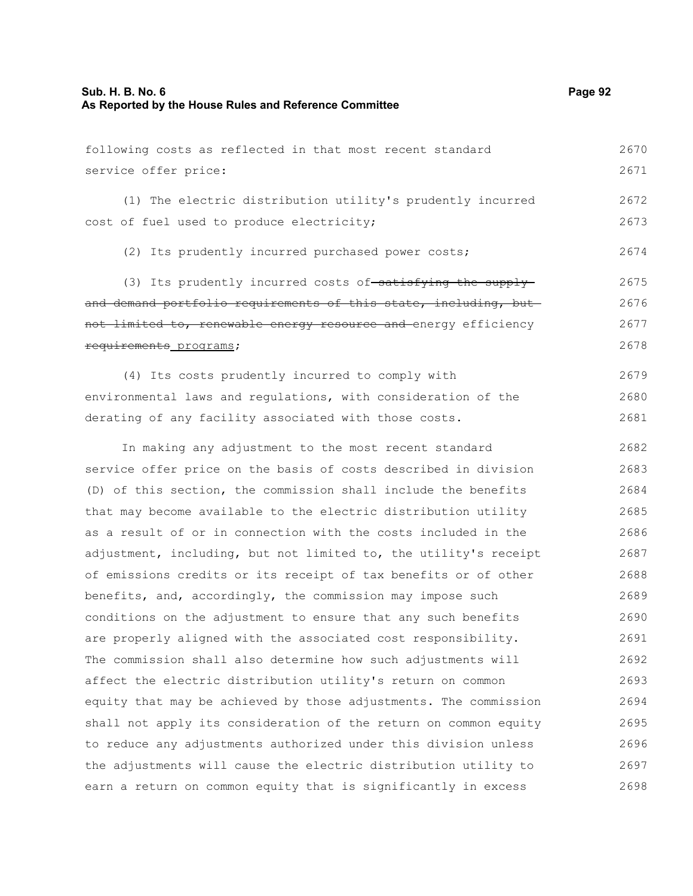following costs as reflected in that most recent standard service offer price:

(1) The electric distribution utility's prudently incurred cost of fuel used to produce electricity;

(2) Its prudently incurred purchased power costs;

(3) Its prudently incurred costs of ~~satisfying the supply and demand portfolio requirements of this state, including, but not limited to, renewable energy resource and~~ energy efficiency ~~requirements~~ programs;

(4) Its costs prudently incurred to comply with environmental laws and regulations, with consideration of the derating of any facility associated with those costs.

In making any adjustment to the most recent standard service offer price on the basis of costs described in division (D) of this section, the commission shall include the benefits that may become available to the electric distribution utility as a result of or in connection with the costs included in the adjustment, including, but not limited to, the utility's receipt of emissions credits or its receipt of tax benefits or of other benefits, and, accordingly, the commission may impose such conditions on the adjustment to ensure that any such benefits are properly aligned with the associated cost responsibility. The commission shall also determine how such adjustments will affect the electric distribution utility's return on common equity that may be achieved by those adjustments. The commission shall not apply its consideration of the return on common equity to reduce any adjustments authorized under this division unless the adjustments will cause the electric distribution utility to earn a return on common equity that is significantly in excess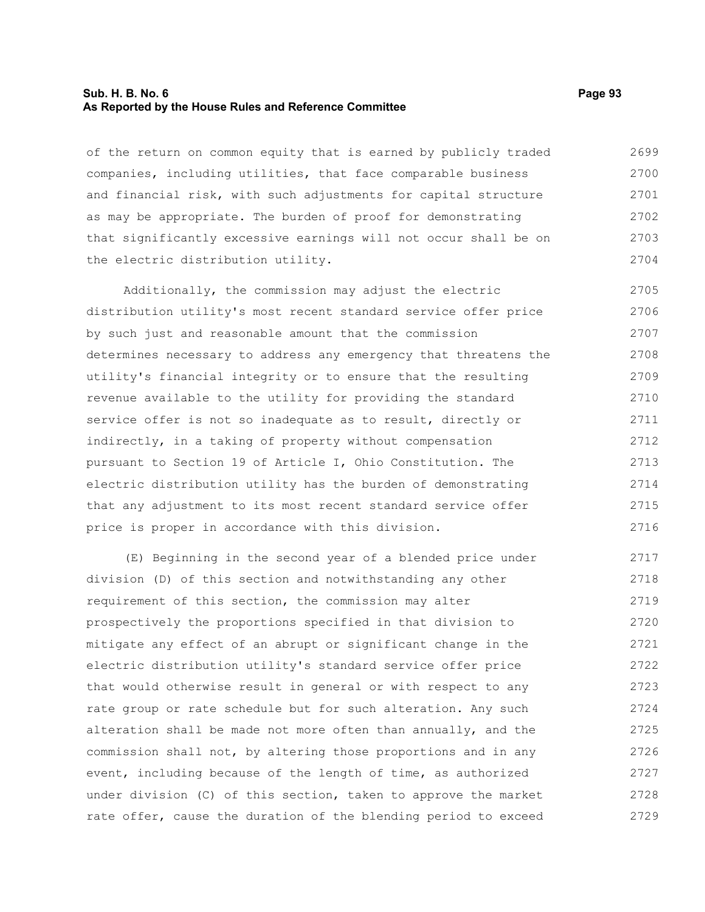of the return on common equity that is earned by publicly traded companies, including utilities, that face comparable business and financial risk, with such adjustments for capital structure as may be appropriate. The burden of proof for demonstrating that significantly excessive earnings will not occur shall be on the electric distribution utility.

Additionally, the commission may adjust the electric distribution utility's most recent standard service offer price by such just and reasonable amount that the commission determines necessary to address any emergency that threatens the utility's financial integrity or to ensure that the resulting revenue available to the utility for providing the standard service offer is not so inadequate as to result, directly or indirectly, in a taking of property without compensation pursuant to Section 19 of Article I, Ohio Constitution. The electric distribution utility has the burden of demonstrating that any adjustment to its most recent standard service offer price is proper in accordance with this division.

(E) Beginning in the second year of a blended price under division (D) of this section and notwithstanding any other requirement of this section, the commission may alter prospectively the proportions specified in that division to mitigate any effect of an abrupt or significant change in the electric distribution utility's standard service offer price that would otherwise result in general or with respect to any rate group or rate schedule but for such alteration. Any such alteration shall be made not more often than annually, and the commission shall not, by altering those proportions and in any event, including because of the length of time, as authorized under division (C) of this section, taken to approve the market rate offer, cause the duration of the blending period to exceed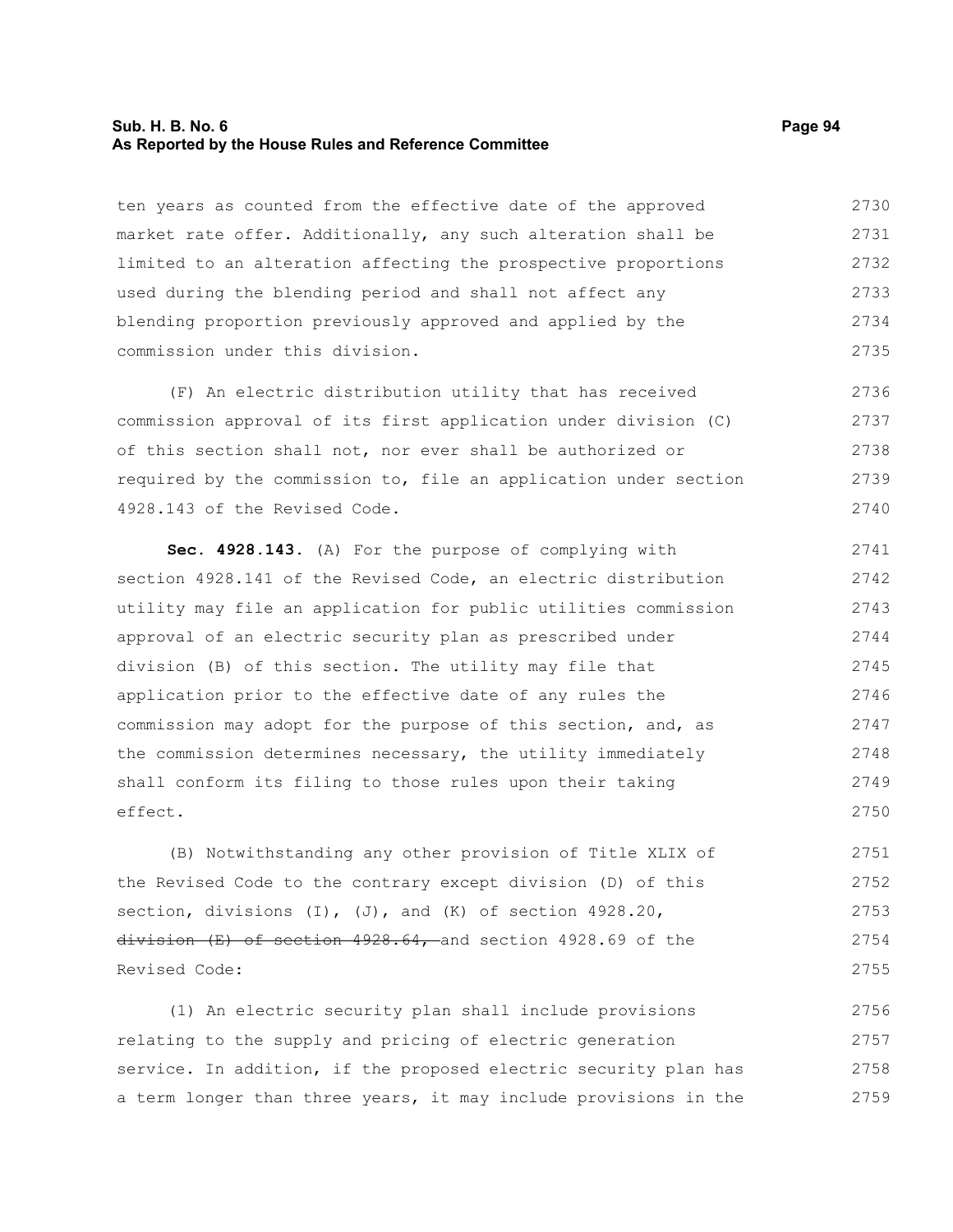ten years as counted from the effective date of the approved market rate offer. Additionally, any such alteration shall be limited to an alteration affecting the prospective proportions used during the blending period and shall not affect any blending proportion previously approved and applied by the commission under this division.

(F) An electric distribution utility that has received commission approval of its first application under division (C) of this section shall not, nor ever shall be authorized or required by the commission to, file an application under section 4928.143 of the Revised Code.

**Sec. 4928.143.** (A) For the purpose of complying with section 4928.141 of the Revised Code, an electric distribution utility may file an application for public utilities commission approval of an electric security plan as prescribed under division (B) of this section. The utility may file that application prior to the effective date of any rules the commission may adopt for the purpose of this section, and, as the commission determines necessary, the utility immediately shall conform its filing to those rules upon their taking effect.

(B) Notwithstanding any other provision of Title XLIX of the Revised Code to the contrary except division (D) of this section, divisions (I), (J), and (K) of section 4928.20, ~~division (E) of section 4928.64,~~ and section 4928.69 of the Revised Code:

(1) An electric security plan shall include provisions relating to the supply and pricing of electric generation service. In addition, if the proposed electric security plan has a term longer than three years, it may include provisions in the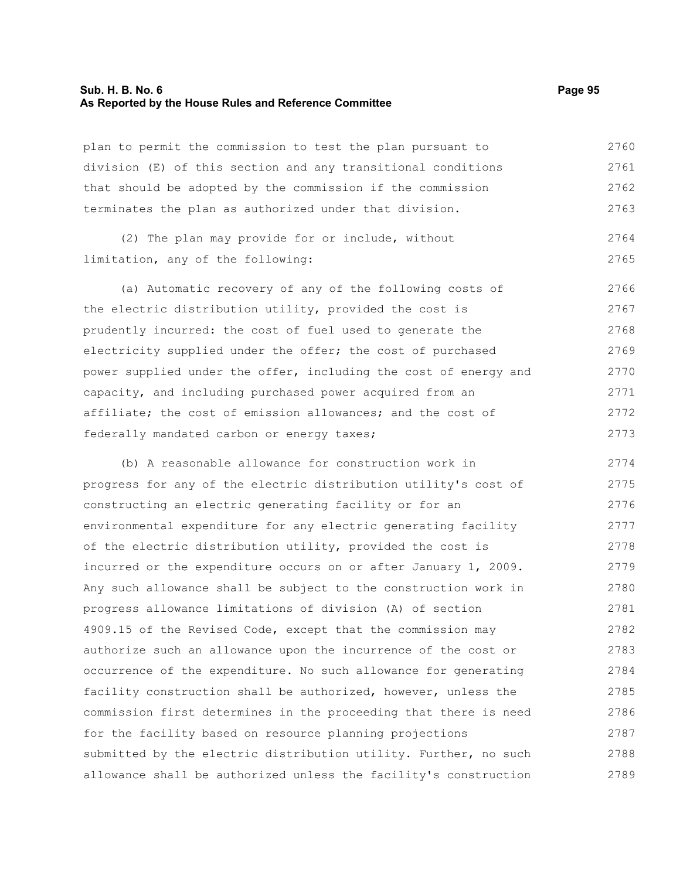plan to permit the commission to test the plan pursuant to division (E) of this section and any transitional conditions that should be adopted by the commission if the commission terminates the plan as authorized under that division.

(2) The plan may provide for or include, without limitation, any of the following:

(a) Automatic recovery of any of the following costs of the electric distribution utility, provided the cost is prudently incurred: the cost of fuel used to generate the electricity supplied under the offer; the cost of purchased power supplied under the offer, including the cost of energy and capacity, and including purchased power acquired from an affiliate; the cost of emission allowances; and the cost of federally mandated carbon or energy taxes;

(b) A reasonable allowance for construction work in progress for any of the electric distribution utility's cost of constructing an electric generating facility or for an environmental expenditure for any electric generating facility of the electric distribution utility, provided the cost is incurred or the expenditure occurs on or after January 1, 2009. Any such allowance shall be subject to the construction work in progress allowance limitations of division (A) of section 4909.15 of the Revised Code, except that the commission may authorize such an allowance upon the incurrence of the cost or occurrence of the expenditure. No such allowance for generating facility construction shall be authorized, however, unless the commission first determines in the proceeding that there is need for the facility based on resource planning projections submitted by the electric distribution utility. Further, no such allowance shall be authorized unless the facility's construction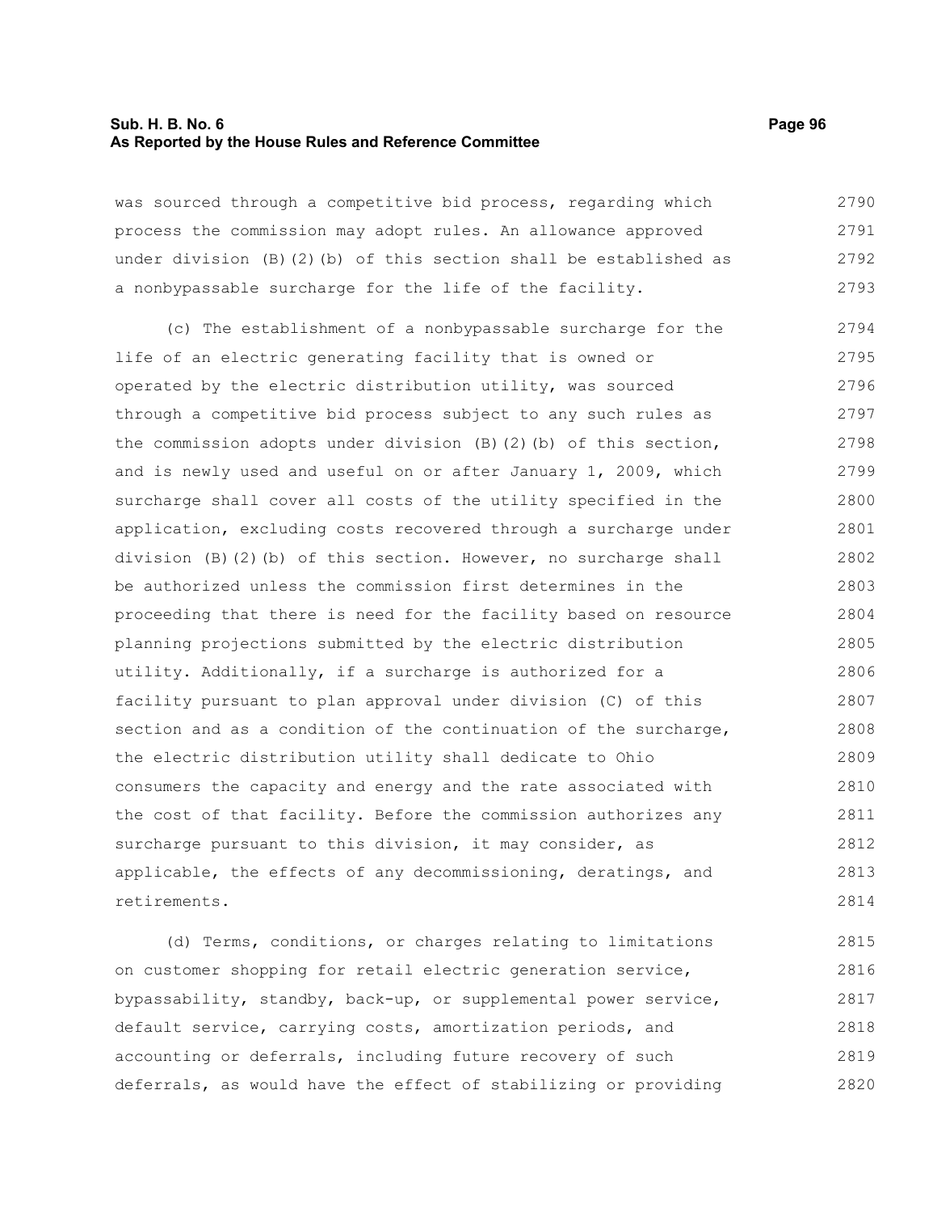was sourced through a competitive bid process, regarding which process the commission may adopt rules. An allowance approved under division (B)(2)(b) of this section shall be established as a nonbypassable surcharge for the life of the facility.

(c) The establishment of a nonbypassable surcharge for the life of an electric generating facility that is owned or operated by the electric distribution utility, was sourced through a competitive bid process subject to any such rules as the commission adopts under division (B)(2)(b) of this section, and is newly used and useful on or after January 1, 2009, which surcharge shall cover all costs of the utility specified in the application, excluding costs recovered through a surcharge under division (B)(2)(b) of this section. However, no surcharge shall be authorized unless the commission first determines in the proceeding that there is need for the facility based on resource planning projections submitted by the electric distribution utility. Additionally, if a surcharge is authorized for a facility pursuant to plan approval under division (C) of this section and as a condition of the continuation of the surcharge, the electric distribution utility shall dedicate to Ohio consumers the capacity and energy and the rate associated with the cost of that facility. Before the commission authorizes any surcharge pursuant to this division, it may consider, as applicable, the effects of any decommissioning, deratings, and retirements.

(d) Terms, conditions, or charges relating to limitations on customer shopping for retail electric generation service, bypassability, standby, back-up, or supplemental power service, default service, carrying costs, amortization periods, and accounting or deferrals, including future recovery of such deferrals, as would have the effect of stabilizing or providing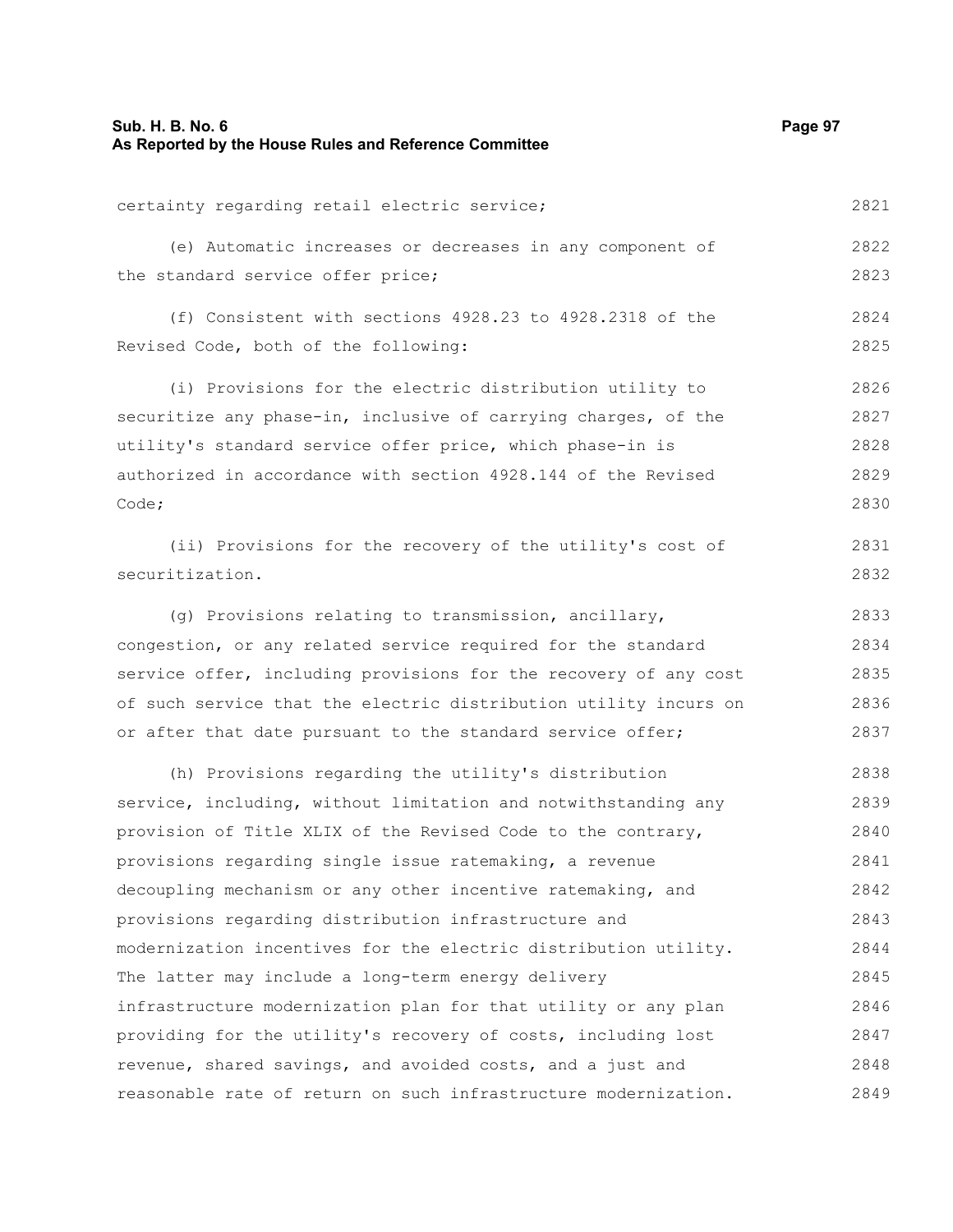certainty regarding retail electric service;

(e) Automatic increases or decreases in any component of the standard service offer price;

(f) Consistent with sections 4928.23 to 4928.2318 of the Revised Code, both of the following:

(i) Provisions for the electric distribution utility to securitize any phase-in, inclusive of carrying charges, of the utility's standard service offer price, which phase-in is authorized in accordance with section 4928.144 of the Revised Code;

(ii) Provisions for the recovery of the utility's cost of securitization.

(g) Provisions relating to transmission, ancillary, congestion, or any related service required for the standard service offer, including provisions for the recovery of any cost of such service that the electric distribution utility incurs on or after that date pursuant to the standard service offer;

(h) Provisions regarding the utility's distribution service, including, without limitation and notwithstanding any provision of Title XLIX of the Revised Code to the contrary, provisions regarding single issue ratemaking, a revenue decoupling mechanism or any other incentive ratemaking, and provisions regarding distribution infrastructure and modernization incentives for the electric distribution utility. The latter may include a long-term energy delivery infrastructure modernization plan for that utility or any plan providing for the utility's recovery of costs, including lost revenue, shared savings, and avoided costs, and a just and reasonable rate of return on such infrastructure modernization.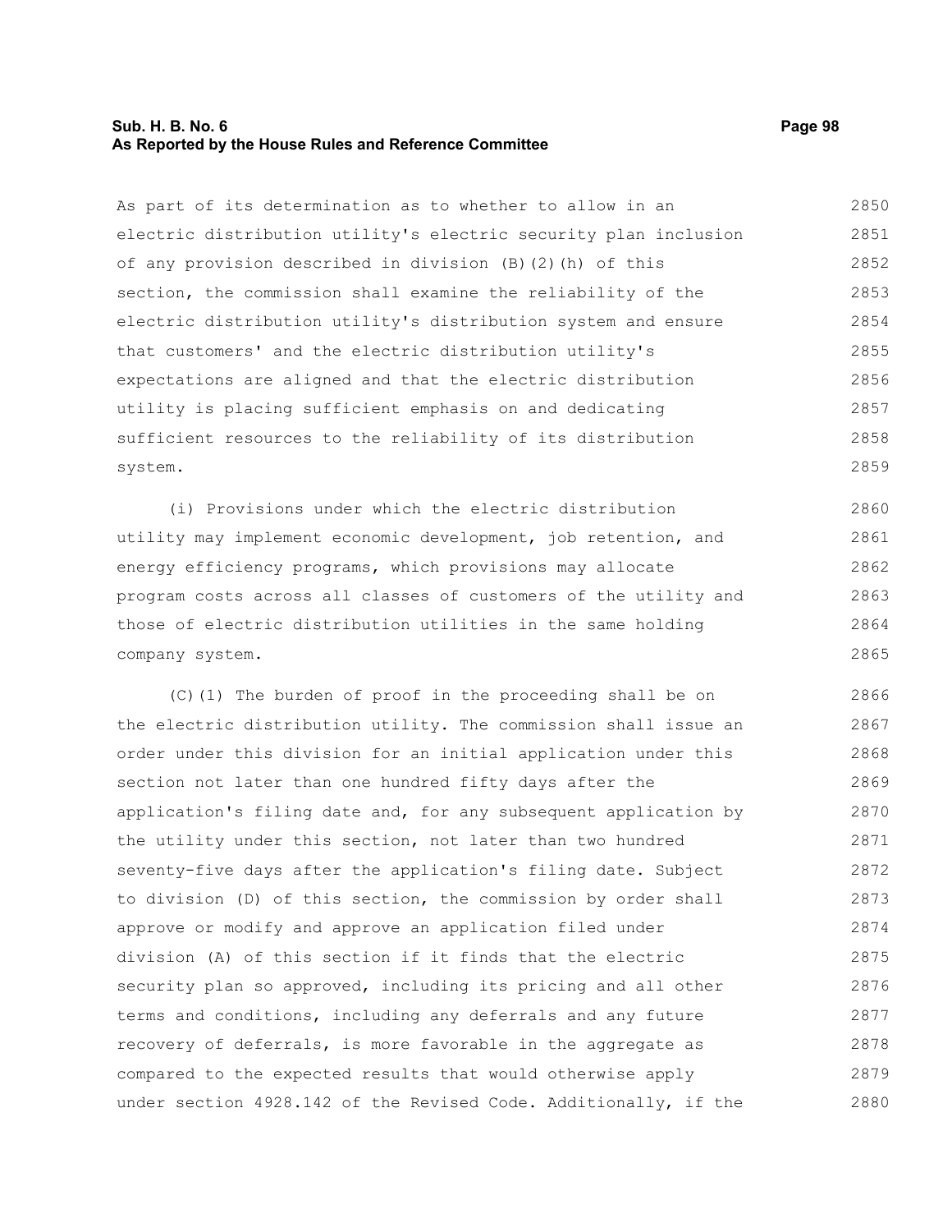As part of its determination as to whether to allow in an electric distribution utility's electric security plan inclusion of any provision described in division (B)(2)(h) of this section, the commission shall examine the reliability of the electric distribution utility's distribution system and ensure that customers' and the electric distribution utility's expectations are aligned and that the electric distribution utility is placing sufficient emphasis on and dedicating sufficient resources to the reliability of its distribution system.

(i) Provisions under which the electric distribution utility may implement economic development, job retention, and energy efficiency programs, which provisions may allocate program costs across all classes of customers of the utility and those of electric distribution utilities in the same holding company system.

(C)(1) The burden of proof in the proceeding shall be on the electric distribution utility. The commission shall issue an order under this division for an initial application under this section not later than one hundred fifty days after the application's filing date and, for any subsequent application by the utility under this section, not later than two hundred seventy-five days after the application's filing date. Subject to division (D) of this section, the commission by order shall approve or modify and approve an application filed under division (A) of this section if it finds that the electric security plan so approved, including its pricing and all other terms and conditions, including any deferrals and any future recovery of deferrals, is more favorable in the aggregate as compared to the expected results that would otherwise apply under section 4928.142 of the Revised Code. Additionally, if the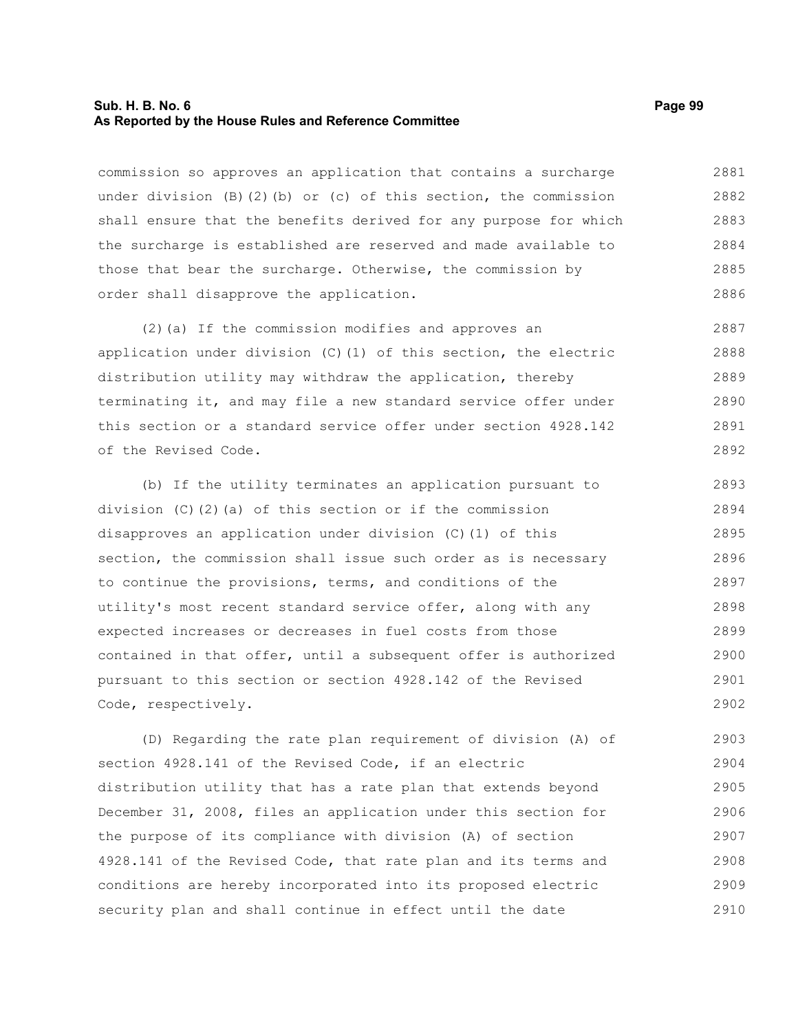commission so approves an application that contains a surcharge under division (B)(2)(b) or (c) of this section, the commission shall ensure that the benefits derived for any purpose for which the surcharge is established are reserved and made available to those that bear the surcharge. Otherwise, the commission by order shall disapprove the application.

(2)(a) If the commission modifies and approves an application under division (C)(1) of this section, the electric distribution utility may withdraw the application, thereby terminating it, and may file a new standard service offer under this section or a standard service offer under section 4928.142 of the Revised Code.

(b) If the utility terminates an application pursuant to division (C)(2)(a) of this section or if the commission disapproves an application under division (C)(1) of this section, the commission shall issue such order as is necessary to continue the provisions, terms, and conditions of the utility's most recent standard service offer, along with any expected increases or decreases in fuel costs from those contained in that offer, until a subsequent offer is authorized pursuant to this section or section 4928.142 of the Revised Code, respectively.

(D) Regarding the rate plan requirement of division (A) of section 4928.141 of the Revised Code, if an electric distribution utility that has a rate plan that extends beyond December 31, 2008, files an application under this section for the purpose of its compliance with division (A) of section 4928.141 of the Revised Code, that rate plan and its terms and conditions are hereby incorporated into its proposed electric security plan and shall continue in effect until the date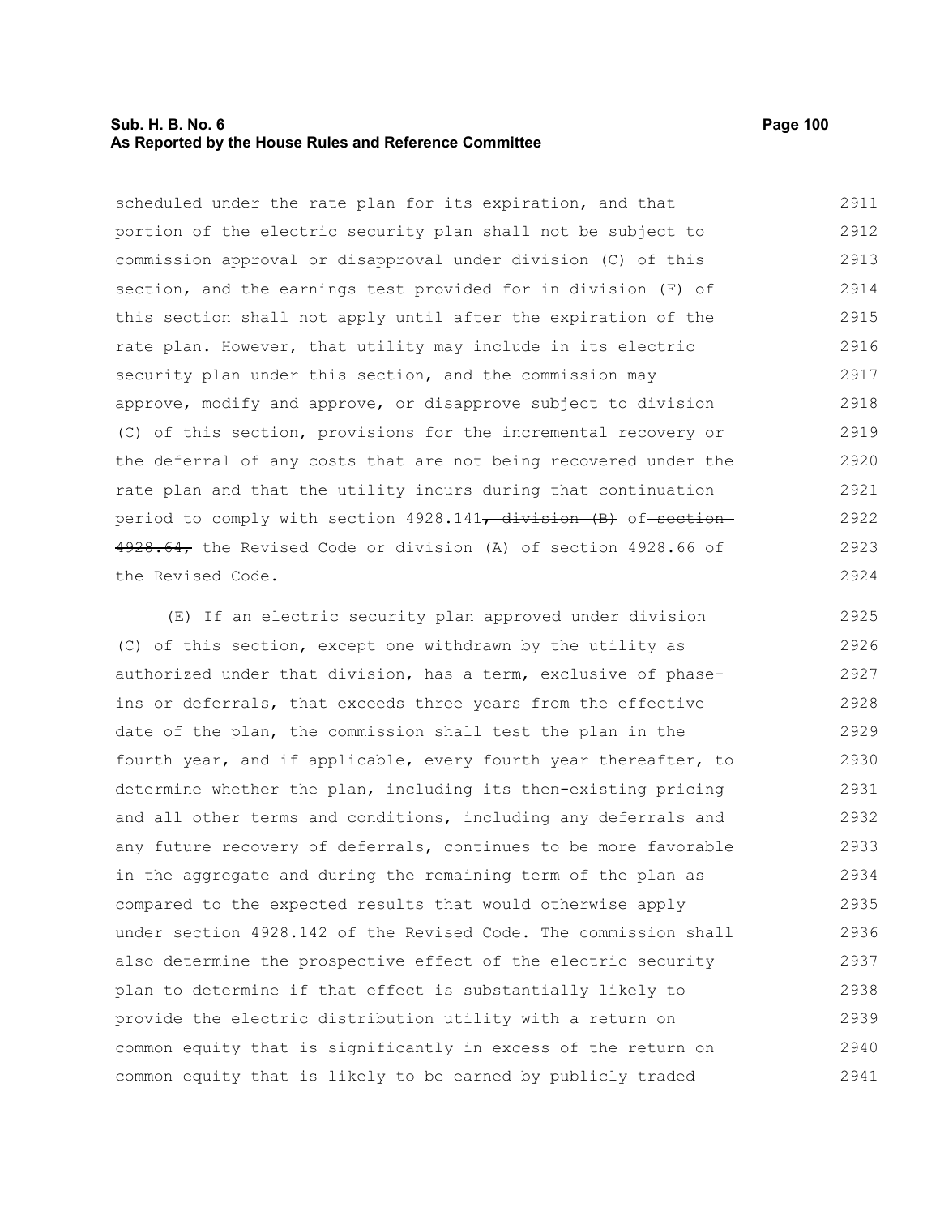scheduled under the rate plan for its expiration, and that portion of the electric security plan shall not be subject to commission approval or disapproval under division (C) of this section, and the earnings test provided for in division (F) of this section shall not apply until after the expiration of the rate plan. However, that utility may include in its electric security plan under this section, and the commission may approve, modify and approve, or disapprove subject to division (C) of this section, provisions for the incremental recovery or the deferral of any costs that are not being recovered under the rate plan and that the utility incurs during that continuation period to comply with section 4928.141~~, division (B)~~ of ~~section 4928.64,~~ the Revised Code or division (A) of section 4928.66 of the Revised Code.

(E) If an electric security plan approved under division (C) of this section, except one withdrawn by the utility as authorized under that division, has a term, exclusive of phase-ins or deferrals, that exceeds three years from the effective date of the plan, the commission shall test the plan in the fourth year, and if applicable, every fourth year thereafter, to determine whether the plan, including its then-existing pricing and all other terms and conditions, including any deferrals and any future recovery of deferrals, continues to be more favorable in the aggregate and during the remaining term of the plan as compared to the expected results that would otherwise apply under section 4928.142 of the Revised Code. The commission shall also determine the prospective effect of the electric security plan to determine if that effect is substantially likely to provide the electric distribution utility with a return on common equity that is significantly in excess of the return on common equity that is likely to be earned by publicly traded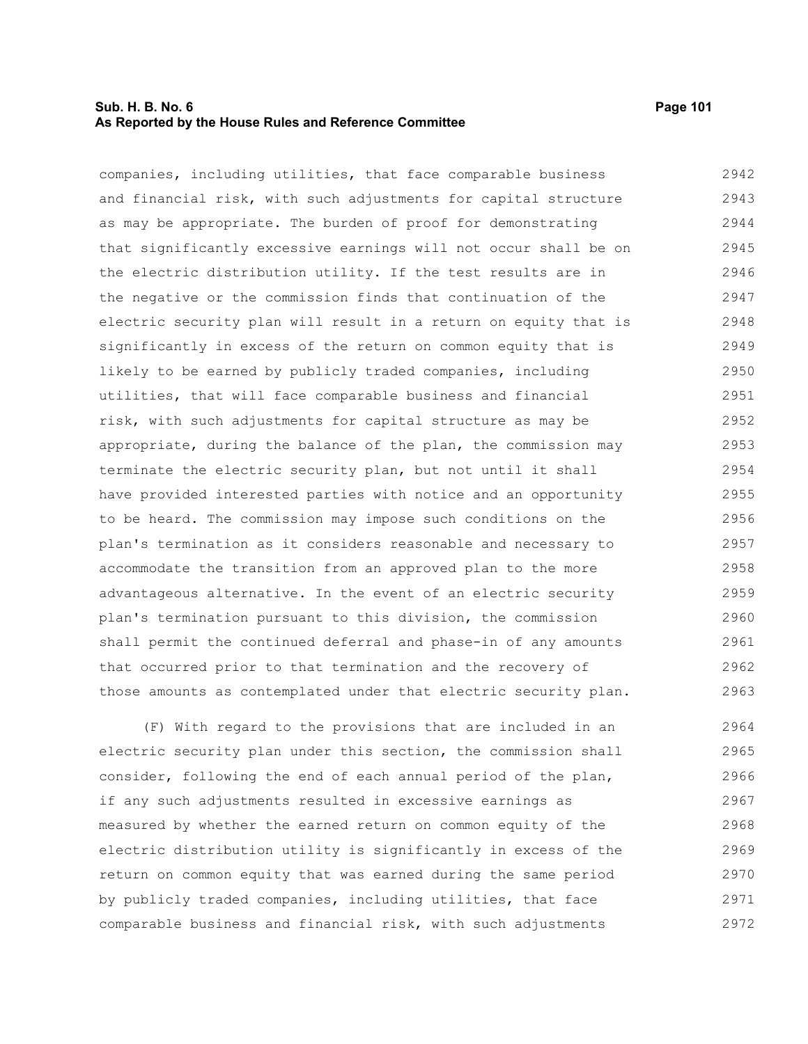companies, including utilities, that face comparable business and financial risk, with such adjustments for capital structure as may be appropriate. The burden of proof for demonstrating that significantly excessive earnings will not occur shall be on the electric distribution utility. If the test results are in the negative or the commission finds that continuation of the electric security plan will result in a return on equity that is significantly in excess of the return on common equity that is likely to be earned by publicly traded companies, including utilities, that will face comparable business and financial risk, with such adjustments for capital structure as may be appropriate, during the balance of the plan, the commission may terminate the electric security plan, but not until it shall have provided interested parties with notice and an opportunity to be heard. The commission may impose such conditions on the plan's termination as it considers reasonable and necessary to accommodate the transition from an approved plan to the more advantageous alternative. In the event of an electric security plan's termination pursuant to this division, the commission shall permit the continued deferral and phase-in of any amounts that occurred prior to that termination and the recovery of those amounts as contemplated under that electric security plan.

(F) With regard to the provisions that are included in an electric security plan under this section, the commission shall consider, following the end of each annual period of the plan, if any such adjustments resulted in excessive earnings as measured by whether the earned return on common equity of the electric distribution utility is significantly in excess of the return on common equity that was earned during the same period by publicly traded companies, including utilities, that face comparable business and financial risk, with such adjustments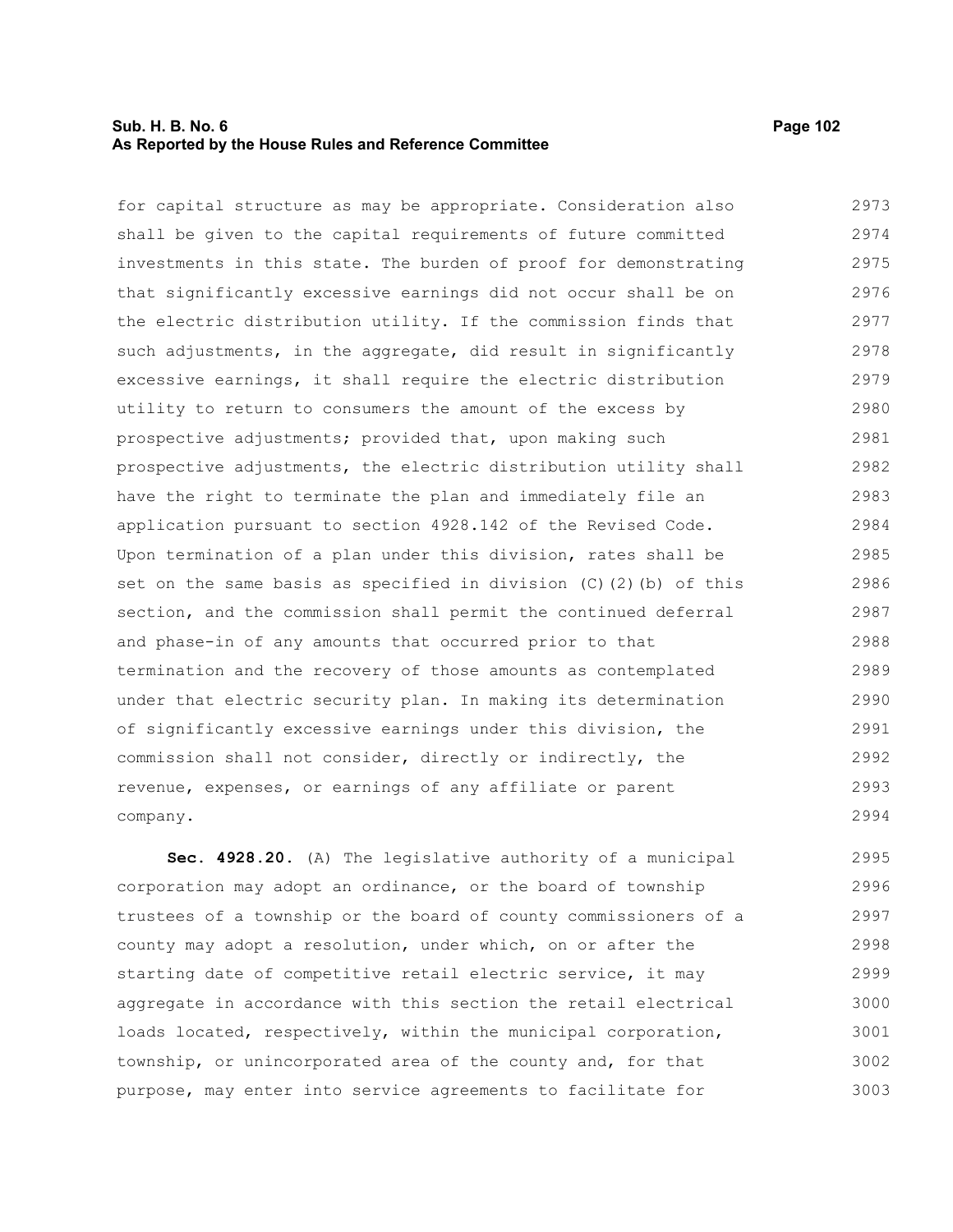for capital structure as may be appropriate. Consideration also shall be given to the capital requirements of future committed investments in this state. The burden of proof for demonstrating that significantly excessive earnings did not occur shall be on the electric distribution utility. If the commission finds that such adjustments, in the aggregate, did result in significantly excessive earnings, it shall require the electric distribution utility to return to consumers the amount of the excess by prospective adjustments; provided that, upon making such prospective adjustments, the electric distribution utility shall have the right to terminate the plan and immediately file an application pursuant to section 4928.142 of the Revised Code. Upon termination of a plan under this division, rates shall be set on the same basis as specified in division (C)(2)(b) of this section, and the commission shall permit the continued deferral and phase-in of any amounts that occurred prior to that termination and the recovery of those amounts as contemplated under that electric security plan. In making its determination of significantly excessive earnings under this division, the commission shall not consider, directly or indirectly, the revenue, expenses, or earnings of any affiliate or parent company.

**Sec. 4928.20.** (A) The legislative authority of a municipal corporation may adopt an ordinance, or the board of township trustees of a township or the board of county commissioners of a county may adopt a resolution, under which, on or after the starting date of competitive retail electric service, it may aggregate in accordance with this section the retail electrical loads located, respectively, within the municipal corporation, township, or unincorporated area of the county and, for that purpose, may enter into service agreements to facilitate for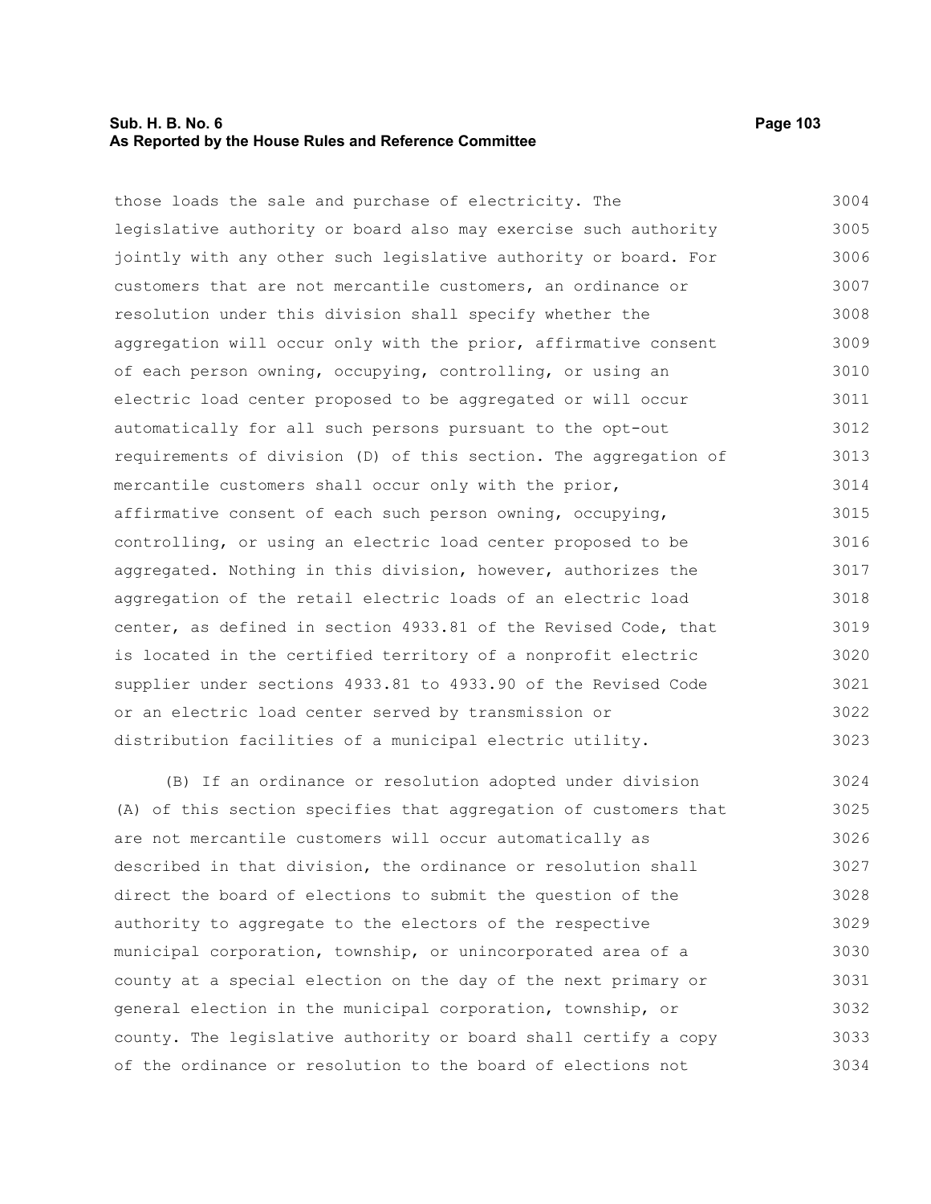those loads the sale and purchase of electricity. The legislative authority or board also may exercise such authority jointly with any other such legislative authority or board. For customers that are not mercantile customers, an ordinance or resolution under this division shall specify whether the aggregation will occur only with the prior, affirmative consent of each person owning, occupying, controlling, or using an electric load center proposed to be aggregated or will occur automatically for all such persons pursuant to the opt-out requirements of division (D) of this section. The aggregation of mercantile customers shall occur only with the prior, affirmative consent of each such person owning, occupying, controlling, or using an electric load center proposed to be aggregated. Nothing in this division, however, authorizes the aggregation of the retail electric loads of an electric load center, as defined in section 4933.81 of the Revised Code, that is located in the certified territory of a nonprofit electric supplier under sections 4933.81 to 4933.90 of the Revised Code or an electric load center served by transmission or distribution facilities of a municipal electric utility.

(B) If an ordinance or resolution adopted under division (A) of this section specifies that aggregation of customers that are not mercantile customers will occur automatically as described in that division, the ordinance or resolution shall direct the board of elections to submit the question of the authority to aggregate to the electors of the respective municipal corporation, township, or unincorporated area of a county at a special election on the day of the next primary or general election in the municipal corporation, township, or county. The legislative authority or board shall certify a copy of the ordinance or resolution to the board of elections not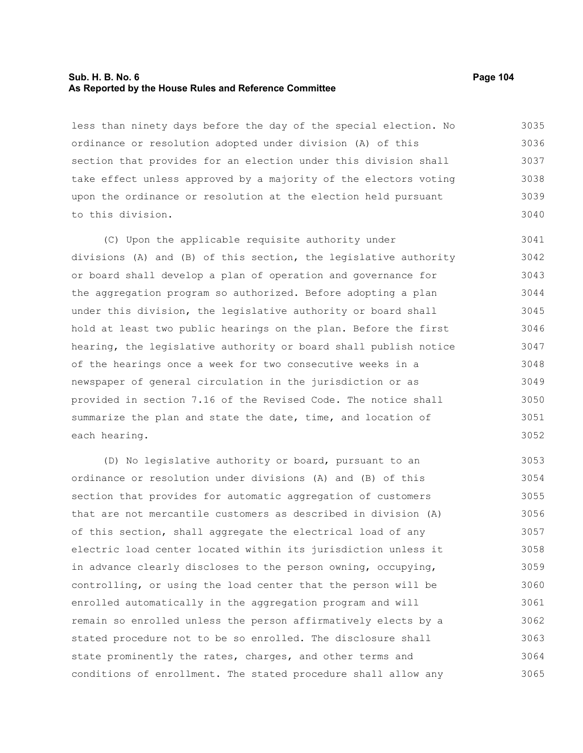less than ninety days before the day of the special election. No ordinance or resolution adopted under division (A) of this section that provides for an election under this division shall take effect unless approved by a majority of the electors voting upon the ordinance or resolution at the election held pursuant to this division.

(C) Upon the applicable requisite authority under divisions (A) and (B) of this section, the legislative authority or board shall develop a plan of operation and governance for the aggregation program so authorized. Before adopting a plan under this division, the legislative authority or board shall hold at least two public hearings on the plan. Before the first hearing, the legislative authority or board shall publish notice of the hearings once a week for two consecutive weeks in a newspaper of general circulation in the jurisdiction or as provided in section 7.16 of the Revised Code. The notice shall summarize the plan and state the date, time, and location of each hearing.

(D) No legislative authority or board, pursuant to an ordinance or resolution under divisions (A) and (B) of this section that provides for automatic aggregation of customers that are not mercantile customers as described in division (A) of this section, shall aggregate the electrical load of any electric load center located within its jurisdiction unless it in advance clearly discloses to the person owning, occupying, controlling, or using the load center that the person will be enrolled automatically in the aggregation program and will remain so enrolled unless the person affirmatively elects by a stated procedure not to be so enrolled. The disclosure shall state prominently the rates, charges, and other terms and conditions of enrollment. The stated procedure shall allow any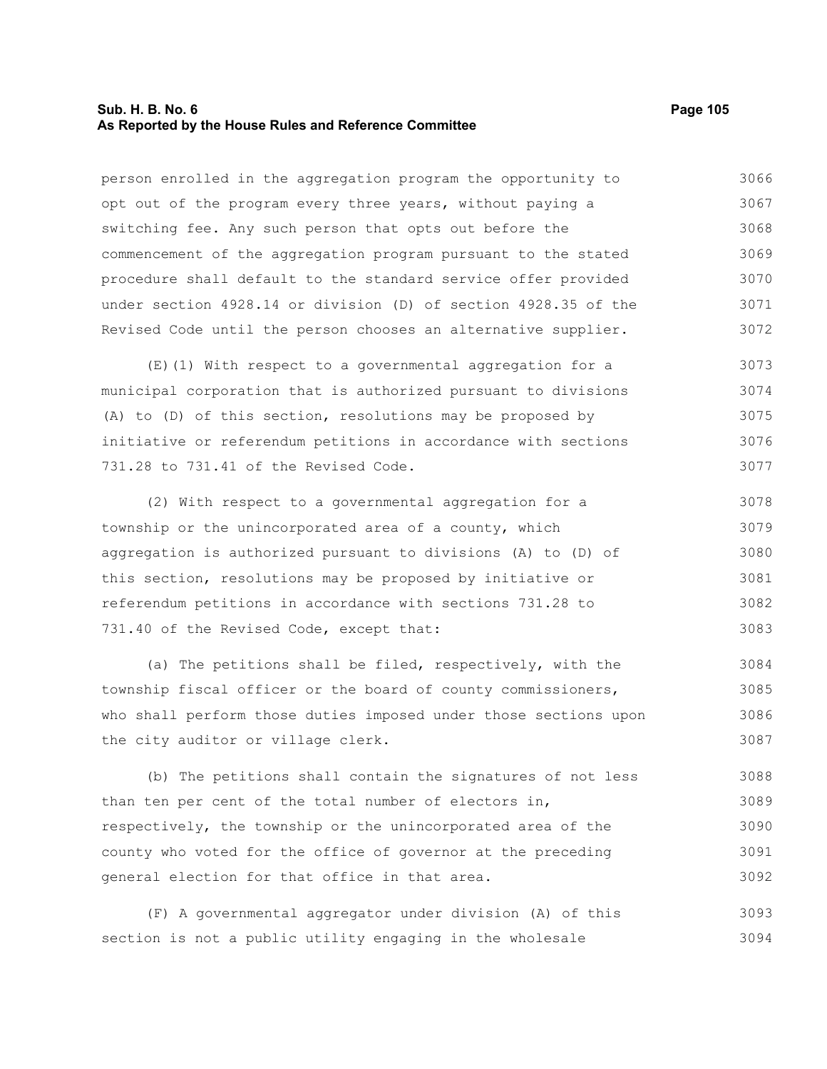person enrolled in the aggregation program the opportunity to opt out of the program every three years, without paying a switching fee. Any such person that opts out before the commencement of the aggregation program pursuant to the stated procedure shall default to the standard service offer provided under section 4928.14 or division (D) of section 4928.35 of the Revised Code until the person chooses an alternative supplier.

(E)(1) With respect to a governmental aggregation for a municipal corporation that is authorized pursuant to divisions (A) to (D) of this section, resolutions may be proposed by initiative or referendum petitions in accordance with sections 731.28 to 731.41 of the Revised Code.

(2) With respect to a governmental aggregation for a township or the unincorporated area of a county, which aggregation is authorized pursuant to divisions (A) to (D) of this section, resolutions may be proposed by initiative or referendum petitions in accordance with sections 731.28 to 731.40 of the Revised Code, except that:

(a) The petitions shall be filed, respectively, with the township fiscal officer or the board of county commissioners, who shall perform those duties imposed under those sections upon the city auditor or village clerk.

(b) The petitions shall contain the signatures of not less than ten per cent of the total number of electors in, respectively, the township or the unincorporated area of the county who voted for the office of governor at the preceding general election for that office in that area.

(F) A governmental aggregator under division (A) of this section is not a public utility engaging in the wholesale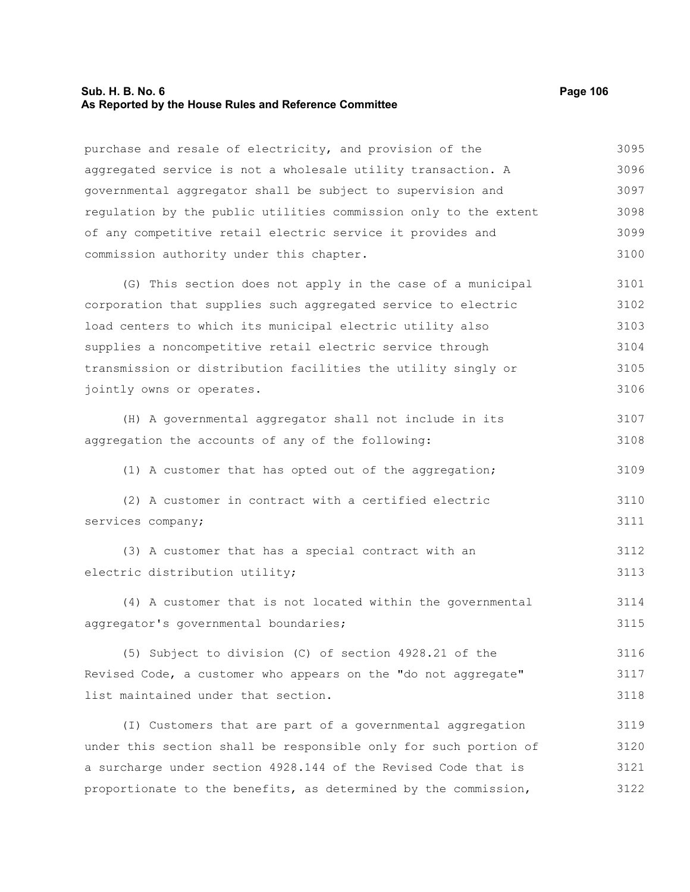purchase and resale of electricity, and provision of the aggregated service is not a wholesale utility transaction. A governmental aggregator shall be subject to supervision and regulation by the public utilities commission only to the extent of any competitive retail electric service it provides and commission authority under this chapter.

(G) This section does not apply in the case of a municipal corporation that supplies such aggregated service to electric load centers to which its municipal electric utility also supplies a noncompetitive retail electric service through transmission or distribution facilities the utility singly or jointly owns or operates.

(H) A governmental aggregator shall not include in its aggregation the accounts of any of the following:

(1) A customer that has opted out of the aggregation;

(2) A customer in contract with a certified electric services company;

(3) A customer that has a special contract with an electric distribution utility;

(4) A customer that is not located within the governmental aggregator's governmental boundaries;

(5) Subject to division (C) of section 4928.21 of the Revised Code, a customer who appears on the "do not aggregate" list maintained under that section.

(I) Customers that are part of a governmental aggregation under this section shall be responsible only for such portion of a surcharge under section 4928.144 of the Revised Code that is proportionate to the benefits, as determined by the commission,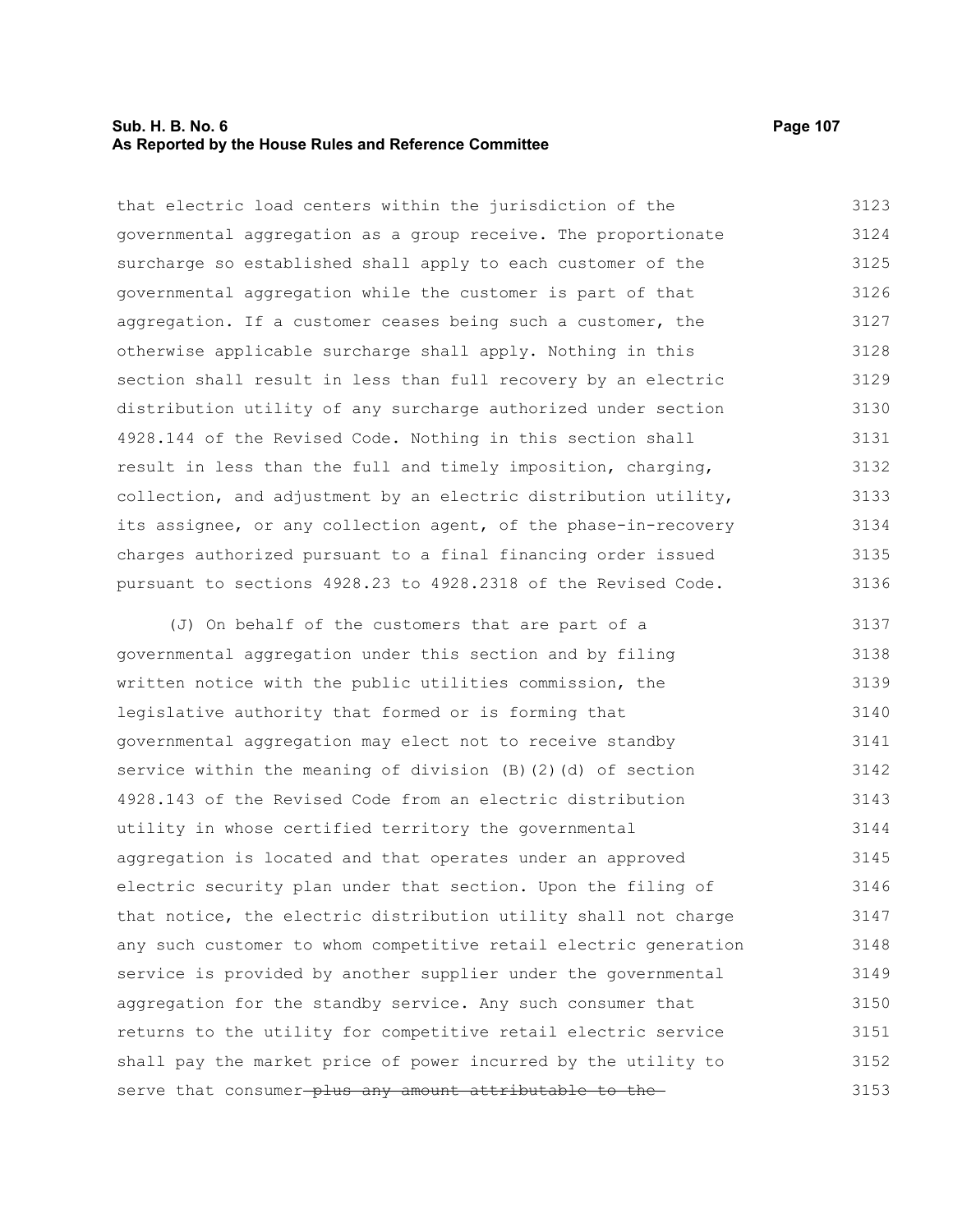that electric load centers within the jurisdiction of the governmental aggregation as a group receive. The proportionate surcharge so established shall apply to each customer of the governmental aggregation while the customer is part of that aggregation. If a customer ceases being such a customer, the otherwise applicable surcharge shall apply. Nothing in this section shall result in less than full recovery by an electric distribution utility of any surcharge authorized under section 4928.144 of the Revised Code. Nothing in this section shall result in less than the full and timely imposition, charging, collection, and adjustment by an electric distribution utility, its assignee, or any collection agent, of the phase-in-recovery charges authorized pursuant to a final financing order issued pursuant to sections 4928.23 to 4928.2318 of the Revised Code.

(J) On behalf of the customers that are part of a governmental aggregation under this section and by filing written notice with the public utilities commission, the legislative authority that formed or is forming that governmental aggregation may elect not to receive standby service within the meaning of division (B)(2)(d) of section 4928.143 of the Revised Code from an electric distribution utility in whose certified territory the governmental aggregation is located and that operates under an approved electric security plan under that section. Upon the filing of that notice, the electric distribution utility shall not charge any such customer to whom competitive retail electric generation service is provided by another supplier under the governmental aggregation for the standby service. Any such consumer that returns to the utility for competitive retail electric service shall pay the market price of power incurred by the utility to serve that consumer ~~plus any amount attributable to the~~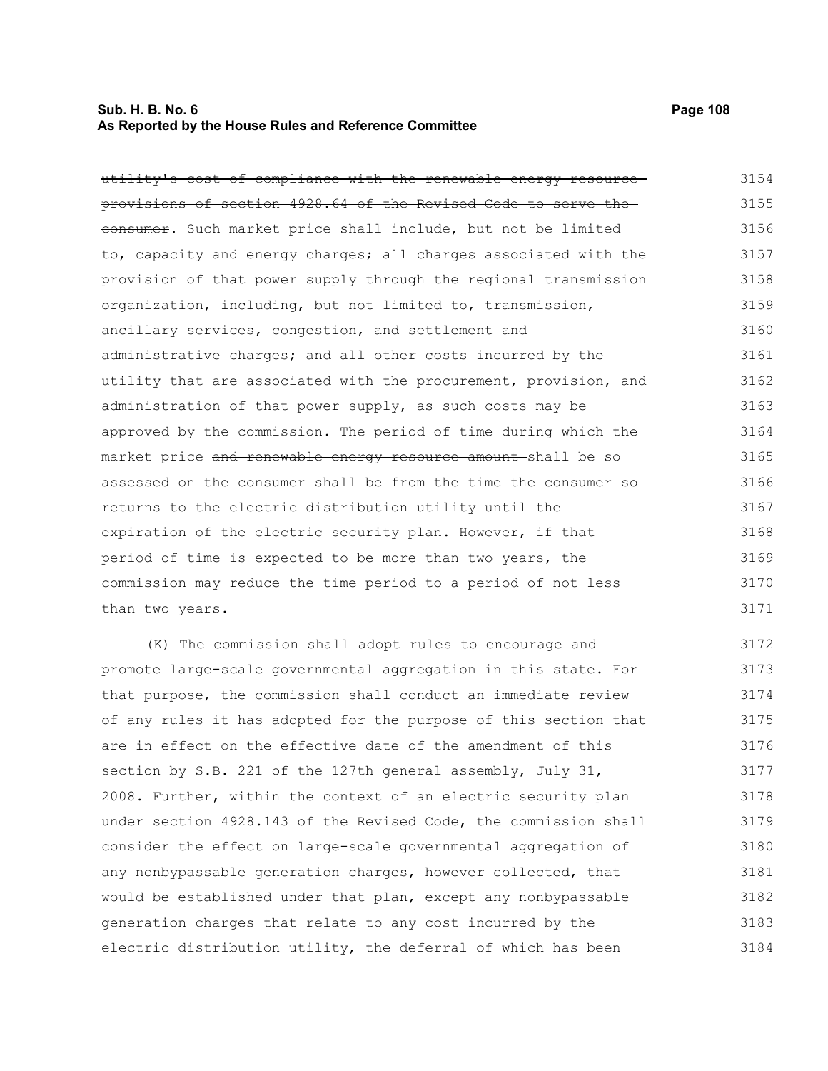~~utility's cost of compliance with the renewable energy resource provisions of section 4928.64 of the Revised Code to serve the consumer~~. Such market price shall include, but not be limited to, capacity and energy charges; all charges associated with the provision of that power supply through the regional transmission organization, including, but not limited to, transmission, ancillary services, congestion, and settlement and administrative charges; and all other costs incurred by the utility that are associated with the procurement, provision, and administration of that power supply, as such costs may be approved by the commission. The period of time during which the market price ~~and renewable energy resource amount~~ shall be so assessed on the consumer shall be from the time the consumer so returns to the electric distribution utility until the expiration of the electric security plan. However, if that period of time is expected to be more than two years, the commission may reduce the time period to a period of not less than two years.

(K) The commission shall adopt rules to encourage and promote large-scale governmental aggregation in this state. For that purpose, the commission shall conduct an immediate review of any rules it has adopted for the purpose of this section that are in effect on the effective date of the amendment of this section by S.B. 221 of the 127th general assembly, July 31, 2008. Further, within the context of an electric security plan under section 4928.143 of the Revised Code, the commission shall consider the effect on large-scale governmental aggregation of any nonbypassable generation charges, however collected, that would be established under that plan, except any nonbypassable generation charges that relate to any cost incurred by the electric distribution utility, the deferral of which has been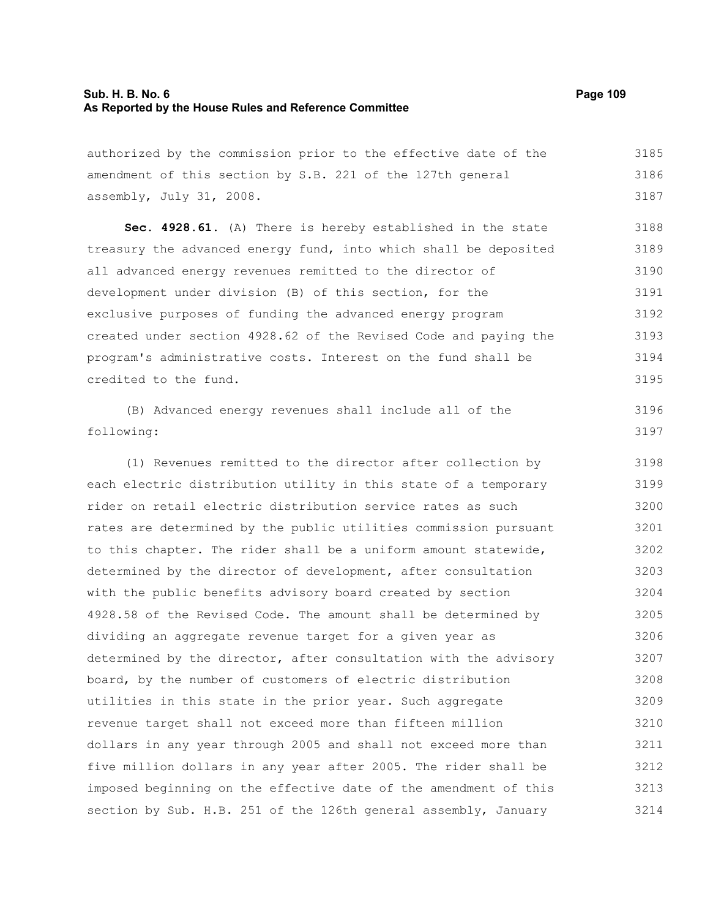authorized by the commission prior to the effective date of the amendment of this section by S.B. 221 of the 127th general assembly, July 31, 2008.

**Sec. 4928.61.** (A) There is hereby established in the state treasury the advanced energy fund, into which shall be deposited all advanced energy revenues remitted to the director of development under division (B) of this section, for the exclusive purposes of funding the advanced energy program created under section 4928.62 of the Revised Code and paying the program's administrative costs. Interest on the fund shall be credited to the fund.

(B) Advanced energy revenues shall include all of the following:

(1) Revenues remitted to the director after collection by each electric distribution utility in this state of a temporary rider on retail electric distribution service rates as such rates are determined by the public utilities commission pursuant to this chapter. The rider shall be a uniform amount statewide, determined by the director of development, after consultation with the public benefits advisory board created by section 4928.58 of the Revised Code. The amount shall be determined by dividing an aggregate revenue target for a given year as determined by the director, after consultation with the advisory board, by the number of customers of electric distribution utilities in this state in the prior year. Such aggregate revenue target shall not exceed more than fifteen million dollars in any year through 2005 and shall not exceed more than five million dollars in any year after 2005. The rider shall be imposed beginning on the effective date of the amendment of this section by Sub. H.B. 251 of the 126th general assembly, January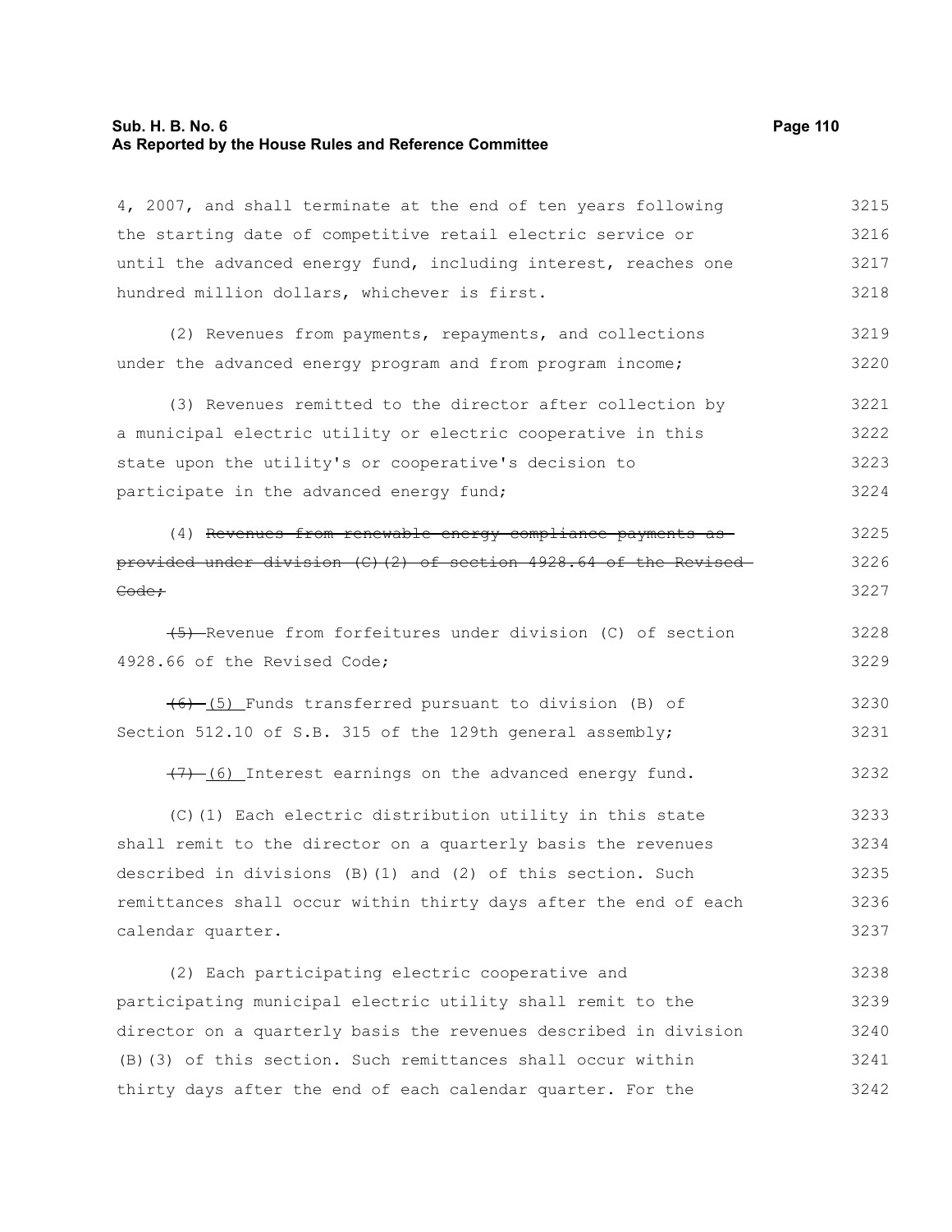4, 2007, and shall terminate at the end of ten years following the starting date of competitive retail electric service or until the advanced energy fund, including interest, reaches one hundred million dollars, whichever is first.

(2) Revenues from payments, repayments, and collections under the advanced energy program and from program income;

(3) Revenues remitted to the director after collection by a municipal electric utility or electric cooperative in this state upon the utility's or cooperative's decision to participate in the advanced energy fund;

(4) ~~Revenues from renewable energy compliance payments as provided under division (C)(2) of section 4928.64 of the Revised Code;~~

~~(5)~~ Revenue from forfeitures under division (C) of section 4928.66 of the Revised Code;

~~(6)~~ (5) Funds transferred pursuant to division (B) of Section 512.10 of S.B. 315 of the 129th general assembly;

~~(7)~~ (6) Interest earnings on the advanced energy fund.

(C)(1) Each electric distribution utility in this state shall remit to the director on a quarterly basis the revenues described in divisions (B)(1) and (2) of this section. Such remittances shall occur within thirty days after the end of each calendar quarter.

(2) Each participating electric cooperative and participating municipal electric utility shall remit to the director on a quarterly basis the revenues described in division (B)(3) of this section. Such remittances shall occur within thirty days after the end of each calendar quarter. For the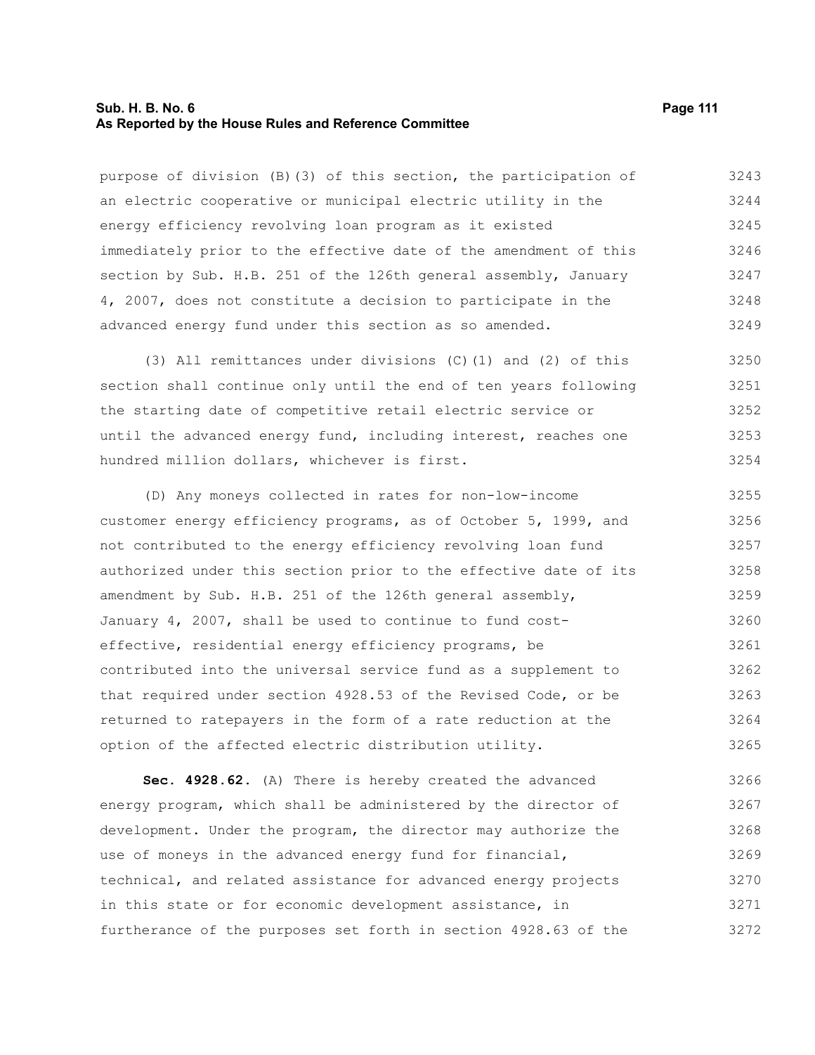purpose of division (B)(3) of this section, the participation of an electric cooperative or municipal electric utility in the energy efficiency revolving loan program as it existed immediately prior to the effective date of the amendment of this section by Sub. H.B. 251 of the 126th general assembly, January 4, 2007, does not constitute a decision to participate in the advanced energy fund under this section as so amended.

(3) All remittances under divisions (C)(1) and (2) of this section shall continue only until the end of ten years following the starting date of competitive retail electric service or until the advanced energy fund, including interest, reaches one hundred million dollars, whichever is first.

(D) Any moneys collected in rates for non-low-income customer energy efficiency programs, as of October 5, 1999, and not contributed to the energy efficiency revolving loan fund authorized under this section prior to the effective date of its amendment by Sub. H.B. 251 of the 126th general assembly, January 4, 2007, shall be used to continue to fund cost-effective, residential energy efficiency programs, be contributed into the universal service fund as a supplement to that required under section 4928.53 of the Revised Code, or be returned to ratepayers in the form of a rate reduction at the option of the affected electric distribution utility.

**Sec. 4928.62.** (A) There is hereby created the advanced energy program, which shall be administered by the director of development. Under the program, the director may authorize the use of moneys in the advanced energy fund for financial, technical, and related assistance for advanced energy projects in this state or for economic development assistance, in furtherance of the purposes set forth in section 4928.63 of the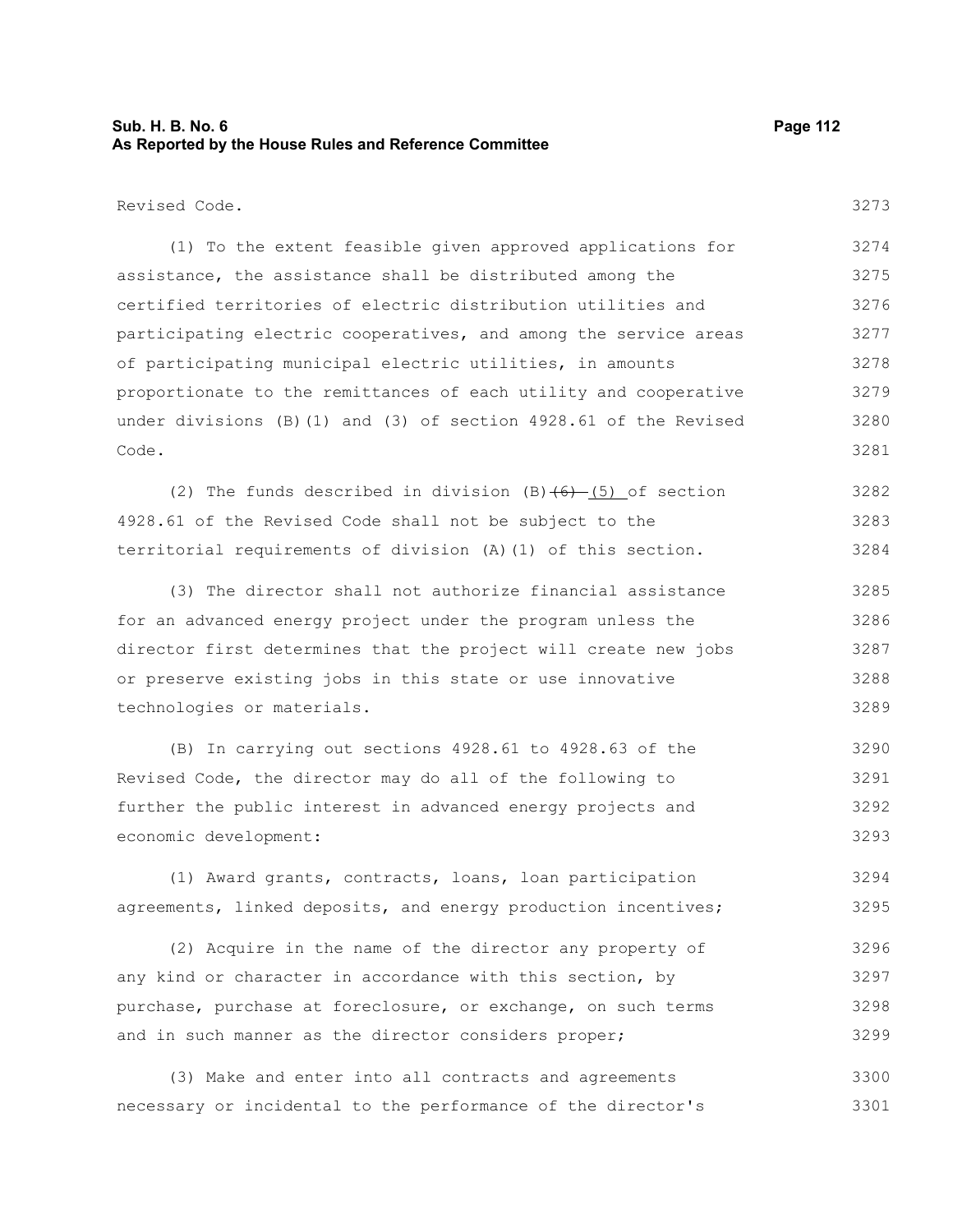Revised Code.

(1) To the extent feasible given approved applications for assistance, the assistance shall be distributed among the certified territories of electric distribution utilities and participating electric cooperatives, and among the service areas of participating municipal electric utilities, in amounts proportionate to the remittances of each utility and cooperative under divisions (B)(1) and (3) of section 4928.61 of the Revised Code.

(2) The funds described in division (B)~~(6)~~ (5) of section 4928.61 of the Revised Code shall not be subject to the territorial requirements of division (A)(1) of this section.

(3) The director shall not authorize financial assistance for an advanced energy project under the program unless the director first determines that the project will create new jobs or preserve existing jobs in this state or use innovative technologies or materials.

(B) In carrying out sections 4928.61 to 4928.63 of the Revised Code, the director may do all of the following to further the public interest in advanced energy projects and economic development:

(1) Award grants, contracts, loans, loan participation agreements, linked deposits, and energy production incentives;

(2) Acquire in the name of the director any property of any kind or character in accordance with this section, by purchase, purchase at foreclosure, or exchange, on such terms and in such manner as the director considers proper;

(3) Make and enter into all contracts and agreements necessary or incidental to the performance of the director's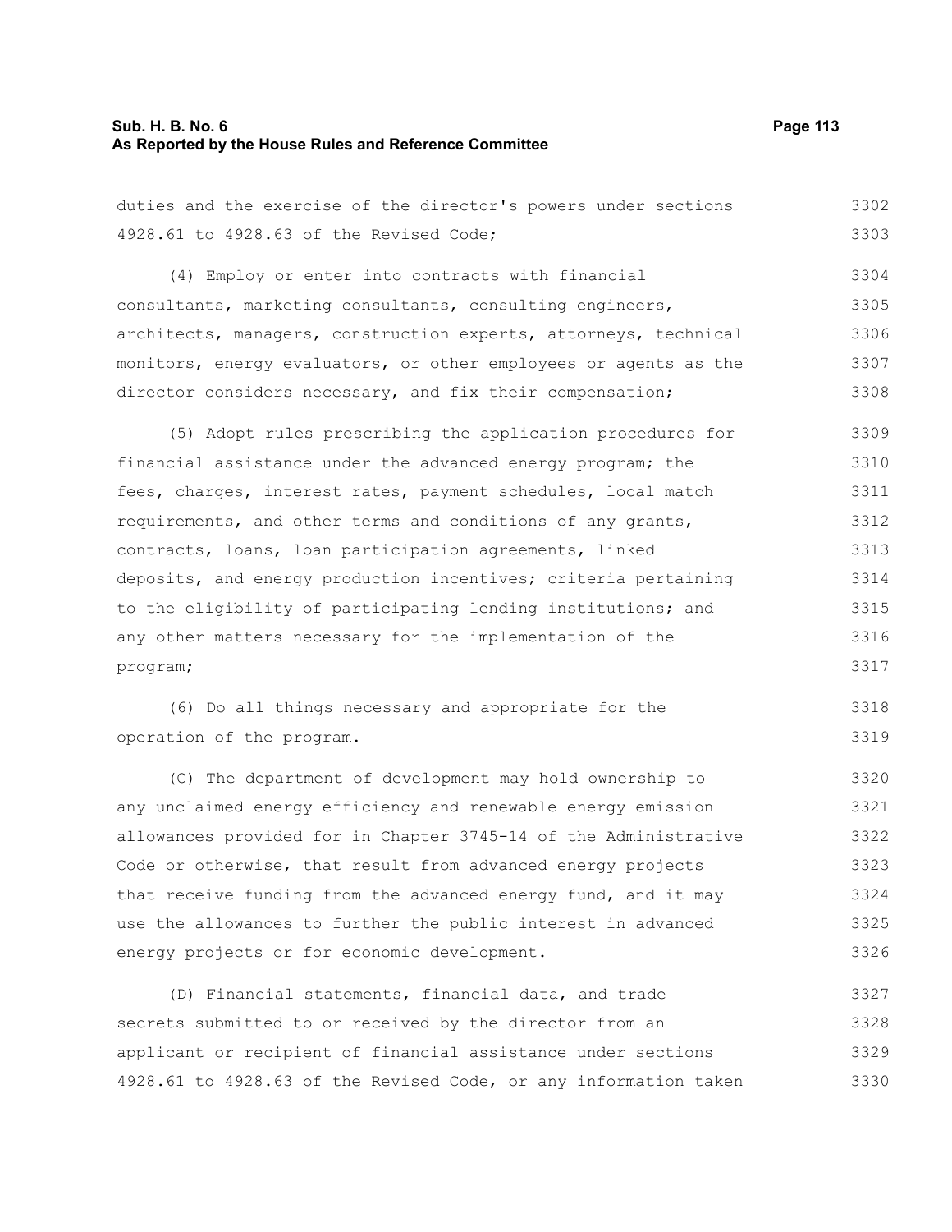duties and the exercise of the director's powers under sections 4928.61 to 4928.63 of the Revised Code;

(4) Employ or enter into contracts with financial consultants, marketing consultants, consulting engineers, architects, managers, construction experts, attorneys, technical monitors, energy evaluators, or other employees or agents as the director considers necessary, and fix their compensation;

(5) Adopt rules prescribing the application procedures for financial assistance under the advanced energy program; the fees, charges, interest rates, payment schedules, local match requirements, and other terms and conditions of any grants, contracts, loans, loan participation agreements, linked deposits, and energy production incentives; criteria pertaining to the eligibility of participating lending institutions; and any other matters necessary for the implementation of the program;

(6) Do all things necessary and appropriate for the operation of the program.

(C) The department of development may hold ownership to any unclaimed energy efficiency and renewable energy emission allowances provided for in Chapter 3745-14 of the Administrative Code or otherwise, that result from advanced energy projects that receive funding from the advanced energy fund, and it may use the allowances to further the public interest in advanced energy projects or for economic development.

(D) Financial statements, financial data, and trade secrets submitted to or received by the director from an applicant or recipient of financial assistance under sections 4928.61 to 4928.63 of the Revised Code, or any information taken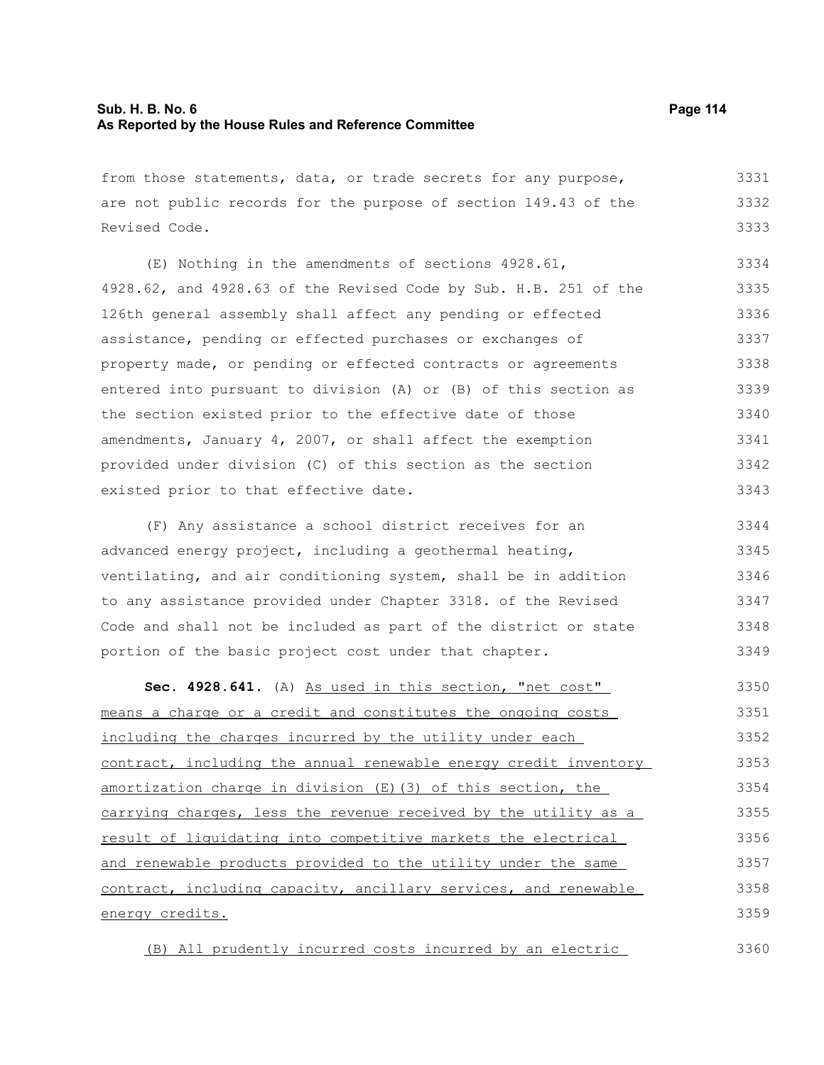from those statements, data, or trade secrets for any purpose, are not public records for the purpose of section 149.43 of the Revised Code.

(E) Nothing in the amendments of sections 4928.61, 4928.62, and 4928.63 of the Revised Code by Sub. H.B. 251 of the 126th general assembly shall affect any pending or effected assistance, pending or effected purchases or exchanges of property made, or pending or effected contracts or agreements entered into pursuant to division (A) or (B) of this section as the section existed prior to the effective date of those amendments, January 4, 2007, or shall affect the exemption provided under division (C) of this section as the section existed prior to that effective date.

(F) Any assistance a school district receives for an advanced energy project, including a geothermal heating, ventilating, and air conditioning system, shall be in addition to any assistance provided under Chapter 3318. of the Revised Code and shall not be included as part of the district or state portion of the basic project cost under that chapter.

**Sec. 4928.641.** (A) As used in this section, "net cost" means a charge or a credit and constitutes the ongoing costs including the charges incurred by the utility under each contract, including the annual renewable energy credit inventory amortization charge in division (E)(3) of this section, the carrying charges, less the revenue received by the utility as a result of liquidating into competitive markets the electrical and renewable products provided to the utility under the same contract, including capacity, ancillary services, and renewable energy credits.

(B) All prudently incurred costs incurred by an electric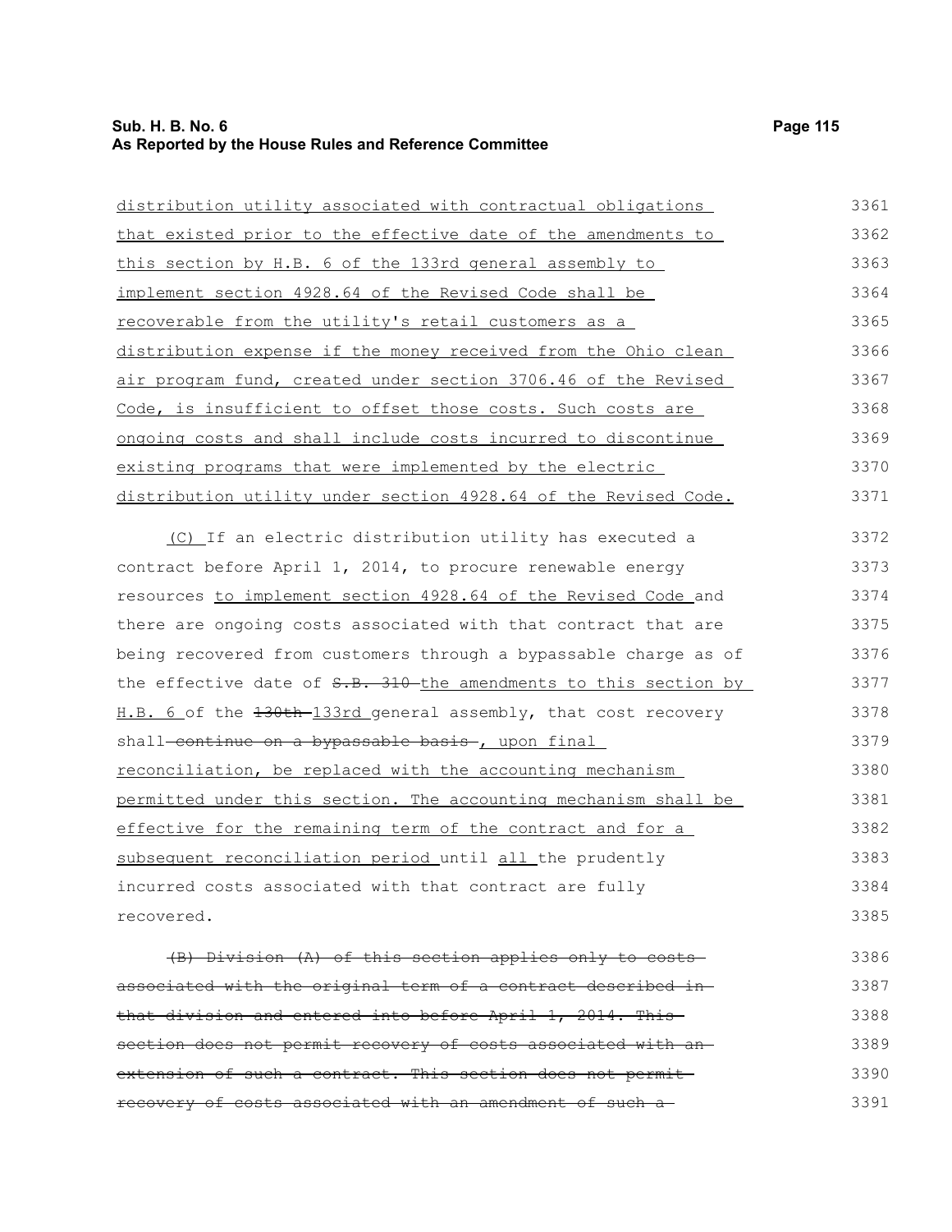distribution utility associated with contractual obligations that existed prior to the effective date of the amendments to this section by H.B. 6 of the 133rd general assembly to implement section 4928.64 of the Revised Code shall be recoverable from the utility's retail customers as a distribution expense if the money received from the Ohio clean air program fund, created under section 3706.46 of the Revised Code, is insufficient to offset those costs. Such costs are ongoing costs and shall include costs incurred to discontinue existing programs that were implemented by the electric distribution utility under section 4928.64 of the Revised Code.

(C) If an electric distribution utility has executed a contract before April 1, 2014, to procure renewable energy resources to implement section 4928.64 of the Revised Code and there are ongoing costs associated with that contract that are being recovered from customers through a bypassable charge as of the effective date of ~~S.B. 310~~ the amendments to this section by H.B. 6 of the ~~130th~~ 133rd general assembly, that cost recovery shall ~~continue on a bypassable basis~~, upon final reconciliation, be replaced with the accounting mechanism permitted under this section. The accounting mechanism shall be effective for the remaining term of the contract and for a subsequent reconciliation period until all the prudently incurred costs associated with that contract are fully recovered.

~~(B) Division (A) of this section applies only to costs associated with the original term of a contract described in that division and entered into before April 1, 2014. This section does not permit recovery of costs associated with an extension of such a contract. This section does not permit recovery of costs associated with an amendment of such a~~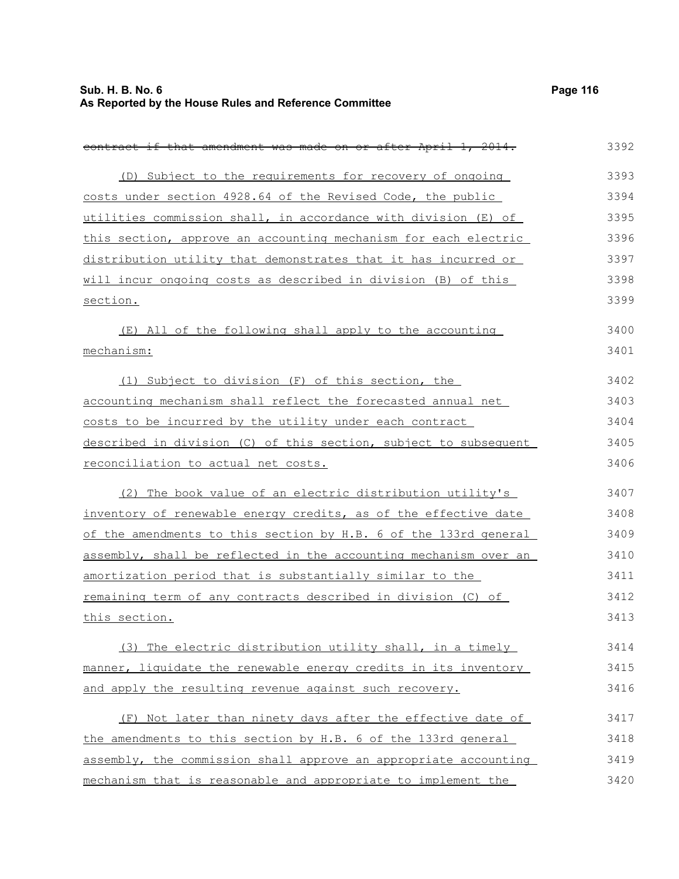~~contract if that amendment was made on or after April 1, 2014.~~

(D) Subject to the requirements for recovery of ongoing costs under section 4928.64 of the Revised Code, the public utilities commission shall, in accordance with division (E) of this section, approve an accounting mechanism for each electric distribution utility that demonstrates that it has incurred or will incur ongoing costs as described in division (B) of this section.

(E) All of the following shall apply to the accounting mechanism:

(1) Subject to division (F) of this section, the accounting mechanism shall reflect the forecasted annual net costs to be incurred by the utility under each contract described in division (C) of this section, subject to subsequent reconciliation to actual net costs.

(2) The book value of an electric distribution utility's inventory of renewable energy credits, as of the effective date of the amendments to this section by H.B. 6 of the 133rd general assembly, shall be reflected in the accounting mechanism over an amortization period that is substantially similar to the remaining term of any contracts described in division (C) of this section.

(3) The electric distribution utility shall, in a timely manner, liquidate the renewable energy credits in its inventory and apply the resulting revenue against such recovery.

(F) Not later than ninety days after the effective date of the amendments to this section by H.B. 6 of the 133rd general assembly, the commission shall approve an appropriate accounting mechanism that is reasonable and appropriate to implement the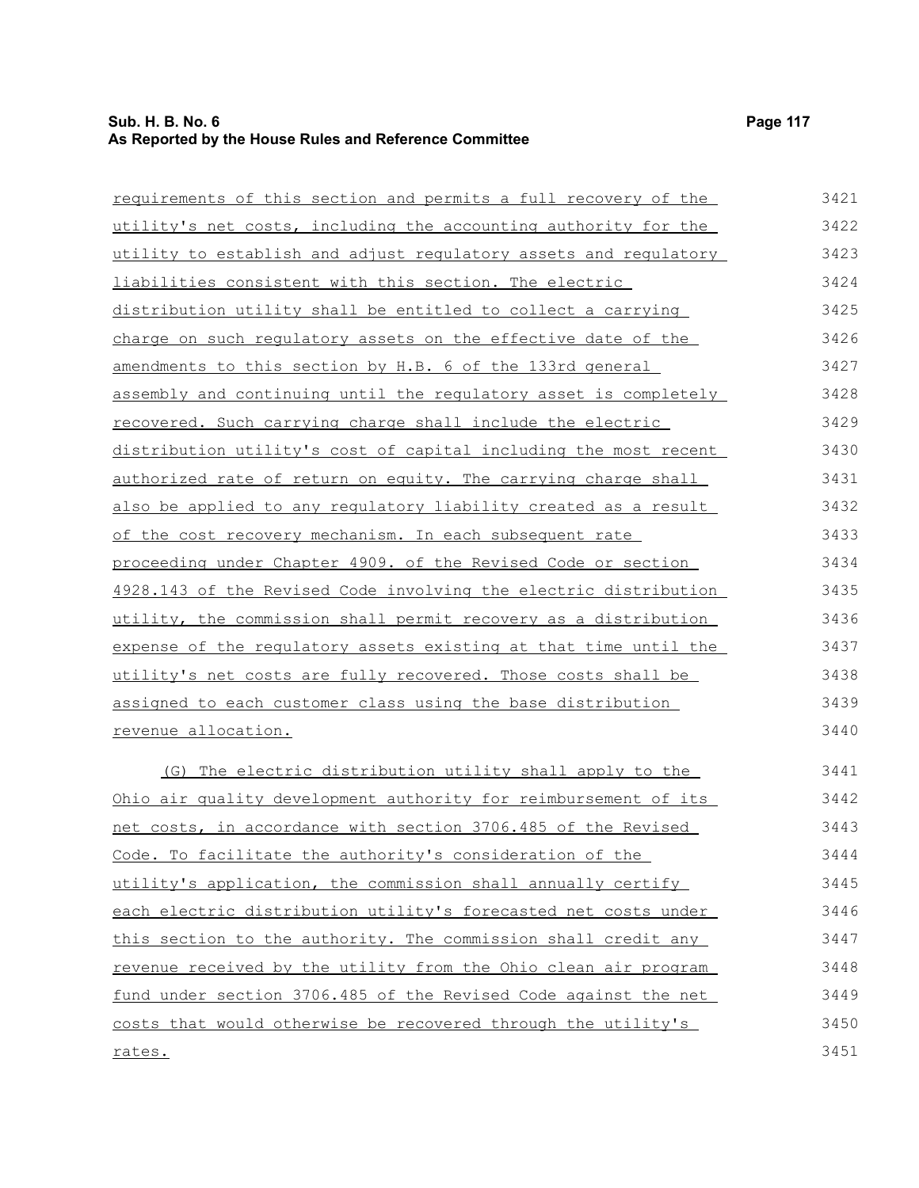requirements of this section and permits a full recovery of the utility's net costs, including the accounting authority for the utility to establish and adjust regulatory assets and regulatory liabilities consistent with this section. The electric distribution utility shall be entitled to collect a carrying charge on such regulatory assets on the effective date of the amendments to this section by H.B. 6 of the 133rd general assembly and continuing until the regulatory asset is completely recovered. Such carrying charge shall include the electric distribution utility's cost of capital including the most recent authorized rate of return on equity. The carrying charge shall also be applied to any regulatory liability created as a result of the cost recovery mechanism. In each subsequent rate proceeding under Chapter 4909. of the Revised Code or section 4928.143 of the Revised Code involving the electric distribution utility, the commission shall permit recovery as a distribution expense of the regulatory assets existing at that time until the utility's net costs are fully recovered. Those costs shall be assigned to each customer class using the base distribution revenue allocation.

(G) The electric distribution utility shall apply to the Ohio air quality development authority for reimbursement of its net costs, in accordance with section 3706.485 of the Revised Code. To facilitate the authority's consideration of the utility's application, the commission shall annually certify each electric distribution utility's forecasted net costs under this section to the authority. The commission shall credit any revenue received by the utility from the Ohio clean air program fund under section 3706.485 of the Revised Code against the net costs that would otherwise be recovered through the utility's rates.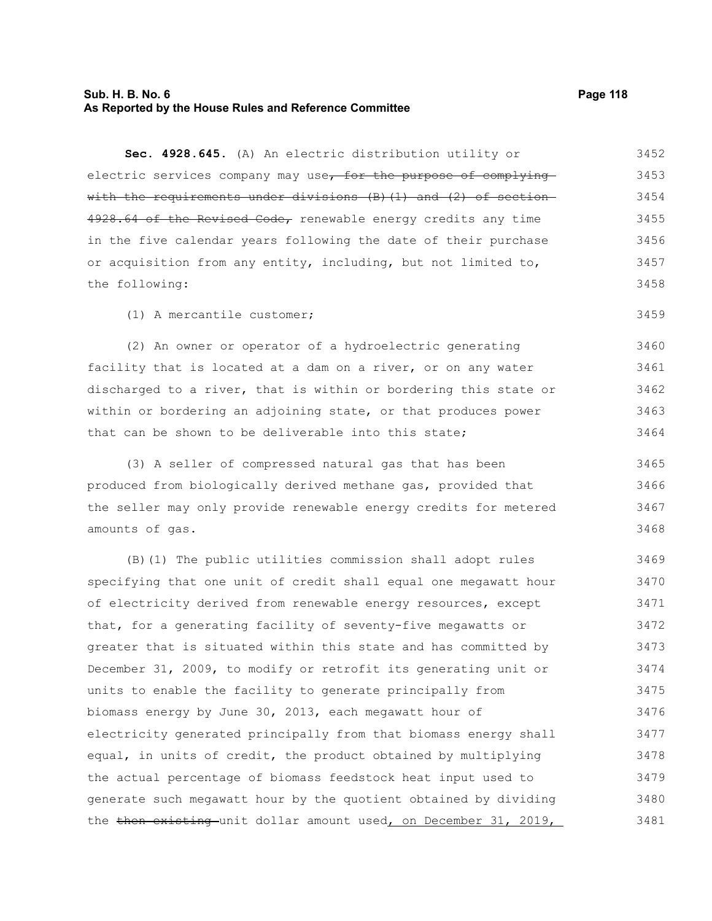**Sec. 4928.645.** (A) An electric distribution utility or electric services company may use~~, for the purpose of complying with the requirements under divisions (B)(1) and (2) of section 4928.64 of the Revised Code,~~ renewable energy credits any time in the five calendar years following the date of their purchase or acquisition from any entity, including, but not limited to, the following:

(1) A mercantile customer;

(2) An owner or operator of a hydroelectric generating facility that is located at a dam on a river, or on any water discharged to a river, that is within or bordering this state or within or bordering an adjoining state, or that produces power that can be shown to be deliverable into this state;

(3) A seller of compressed natural gas that has been produced from biologically derived methane gas, provided that the seller may only provide renewable energy credits for metered amounts of gas.

(B)(1) The public utilities commission shall adopt rules specifying that one unit of credit shall equal one megawatt hour of electricity derived from renewable energy resources, except that, for a generating facility of seventy-five megawatts or greater that is situated within this state and has committed by December 31, 2009, to modify or retrofit its generating unit or units to enable the facility to generate principally from biomass energy by June 30, 2013, each megawatt hour of electricity generated principally from that biomass energy shall equal, in units of credit, the product obtained by multiplying the actual percentage of biomass feedstock heat input used to generate such megawatt hour by the quotient obtained by dividing the ~~then existing~~ unit dollar amount used<u>, on December 31, 2019,</u>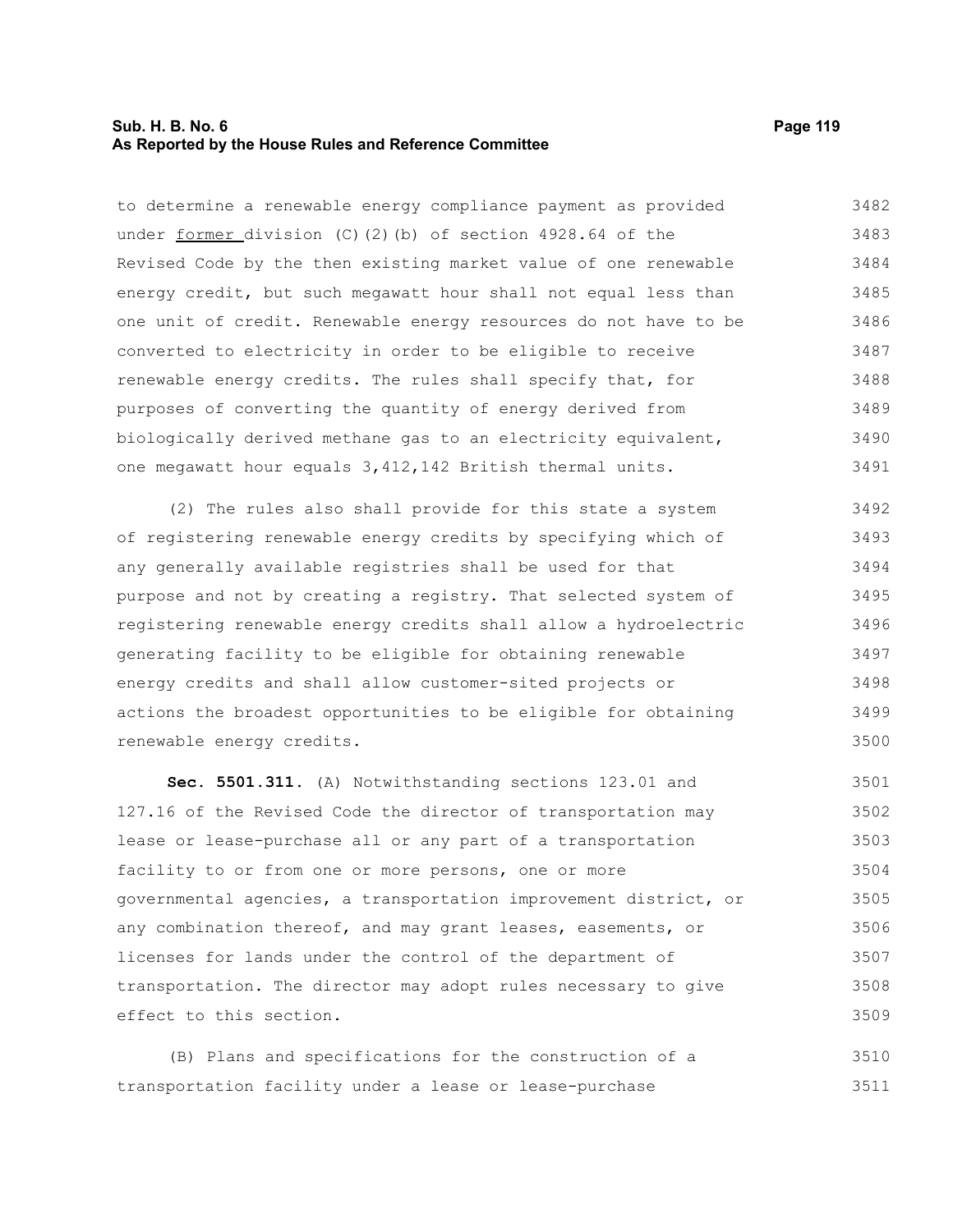to determine a renewable energy compliance payment as provided under former division (C)(2)(b) of section 4928.64 of the Revised Code by the then existing market value of one renewable energy credit, but such megawatt hour shall not equal less than one unit of credit. Renewable energy resources do not have to be converted to electricity in order to be eligible to receive renewable energy credits. The rules shall specify that, for purposes of converting the quantity of energy derived from biologically derived methane gas to an electricity equivalent, one megawatt hour equals 3,412,142 British thermal units.

(2) The rules also shall provide for this state a system of registering renewable energy credits by specifying which of any generally available registries shall be used for that purpose and not by creating a registry. That selected system of registering renewable energy credits shall allow a hydroelectric generating facility to be eligible for obtaining renewable energy credits and shall allow customer-sited projects or actions the broadest opportunities to be eligible for obtaining renewable energy credits.

**Sec. 5501.311.** (A) Notwithstanding sections 123.01 and 127.16 of the Revised Code the director of transportation may lease or lease-purchase all or any part of a transportation facility to or from one or more persons, one or more governmental agencies, a transportation improvement district, or any combination thereof, and may grant leases, easements, or licenses for lands under the control of the department of transportation. The director may adopt rules necessary to give effect to this section.

(B) Plans and specifications for the construction of a transportation facility under a lease or lease-purchase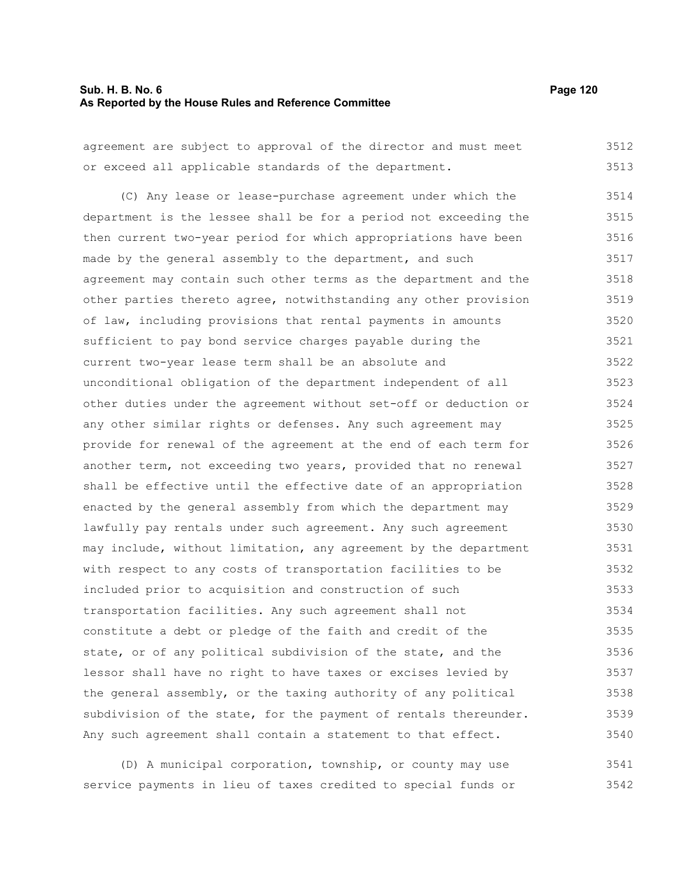agreement are subject to approval of the director and must meet or exceed all applicable standards of the department.

(C) Any lease or lease-purchase agreement under which the department is the lessee shall be for a period not exceeding the then current two-year period for which appropriations have been made by the general assembly to the department, and such agreement may contain such other terms as the department and the other parties thereto agree, notwithstanding any other provision of law, including provisions that rental payments in amounts sufficient to pay bond service charges payable during the current two-year lease term shall be an absolute and unconditional obligation of the department independent of all other duties under the agreement without set-off or deduction or any other similar rights or defenses. Any such agreement may provide for renewal of the agreement at the end of each term for another term, not exceeding two years, provided that no renewal shall be effective until the effective date of an appropriation enacted by the general assembly from which the department may lawfully pay rentals under such agreement. Any such agreement may include, without limitation, any agreement by the department with respect to any costs of transportation facilities to be included prior to acquisition and construction of such transportation facilities. Any such agreement shall not constitute a debt or pledge of the faith and credit of the state, or of any political subdivision of the state, and the lessor shall have no right to have taxes or excises levied by the general assembly, or the taxing authority of any political subdivision of the state, for the payment of rentals thereunder. Any such agreement shall contain a statement to that effect.

(D) A municipal corporation, township, or county may use service payments in lieu of taxes credited to special funds or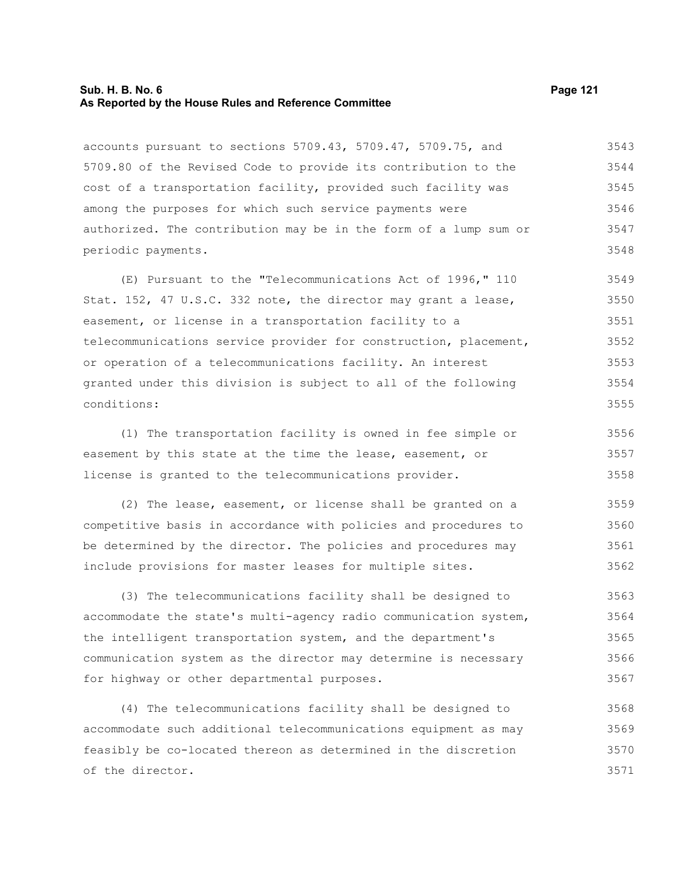accounts pursuant to sections 5709.43, 5709.47, 5709.75, and 5709.80 of the Revised Code to provide its contribution to the cost of a transportation facility, provided such facility was among the purposes for which such service payments were authorized. The contribution may be in the form of a lump sum or periodic payments.

(E) Pursuant to the "Telecommunications Act of 1996," 110 Stat. 152, 47 U.S.C. 332 note, the director may grant a lease, easement, or license in a transportation facility to a telecommunications service provider for construction, placement, or operation of a telecommunications facility. An interest granted under this division is subject to all of the following conditions:

(1) The transportation facility is owned in fee simple or easement by this state at the time the lease, easement, or license is granted to the telecommunications provider.

(2) The lease, easement, or license shall be granted on a competitive basis in accordance with policies and procedures to be determined by the director. The policies and procedures may include provisions for master leases for multiple sites.

(3) The telecommunications facility shall be designed to accommodate the state's multi-agency radio communication system, the intelligent transportation system, and the department's communication system as the director may determine is necessary for highway or other departmental purposes.

(4) The telecommunications facility shall be designed to accommodate such additional telecommunications equipment as may feasibly be co-located thereon as determined in the discretion of the director.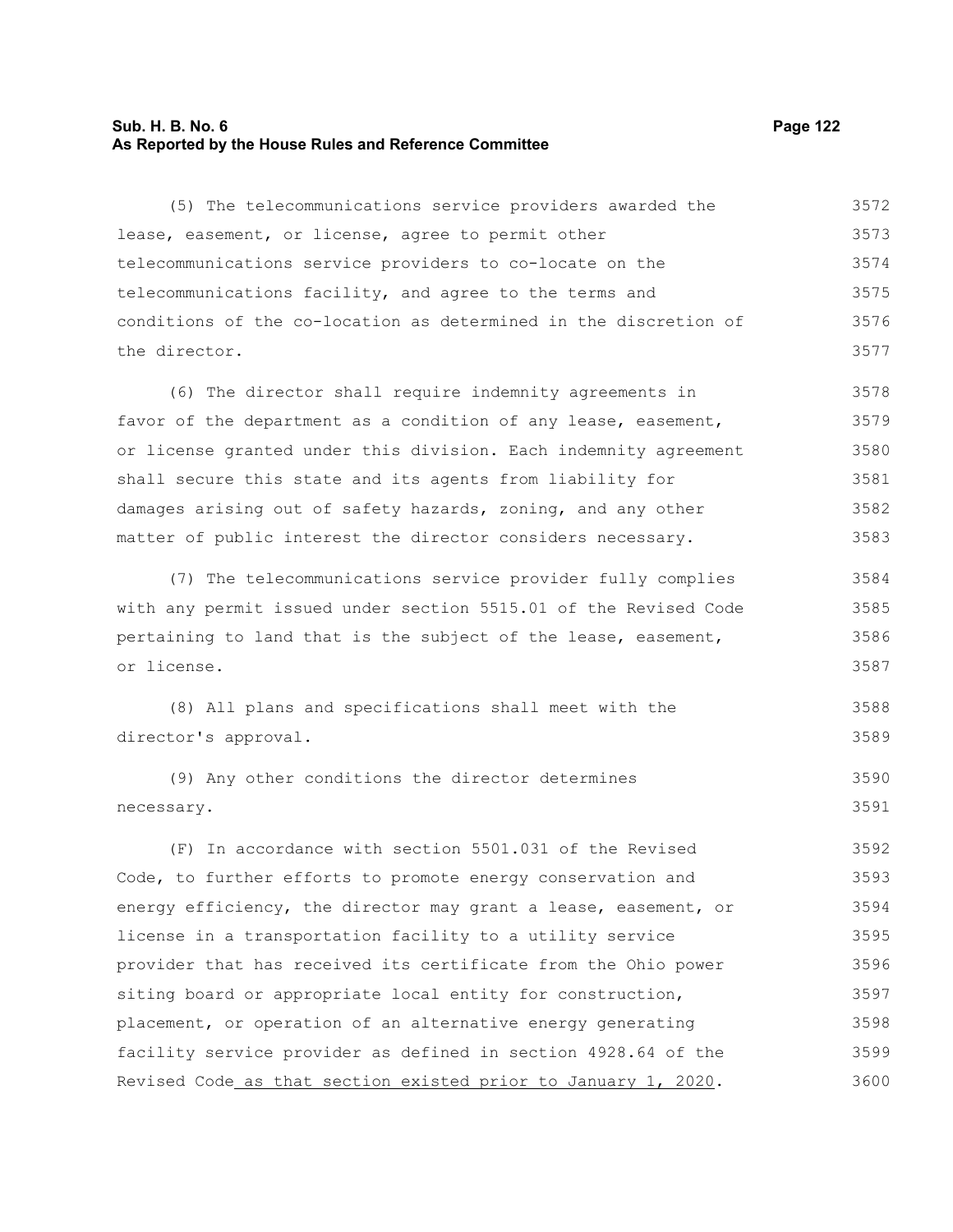(5) The telecommunications service providers awarded the lease, easement, or license, agree to permit other telecommunications service providers to co-locate on the telecommunications facility, and agree to the terms and conditions of the co-location as determined in the discretion of the director.

(6) The director shall require indemnity agreements in favor of the department as a condition of any lease, easement, or license granted under this division. Each indemnity agreement shall secure this state and its agents from liability for damages arising out of safety hazards, zoning, and any other matter of public interest the director considers necessary.

(7) The telecommunications service provider fully complies with any permit issued under section 5515.01 of the Revised Code pertaining to land that is the subject of the lease, easement, or license.

(8) All plans and specifications shall meet with the director's approval.

(9) Any other conditions the director determines necessary.

(F) In accordance with section 5501.031 of the Revised Code, to further efforts to promote energy conservation and energy efficiency, the director may grant a lease, easement, or license in a transportation facility to a utility service provider that has received its certificate from the Ohio power siting board or appropriate local entity for construction, placement, or operation of an alternative energy generating facility service provider as defined in section 4928.64 of the Revised Code as that section existed prior to January 1, 2020.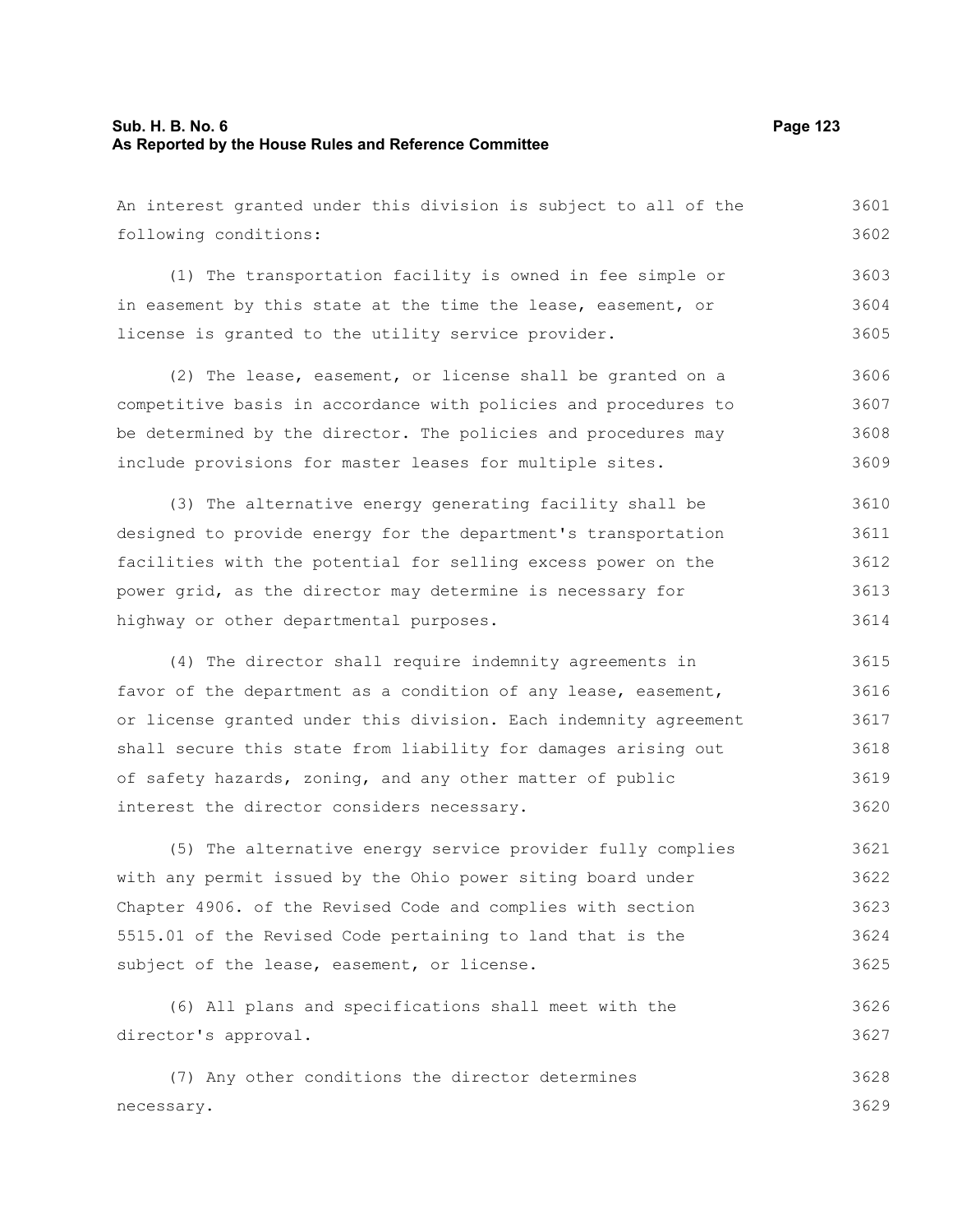An interest granted under this division is subject to all of the following conditions:

(1) The transportation facility is owned in fee simple or in easement by this state at the time the lease, easement, or license is granted to the utility service provider.

(2) The lease, easement, or license shall be granted on a competitive basis in accordance with policies and procedures to be determined by the director. The policies and procedures may include provisions for master leases for multiple sites.

(3) The alternative energy generating facility shall be designed to provide energy for the department's transportation facilities with the potential for selling excess power on the power grid, as the director may determine is necessary for highway or other departmental purposes.

(4) The director shall require indemnity agreements in favor of the department as a condition of any lease, easement, or license granted under this division. Each indemnity agreement shall secure this state from liability for damages arising out of safety hazards, zoning, and any other matter of public interest the director considers necessary.

(5) The alternative energy service provider fully complies with any permit issued by the Ohio power siting board under Chapter 4906. of the Revised Code and complies with section 5515.01 of the Revised Code pertaining to land that is the subject of the lease, easement, or license.

(6) All plans and specifications shall meet with the director's approval.

(7) Any other conditions the director determines necessary.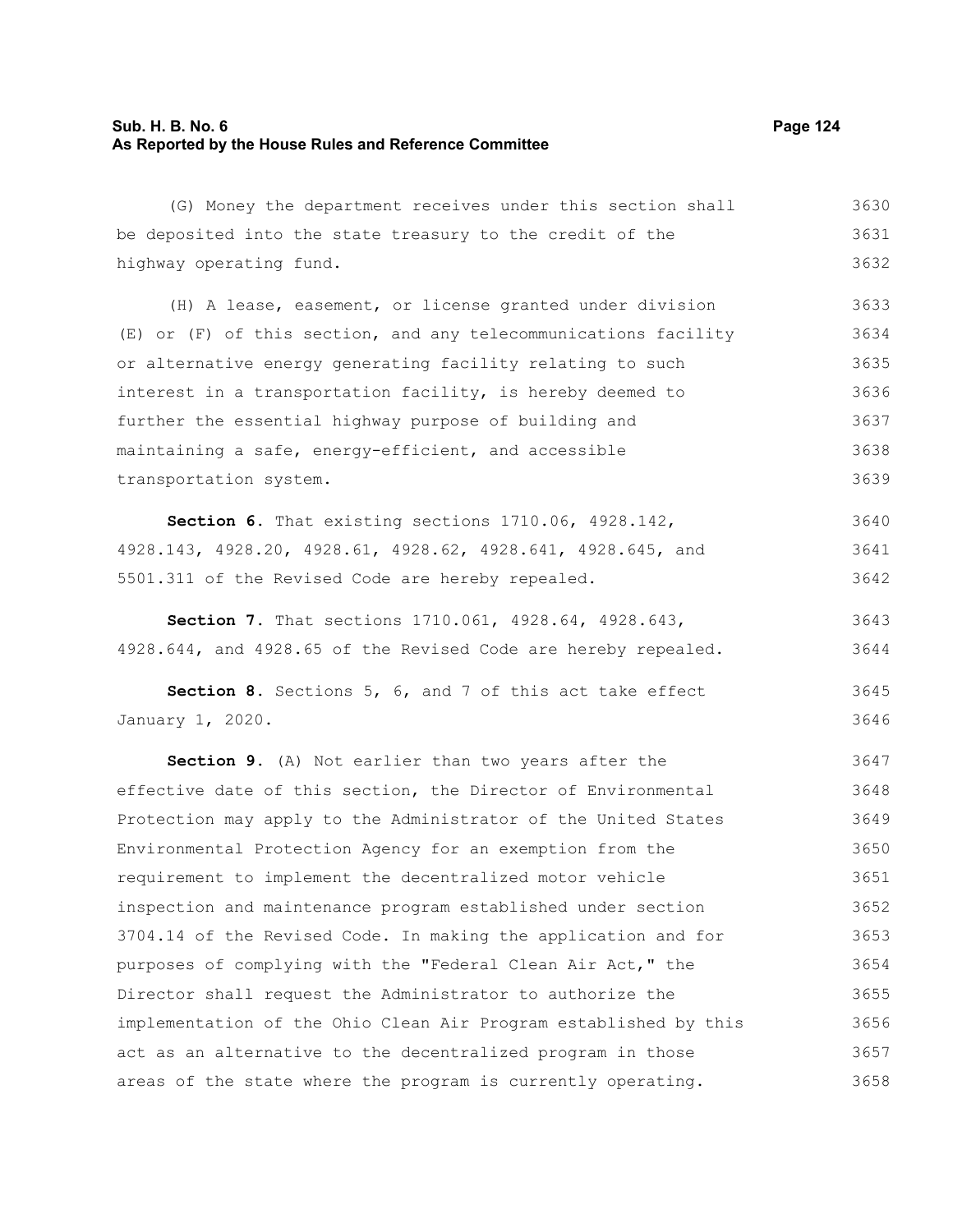(G) Money the department receives under this section shall be deposited into the state treasury to the credit of the highway operating fund.

(H) A lease, easement, or license granted under division (E) or (F) of this section, and any telecommunications facility or alternative energy generating facility relating to such interest in a transportation facility, is hereby deemed to further the essential highway purpose of building and maintaining a safe, energy-efficient, and accessible transportation system.

**Section 6.** That existing sections 1710.06, 4928.142, 4928.143, 4928.20, 4928.61, 4928.62, 4928.641, 4928.645, and 5501.311 of the Revised Code are hereby repealed.

**Section 7.** That sections 1710.061, 4928.64, 4928.643, 4928.644, and 4928.65 of the Revised Code are hereby repealed.

**Section 8.** Sections 5, 6, and 7 of this act take effect January 1, 2020.

**Section 9.** (A) Not earlier than two years after the effective date of this section, the Director of Environmental Protection may apply to the Administrator of the United States Environmental Protection Agency for an exemption from the requirement to implement the decentralized motor vehicle inspection and maintenance program established under section 3704.14 of the Revised Code. In making the application and for purposes of complying with the "Federal Clean Air Act," the Director shall request the Administrator to authorize the implementation of the Ohio Clean Air Program established by this act as an alternative to the decentralized program in those areas of the state where the program is currently operating.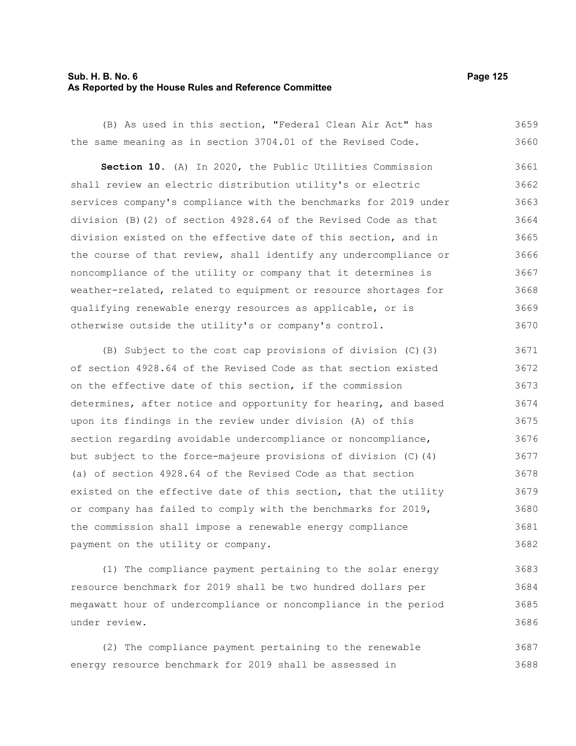(B) As used in this section, "Federal Clean Air Act" has the same meaning as in section 3704.01 of the Revised Code.

**Section 10.** (A) In 2020, the Public Utilities Commission shall review an electric distribution utility's or electric services company's compliance with the benchmarks for 2019 under division (B)(2) of section 4928.64 of the Revised Code as that division existed on the effective date of this section, and in the course of that review, shall identify any undercompliance or noncompliance of the utility or company that it determines is weather-related, related to equipment or resource shortages for qualifying renewable energy resources as applicable, or is otherwise outside the utility's or company's control.

(B) Subject to the cost cap provisions of division (C)(3) of section 4928.64 of the Revised Code as that section existed on the effective date of this section, if the commission determines, after notice and opportunity for hearing, and based upon its findings in the review under division (A) of this section regarding avoidable undercompliance or noncompliance, but subject to the force-majeure provisions of division (C)(4)(a) of section 4928.64 of the Revised Code as that section existed on the effective date of this section, that the utility or company has failed to comply with the benchmarks for 2019, the commission shall impose a renewable energy compliance payment on the utility or company.

(1) The compliance payment pertaining to the solar energy resource benchmark for 2019 shall be two hundred dollars per megawatt hour of undercompliance or noncompliance in the period under review.

(2) The compliance payment pertaining to the renewable energy resource benchmark for 2019 shall be assessed in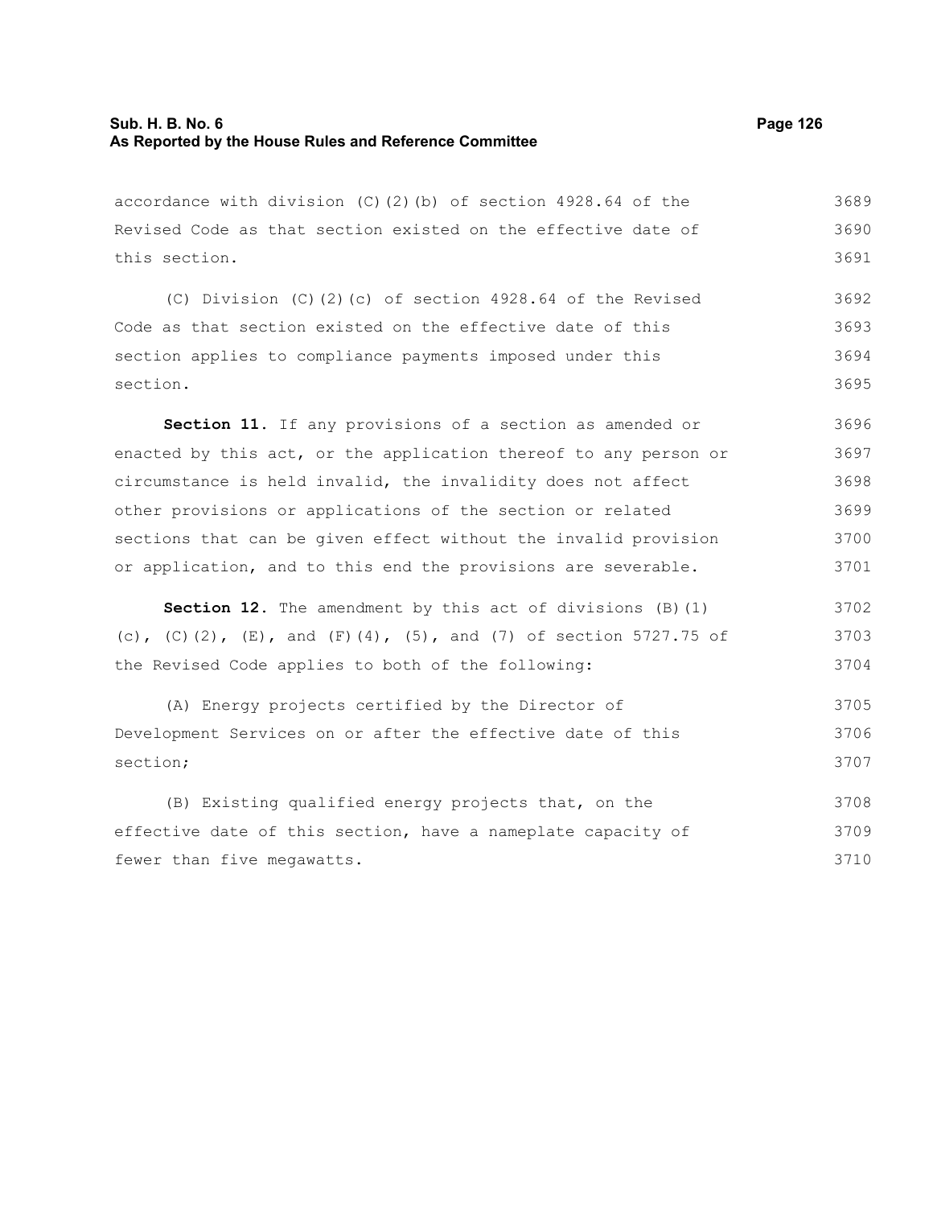accordance with division (C)(2)(b) of section 4928.64 of the Revised Code as that section existed on the effective date of this section.

(C) Division (C)(2)(c) of section 4928.64 of the Revised Code as that section existed on the effective date of this section applies to compliance payments imposed under this section.

**Section 11.** If any provisions of a section as amended or enacted by this act, or the application thereof to any person or circumstance is held invalid, the invalidity does not affect other provisions or applications of the section or related sections that can be given effect without the invalid provision or application, and to this end the provisions are severable.

**Section 12.** The amendment by this act of divisions (B)(1)(c), (C)(2), (E), and (F)(4), (5), and (7) of section 5727.75 of the Revised Code applies to both of the following:

(A) Energy projects certified by the Director of Development Services on or after the effective date of this section;

(B) Existing qualified energy projects that, on the effective date of this section, have a nameplate capacity of fewer than five megawatts.